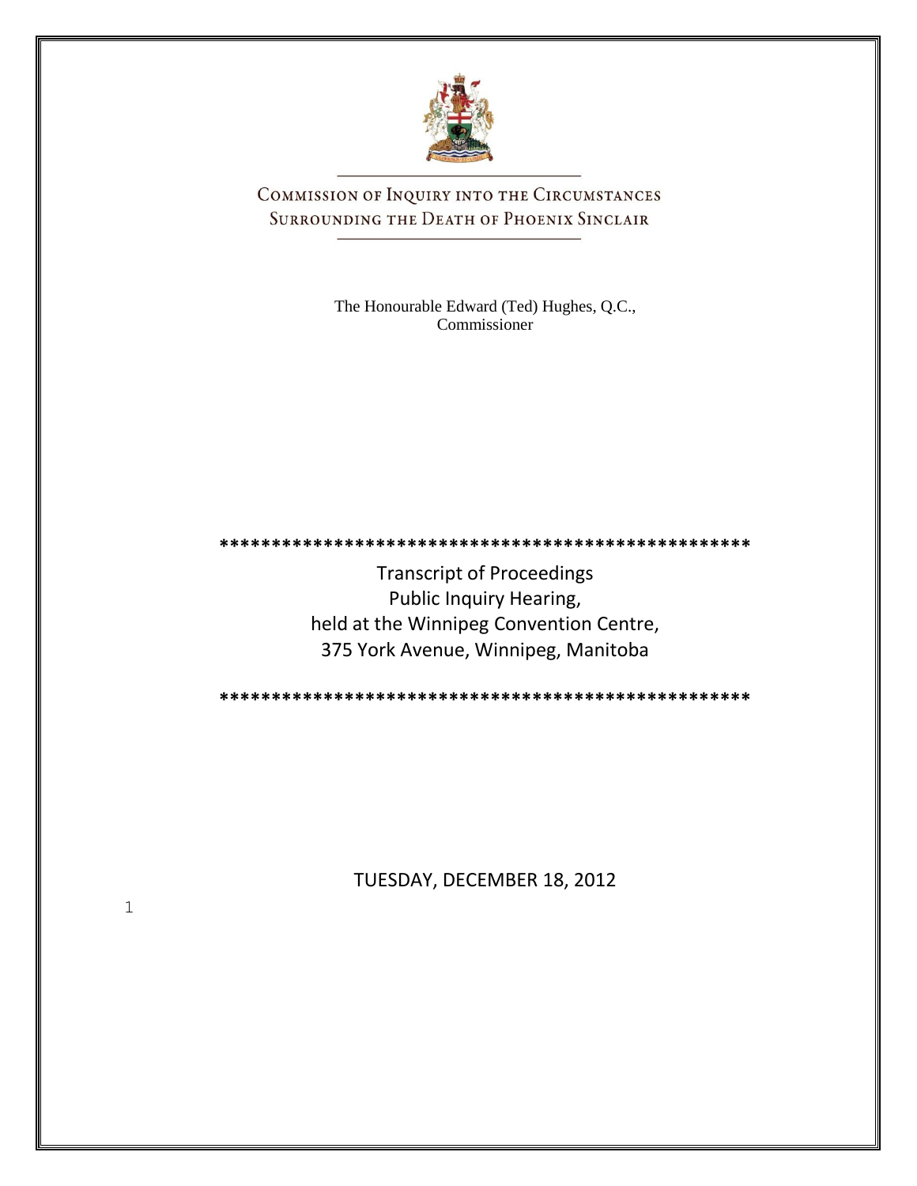# Commission of Inquiry into the Circumstances Surrounding the Death of Phoenix Sinclair

The Honourable Edward (Ted) Hughes, Q.C.,
Commissioner

\*\*\*\*\*\*\*\*\*\*\*\*\*\*\*\*\*\*\*\*\*\*\*\*\*\*\*\*\*\*\*\*\*\*\*\*\*\*\*\*\*\*\*\*\*\*\*\*\*\*\*\*

Transcript of Proceedings
Public Inquiry Hearing,
held at the Winnipeg Convention Centre,
375 York Avenue, Winnipeg, Manitoba

\*\*\*\*\*\*\*\*\*\*\*\*\*\*\*\*\*\*\*\*\*\*\*\*\*\*\*\*\*\*\*\*\*\*\*\*\*\*\*\*\*\*\*\*\*\*\*\*\*\*\*\*

TUESDAY, DECEMBER 18, 2012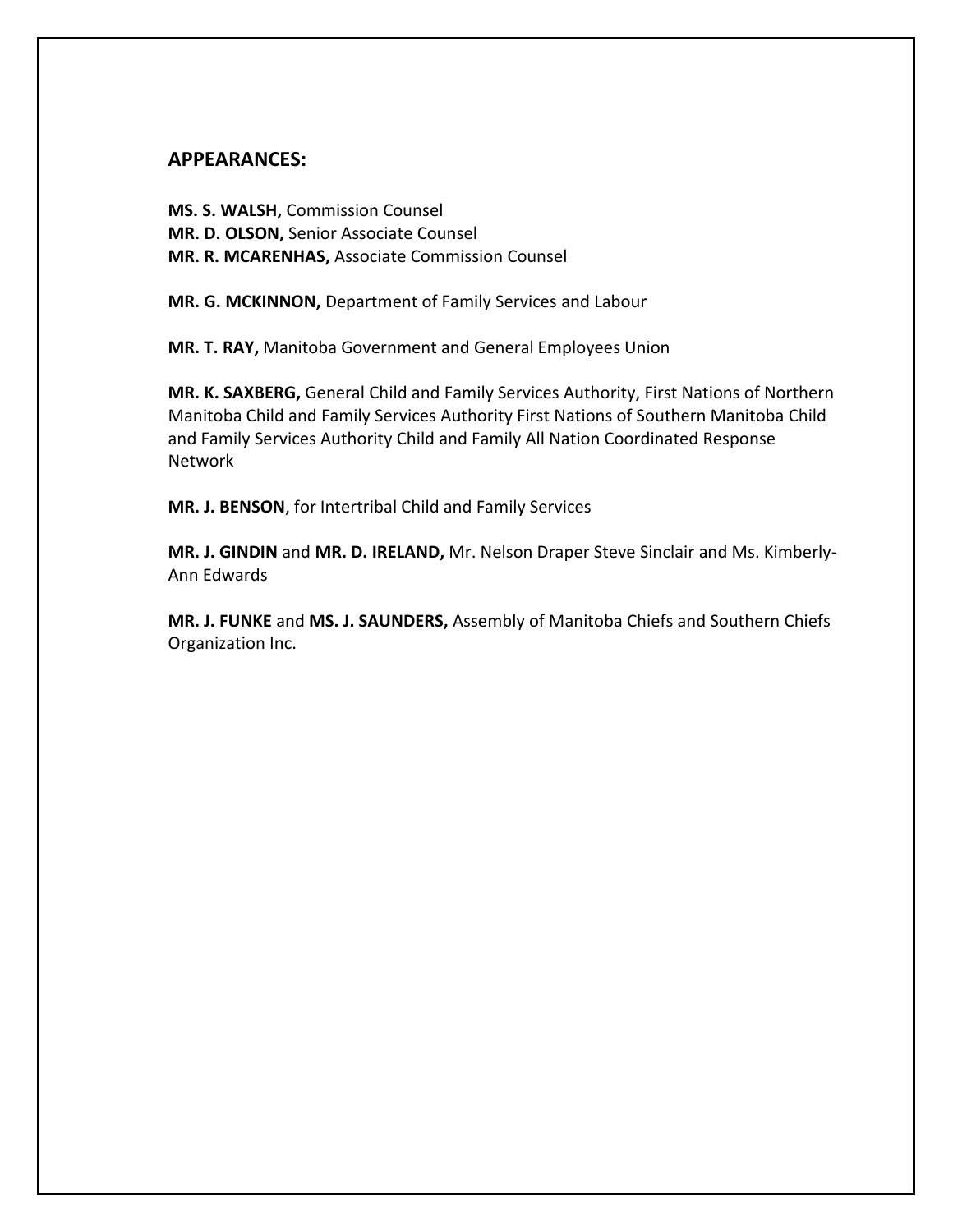## APPEARANCES:

**MS. S. WALSH,** Commission Counsel
**MR. D. OLSON,** Senior Associate Counsel
**MR. R. MCARENHAS,** Associate Commission Counsel

**MR. G. MCKINNON,** Department of Family Services and Labour

**MR. T. RAY,** Manitoba Government and General Employees Union

**MR. K. SAXBERG,** General Child and Family Services Authority, First Nations of Northern Manitoba Child and Family Services Authority First Nations of Southern Manitoba Child and Family Services Authority Child and Family All Nation Coordinated Response Network

**MR. J. BENSON**, for Intertribal Child and Family Services

**MR. J. GINDIN** and **MR. D. IRELAND,** Mr. Nelson Draper Steve Sinclair and Ms. Kimberly-Ann Edwards

**MR. J. FUNKE** and **MS. J. SAUNDERS,** Assembly of Manitoba Chiefs and Southern Chiefs Organization Inc.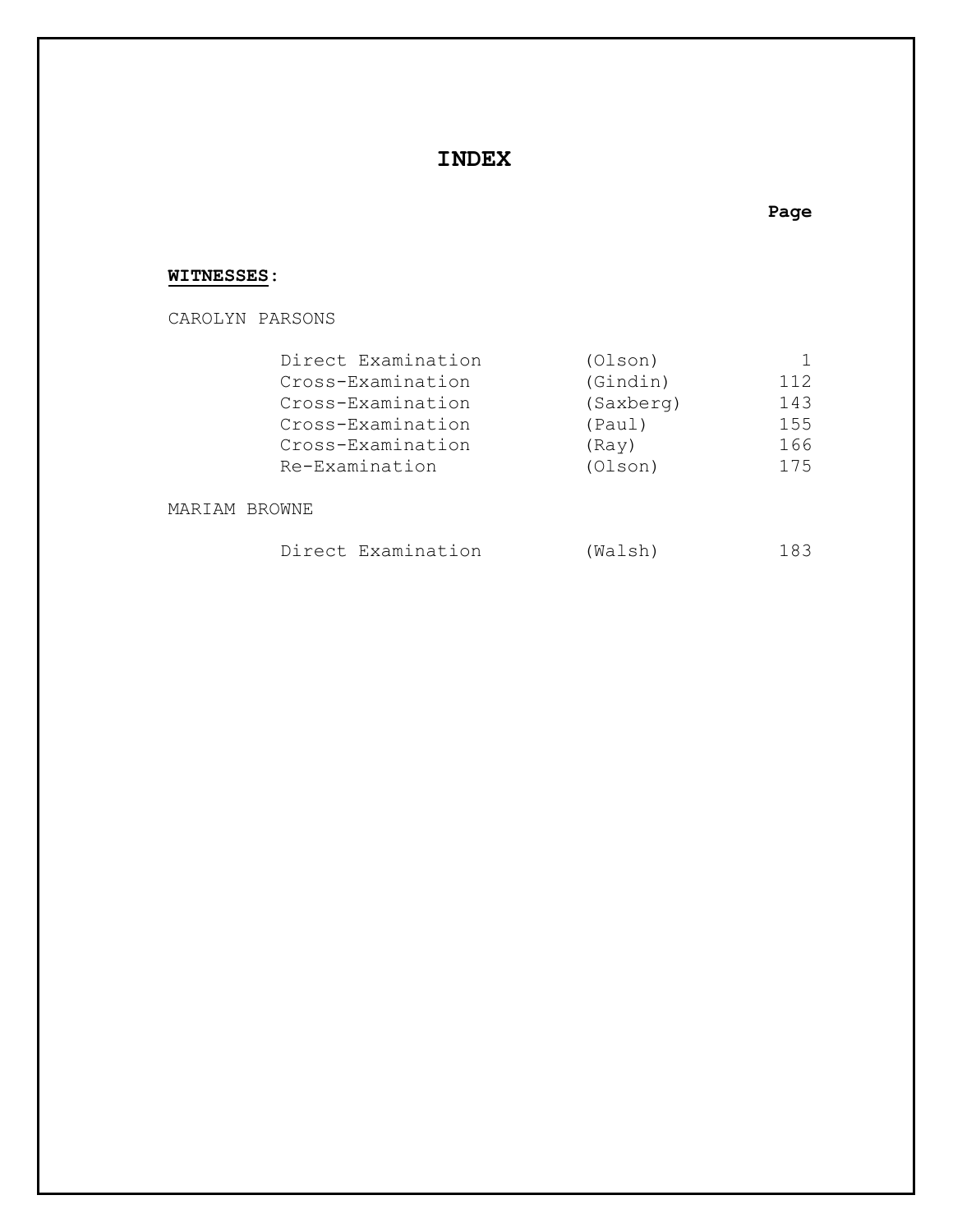# INDEX

**WITNESSES:**

CAROLYN PARSONS

| | | Page |
|---|---|---|
| Direct Examination | (Olson) | 1 |
| Cross-Examination | (Gindin) | 112 |
| Cross-Examination | (Saxberg) | 143 |
| Cross-Examination | (Paul) | 155 |
| Cross-Examination | (Ray) | 166 |
| Re-Examination | (Olson) | 175 |

MARIAM BROWNE

| | | Page |
|---|---|---|
| Direct Examination | (Walsh) | 183 |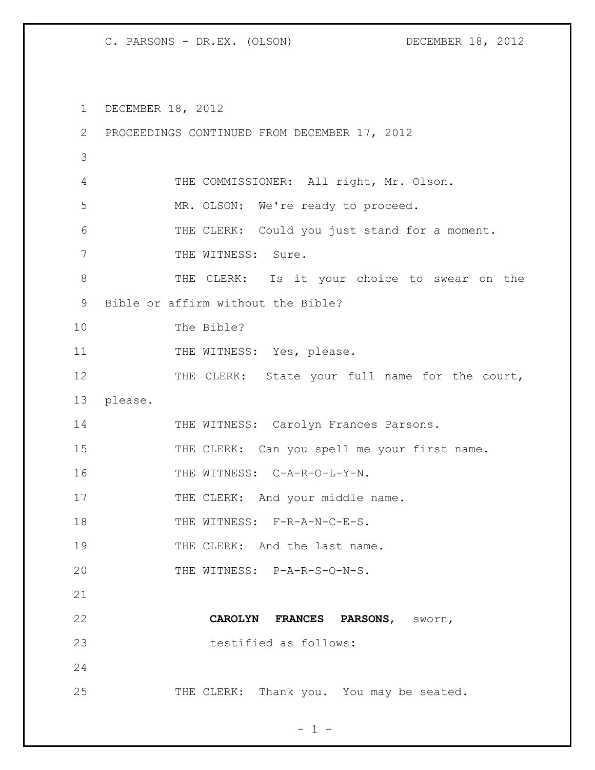DECEMBER 18, 2012

PROCEEDINGS CONTINUED FROM DECEMBER 17, 2012

THE COMMISSIONER: All right, Mr. Olson.

MR. OLSON: We're ready to proceed.

THE CLERK: Could you just stand for a moment.

THE WITNESS: Sure.

THE CLERK: Is it your choice to swear on the Bible or affirm without the Bible?

The Bible?

THE WITNESS: Yes, please.

THE CLERK: State your full name for the court, please.

THE WITNESS: Carolyn Frances Parsons.

THE CLERK: Can you spell me your first name.

THE WITNESS: C-A-R-O-L-Y-N.

THE CLERK: And your middle name.

THE WITNESS: F-R-A-N-C-E-S.

THE CLERK: And the last name.

THE WITNESS: P-A-R-S-O-N-S.

**CAROLYN FRANCES PARSONS,** sworn, testified as follows:

THE CLERK: Thank you. You may be seated.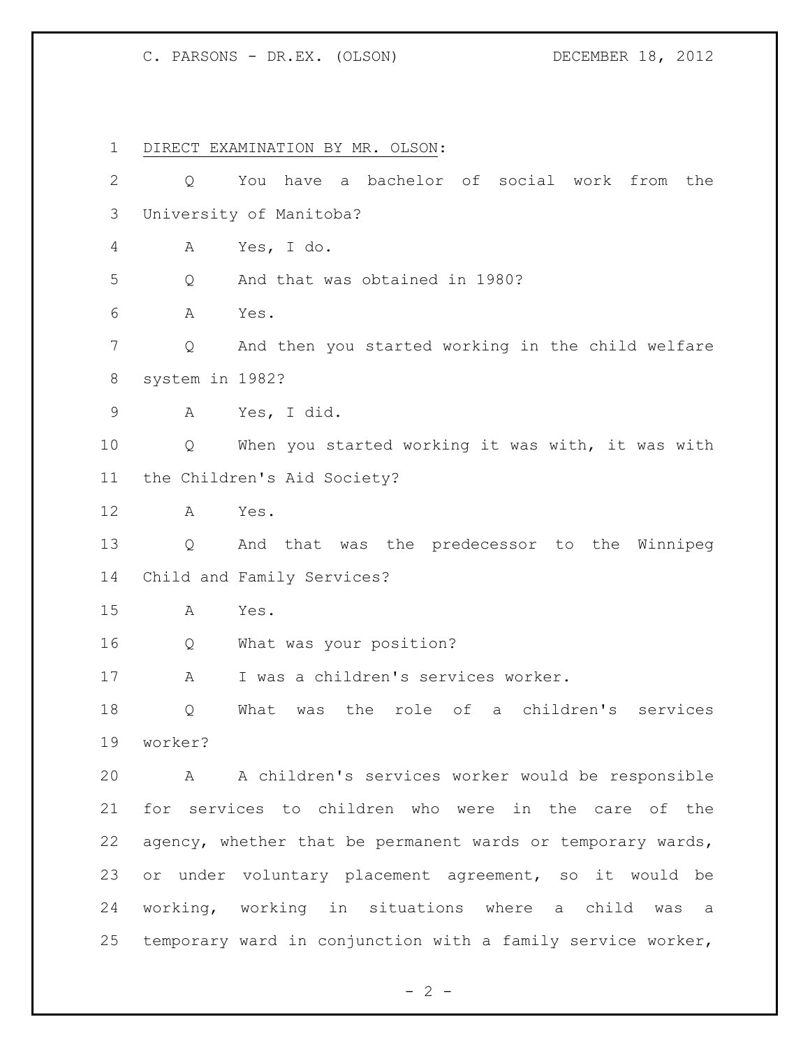DIRECT EXAMINATION BY MR. OLSON:

Q You have a bachelor of social work from the University of Manitoba?

A Yes, I do.

Q And that was obtained in 1980?

A Yes.

Q And then you started working in the child welfare system in 1982?

A Yes, I did.

Q When you started working it was with, it was with the Children's Aid Society?

A Yes.

Q And that was the predecessor to the Winnipeg Child and Family Services?

A Yes.

Q What was your position?

A I was a children's services worker.

Q What was the role of a children's services worker?

A A children's services worker would be responsible for services to children who were in the care of the agency, whether that be permanent wards or temporary wards, or under voluntary placement agreement, so it would be working, working in situations where a child was a temporary ward in conjunction with a family service worker,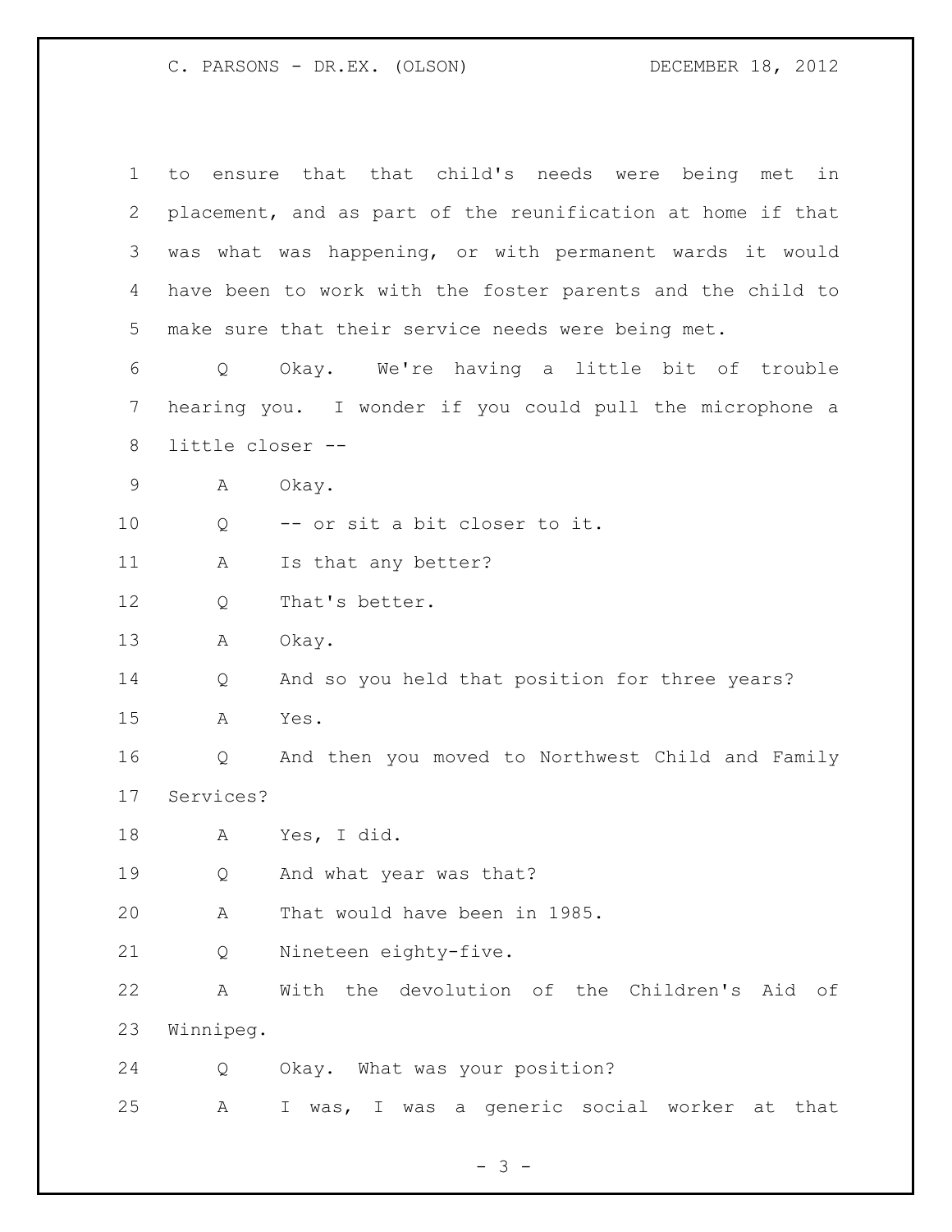to ensure that that child's needs were being met in placement, and as part of the reunification at home if that was what was happening, or with permanent wards it would have been to work with the foster parents and the child to make sure that their service needs were being met.

Q Okay. We're having a little bit of trouble hearing you. I wonder if you could pull the microphone a little closer --

A Okay.

Q -- or sit a bit closer to it.

A Is that any better?

Q That's better.

A Okay.

Q And so you held that position for three years?

A Yes.

Q And then you moved to Northwest Child and Family Services?

A Yes, I did.

Q And what year was that?

A That would have been in 1985.

Q Nineteen eighty-five.

A With the devolution of the Children's Aid of Winnipeg.

Q Okay. What was your position?

A I was, I was a generic social worker at that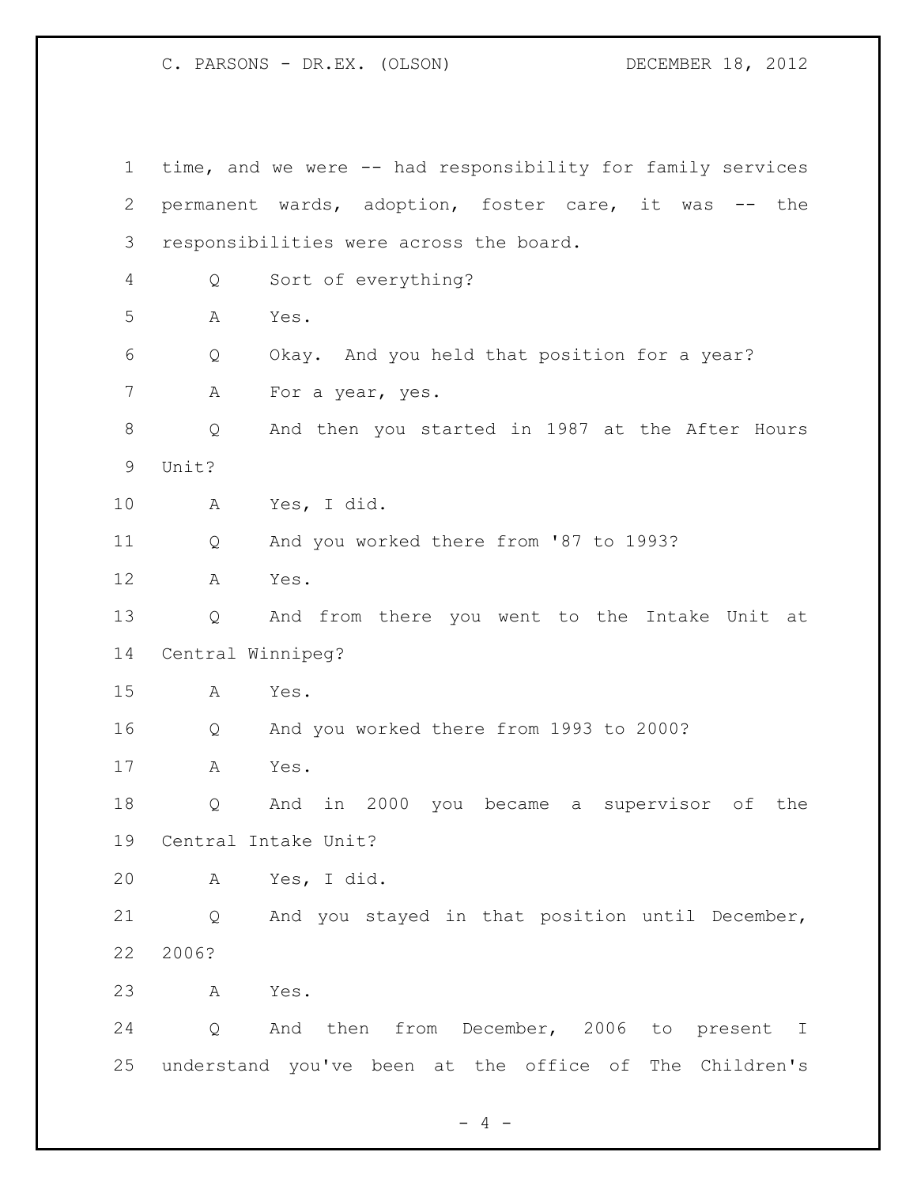time, and we were -- had responsibility for family services permanent wards, adoption, foster care, it was -- the responsibilities were across the board.

Q Sort of everything?

A Yes.

Q Okay. And you held that position for a year?

A For a year, yes.

Q And then you started in 1987 at the After Hours Unit?

A Yes, I did.

Q And you worked there from '87 to 1993?

A Yes.

Q And from there you went to the Intake Unit at Central Winnipeg?

A Yes.

Q And you worked there from 1993 to 2000?

A Yes.

Q And in 2000 you became a supervisor of the Central Intake Unit?

A Yes, I did.

Q And you stayed in that position until December, 2006?

A Yes.

Q And then from December, 2006 to present I understand you've been at the office of The Children's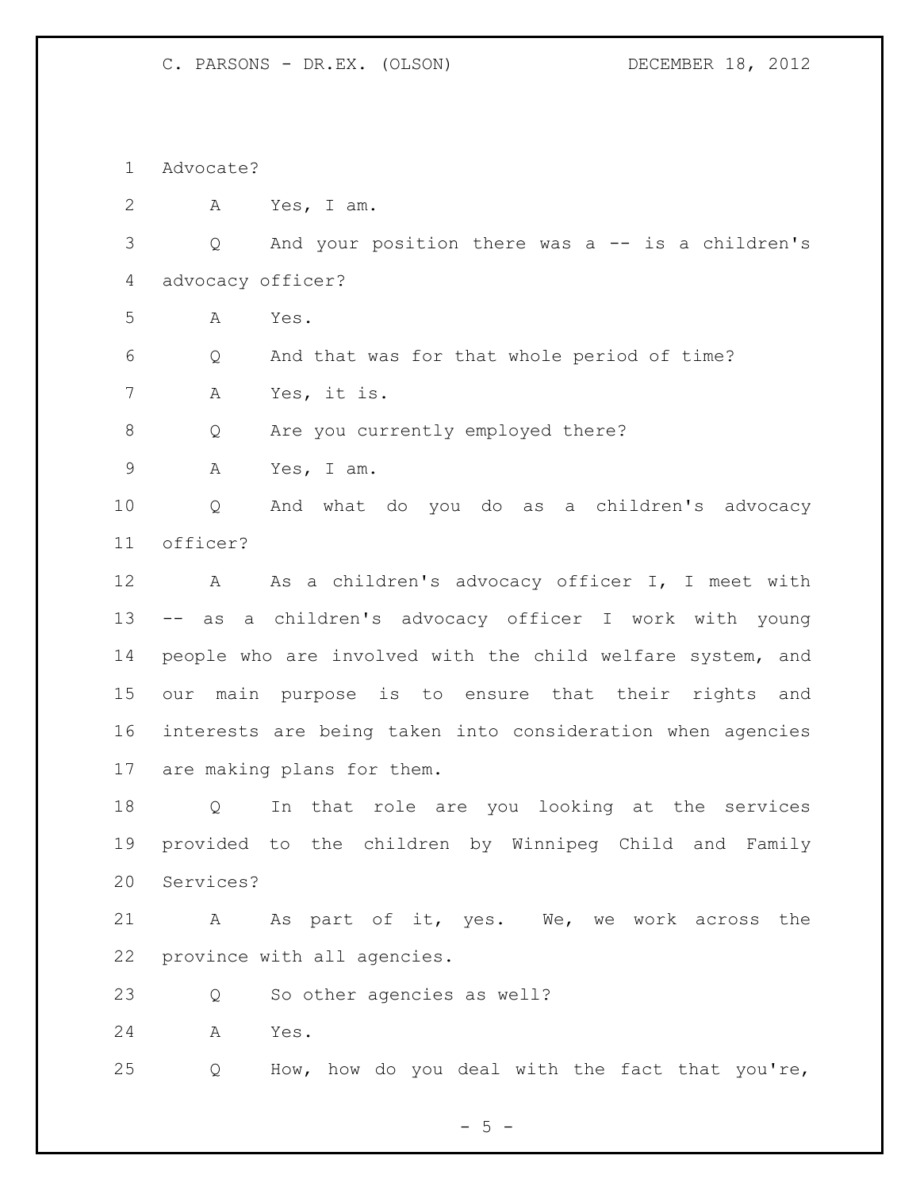Advocate?

A Yes, I am.

Q And your position there was a -- is a children's advocacy officer?

A Yes.

Q And that was for that whole period of time?

A Yes, it is.

Q Are you currently employed there?

A Yes, I am.

Q And what do you do as a children's advocacy officer?

A As a children's advocacy officer I, I meet with -- as a children's advocacy officer I work with young people who are involved with the child welfare system, and our main purpose is to ensure that their rights and interests are being taken into consideration when agencies are making plans for them.

Q In that role are you looking at the services provided to the children by Winnipeg Child and Family Services?

A As part of it, yes. We, we work across the province with all agencies.

Q So other agencies as well?

A Yes.

Q How, how do you deal with the fact that you're,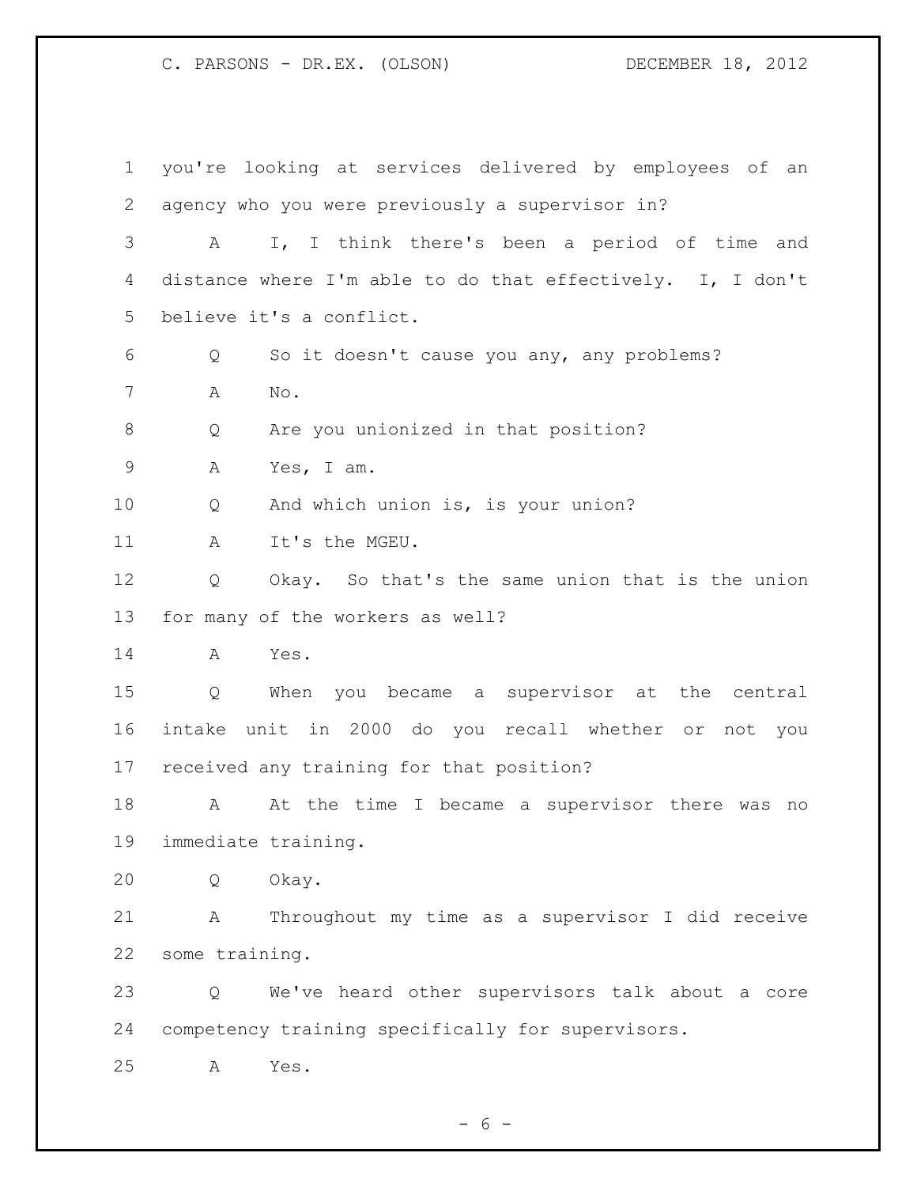you're looking at services delivered by employees of an agency who you were previously a supervisor in?

A I, I think there's been a period of time and distance where I'm able to do that effectively. I, I don't believe it's a conflict.

Q So it doesn't cause you any, any problems?

A No.

Q Are you unionized in that position?

A Yes, I am.

Q And which union is, is your union?

A It's the MGEU.

Q Okay. So that's the same union that is the union for many of the workers as well?

A Yes.

Q When you became a supervisor at the central intake unit in 2000 do you recall whether or not you received any training for that position?

A At the time I became a supervisor there was no immediate training.

Q Okay.

A Throughout my time as a supervisor I did receive some training.

Q We've heard other supervisors talk about a core competency training specifically for supervisors.

A Yes.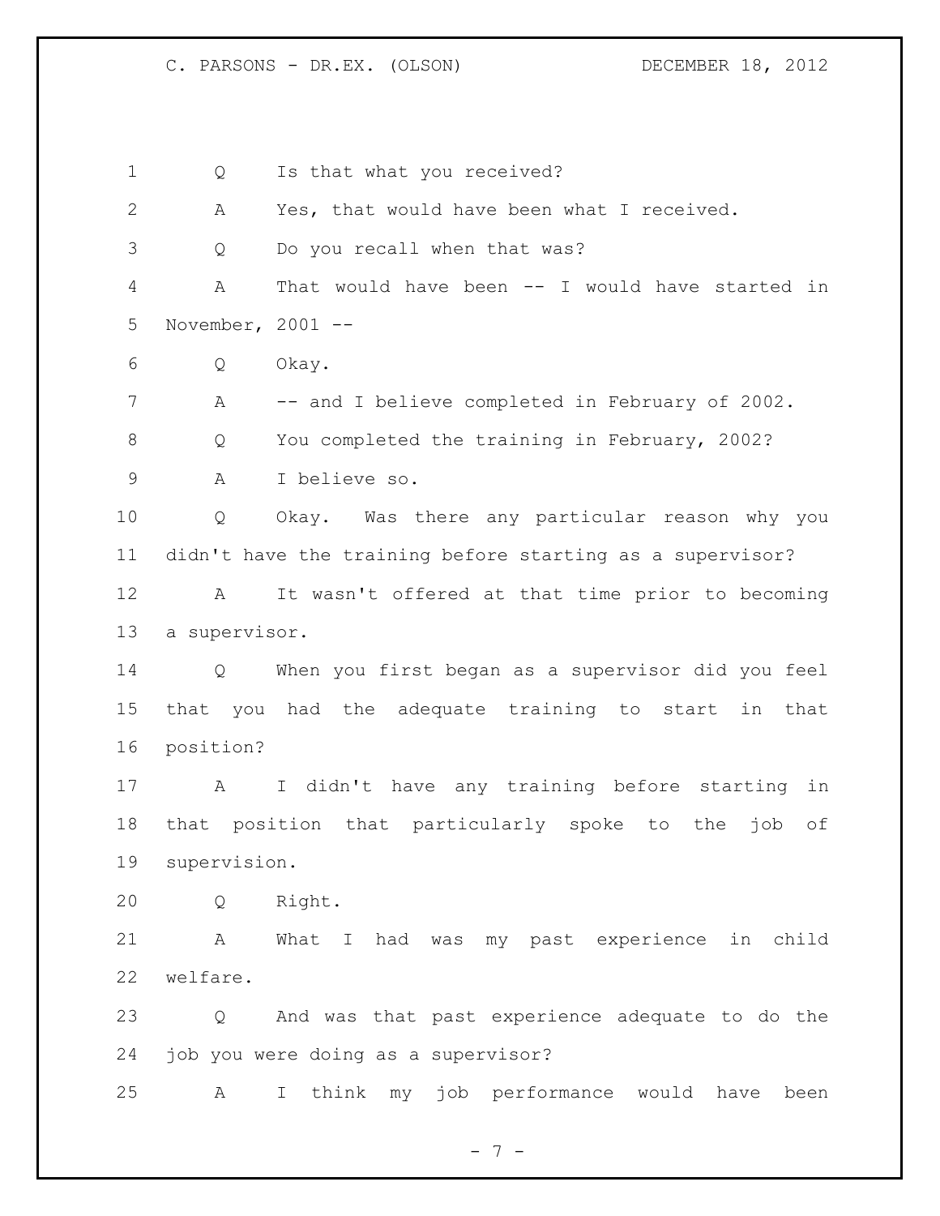Q Is that what you received?

A Yes, that would have been what I received.

Q Do you recall when that was?

A That would have been -- I would have started in November, 2001 --

Q Okay.

A -- and I believe completed in February of 2002.

Q You completed the training in February, 2002?

A I believe so.

Q Okay. Was there any particular reason why you didn't have the training before starting as a supervisor?

A It wasn't offered at that time prior to becoming a supervisor.

Q When you first began as a supervisor did you feel that you had the adequate training to start in that position?

A I didn't have any training before starting in that position that particularly spoke to the job of supervision.

Q Right.

A What I had was my past experience in child welfare.

Q And was that past experience adequate to do the job you were doing as a supervisor?

A I think my job performance would have been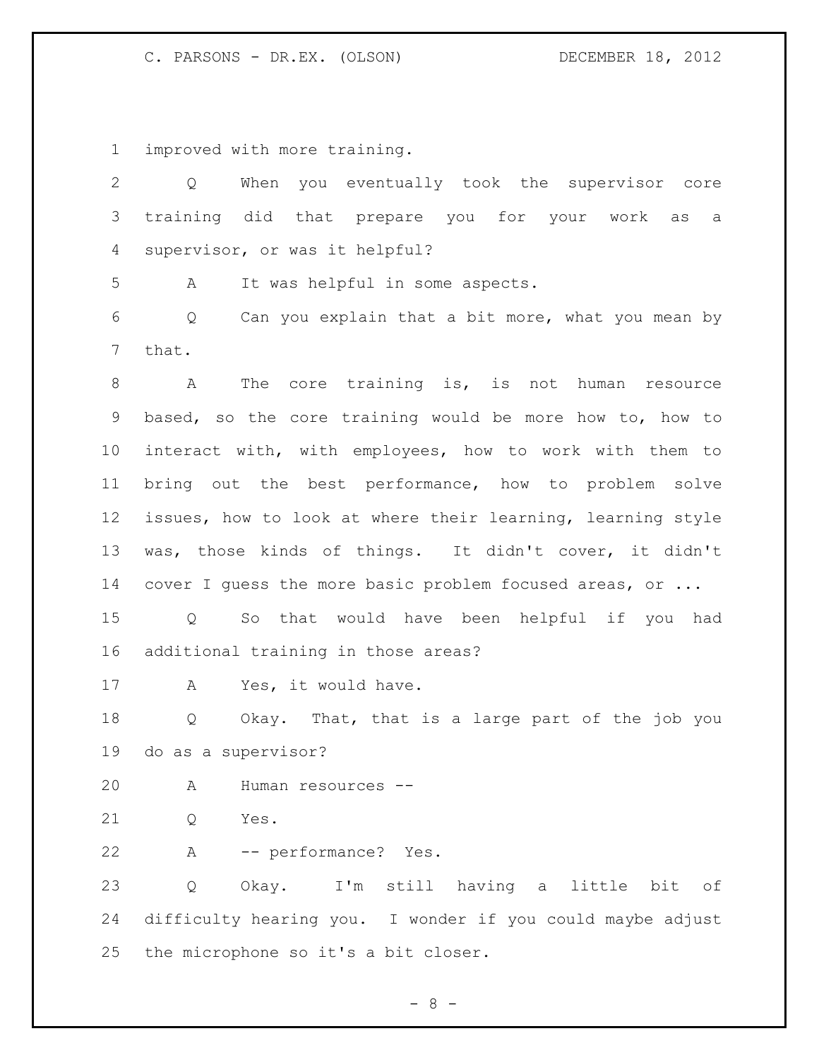improved with more training.

Q When you eventually took the supervisor core training did that prepare you for your work as a supervisor, or was it helpful?

A It was helpful in some aspects.

Q Can you explain that a bit more, what you mean by that.

A The core training is, is not human resource based, so the core training would be more how to, how to interact with, with employees, how to work with them to bring out the best performance, how to problem solve issues, how to look at where their learning, learning style was, those kinds of things. It didn't cover, it didn't cover I guess the more basic problem focused areas, or ...

Q So that would have been helpful if you had additional training in those areas?

A Yes, it would have.

Q Okay. That, that is a large part of the job you do as a supervisor?

A Human resources --

Q Yes.

A -- performance? Yes.

Q Okay. I'm still having a little bit of difficulty hearing you. I wonder if you could maybe adjust the microphone so it's a bit closer.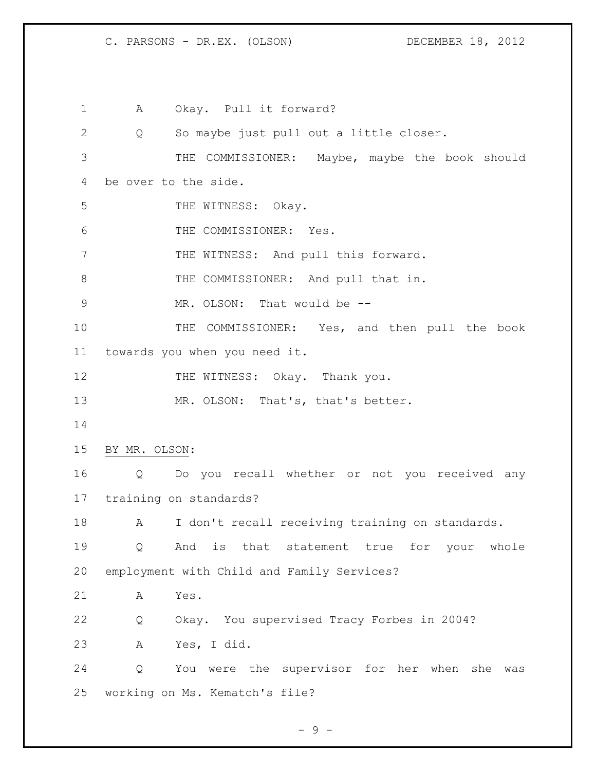A Okay. Pull it forward?

Q So maybe just pull out a little closer.

THE COMMISSIONER: Maybe, maybe the book should be over to the side.

THE WITNESS: Okay.

THE COMMISSIONER: Yes.

THE WITNESS: And pull this forward.

THE COMMISSIONER: And pull that in.

MR. OLSON: That would be --

THE COMMISSIONER: Yes, and then pull the book towards you when you need it.

THE WITNESS: Okay. Thank you.

MR. OLSON: That's, that's better.

BY MR. OLSON:

Q Do you recall whether or not you received any training on standards?

A I don't recall receiving training on standards.

Q And is that statement true for your whole employment with Child and Family Services?

A Yes.

Q Okay. You supervised Tracy Forbes in 2004?

A Yes, I did.

Q You were the supervisor for her when she was working on Ms. Kematch's file?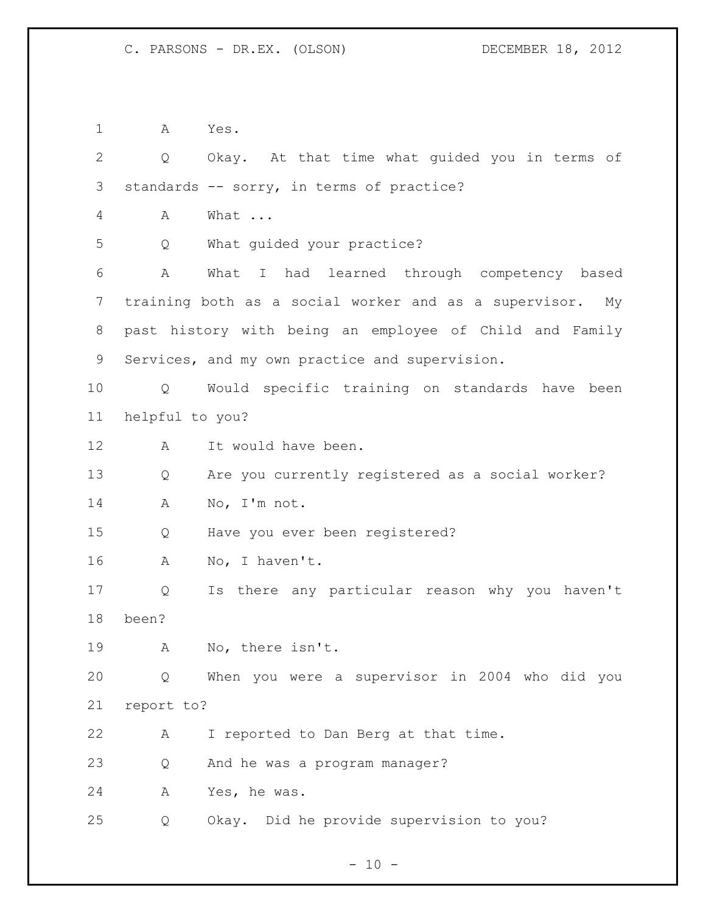A Yes.

Q Okay. At that time what guided you in terms of standards -- sorry, in terms of practice?

A What ...

Q What guided your practice?

A What I had learned through competency based training both as a social worker and as a supervisor. My past history with being an employee of Child and Family Services, and my own practice and supervision.

Q Would specific training on standards have been helpful to you?

A It would have been.

Q Are you currently registered as a social worker?

A No, I'm not.

Q Have you ever been registered?

A No, I haven't.

Q Is there any particular reason why you haven't been?

A No, there isn't.

Q When you were a supervisor in 2004 who did you report to?

A I reported to Dan Berg at that time.

Q And he was a program manager?

A Yes, he was.

Q Okay. Did he provide supervision to you?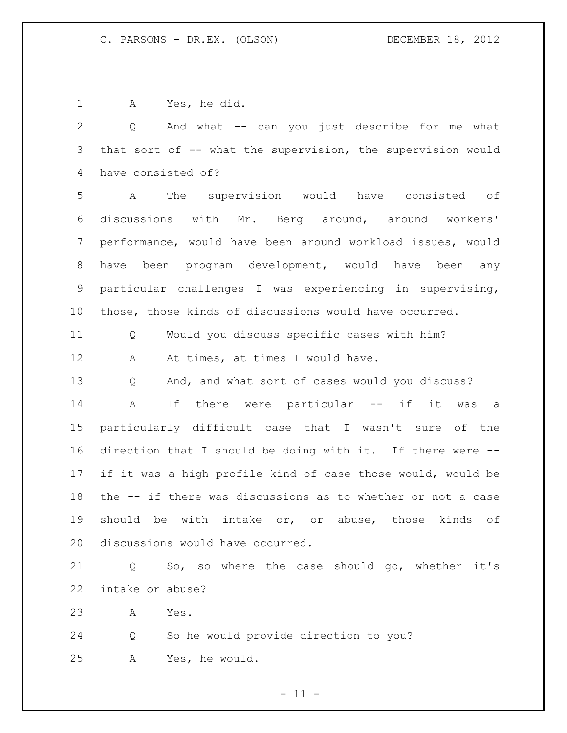A Yes, he did.

Q And what -- can you just describe for me what that sort of -- what the supervision, the supervision would have consisted of?

A The supervision would have consisted of discussions with Mr. Berg around, around workers' performance, would have been around workload issues, would have been program development, would have been any particular challenges I was experiencing in supervising, those, those kinds of discussions would have occurred.

Q Would you discuss specific cases with him?

A At times, at times I would have.

Q And, and what sort of cases would you discuss?

A If there were particular -- if it was a particularly difficult case that I wasn't sure of the direction that I should be doing with it. If there were -- if it was a high profile kind of case those would, would be the -- if there was discussions as to whether or not a case should be with intake or, or abuse, those kinds of discussions would have occurred.

Q So, so where the case should go, whether it's intake or abuse?

A Yes.

Q So he would provide direction to you?

A Yes, he would.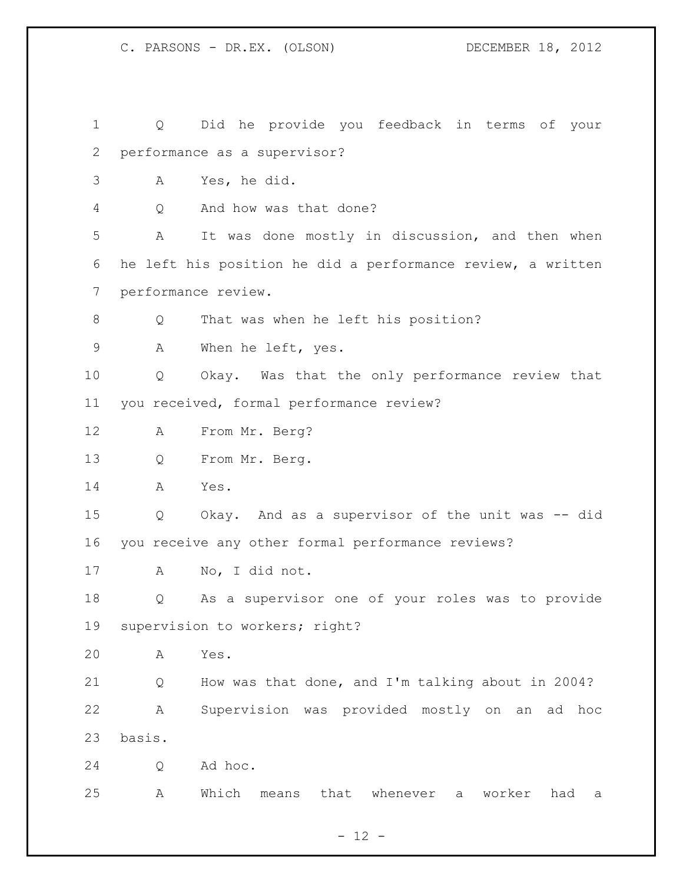Q Did he provide you feedback in terms of your performance as a supervisor?

A Yes, he did.

Q And how was that done?

A It was done mostly in discussion, and then when he left his position he did a performance review, a written performance review.

Q That was when he left his position?

A When he left, yes.

Q Okay. Was that the only performance review that you received, formal performance review?

A From Mr. Berg?

Q From Mr. Berg.

A Yes.

Q Okay. And as a supervisor of the unit was -- did you receive any other formal performance reviews?

A No, I did not.

Q As a supervisor one of your roles was to provide supervision to workers; right?

A Yes.

Q How was that done, and I'm talking about in 2004?

A Supervision was provided mostly on an ad hoc basis.

Q Ad hoc.

A Which means that whenever a worker had a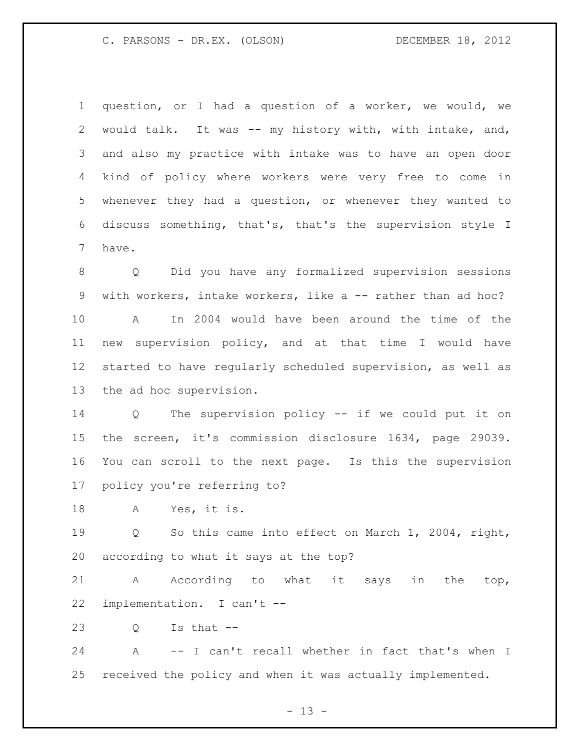question, or I had a question of a worker, we would, we would talk. It was -- my history with, with intake, and, and also my practice with intake was to have an open door kind of policy where workers were very free to come in whenever they had a question, or whenever they wanted to discuss something, that's, that's the supervision style I have.

Q Did you have any formalized supervision sessions with workers, intake workers, like a -- rather than ad hoc?

A In 2004 would have been around the time of the new supervision policy, and at that time I would have started to have regularly scheduled supervision, as well as the ad hoc supervision.

Q The supervision policy -- if we could put it on the screen, it's commission disclosure 1634, page 29039. You can scroll to the next page. Is this the supervision policy you're referring to?

A Yes, it is.

Q So this came into effect on March 1, 2004, right, according to what it says at the top?

A According to what it says in the top, implementation. I can't --

Q Is that --

A -- I can't recall whether in fact that's when I received the policy and when it was actually implemented.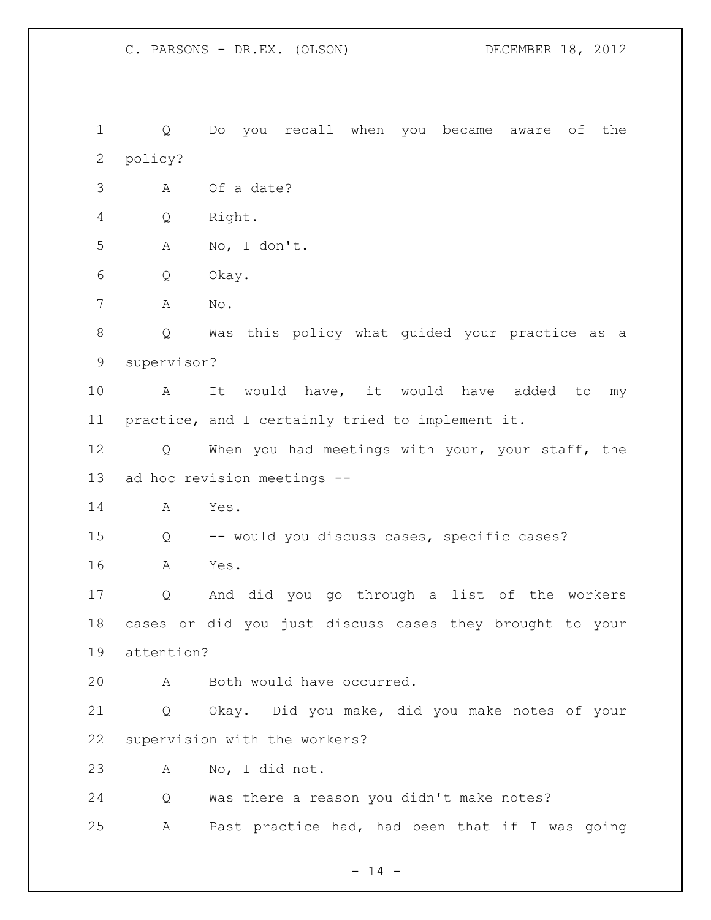Q Do you recall when you became aware of the policy?

A Of a date?

Q Right.

A No, I don't.

Q Okay.

A No.

Q Was this policy what guided your practice as a supervisor?

A It would have, it would have added to my practice, and I certainly tried to implement it.

Q When you had meetings with your, your staff, the ad hoc revision meetings --

A Yes.

Q -- would you discuss cases, specific cases?

A Yes.

Q And did you go through a list of the workers cases or did you just discuss cases they brought to your attention?

A Both would have occurred.

Q Okay. Did you make, did you make notes of your supervision with the workers?

A No, I did not.

Q Was there a reason you didn't make notes?

A Past practice had, had been that if I was going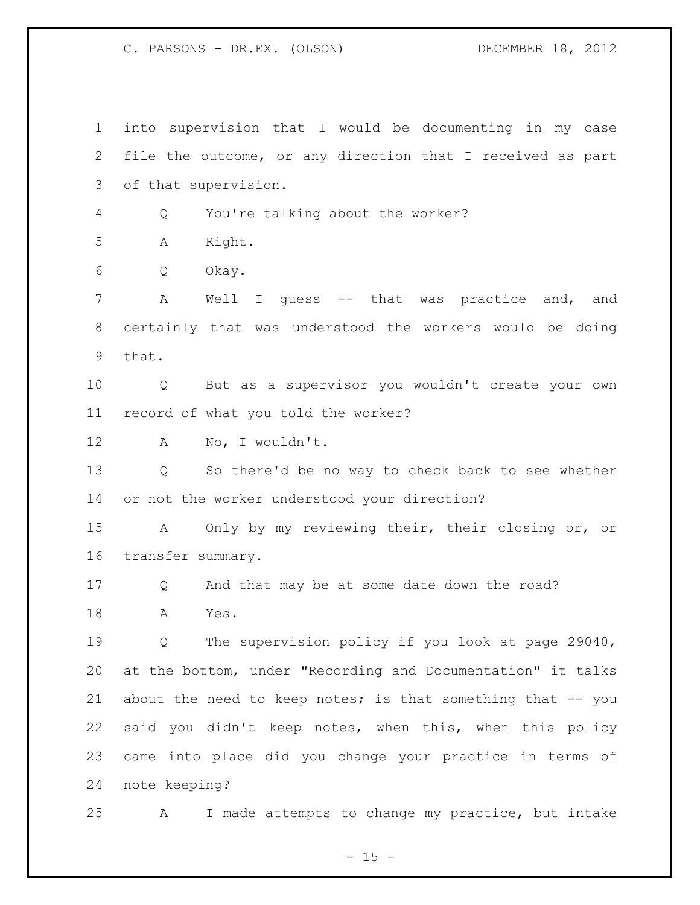into supervision that I would be documenting in my case file the outcome, or any direction that I received as part of that supervision.

Q You're talking about the worker?

A Right.

Q Okay.

A Well I guess -- that was practice and, and certainly that was understood the workers would be doing that.

Q But as a supervisor you wouldn't create your own record of what you told the worker?

A No, I wouldn't.

Q So there'd be no way to check back to see whether or not the worker understood your direction?

A Only by my reviewing their, their closing or, or transfer summary.

Q And that may be at some date down the road?

A Yes.

Q The supervision policy if you look at page 29040, at the bottom, under "Recording and Documentation" it talks about the need to keep notes; is that something that -- you said you didn't keep notes, when this, when this policy came into place did you change your practice in terms of note keeping?

A I made attempts to change my practice, but intake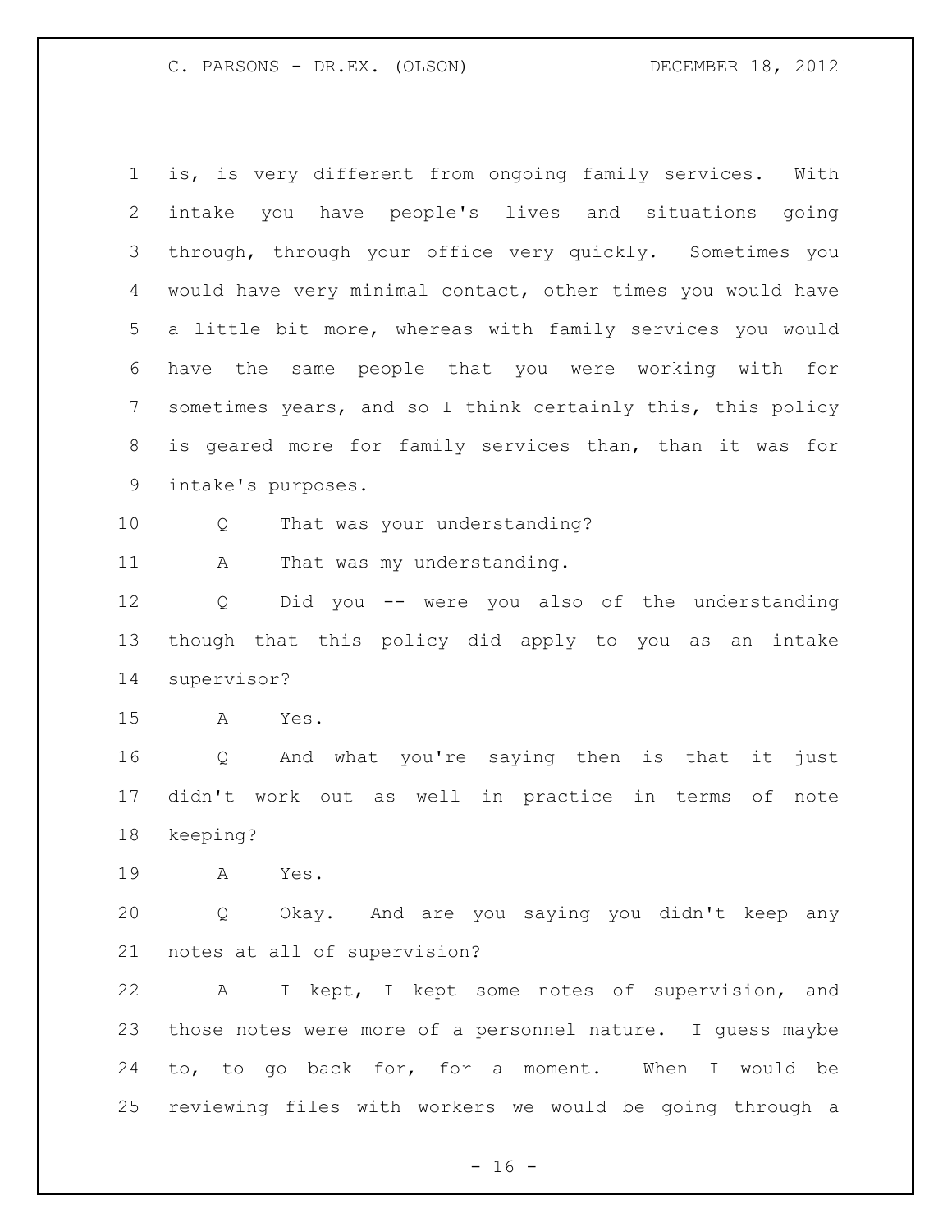is, is very different from ongoing family services. With intake you have people's lives and situations going through, through your office very quickly. Sometimes you would have very minimal contact, other times you would have a little bit more, whereas with family services you would have the same people that you were working with for sometimes years, and so I think certainly this, this policy is geared more for family services than, than it was for intake's purposes.

Q That was your understanding?

A That was my understanding.

Q Did you -- were you also of the understanding though that this policy did apply to you as an intake supervisor?

A Yes.

Q And what you're saying then is that it just didn't work out as well in practice in terms of note keeping?

A Yes.

Q Okay. And are you saying you didn't keep any notes at all of supervision?

A I kept, I kept some notes of supervision, and those notes were more of a personnel nature. I guess maybe to, to go back for, for a moment. When I would be reviewing files with workers we would be going through a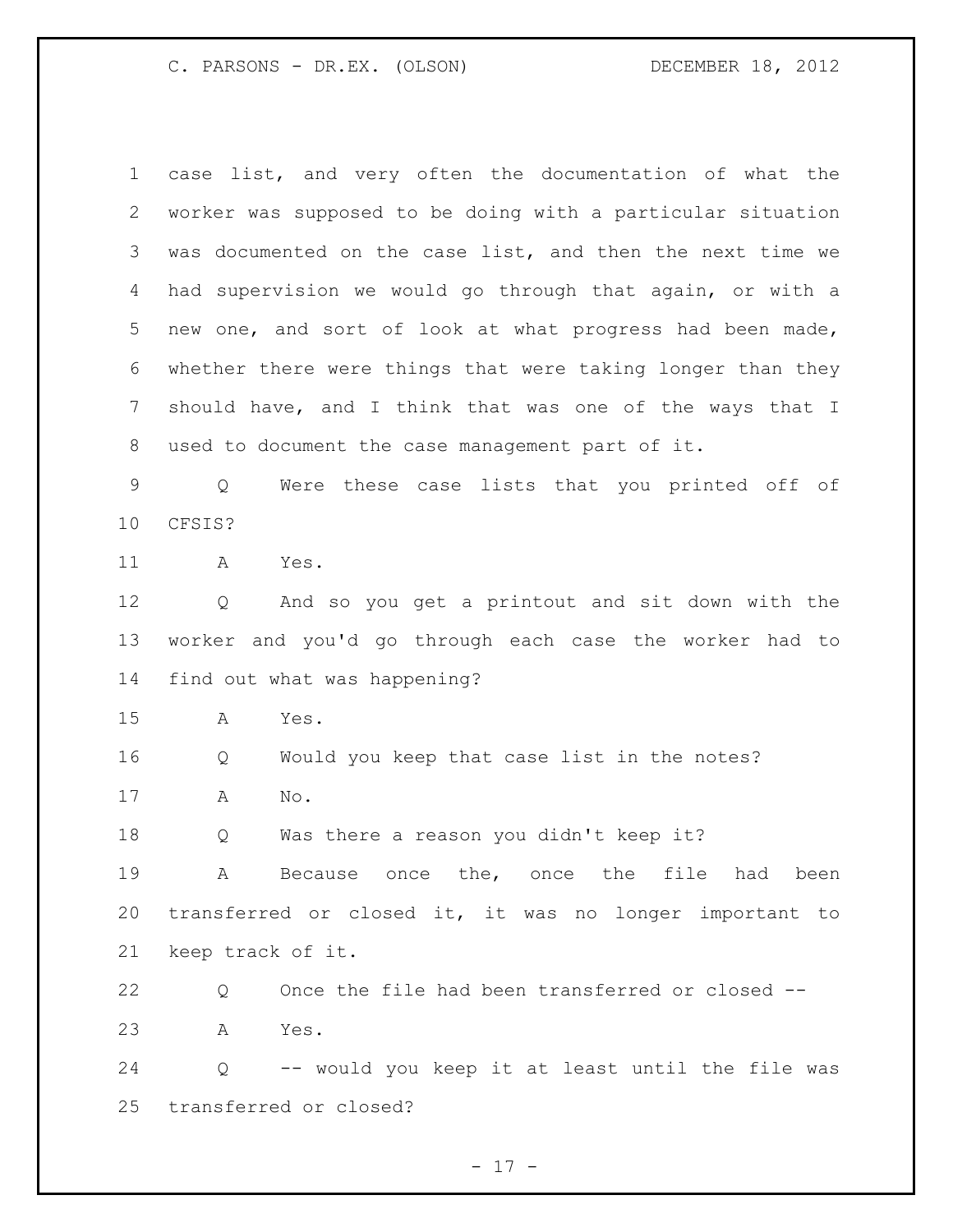case list, and very often the documentation of what the worker was supposed to be doing with a particular situation was documented on the case list, and then the next time we had supervision we would go through that again, or with a new one, and sort of look at what progress had been made, whether there were things that were taking longer than they should have, and I think that was one of the ways that I used to document the case management part of it.

Q Were these case lists that you printed off of CFSIS?

A Yes.

Q And so you get a printout and sit down with the worker and you'd go through each case the worker had to find out what was happening?

A Yes.

Q Would you keep that case list in the notes?

A No.

Q Was there a reason you didn't keep it?

A Because once the, once the file had been transferred or closed it, it was no longer important to keep track of it.

Q Once the file had been transferred or closed --

A Yes.

Q -- would you keep it at least until the file was transferred or closed?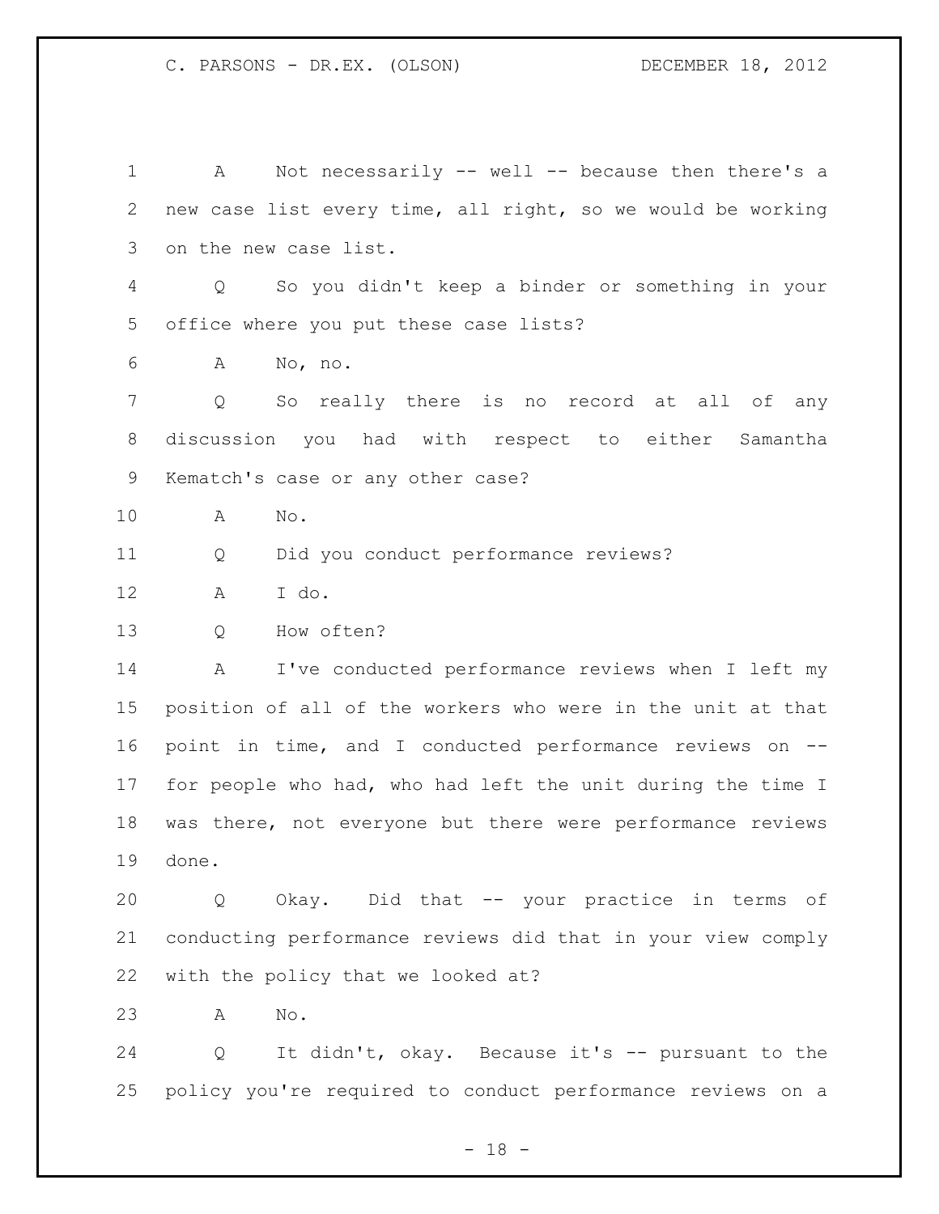A Not necessarily -- well -- because then there's a new case list every time, all right, so we would be working on the new case list.

Q So you didn't keep a binder or something in your office where you put these case lists?

A No, no.

Q So really there is no record at all of any discussion you had with respect to either Samantha Kematch's case or any other case?

A No.

Q Did you conduct performance reviews?

A I do.

Q How often?

A I've conducted performance reviews when I left my position of all of the workers who were in the unit at that point in time, and I conducted performance reviews on -- for people who had, who had left the unit during the time I was there, not everyone but there were performance reviews done.

Q Okay. Did that -- your practice in terms of conducting performance reviews did that in your view comply with the policy that we looked at?

A No.

Q It didn't, okay. Because it's -- pursuant to the policy you're required to conduct performance reviews on a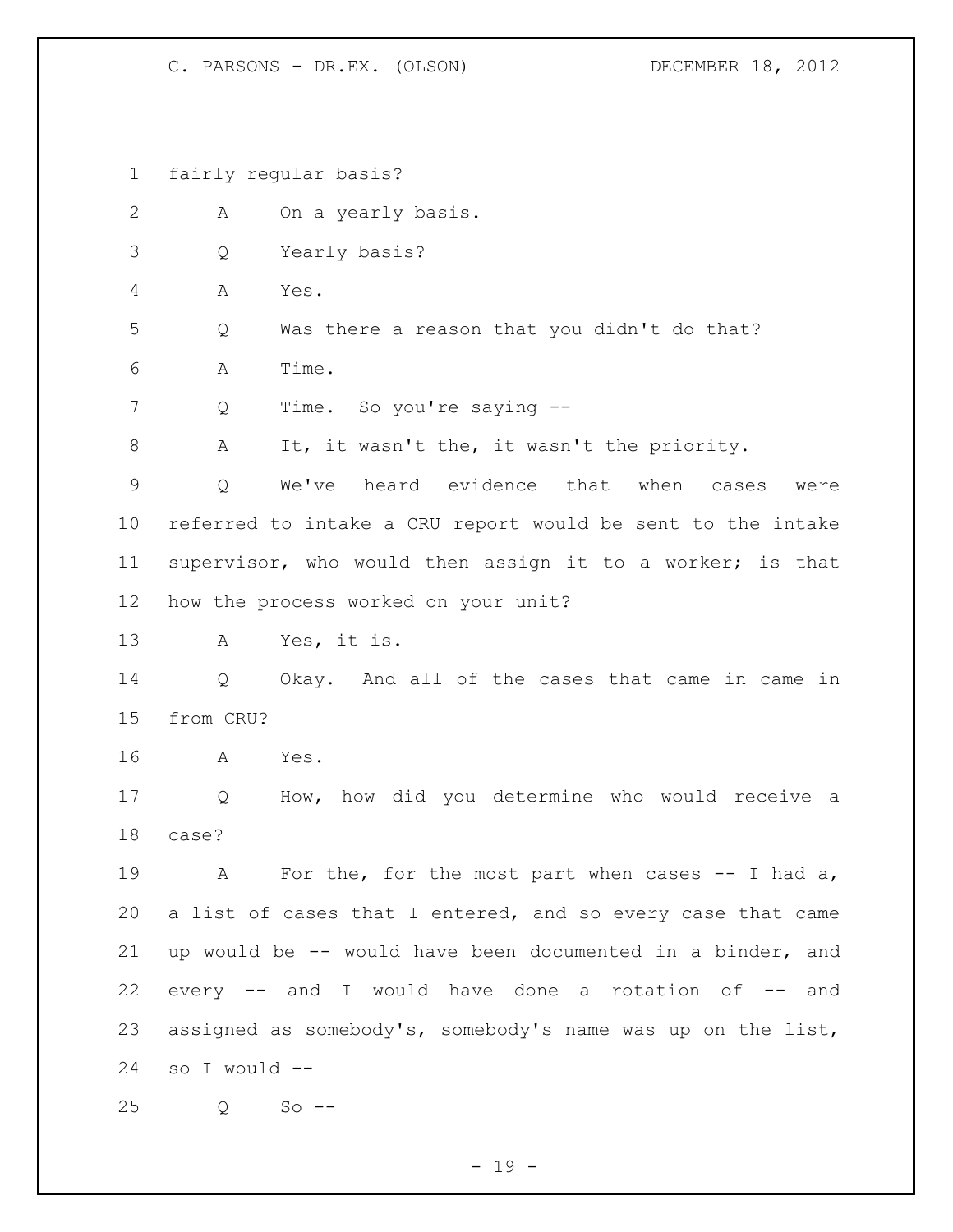fairly regular basis?

A On a yearly basis.

Q Yearly basis?

A Yes.

Q Was there a reason that you didn't do that?

A Time.

Q Time. So you're saying --

A It, it wasn't the, it wasn't the priority.

Q We've heard evidence that when cases were referred to intake a CRU report would be sent to the intake supervisor, who would then assign it to a worker; is that how the process worked on your unit?

A Yes, it is.

Q Okay. And all of the cases that came in came in from CRU?

A Yes.

Q How, how did you determine who would receive a case?

A For the, for the most part when cases -- I had a, a list of cases that I entered, and so every case that came up would be -- would have been documented in a binder, and every -- and I would have done a rotation of -- and assigned as somebody's, somebody's name was up on the list, so I would --

Q So --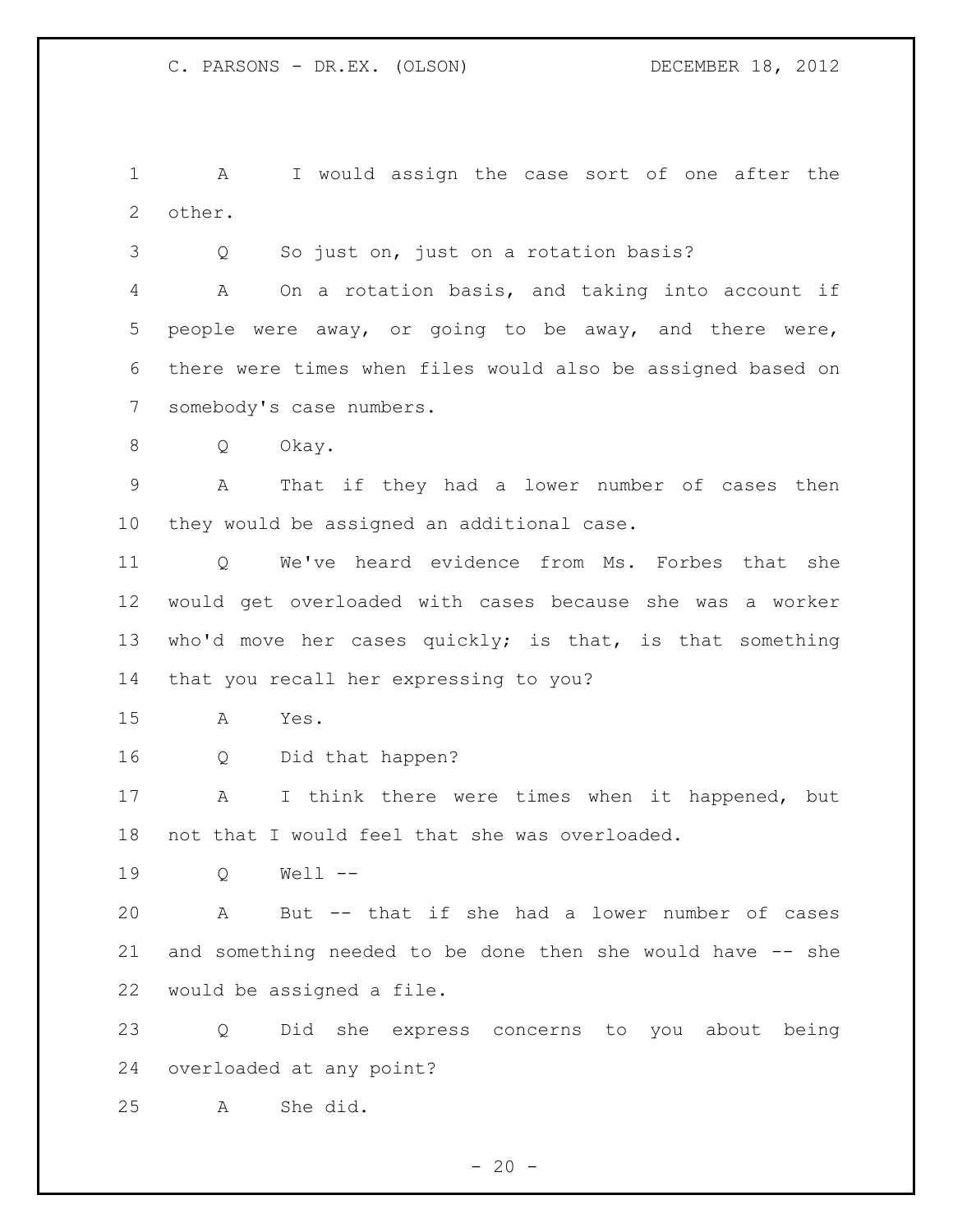A I would assign the case sort of one after the other.

Q So just on, just on a rotation basis?

A On a rotation basis, and taking into account if people were away, or going to be away, and there were, there were times when files would also be assigned based on somebody's case numbers.

Q Okay.

A That if they had a lower number of cases then they would be assigned an additional case.

Q We've heard evidence from Ms. Forbes that she would get overloaded with cases because she was a worker who'd move her cases quickly; is that, is that something that you recall her expressing to you?

A Yes.

Q Did that happen?

A I think there were times when it happened, but not that I would feel that she was overloaded.

Q Well --

A But -- that if she had a lower number of cases and something needed to be done then she would have -- she would be assigned a file.

Q Did she express concerns to you about being overloaded at any point?

A She did.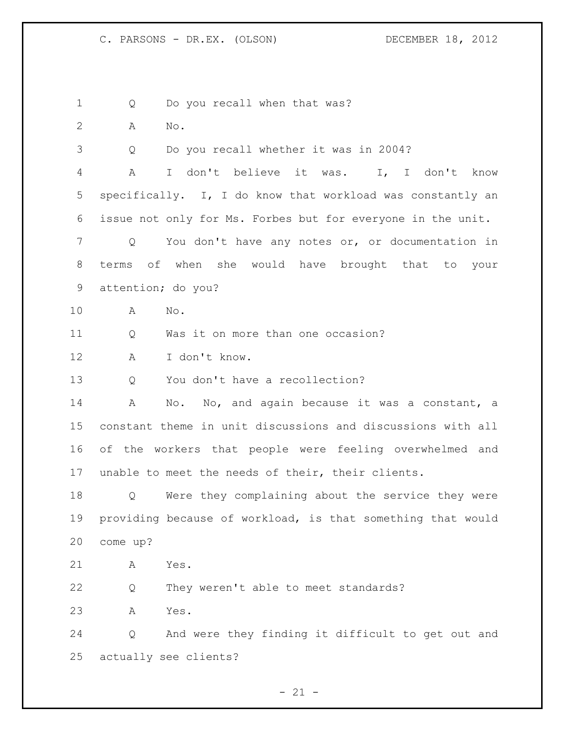Q Do you recall when that was?

A No.

Q Do you recall whether it was in 2004?

A I don't believe it was. I, I don't know specifically. I, I do know that workload was constantly an issue not only for Ms. Forbes but for everyone in the unit.

Q You don't have any notes or, or documentation in terms of when she would have brought that to your attention; do you?

A No.

Q Was it on more than one occasion?

A I don't know.

Q You don't have a recollection?

A No. No, and again because it was a constant, a constant theme in unit discussions and discussions with all of the workers that people were feeling overwhelmed and unable to meet the needs of their, their clients.

Q Were they complaining about the service they were providing because of workload, is that something that would come up?

A Yes.

Q They weren't able to meet standards?

A Yes.

Q And were they finding it difficult to get out and actually see clients?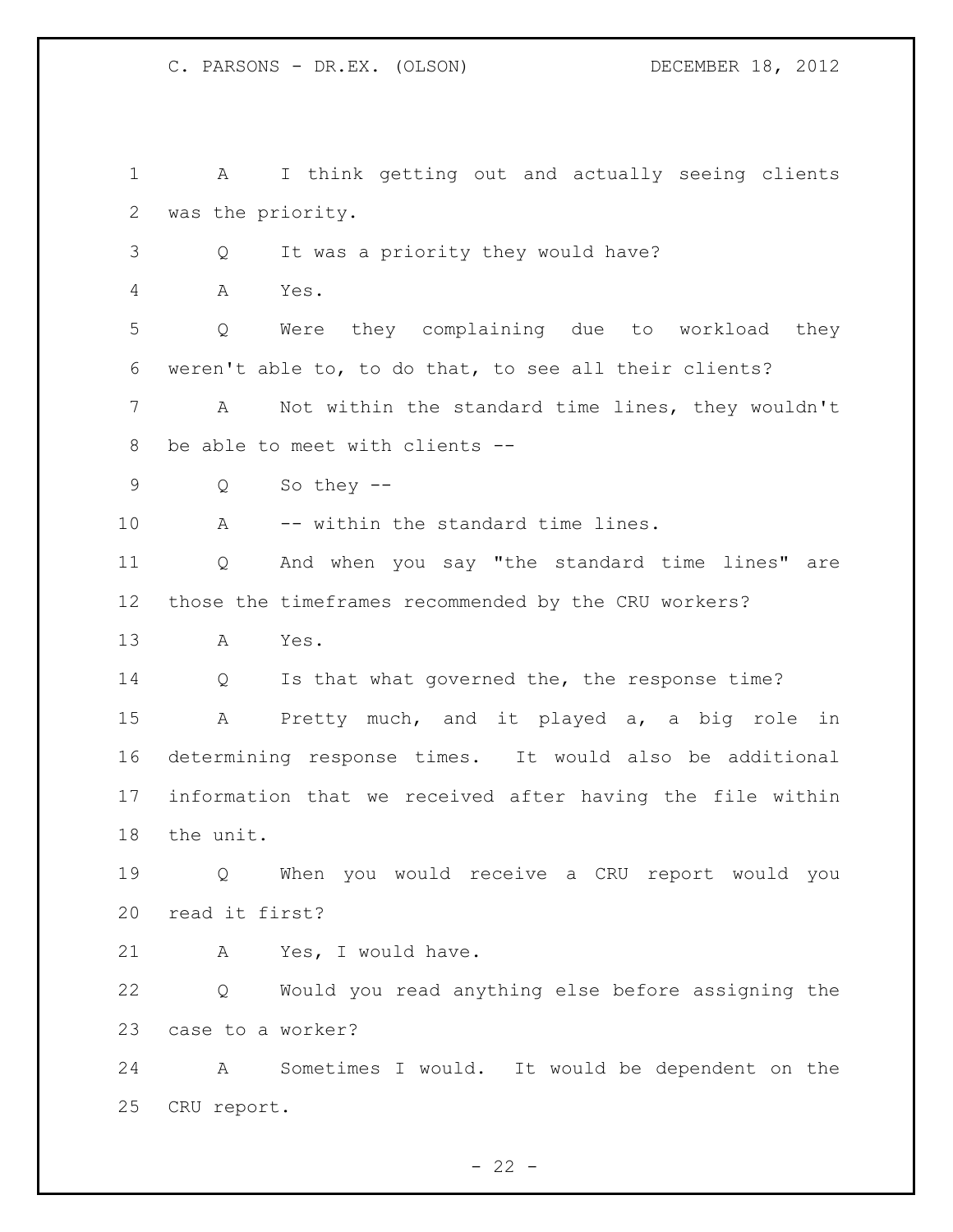A I think getting out and actually seeing clients was the priority.

Q It was a priority they would have?

A Yes.

Q Were they complaining due to workload they weren't able to, to do that, to see all their clients?

A Not within the standard time lines, they wouldn't be able to meet with clients --

Q So they --

A -- within the standard time lines.

Q And when you say "the standard time lines" are those the timeframes recommended by the CRU workers?

A Yes.

Q Is that what governed the, the response time?

A Pretty much, and it played a, a big role in determining response times. It would also be additional information that we received after having the file within the unit.

Q When you would receive a CRU report would you read it first?

A Yes, I would have.

Q Would you read anything else before assigning the case to a worker?

A Sometimes I would. It would be dependent on the CRU report.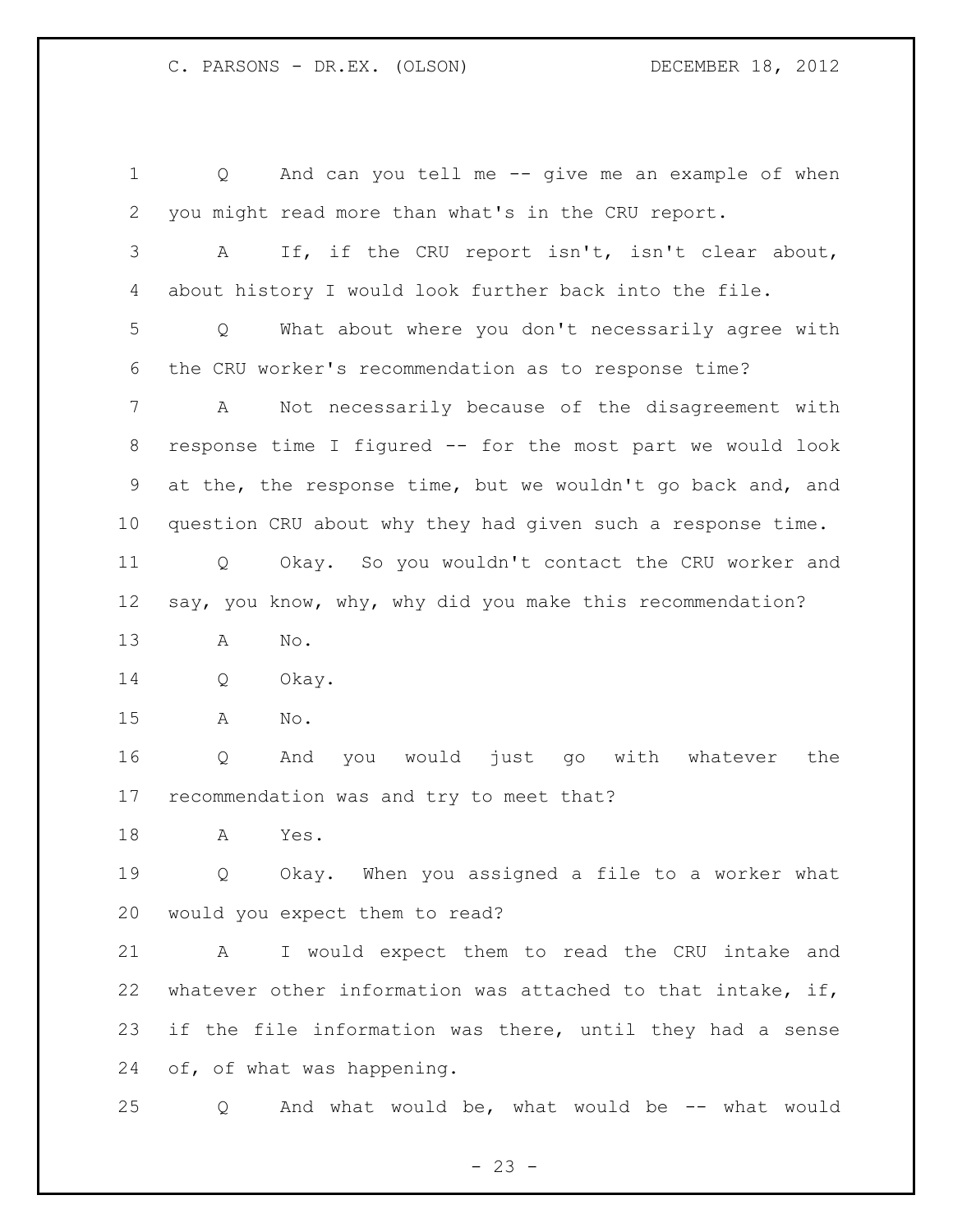Q And can you tell me -- give me an example of when you might read more than what's in the CRU report.

A If, if the CRU report isn't, isn't clear about, about history I would look further back into the file.

Q What about where you don't necessarily agree with the CRU worker's recommendation as to response time?

A Not necessarily because of the disagreement with response time I figured -- for the most part we would look at the, the response time, but we wouldn't go back and, and question CRU about why they had given such a response time.

Q Okay. So you wouldn't contact the CRU worker and say, you know, why, why did you make this recommendation?

A No.

Q Okay.

A No.

Q And you would just go with whatever the recommendation was and try to meet that?

A Yes.

Q Okay. When you assigned a file to a worker what would you expect them to read?

A I would expect them to read the CRU intake and whatever other information was attached to that intake, if, if the file information was there, until they had a sense of, of what was happening.

Q And what would be, what would be -- what would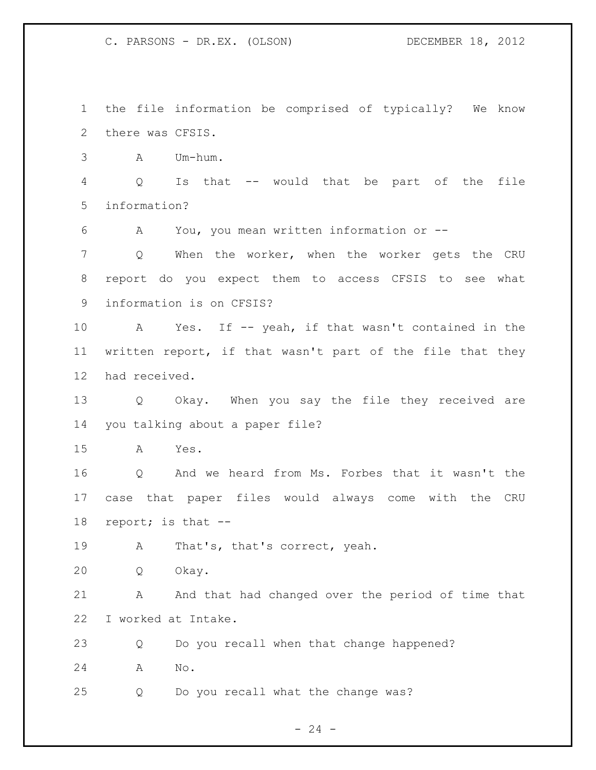the file information be comprised of typically? We know there was CFSIS.

A Um-hum.

Q Is that -- would that be part of the file information?

A You, you mean written information or --

Q When the worker, when the worker gets the CRU report do you expect them to access CFSIS to see what information is on CFSIS?

A Yes. If -- yeah, if that wasn't contained in the written report, if that wasn't part of the file that they had received.

Q Okay. When you say the file they received are you talking about a paper file?

A Yes.

Q And we heard from Ms. Forbes that it wasn't the case that paper files would always come with the CRU report; is that --

A That's, that's correct, yeah.

Q Okay.

A And that had changed over the period of time that I worked at Intake.

Q Do you recall when that change happened?

A No.

Q Do you recall what the change was?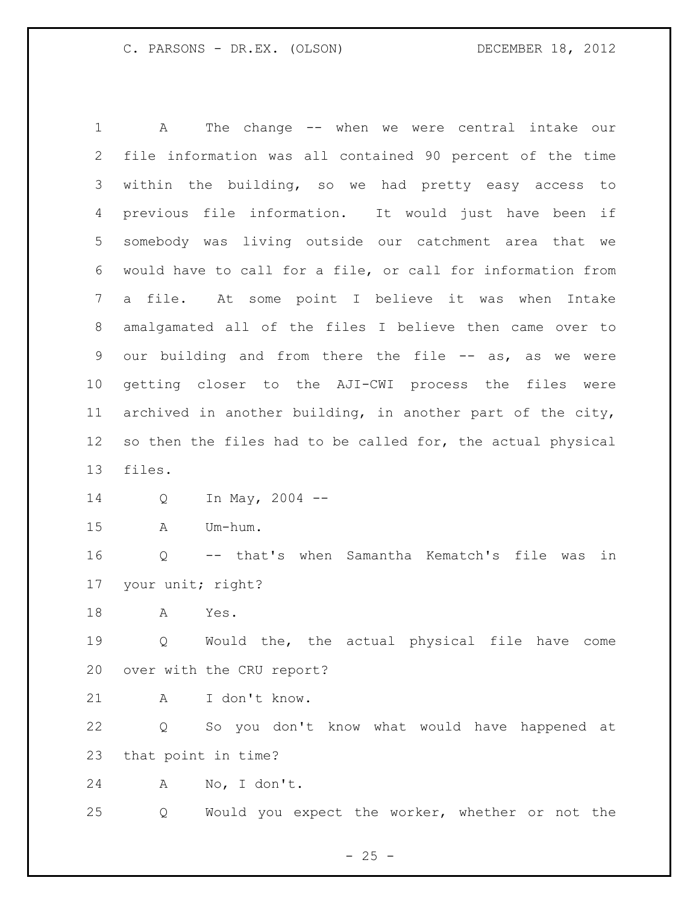A The change -- when we were central intake our file information was all contained 90 percent of the time within the building, so we had pretty easy access to previous file information. It would just have been if somebody was living outside our catchment area that we would have to call for a file, or call for information from a file. At some point I believe it was when Intake amalgamated all of the files I believe then came over to our building and from there the file -- as, as we were getting closer to the AJI-CWI process the files were archived in another building, in another part of the city, so then the files had to be called for, the actual physical files.

Q In May, 2004 --

A Um-hum.

Q -- that's when Samantha Kematch's file was in your unit; right?

A Yes.

Q Would the, the actual physical file have come over with the CRU report?

A I don't know.

Q So you don't know what would have happened at that point in time?

A No, I don't.

Q Would you expect the worker, whether or not the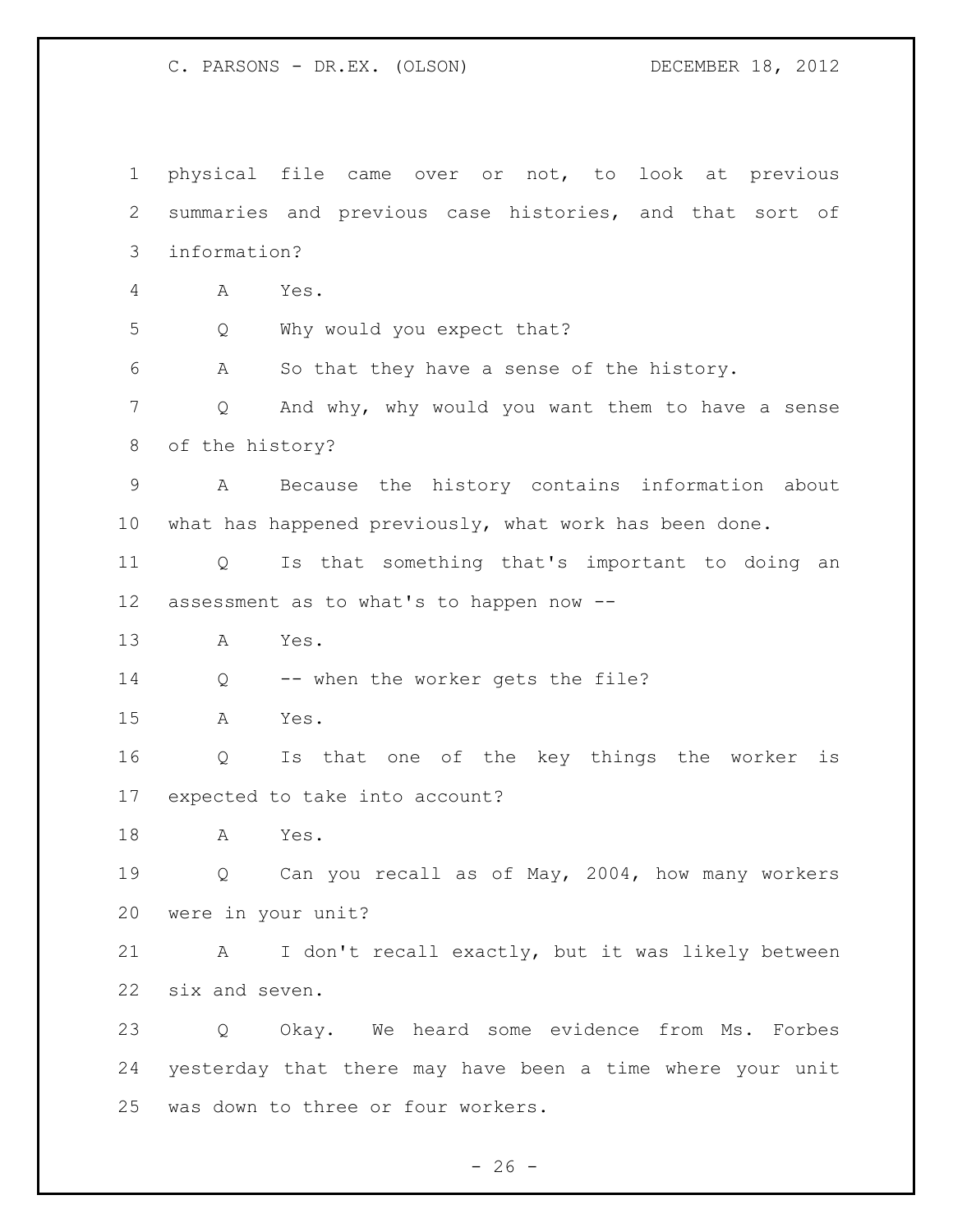physical file came over or not, to look at previous summaries and previous case histories, and that sort of information?

A Yes.

Q Why would you expect that?

A So that they have a sense of the history.

Q And why, why would you want them to have a sense of the history?

A Because the history contains information about what has happened previously, what work has been done.

Q Is that something that's important to doing an assessment as to what's to happen now --

A Yes.

Q -- when the worker gets the file?

A Yes.

Q Is that one of the key things the worker is expected to take into account?

A Yes.

Q Can you recall as of May, 2004, how many workers were in your unit?

A I don't recall exactly, but it was likely between six and seven.

Q Okay. We heard some evidence from Ms. Forbes yesterday that there may have been a time where your unit was down to three or four workers.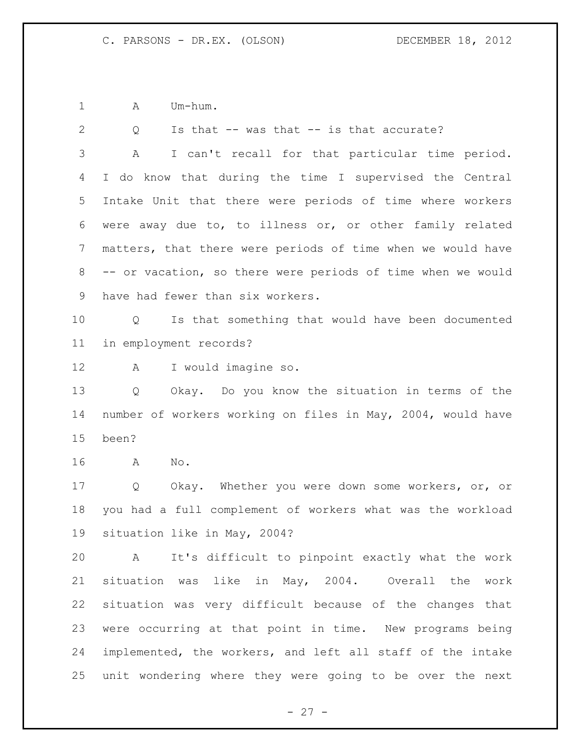A Um-hum.

Q Is that -- was that -- is that accurate?

A I can't recall for that particular time period. I do know that during the time I supervised the Central Intake Unit that there were periods of time where workers were away due to, to illness or, or other family related matters, that there were periods of time when we would have -- or vacation, so there were periods of time when we would have had fewer than six workers.

Q Is that something that would have been documented in employment records?

A I would imagine so.

Q Okay. Do you know the situation in terms of the number of workers working on files in May, 2004, would have been?

A No.

Q Okay. Whether you were down some workers, or, or you had a full complement of workers what was the workload situation like in May, 2004?

A It's difficult to pinpoint exactly what the work situation was like in May, 2004. Overall the work situation was very difficult because of the changes that were occurring at that point in time. New programs being implemented, the workers, and left all staff of the intake unit wondering where they were going to be over the next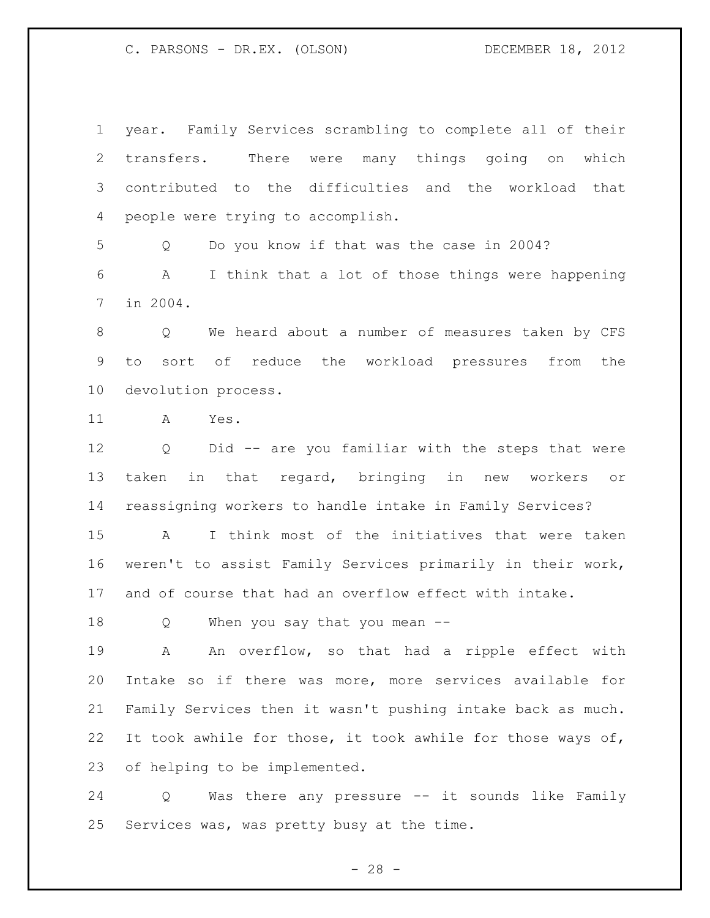year. Family Services scrambling to complete all of their transfers. There were many things going on which contributed to the difficulties and the workload that people were trying to accomplish.

Q Do you know if that was the case in 2004?

A I think that a lot of those things were happening in 2004.

Q We heard about a number of measures taken by CFS to sort of reduce the workload pressures from the devolution process.

A Yes.

Q Did -- are you familiar with the steps that were taken in that regard, bringing in new workers or reassigning workers to handle intake in Family Services?

A I think most of the initiatives that were taken weren't to assist Family Services primarily in their work, and of course that had an overflow effect with intake.

Q When you say that you mean --

A An overflow, so that had a ripple effect with Intake so if there was more, more services available for Family Services then it wasn't pushing intake back as much. It took awhile for those, it took awhile for those ways of, of helping to be implemented.

Q Was there any pressure -- it sounds like Family Services was, was pretty busy at the time.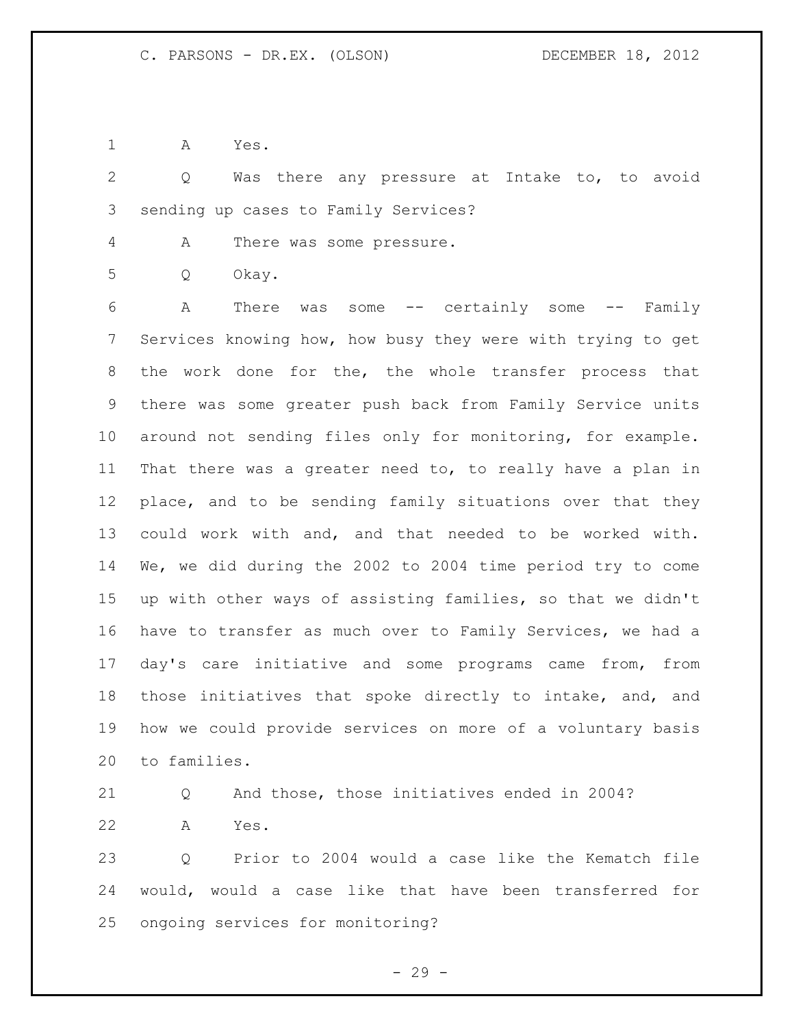A Yes.

Q Was there any pressure at Intake to, to avoid sending up cases to Family Services?

A There was some pressure.

Q Okay.

A There was some -- certainly some -- Family Services knowing how, how busy they were with trying to get the work done for the, the whole transfer process that there was some greater push back from Family Service units around not sending files only for monitoring, for example. That there was a greater need to, to really have a plan in place, and to be sending family situations over that they could work with and, and that needed to be worked with. We, we did during the 2002 to 2004 time period try to come up with other ways of assisting families, so that we didn't have to transfer as much over to Family Services, we had a day's care initiative and some programs came from, from those initiatives that spoke directly to intake, and, and how we could provide services on more of a voluntary basis to families.

Q And those, those initiatives ended in 2004?

A Yes.

Q Prior to 2004 would a case like the Kematch file would, would a case like that have been transferred for ongoing services for monitoring?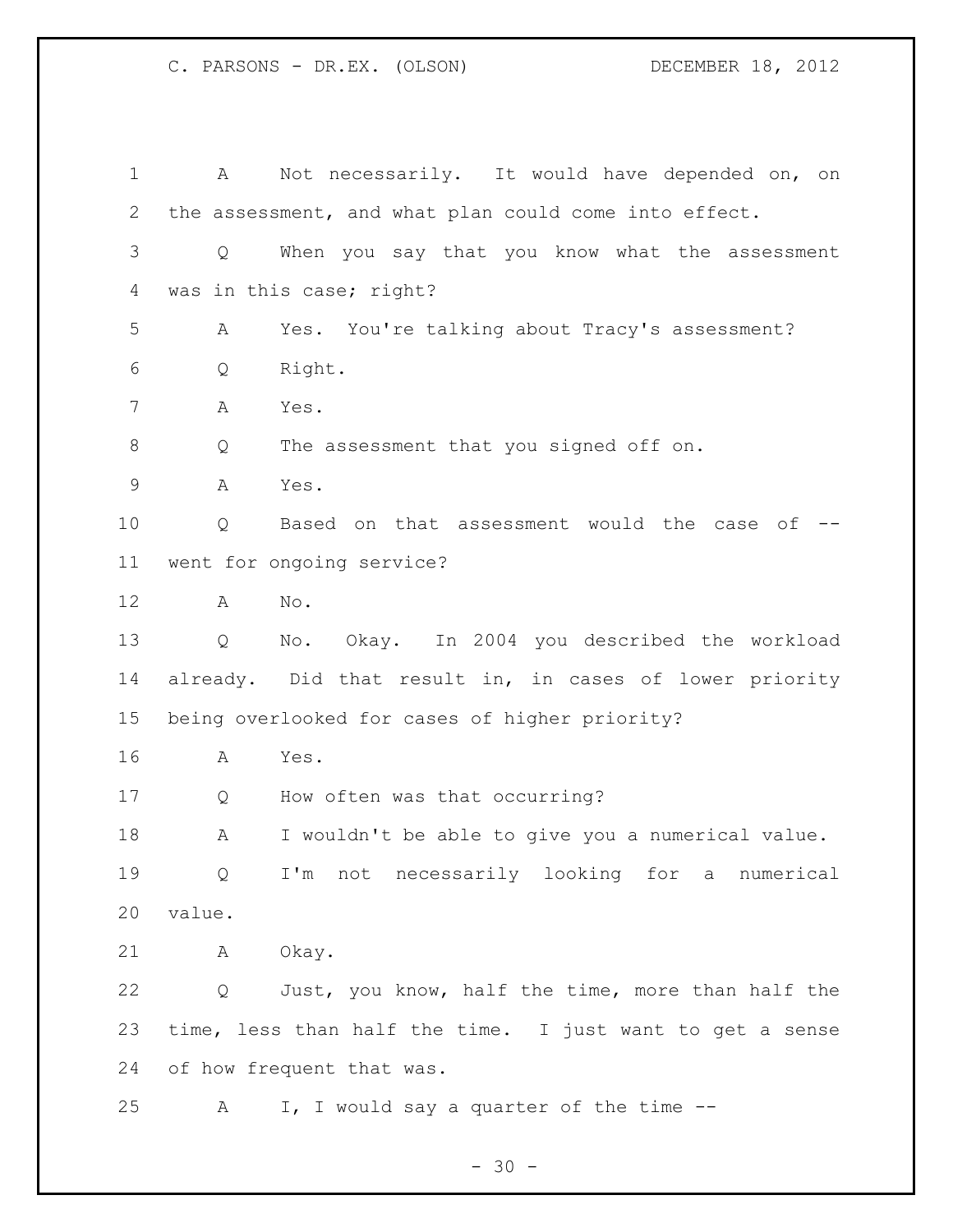A Not necessarily. It would have depended on, on the assessment, and what plan could come into effect.

Q When you say that you know what the assessment was in this case; right?

A Yes. You're talking about Tracy's assessment?

Q Right.

A Yes.

Q The assessment that you signed off on.

A Yes.

Q Based on that assessment would the case of -- went for ongoing service?

A No.

Q No. Okay. In 2004 you described the workload already. Did that result in, in cases of lower priority being overlooked for cases of higher priority?

A Yes.

Q How often was that occurring?

A I wouldn't be able to give you a numerical value.

Q I'm not necessarily looking for a numerical value.

A Okay.

Q Just, you know, half the time, more than half the time, less than half the time. I just want to get a sense of how frequent that was.

A I, I would say a quarter of the time --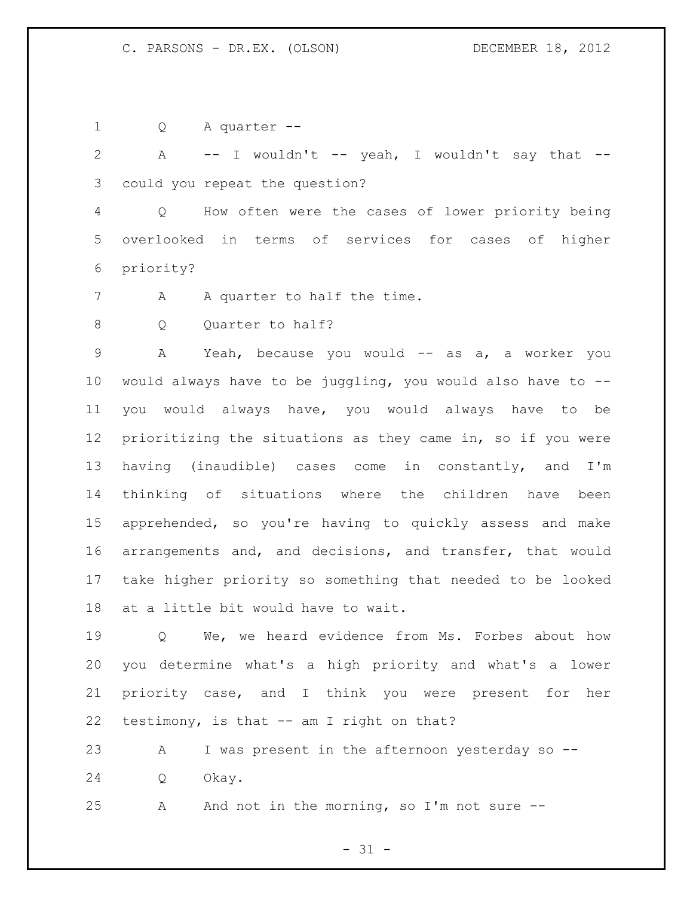Q A quarter --

A -- I wouldn't -- yeah, I wouldn't say that -- could you repeat the question?

Q How often were the cases of lower priority being overlooked in terms of services for cases of higher priority?

A A quarter to half the time.

Q Quarter to half?

A Yeah, because you would -- as a, a worker you would always have to be juggling, you would also have to -- you would always have, you would always have to be prioritizing the situations as they came in, so if you were having (inaudible) cases come in constantly, and I'm thinking of situations where the children have been apprehended, so you're having to quickly assess and make arrangements and, and decisions, and transfer, that would take higher priority so something that needed to be looked at a little bit would have to wait.

Q We, we heard evidence from Ms. Forbes about how you determine what's a high priority and what's a lower priority case, and I think you were present for her testimony, is that -- am I right on that?

A I was present in the afternoon yesterday so --

Q Okay.

A And not in the morning, so I'm not sure --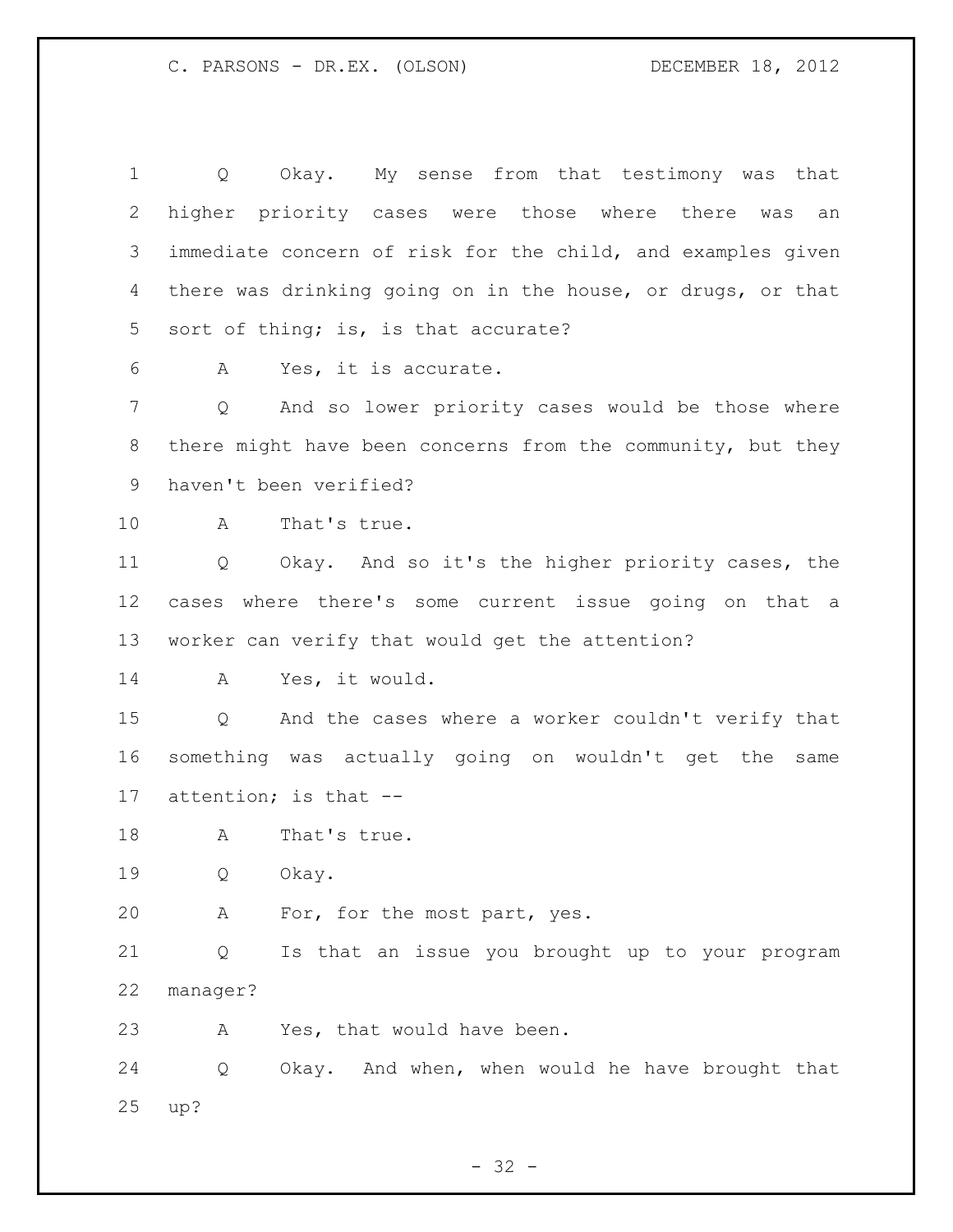Q Okay. My sense from that testimony was that higher priority cases were those where there was an immediate concern of risk for the child, and examples given there was drinking going on in the house, or drugs, or that sort of thing; is, is that accurate?

A Yes, it is accurate.

Q And so lower priority cases would be those where there might have been concerns from the community, but they haven't been verified?

A That's true.

Q Okay. And so it's the higher priority cases, the cases where there's some current issue going on that a worker can verify that would get the attention?

A Yes, it would.

Q And the cases where a worker couldn't verify that something was actually going on wouldn't get the same attention; is that --

A That's true.

Q Okay.

A For, for the most part, yes.

Q Is that an issue you brought up to your program manager?

A Yes, that would have been.

Q Okay. And when, when would he have brought that up?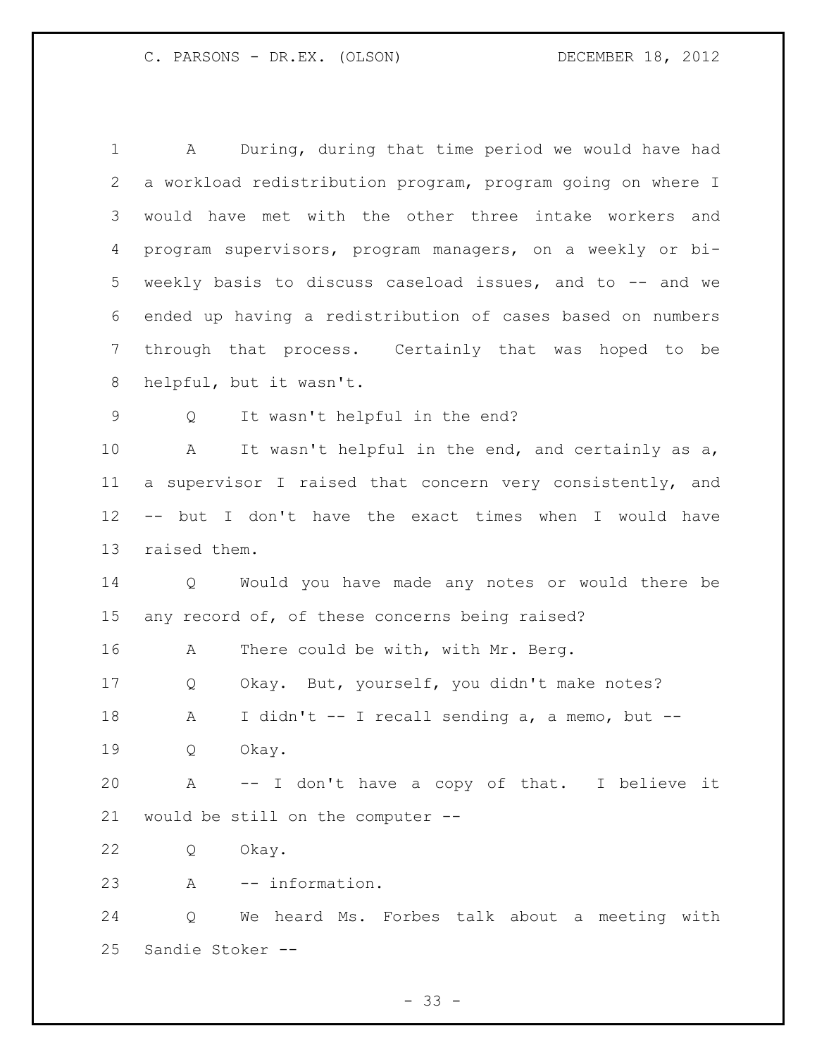A During, during that time period we would have had a workload redistribution program, program going on where I would have met with the other three intake workers and program supervisors, program managers, on a weekly or bi-weekly basis to discuss caseload issues, and to -- and we ended up having a redistribution of cases based on numbers through that process. Certainly that was hoped to be helpful, but it wasn't.

Q It wasn't helpful in the end?

A It wasn't helpful in the end, and certainly as a, a supervisor I raised that concern very consistently, and -- but I don't have the exact times when I would have raised them.

Q Would you have made any notes or would there be any record of, of these concerns being raised?

A There could be with, with Mr. Berg.

Q Okay. But, yourself, you didn't make notes?

A I didn't -- I recall sending a, a memo, but --

Q Okay.

A -- I don't have a copy of that. I believe it would be still on the computer --

Q Okay.

A -- information.

Q We heard Ms. Forbes talk about a meeting with Sandie Stoker --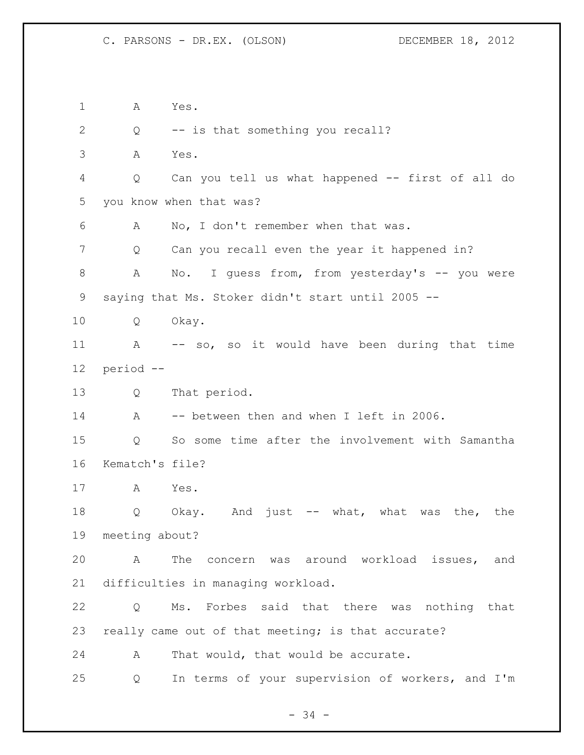1 A Yes.

2 Q -- is that something you recall?

3 A Yes.

4 Q Can you tell us what happened -- first of all do

5 you know when that was?

6 A No, I don't remember when that was.

7 Q Can you recall even the year it happened in?

8 A No. I guess from, from yesterday's -- you were

9 saying that Ms. Stoker didn't start until 2005 --

10 Q Okay.

11 A -- so, so it would have been during that time

12 period --

13 Q That period.

14 A -- between then and when I left in 2006.

15 Q So some time after the involvement with Samantha

16 Kematch's file?

17 A Yes.

18 Q Okay. And just -- what, what was the, the

19 meeting about?

20 A The concern was around workload issues, and

21 difficulties in managing workload.

22 Q Ms. Forbes said that there was nothing that

23 really came out of that meeting; is that accurate?

24 A That would, that would be accurate.

25 Q In terms of your supervision of workers, and I'm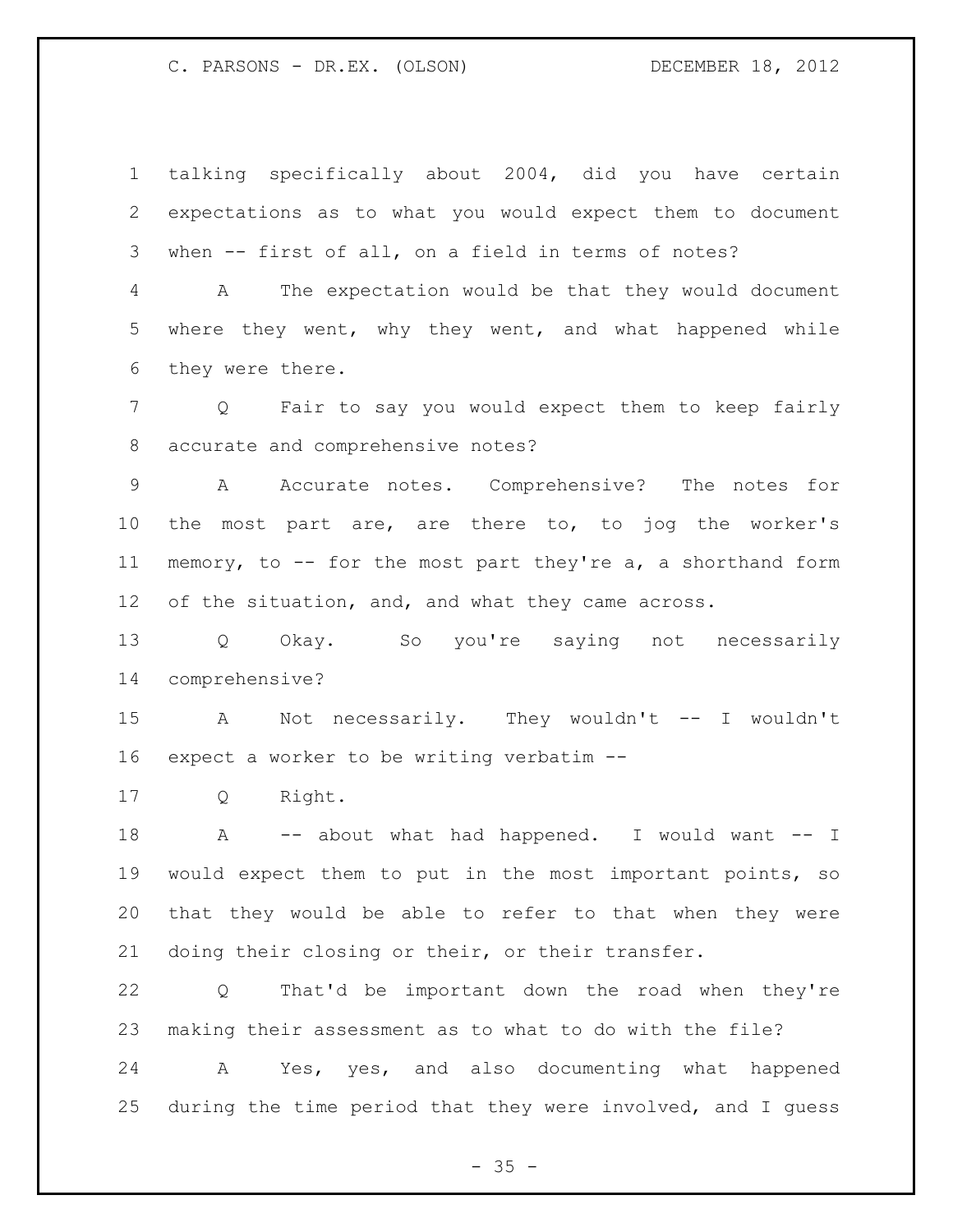talking specifically about 2004, did you have certain expectations as to what you would expect them to document when -- first of all, on a field in terms of notes?

A The expectation would be that they would document where they went, why they went, and what happened while they were there.

Q Fair to say you would expect them to keep fairly accurate and comprehensive notes?

A Accurate notes. Comprehensive? The notes for the most part are, are there to, to jog the worker's memory, to -- for the most part they're a, a shorthand form of the situation, and, and what they came across.

Q Okay. So you're saying not necessarily comprehensive?

A Not necessarily. They wouldn't -- I wouldn't expect a worker to be writing verbatim --

Q Right.

A -- about what had happened. I would want -- I would expect them to put in the most important points, so that they would be able to refer to that when they were doing their closing or their, or their transfer.

Q That'd be important down the road when they're making their assessment as to what to do with the file?

A Yes, yes, and also documenting what happened during the time period that they were involved, and I guess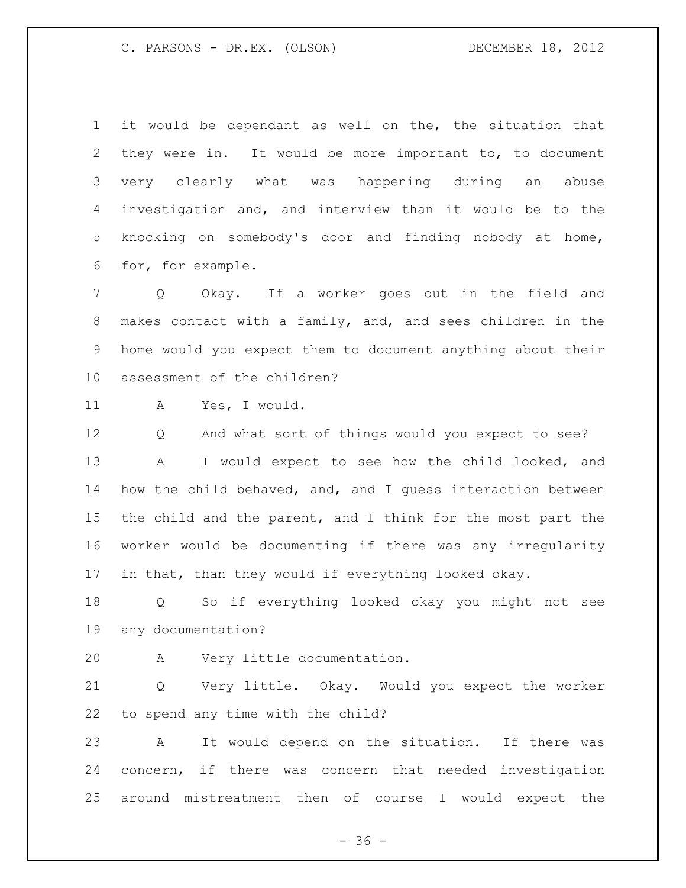1 it would be dependant as well on the, the situation that
2 they were in. It would be more important to, to document
3 very clearly what was happening during an abuse
4 investigation and, and interview than it would be to the
5 knocking on somebody's door and finding nobody at home,
6 for, for example.

7 Q Okay. If a worker goes out in the field and
8 makes contact with a family, and, and sees children in the
9 home would you expect them to document anything about their
10 assessment of the children?

11 A Yes, I would.

12 Q And what sort of things would you expect to see?

13 A I would expect to see how the child looked, and
14 how the child behaved, and, and I guess interaction between
15 the child and the parent, and I think for the most part the
16 worker would be documenting if there was any irregularity
17 in that, than they would if everything looked okay.

18 Q So if everything looked okay you might not see
19 any documentation?

20 A Very little documentation.

21 Q Very little. Okay. Would you expect the worker
22 to spend any time with the child?

23 A It would depend on the situation. If there was
24 concern, if there was concern that needed investigation
25 around mistreatment then of course I would expect the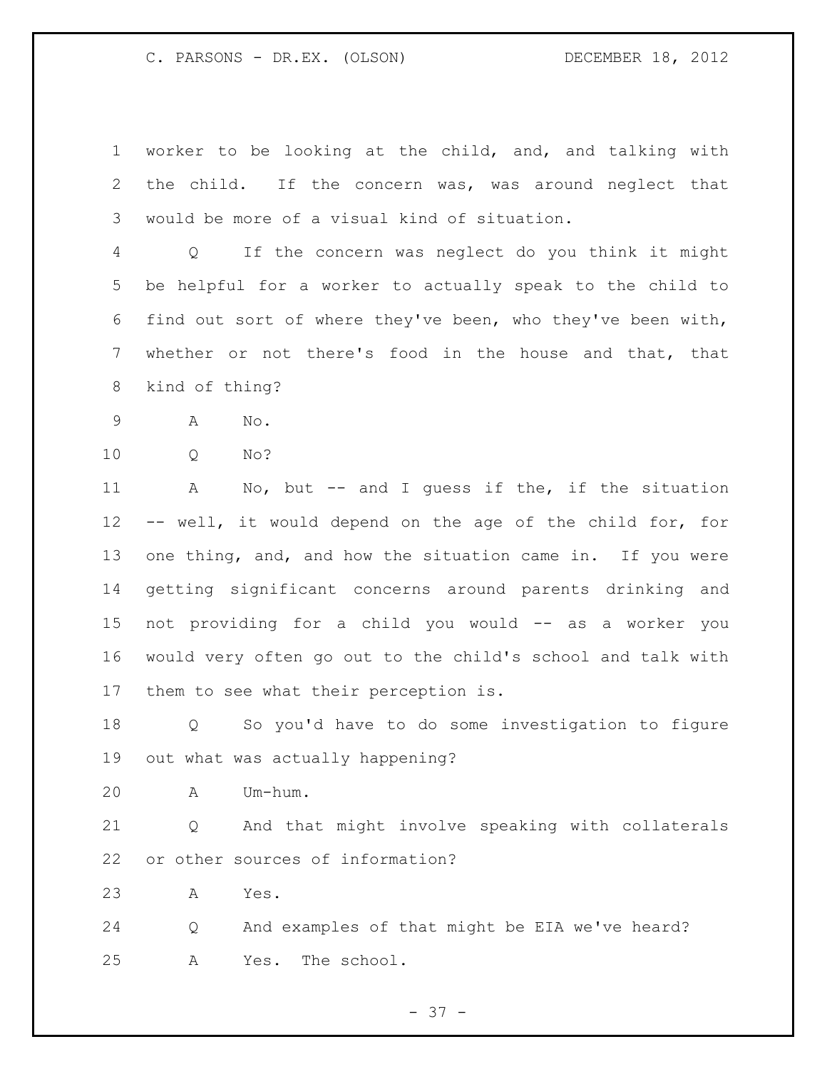worker to be looking at the child, and, and talking with the child. If the concern was, was around neglect that would be more of a visual kind of situation.

Q If the concern was neglect do you think it might be helpful for a worker to actually speak to the child to find out sort of where they've been, who they've been with, whether or not there's food in the house and that, that kind of thing?

A No.

Q No?

A No, but -- and I guess if the, if the situation -- well, it would depend on the age of the child for, for one thing, and, and how the situation came in. If you were getting significant concerns around parents drinking and not providing for a child you would -- as a worker you would very often go out to the child's school and talk with them to see what their perception is.

Q So you'd have to do some investigation to figure out what was actually happening?

A Um-hum.

Q And that might involve speaking with collaterals or other sources of information?

A Yes.

Q And examples of that might be EIA we've heard?

A Yes. The school.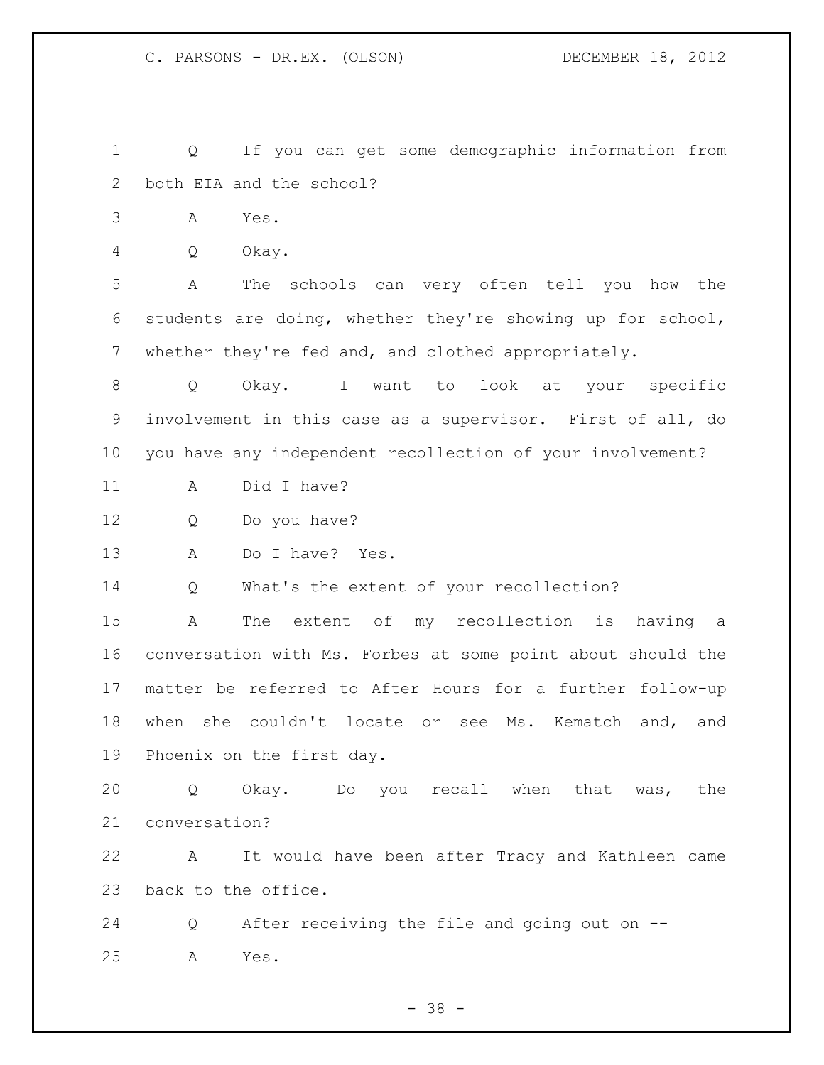1 Q If you can get some demographic information from
2 both EIA and the school?
3 A Yes.
4 Q Okay.
5 A The schools can very often tell you how the
6 students are doing, whether they're showing up for school,
7 whether they're fed and, and clothed appropriately.
8 Q Okay. I want to look at your specific
9 involvement in this case as a supervisor. First of all, do
10 you have any independent recollection of your involvement?
11 A Did I have?
12 Q Do you have?
13 A Do I have? Yes.
14 Q What's the extent of your recollection?
15 A The extent of my recollection is having a
16 conversation with Ms. Forbes at some point about should the
17 matter be referred to After Hours for a further follow-up
18 when she couldn't locate or see Ms. Kematch and, and
19 Phoenix on the first day.
20 Q Okay. Do you recall when that was, the
21 conversation?
22 A It would have been after Tracy and Kathleen came
23 back to the office.
24 Q After receiving the file and going out on --
25 A Yes.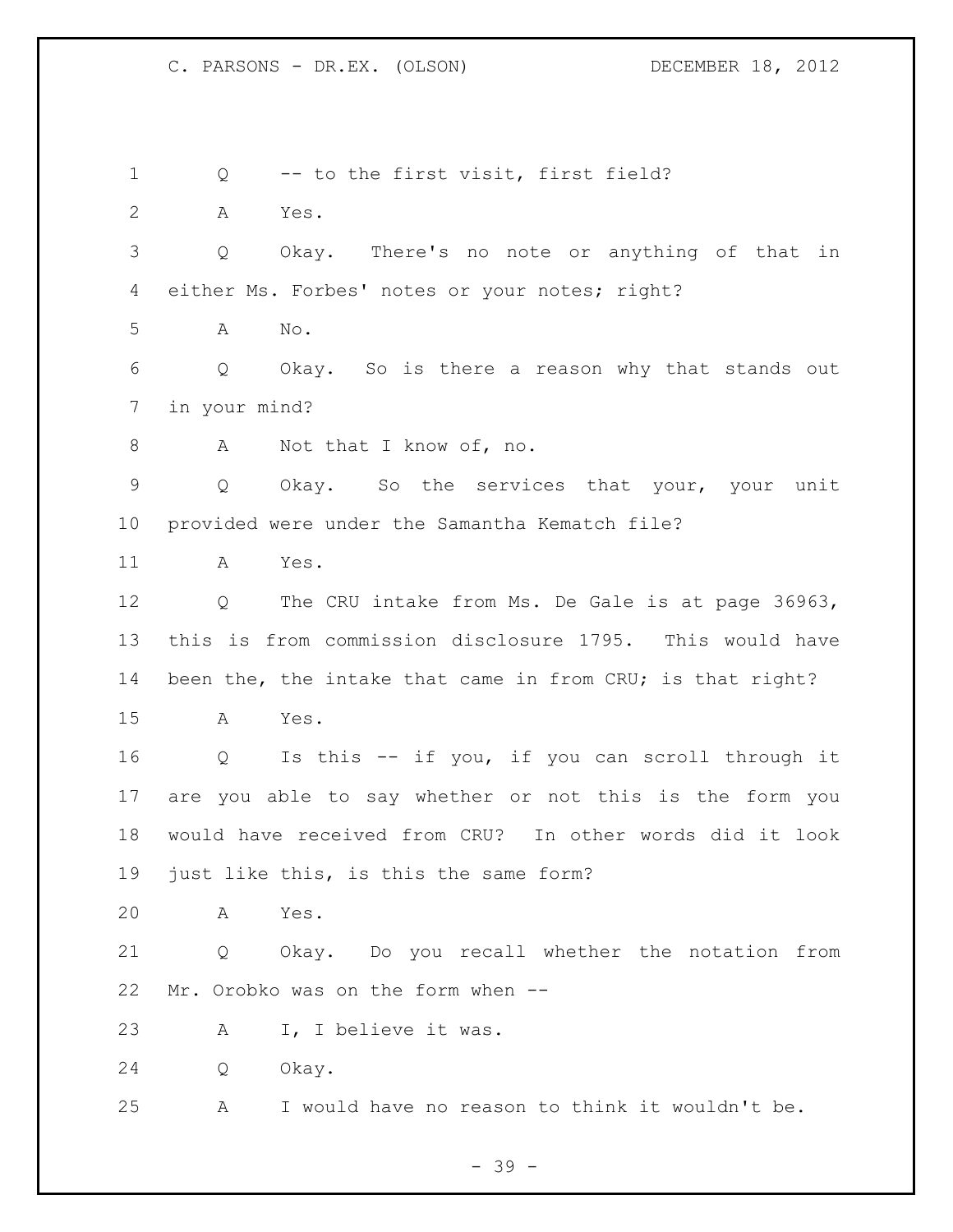Q -- to the first visit, first field?

A Yes.

Q Okay. There's no note or anything of that in either Ms. Forbes' notes or your notes; right?

A No.

Q Okay. So is there a reason why that stands out in your mind?

A Not that I know of, no.

Q Okay. So the services that your, your unit provided were under the Samantha Kematch file?

A Yes.

Q The CRU intake from Ms. De Gale is at page 36963, this is from commission disclosure 1795. This would have been the, the intake that came in from CRU; is that right?

A Yes.

Q Is this -- if you, if you can scroll through it are you able to say whether or not this is the form you would have received from CRU? In other words did it look just like this, is this the same form?

A Yes.

Q Okay. Do you recall whether the notation from Mr. Orobko was on the form when --

A I, I believe it was.

Q Okay.

A I would have no reason to think it wouldn't be.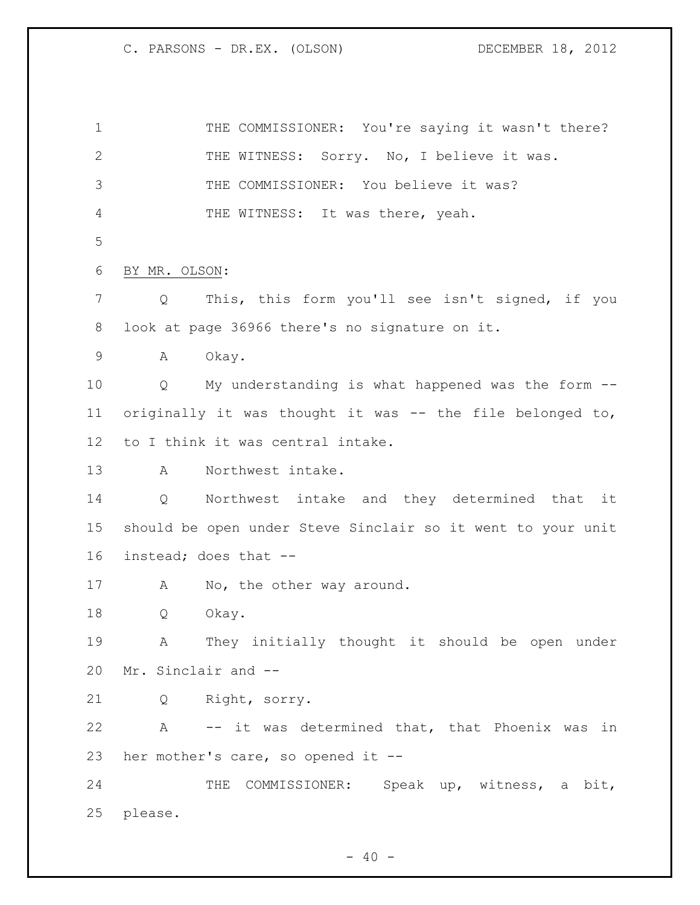THE COMMISSIONER: You're saying it wasn't there?

THE WITNESS: Sorry. No, I believe it was.

THE COMMISSIONER: You believe it was?

THE WITNESS: It was there, yeah.

BY MR. OLSON:

Q This, this form you'll see isn't signed, if you look at page 36966 there's no signature on it.

A Okay.

Q My understanding is what happened was the form -- originally it was thought it was -- the file belonged to, to I think it was central intake.

A Northwest intake.

Q Northwest intake and they determined that it should be open under Steve Sinclair so it went to your unit instead; does that --

A No, the other way around.

Q Okay.

A They initially thought it should be open under Mr. Sinclair and --

Q Right, sorry.

A -- it was determined that, that Phoenix was in her mother's care, so opened it --

THE COMMISSIONER: Speak up, witness, a bit, please.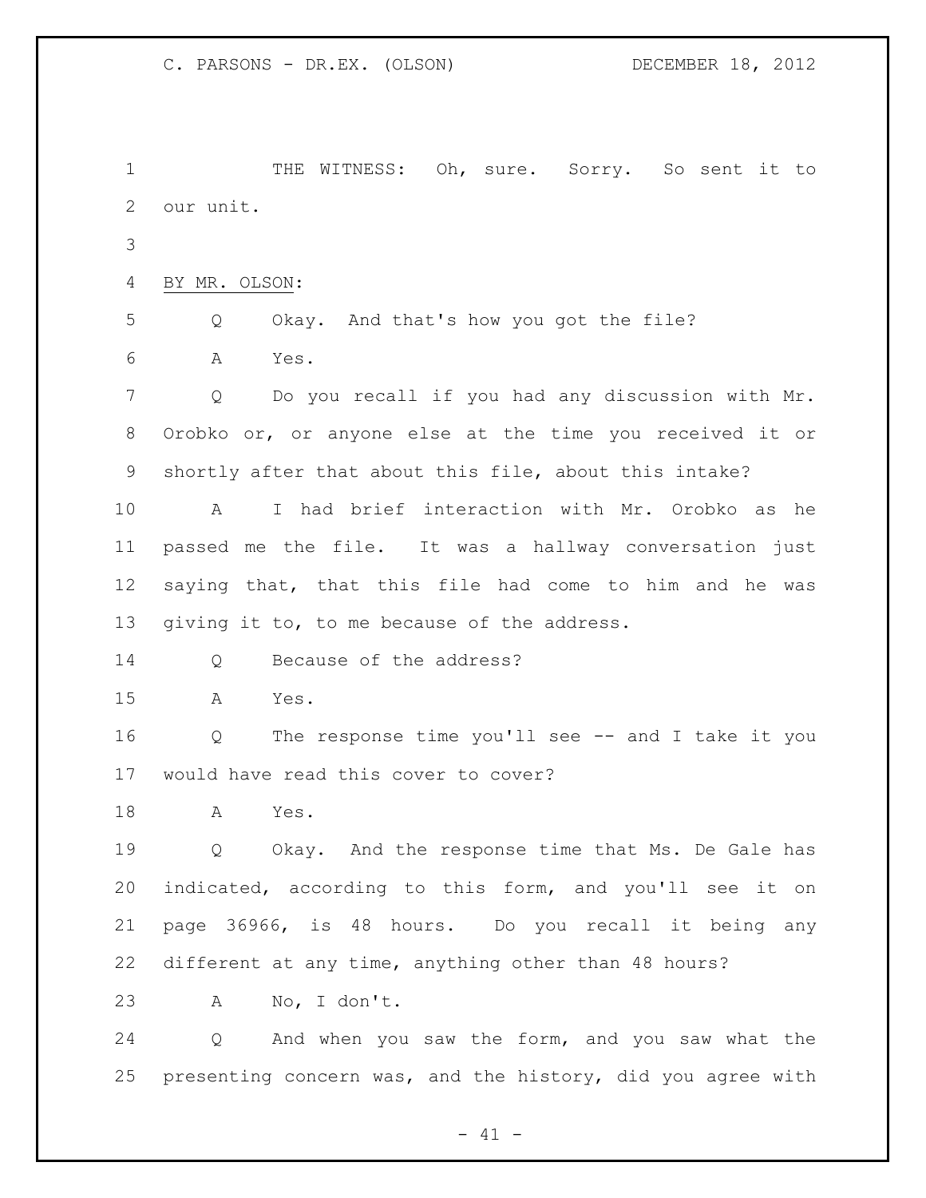THE WITNESS: Oh, sure. Sorry. So sent it to our unit.

BY MR. OLSON:

Q Okay. And that's how you got the file?

A Yes.

Q Do you recall if you had any discussion with Mr. Orobko or, or anyone else at the time you received it or shortly after that about this file, about this intake?

A I had brief interaction with Mr. Orobko as he passed me the file. It was a hallway conversation just saying that, that this file had come to him and he was giving it to, to me because of the address.

Q Because of the address?

A Yes.

Q The response time you'll see -- and I take it you would have read this cover to cover?

A Yes.

Q Okay. And the response time that Ms. De Gale has indicated, according to this form, and you'll see it on page 36966, is 48 hours. Do you recall it being any different at any time, anything other than 48 hours?

A No, I don't.

Q And when you saw the form, and you saw what the presenting concern was, and the history, did you agree with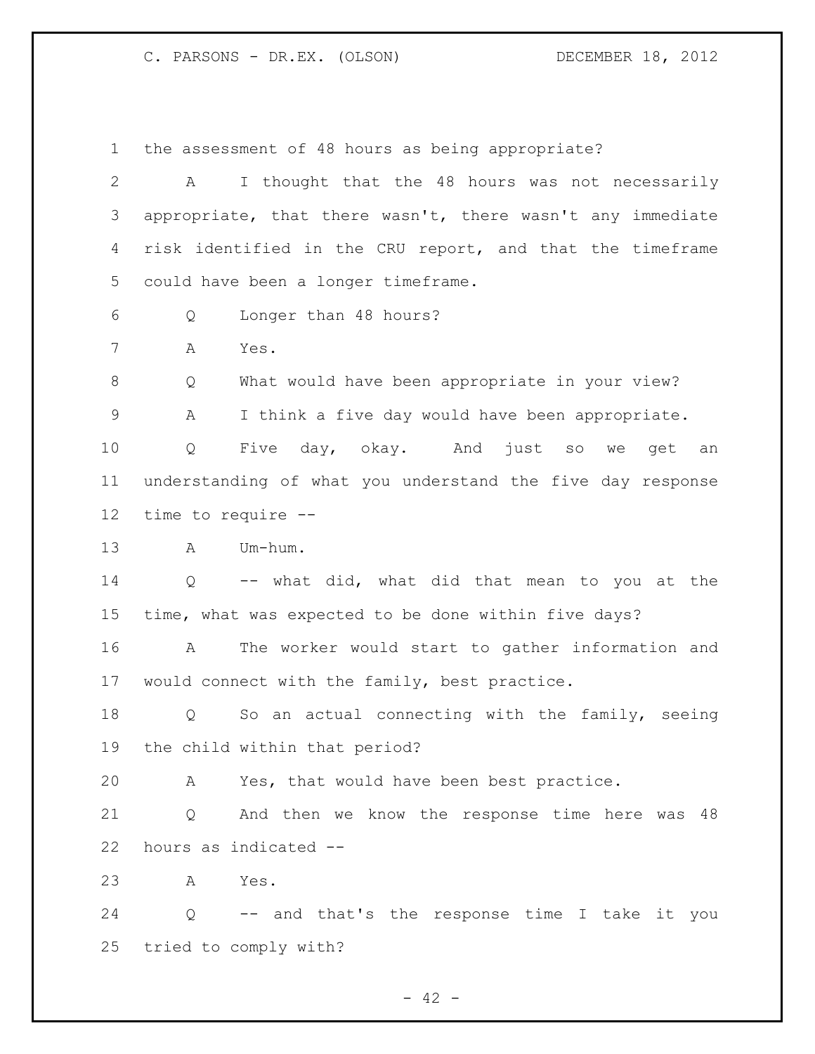the assessment of 48 hours as being appropriate?

A I thought that the 48 hours was not necessarily appropriate, that there wasn't, there wasn't any immediate risk identified in the CRU report, and that the timeframe could have been a longer timeframe.

Q Longer than 48 hours?

A Yes.

Q What would have been appropriate in your view?

A I think a five day would have been appropriate.

Q Five day, okay. And just so we get an understanding of what you understand the five day response time to require --

A Um-hum.

Q -- what did, what did that mean to you at the time, what was expected to be done within five days?

A The worker would start to gather information and would connect with the family, best practice.

Q So an actual connecting with the family, seeing the child within that period?

A Yes, that would have been best practice.

Q And then we know the response time here was 48 hours as indicated --

A Yes.

Q -- and that's the response time I take it you tried to comply with?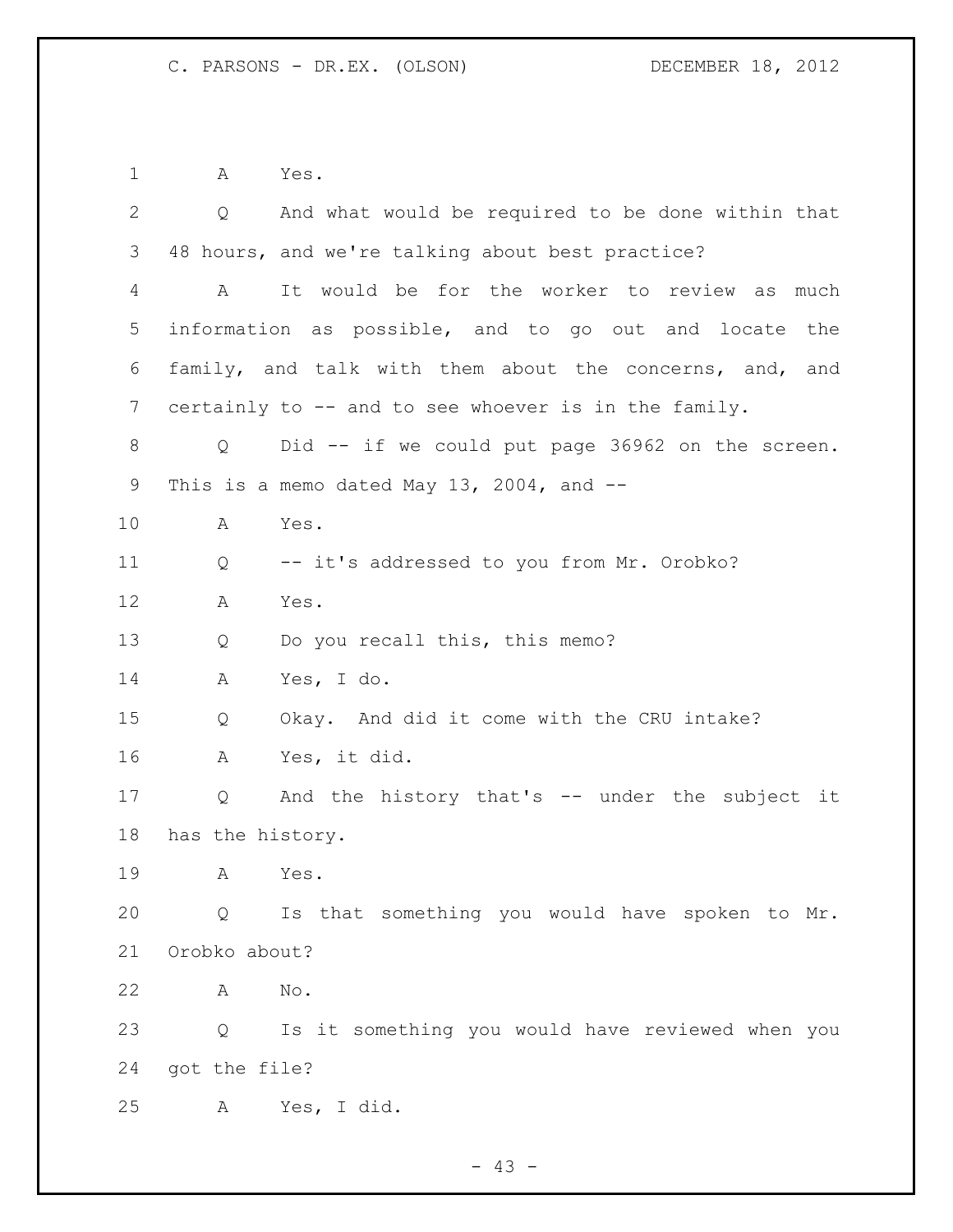A Yes.

Q And what would be required to be done within that 48 hours, and we're talking about best practice?

A It would be for the worker to review as much information as possible, and to go out and locate the family, and talk with them about the concerns, and, and certainly to -- and to see whoever is in the family.

Q Did -- if we could put page 36962 on the screen. This is a memo dated May 13, 2004, and --

A Yes.

Q -- it's addressed to you from Mr. Orobko?

A Yes.

Q Do you recall this, this memo?

A Yes, I do.

Q Okay. And did it come with the CRU intake?

A Yes, it did.

Q And the history that's -- under the subject it has the history.

A Yes.

Q Is that something you would have spoken to Mr. Orobko about?

A No.

Q Is it something you would have reviewed when you got the file?

A Yes, I did.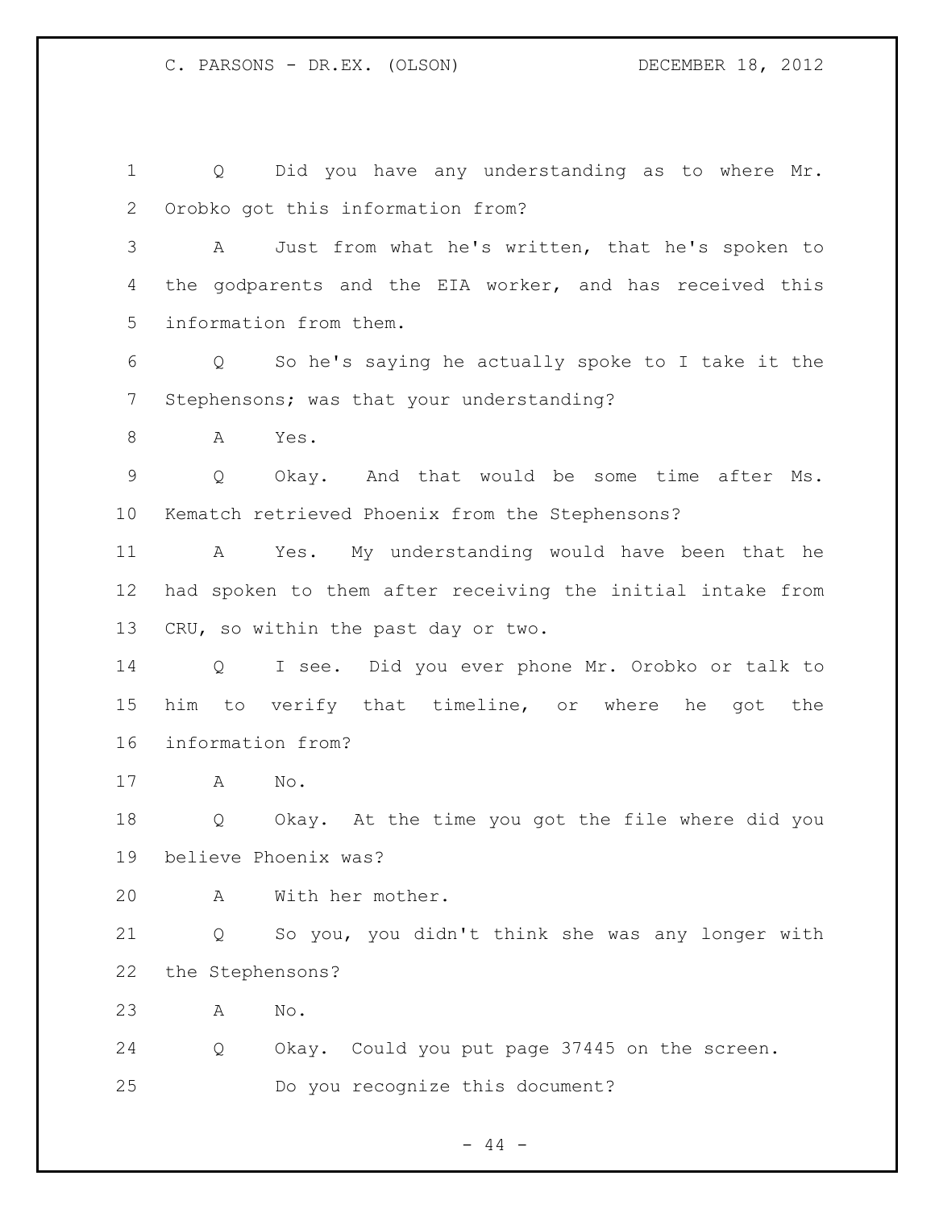Q Did you have any understanding as to where Mr. Orobko got this information from?

A Just from what he's written, that he's spoken to the godparents and the EIA worker, and has received this information from them.

Q So he's saying he actually spoke to I take it the Stephensons; was that your understanding?

A Yes.

Q Okay. And that would be some time after Ms. Kematch retrieved Phoenix from the Stephensons?

A Yes. My understanding would have been that he had spoken to them after receiving the initial intake from CRU, so within the past day or two.

Q I see. Did you ever phone Mr. Orobko or talk to him to verify that timeline, or where he got the information from?

A No.

Q Okay. At the time you got the file where did you believe Phoenix was?

A With her mother.

Q So you, you didn't think she was any longer with the Stephensons?

A No.

Q Okay. Could you put page 37445 on the screen.

Do you recognize this document?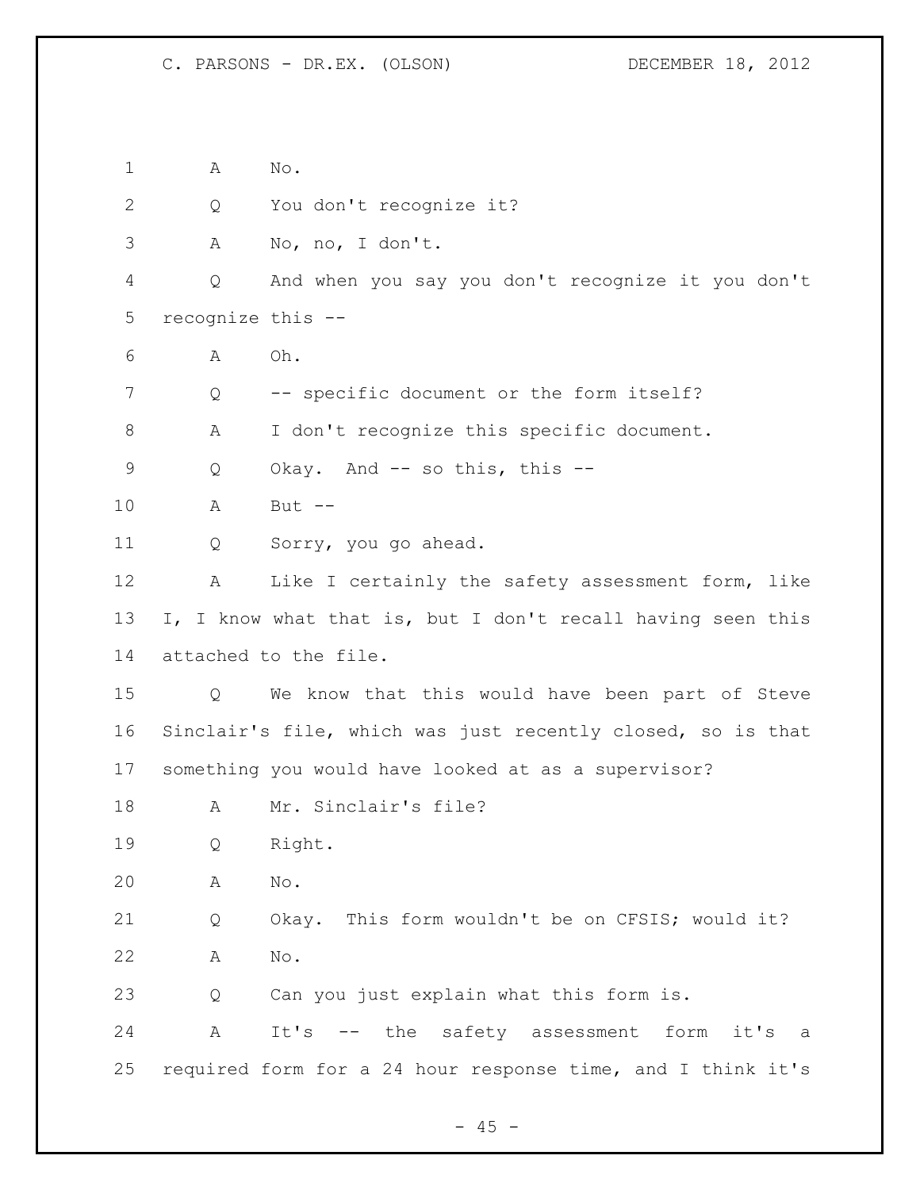1 A No.

2 Q You don't recognize it?

3 A No, no, I don't.

4 Q And when you say you don't recognize it you don't

5 recognize this --

6 A Oh.

7 Q -- specific document or the form itself?

8 A I don't recognize this specific document.

9 Q Okay. And -- so this, this --

10 A But --

11 Q Sorry, you go ahead.

12 A Like I certainly the safety assessment form, like

13 I, I know what that is, but I don't recall having seen this

14 attached to the file.

15 Q We know that this would have been part of Steve

16 Sinclair's file, which was just recently closed, so is that

17 something you would have looked at as a supervisor?

18 A Mr. Sinclair's file?

19 Q Right.

20 A No.

21 Q Okay. This form wouldn't be on CFSIS; would it?

22 A No.

23 Q Can you just explain what this form is.

24 A It's -- the safety assessment form it's a

25 required form for a 24 hour response time, and I think it's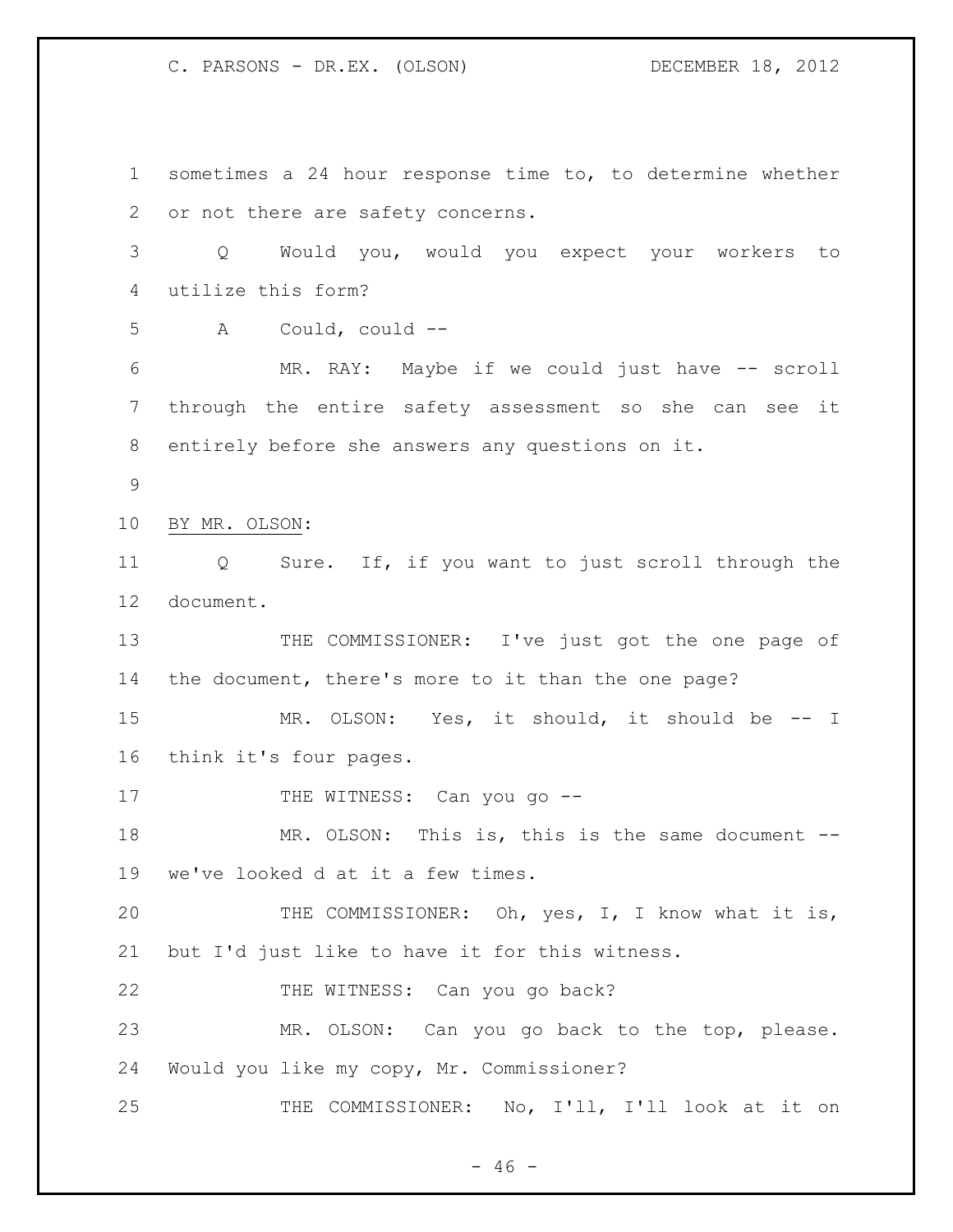sometimes a 24 hour response time to, to determine whether or not there are safety concerns.

Q Would you, would you expect your workers to utilize this form?

A Could, could --

MR. RAY: Maybe if we could just have -- scroll through the entire safety assessment so she can see it entirely before she answers any questions on it.

BY MR. OLSON:

Q Sure. If, if you want to just scroll through the document.

THE COMMISSIONER: I've just got the one page of the document, there's more to it than the one page?

MR. OLSON: Yes, it should, it should be -- I think it's four pages.

THE WITNESS: Can you go --

MR. OLSON: This is, this is the same document -- we've looked d at it a few times.

THE COMMISSIONER: Oh, yes, I, I know what it is, but I'd just like to have it for this witness.

THE WITNESS: Can you go back?

MR. OLSON: Can you go back to the top, please. Would you like my copy, Mr. Commissioner?

THE COMMISSIONER: No, I'll, I'll look at it on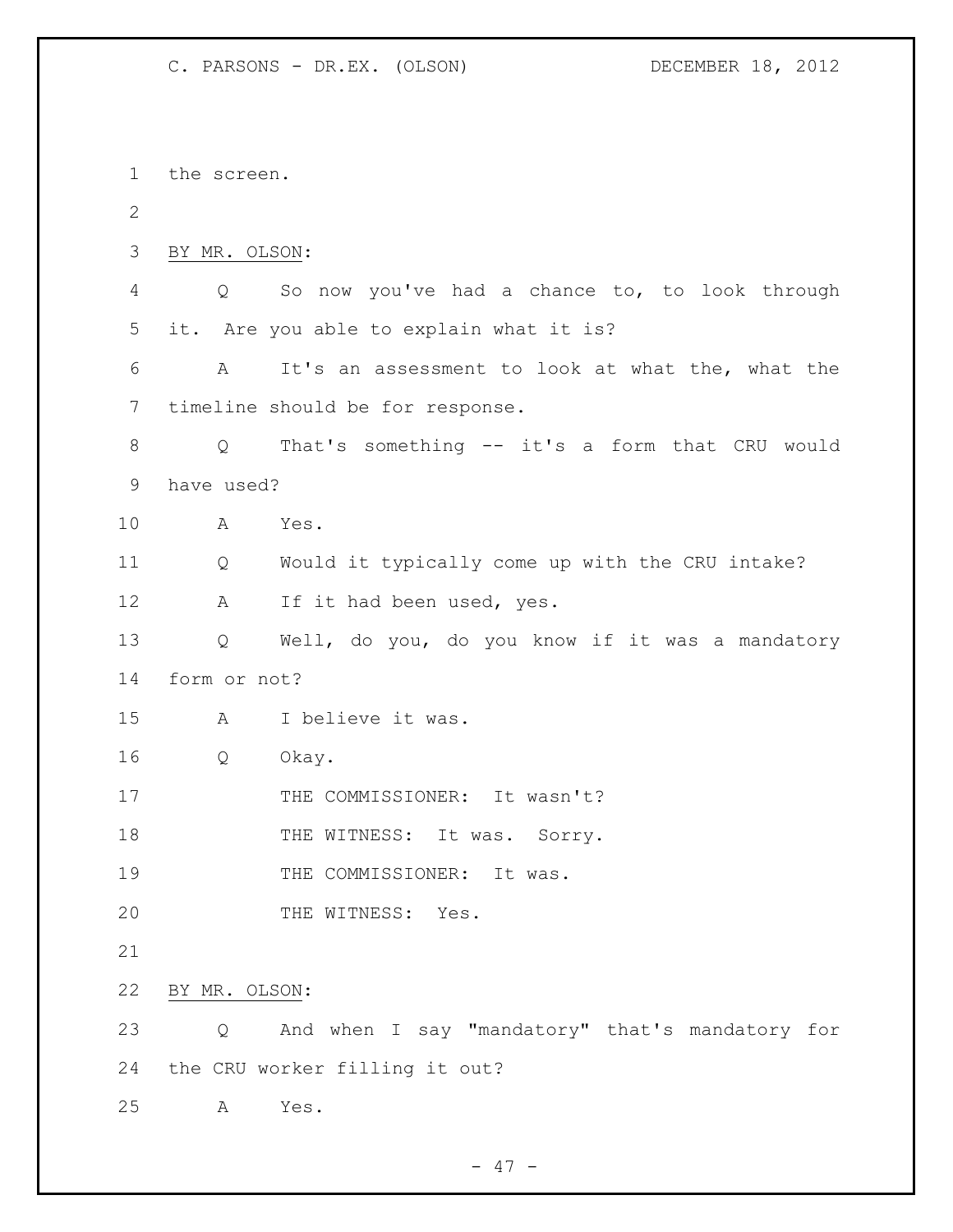the screen.

BY MR. OLSON:

Q So now you've had a chance to, to look through it. Are you able to explain what it is?

A It's an assessment to look at what the, what the timeline should be for response.

Q That's something -- it's a form that CRU would have used?

A Yes.

Q Would it typically come up with the CRU intake?

A If it had been used, yes.

Q Well, do you, do you know if it was a mandatory form or not?

A I believe it was.

Q Okay.

THE COMMISSIONER: It wasn't?

THE WITNESS: It was. Sorry.

THE COMMISSIONER: It was.

THE WITNESS: Yes.

BY MR. OLSON:

Q And when I say "mandatory" that's mandatory for the CRU worker filling it out?

A Yes.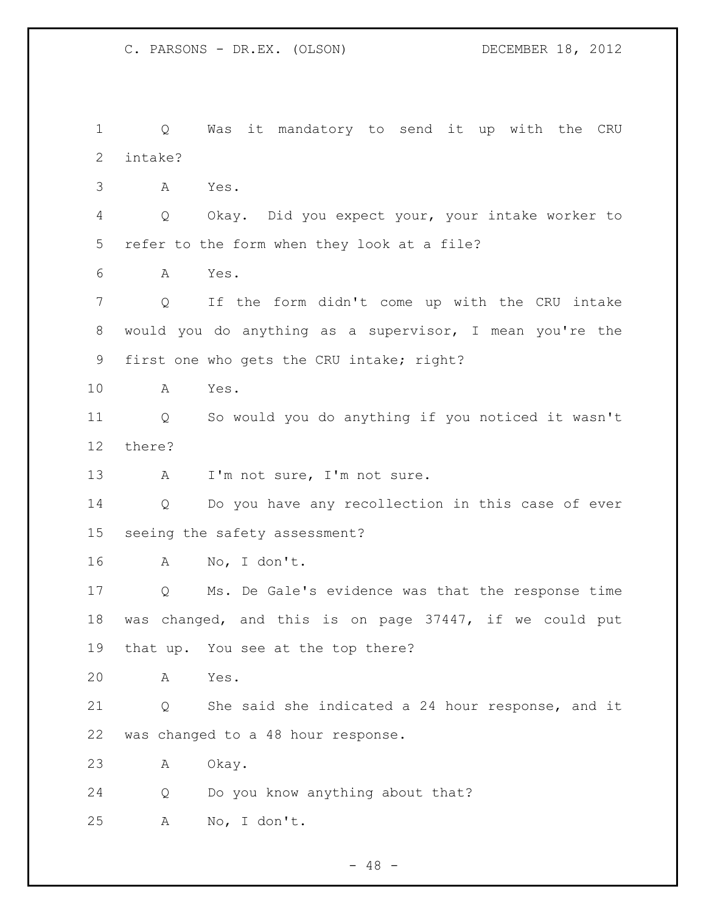Q Was it mandatory to send it up with the CRU intake?

A Yes.

Q Okay. Did you expect your, your intake worker to refer to the form when they look at a file?

A Yes.

Q If the form didn't come up with the CRU intake would you do anything as a supervisor, I mean you're the first one who gets the CRU intake; right?

A Yes.

Q So would you do anything if you noticed it wasn't there?

A I'm not sure, I'm not sure.

Q Do you have any recollection in this case of ever seeing the safety assessment?

A No, I don't.

Q Ms. De Gale's evidence was that the response time was changed, and this is on page 37447, if we could put that up. You see at the top there?

A Yes.

Q She said she indicated a 24 hour response, and it was changed to a 48 hour response.

A Okay.

Q Do you know anything about that?

A No, I don't.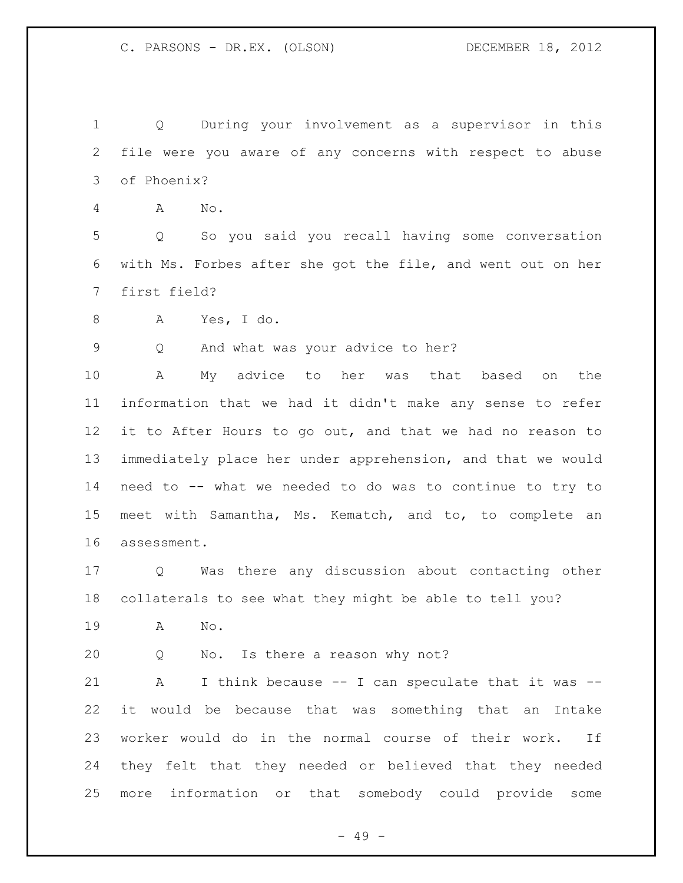1 Q During your involvement as a supervisor in this
2 file were you aware of any concerns with respect to abuse
3 of Phoenix?

4 A No.

5 Q So you said you recall having some conversation
6 with Ms. Forbes after she got the file, and went out on her
7 first field?

8 A Yes, I do.

9 Q And what was your advice to her?

10 A My advice to her was that based on the
11 information that we had it didn't make any sense to refer
12 it to After Hours to go out, and that we had no reason to
13 immediately place her under apprehension, and that we would
14 need to -- what we needed to do was to continue to try to
15 meet with Samantha, Ms. Kematch, and to, to complete an
16 assessment.

17 Q Was there any discussion about contacting other
18 collaterals to see what they might be able to tell you?

19 A No.

20 Q No. Is there a reason why not?

21 A I think because -- I can speculate that it was --
22 it would be because that was something that an Intake
23 worker would do in the normal course of their work. If
24 they felt that they needed or believed that they needed
25 more information or that somebody could provide some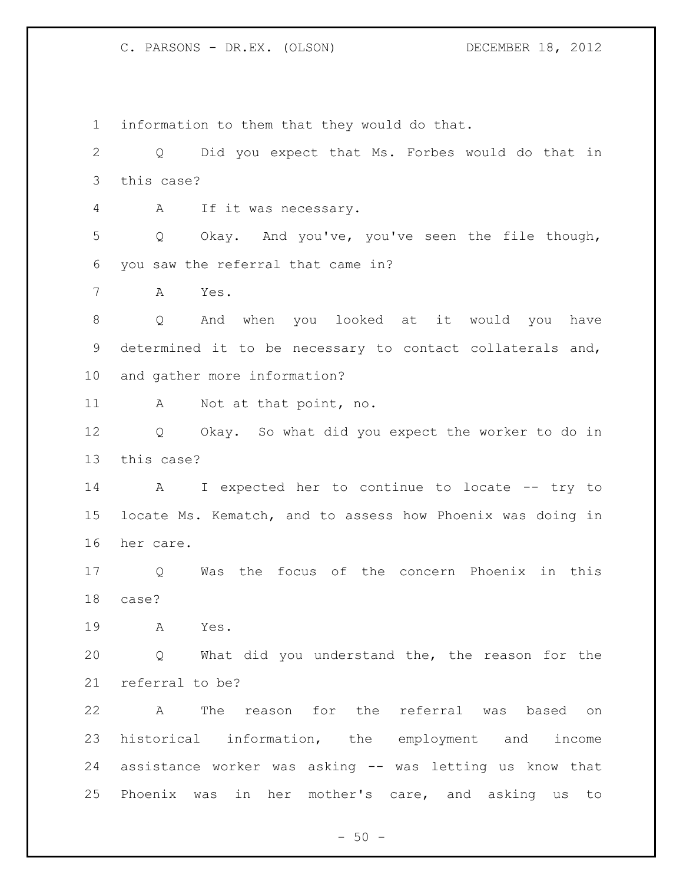information to them that they would do that.

Q Did you expect that Ms. Forbes would do that in this case?

A If it was necessary.

Q Okay. And you've, you've seen the file though, you saw the referral that came in?

A Yes.

Q And when you looked at it would you have determined it to be necessary to contact collaterals and, and gather more information?

A Not at that point, no.

Q Okay. So what did you expect the worker to do in this case?

A I expected her to continue to locate -- try to locate Ms. Kematch, and to assess how Phoenix was doing in her care.

Q Was the focus of the concern Phoenix in this case?

A Yes.

Q What did you understand the, the reason for the referral to be?

A The reason for the referral was based on historical information, the employment and income assistance worker was asking -- was letting us know that Phoenix was in her mother's care, and asking us to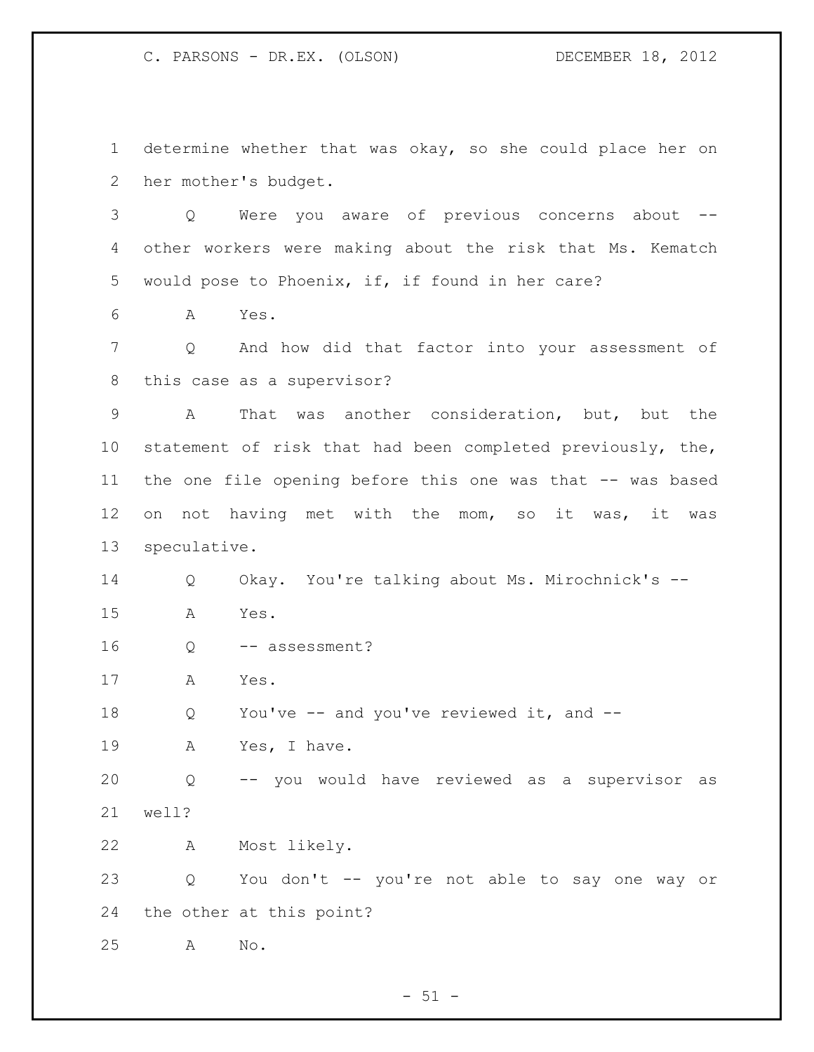determine whether that was okay, so she could place her on her mother's budget.

Q Were you aware of previous concerns about -- other workers were making about the risk that Ms. Kematch would pose to Phoenix, if, if found in her care?

A Yes.

Q And how did that factor into your assessment of this case as a supervisor?

A That was another consideration, but, but the statement of risk that had been completed previously, the, the one file opening before this one was that -- was based on not having met with the mom, so it was, it was speculative.

Q Okay. You're talking about Ms. Mirochnick's --

A Yes.

Q -- assessment?

A Yes.

Q You've -- and you've reviewed it, and --

A Yes, I have.

Q -- you would have reviewed as a supervisor as well?

A Most likely.

Q You don't -- you're not able to say one way or the other at this point?

A No.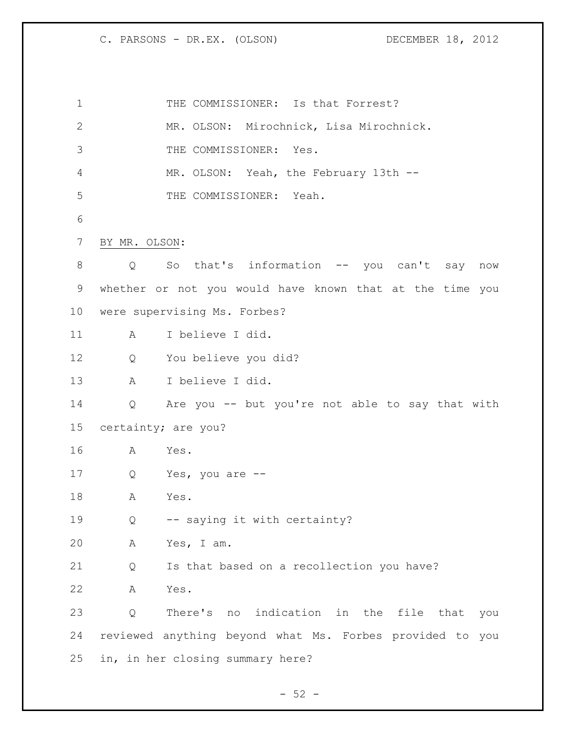THE COMMISSIONER: Is that Forrest?

MR. OLSON: Mirochnick, Lisa Mirochnick.

THE COMMISSIONER: Yes.

MR. OLSON: Yeah, the February 13th --

THE COMMISSIONER: Yeah.

BY MR. OLSON:

Q So that's information -- you can't say now whether or not you would have known that at the time you were supervising Ms. Forbes?

A I believe I did.

Q You believe you did?

A I believe I did.

Q Are you -- but you're not able to say that with certainty; are you?

A Yes.

Q Yes, you are --

A Yes.

Q -- saying it with certainty?

A Yes, I am.

Q Is that based on a recollection you have?

A Yes.

Q There's no indication in the file that you reviewed anything beyond what Ms. Forbes provided to you in, in her closing summary here?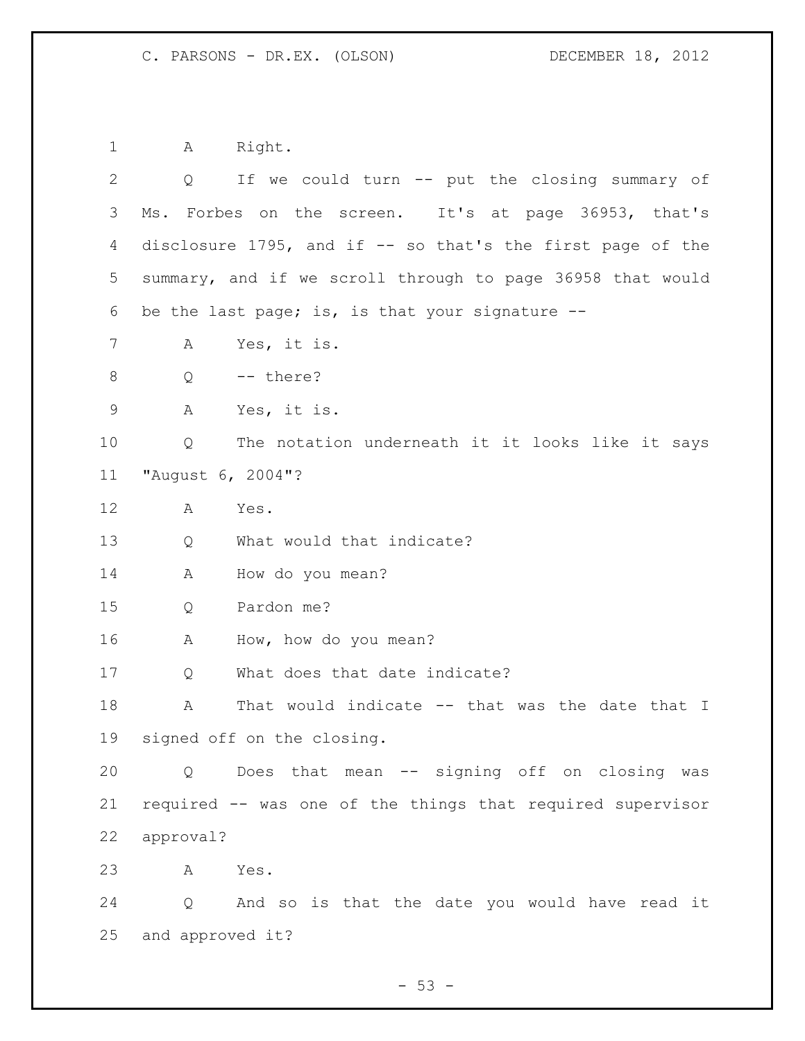A Right.

Q If we could turn -- put the closing summary of Ms. Forbes on the screen. It's at page 36953, that's disclosure 1795, and if -- so that's the first page of the summary, and if we scroll through to page 36958 that would be the last page; is, is that your signature --

A Yes, it is.

Q -- there?

A Yes, it is.

Q The notation underneath it it looks like it says "August 6, 2004"?

A Yes.

Q What would that indicate?

A How do you mean?

Q Pardon me?

A How, how do you mean?

Q What does that date indicate?

A That would indicate -- that was the date that I signed off on the closing.

Q Does that mean -- signing off on closing was required -- was one of the things that required supervisor approval?

A Yes.

Q And so is that the date you would have read it and approved it?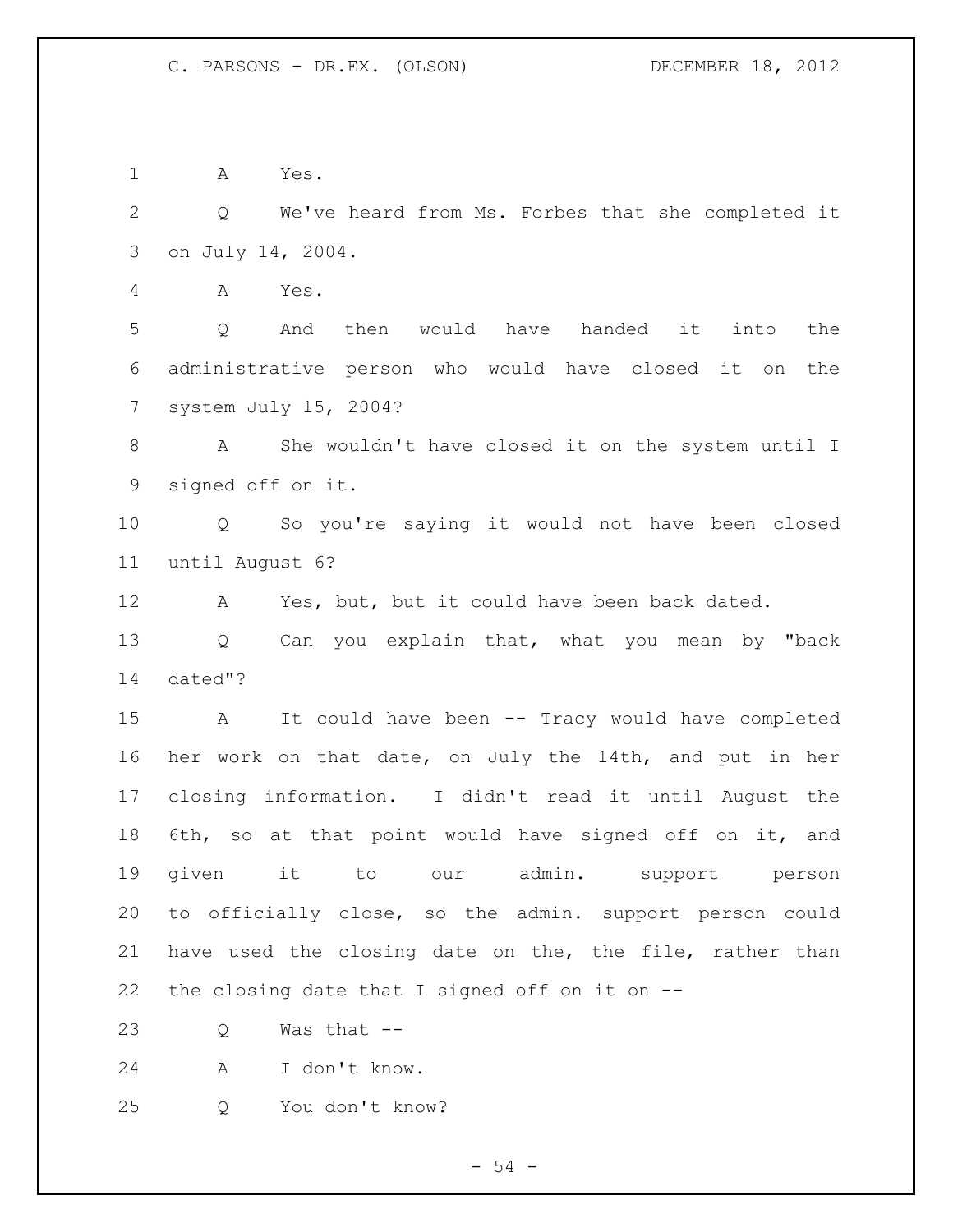A Yes.

Q We've heard from Ms. Forbes that she completed it on July 14, 2004.

A Yes.

Q And then would have handed it into the administrative person who would have closed it on the system July 15, 2004?

A She wouldn't have closed it on the system until I signed off on it.

Q So you're saying it would not have been closed until August 6?

A Yes, but, but it could have been back dated.

Q Can you explain that, what you mean by "back dated"?

A It could have been -- Tracy would have completed her work on that date, on July the 14th, and put in her closing information. I didn't read it until August the 6th, so at that point would have signed off on it, and given it to our admin. support person to officially close, so the admin. support person could have used the closing date on the, the file, rather than the closing date that I signed off on it on --

Q Was that --

A I don't know.

Q You don't know?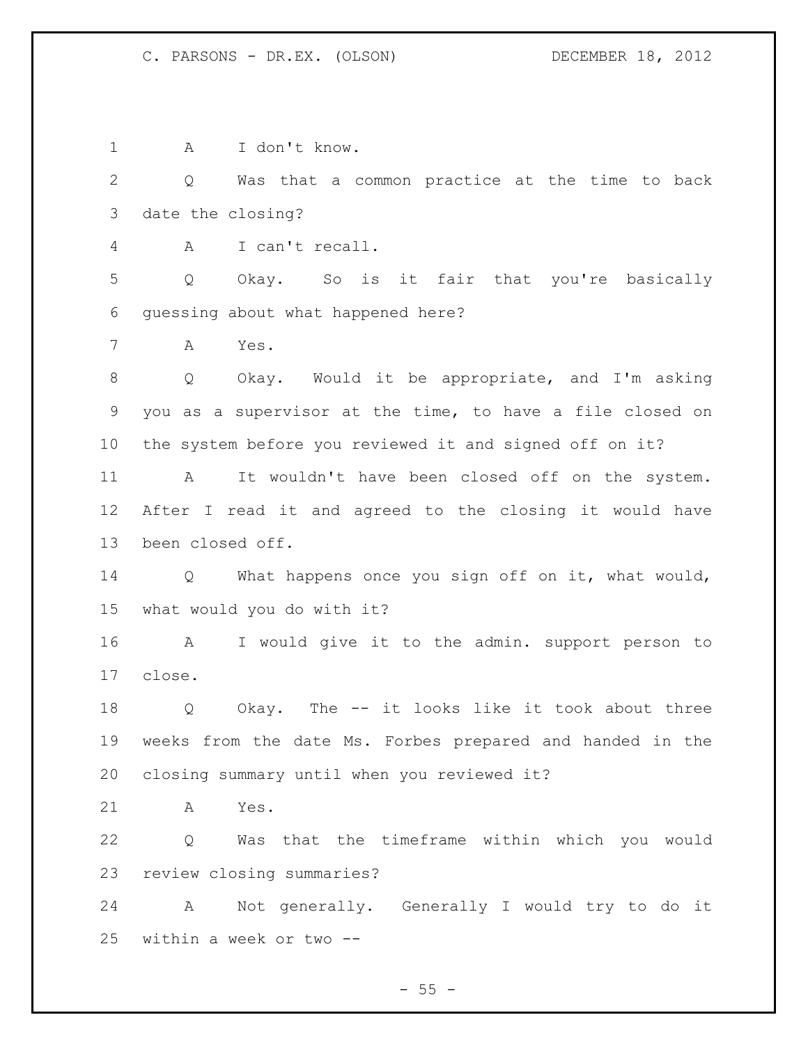A I don't know.

Q Was that a common practice at the time to back date the closing?

A I can't recall.

Q Okay. So is it fair that you're basically guessing about what happened here?

A Yes.

Q Okay. Would it be appropriate, and I'm asking you as a supervisor at the time, to have a file closed on the system before you reviewed it and signed off on it?

A It wouldn't have been closed off on the system. After I read it and agreed to the closing it would have been closed off.

Q What happens once you sign off on it, what would, what would you do with it?

A I would give it to the admin. support person to close.

Q Okay. The -- it looks like it took about three weeks from the date Ms. Forbes prepared and handed in the closing summary until when you reviewed it?

A Yes.

Q Was that the timeframe within which you would review closing summaries?

A Not generally. Generally I would try to do it within a week or two --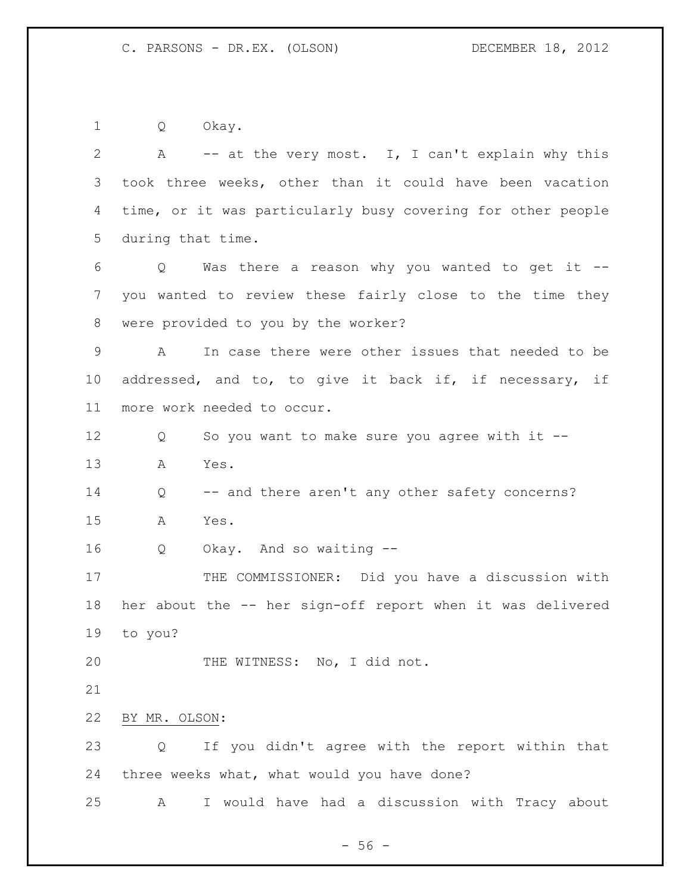Q Okay.

A -- at the very most. I, I can't explain why this took three weeks, other than it could have been vacation time, or it was particularly busy covering for other people during that time.

Q Was there a reason why you wanted to get it -- you wanted to review these fairly close to the time they were provided to you by the worker?

A In case there were other issues that needed to be addressed, and to, to give it back if, if necessary, if more work needed to occur.

Q So you want to make sure you agree with it --

A Yes.

Q -- and there aren't any other safety concerns?

A Yes.

Q Okay. And so waiting --

THE COMMISSIONER: Did you have a discussion with her about the -- her sign-off report when it was delivered to you?

THE WITNESS: No, I did not.

BY MR. OLSON:

Q If you didn't agree with the report within that three weeks what, what would you have done?

A I would have had a discussion with Tracy about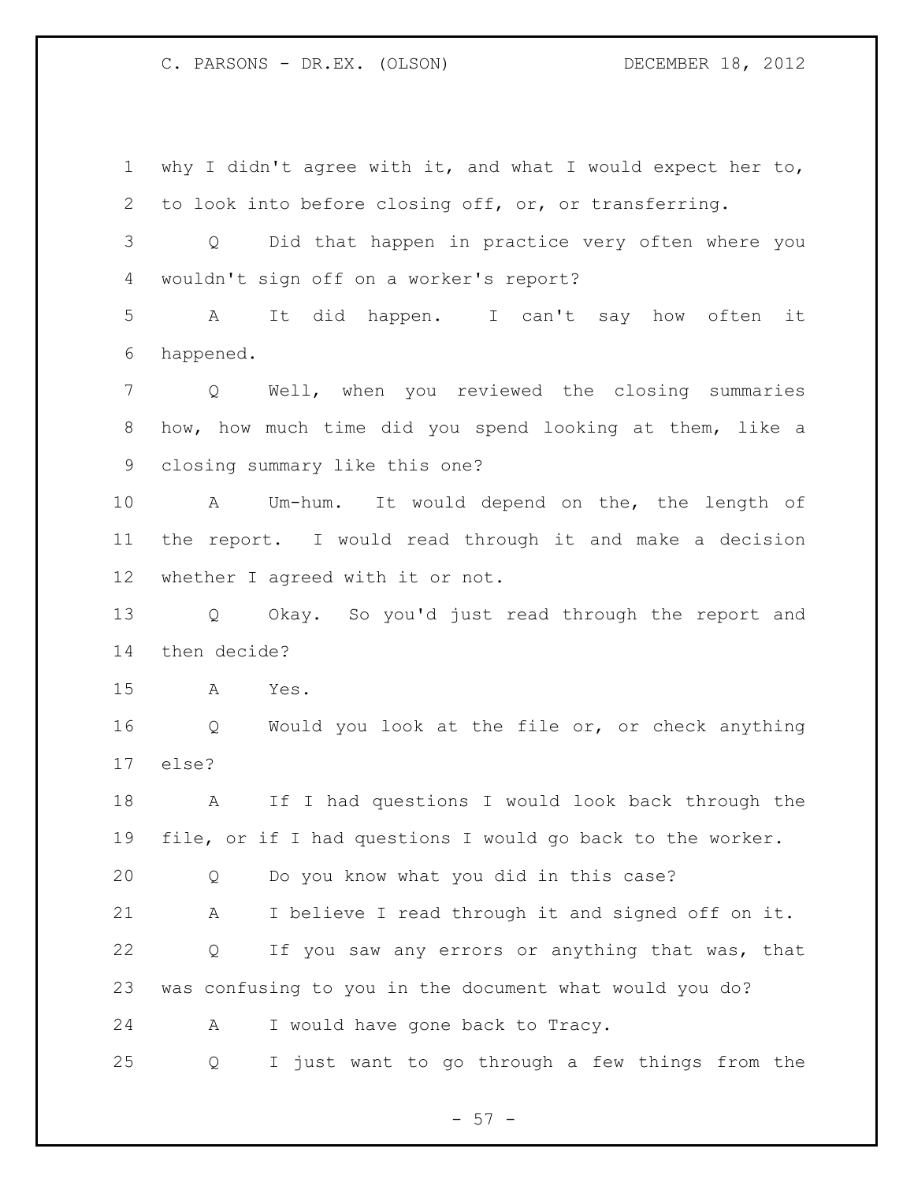why I didn't agree with it, and what I would expect her to, to look into before closing off, or, or transferring.

Q Did that happen in practice very often where you wouldn't sign off on a worker's report?

A It did happen. I can't say how often it happened.

Q Well, when you reviewed the closing summaries how, how much time did you spend looking at them, like a closing summary like this one?

A Um-hum. It would depend on the, the length of the report. I would read through it and make a decision whether I agreed with it or not.

Q Okay. So you'd just read through the report and then decide?

A Yes.

Q Would you look at the file or, or check anything else?

A If I had questions I would look back through the file, or if I had questions I would go back to the worker.

Q Do you know what you did in this case?

A I believe I read through it and signed off on it.

Q If you saw any errors or anything that was, that was confusing to you in the document what would you do?

A I would have gone back to Tracy.

Q I just want to go through a few things from the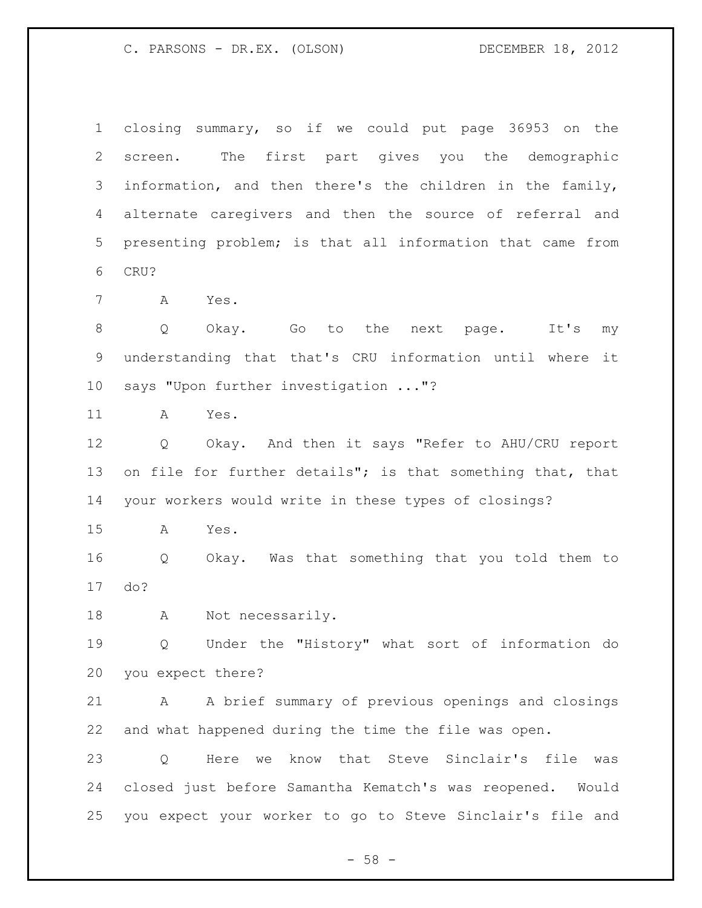closing summary, so if we could put page 36953 on the screen. The first part gives you the demographic information, and then there's the children in the family, alternate caregivers and then the source of referral and presenting problem; is that all information that came from CRU?

A Yes.

Q Okay. Go to the next page. It's my understanding that that's CRU information until where it says "Upon further investigation ..."?

A Yes.

Q Okay. And then it says "Refer to AHU/CRU report on file for further details"; is that something that, that your workers would write in these types of closings?

A Yes.

Q Okay. Was that something that you told them to do?

A Not necessarily.

Q Under the "History" what sort of information do you expect there?

A A brief summary of previous openings and closings and what happened during the time the file was open.

Q Here we know that Steve Sinclair's file was closed just before Samantha Kematch's was reopened. Would you expect your worker to go to Steve Sinclair's file and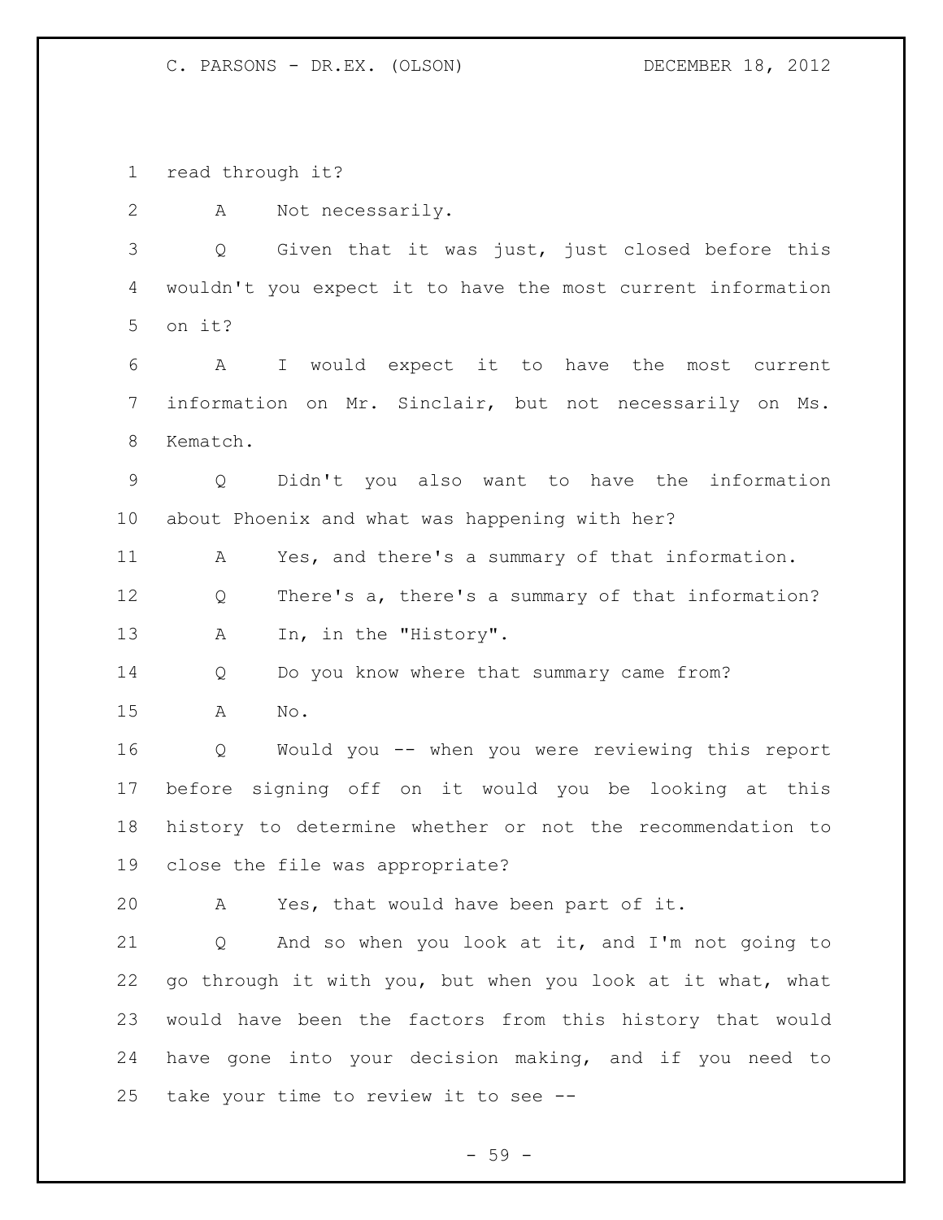read through it?

A Not necessarily.

Q Given that it was just, just closed before this wouldn't you expect it to have the most current information on it?

A I would expect it to have the most current information on Mr. Sinclair, but not necessarily on Ms. Kematch.

Q Didn't you also want to have the information about Phoenix and what was happening with her?

A Yes, and there's a summary of that information.

Q There's a, there's a summary of that information?

A In, in the "History".

Q Do you know where that summary came from?

A No.

Q Would you -- when you were reviewing this report before signing off on it would you be looking at this history to determine whether or not the recommendation to close the file was appropriate?

A Yes, that would have been part of it.

Q And so when you look at it, and I'm not going to go through it with you, but when you look at it what, what would have been the factors from this history that would have gone into your decision making, and if you need to take your time to review it to see --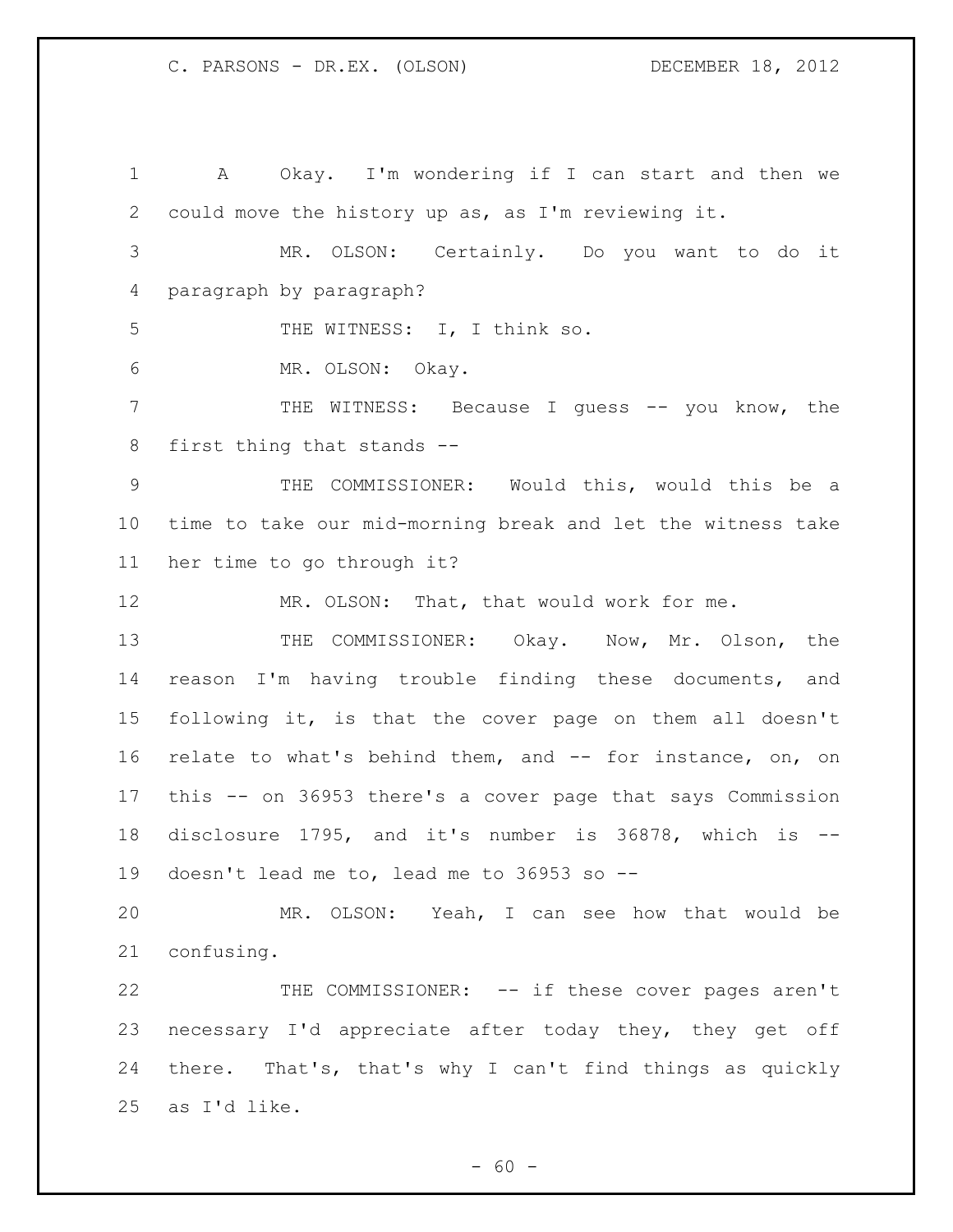1 A Okay. I'm wondering if I can start and then we
2 could move the history up as, as I'm reviewing it.
3 MR. OLSON: Certainly. Do you want to do it
4 paragraph by paragraph?
5 THE WITNESS: I, I think so.
6 MR. OLSON: Okay.
7 THE WITNESS: Because I guess -- you know, the
8 first thing that stands --
9 THE COMMISSIONER: Would this, would this be a
10 time to take our mid-morning break and let the witness take
11 her time to go through it?
12 MR. OLSON: That, that would work for me.
13 THE COMMISSIONER: Okay. Now, Mr. Olson, the
14 reason I'm having trouble finding these documents, and
15 following it, is that the cover page on them all doesn't
16 relate to what's behind them, and -- for instance, on, on
17 this -- on 36953 there's a cover page that says Commission
18 disclosure 1795, and it's number is 36878, which is --
19 doesn't lead me to, lead me to 36953 so --
20 MR. OLSON: Yeah, I can see how that would be
21 confusing.
22 THE COMMISSIONER: -- if these cover pages aren't
23 necessary I'd appreciate after today they, they get off
24 there. That's, that's why I can't find things as quickly
25 as I'd like.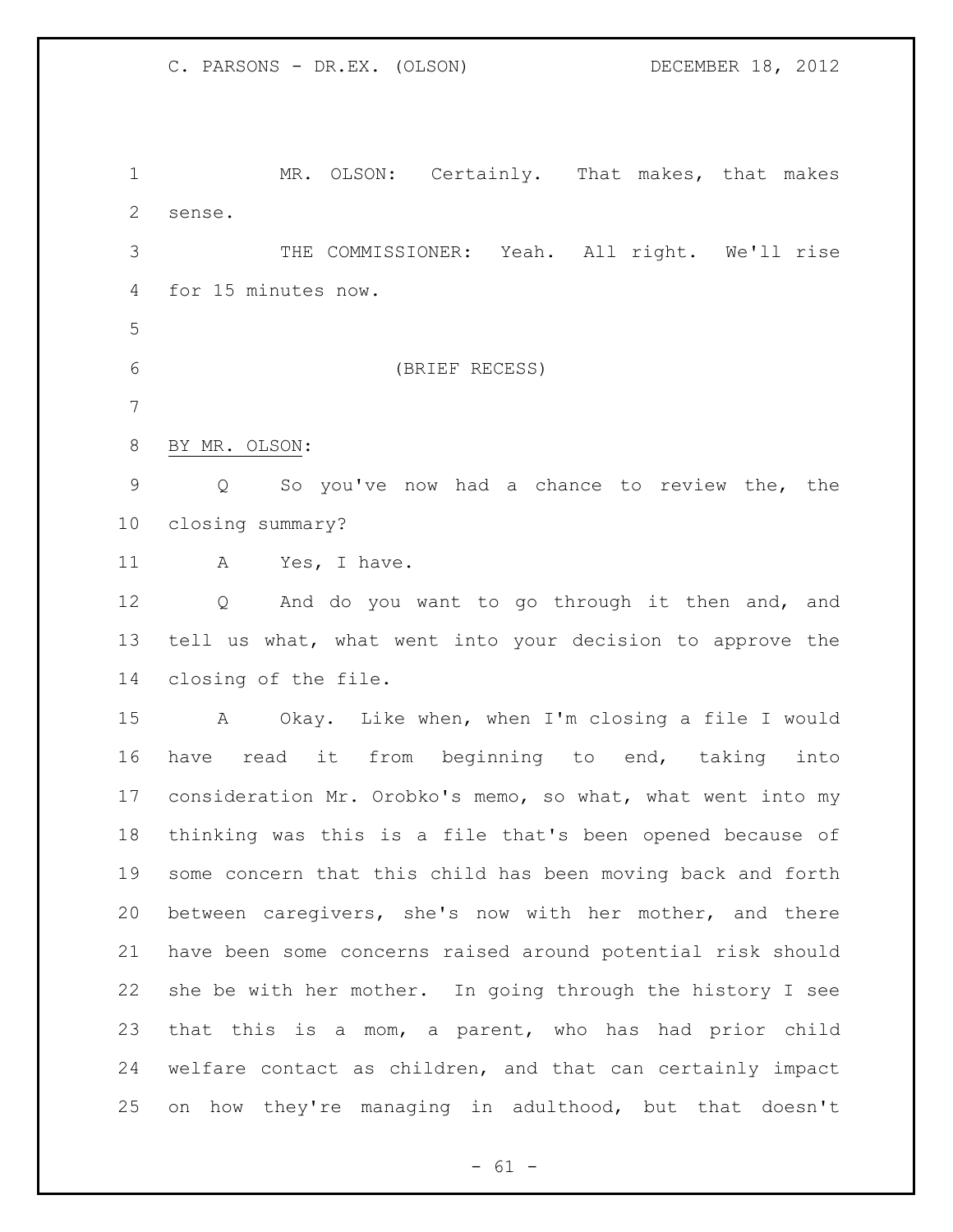MR. OLSON: Certainly. That makes, that makes sense.

THE COMMISSIONER: Yeah. All right. We'll rise for 15 minutes now.

(BRIEF RECESS)

BY MR. OLSON:

Q So you've now had a chance to review the, the closing summary?

A Yes, I have.

Q And do you want to go through it then and, and tell us what, what went into your decision to approve the closing of the file.

A Okay. Like when, when I'm closing a file I would have read it from beginning to end, taking into consideration Mr. Orobko's memo, so what, what went into my thinking was this is a file that's been opened because of some concern that this child has been moving back and forth between caregivers, she's now with her mother, and there have been some concerns raised around potential risk should she be with her mother. In going through the history I see that this is a mom, a parent, who has had prior child welfare contact as children, and that can certainly impact on how they're managing in adulthood, but that doesn't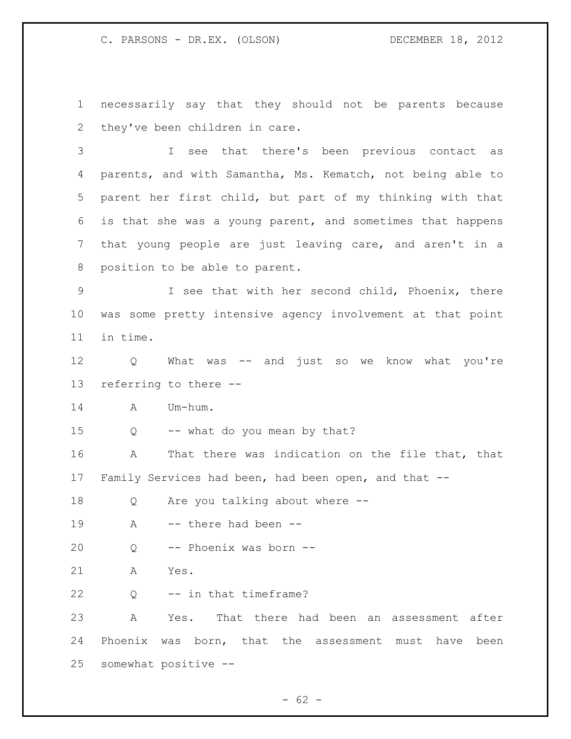necessarily say that they should not be parents because they've been children in care.

I see that there's been previous contact as parents, and with Samantha, Ms. Kematch, not being able to parent her first child, but part of my thinking with that is that she was a young parent, and sometimes that happens that young people are just leaving care, and aren't in a position to be able to parent.

I see that with her second child, Phoenix, there was some pretty intensive agency involvement at that point in time.

Q What was -- and just so we know what you're referring to there --

A Um-hum.

Q -- what do you mean by that?

A That there was indication on the file that, that Family Services had been, had been open, and that --

Q Are you talking about where --

A -- there had been --

Q -- Phoenix was born --

A Yes.

Q -- in that timeframe?

A Yes. That there had been an assessment after Phoenix was born, that the assessment must have been somewhat positive --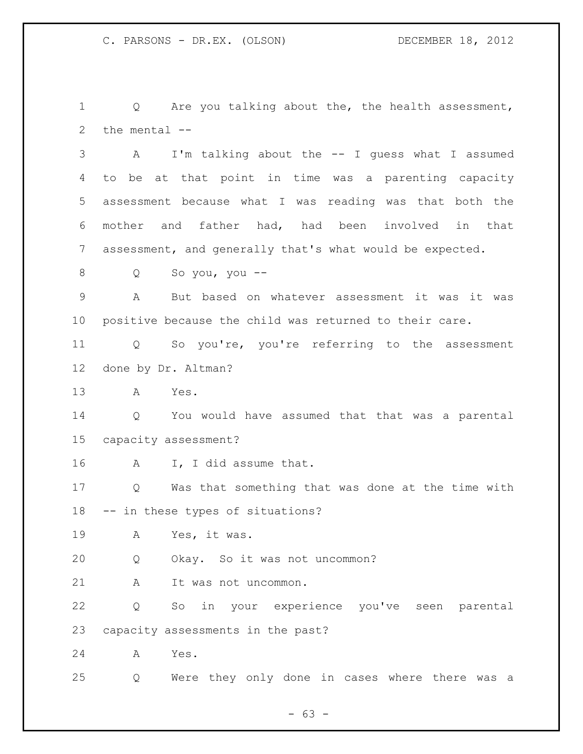Q Are you talking about the, the health assessment, the mental --

A I'm talking about the -- I guess what I assumed to be at that point in time was a parenting capacity assessment because what I was reading was that both the mother and father had, had been involved in that assessment, and generally that's what would be expected.

Q So you, you --

A But based on whatever assessment it was it was positive because the child was returned to their care.

Q So you're, you're referring to the assessment done by Dr. Altman?

A Yes.

Q You would have assumed that that was a parental capacity assessment?

A I, I did assume that.

Q Was that something that was done at the time with -- in these types of situations?

A Yes, it was.

Q Okay. So it was not uncommon?

A It was not uncommon.

Q So in your experience you've seen parental capacity assessments in the past?

A Yes.

Q Were they only done in cases where there was a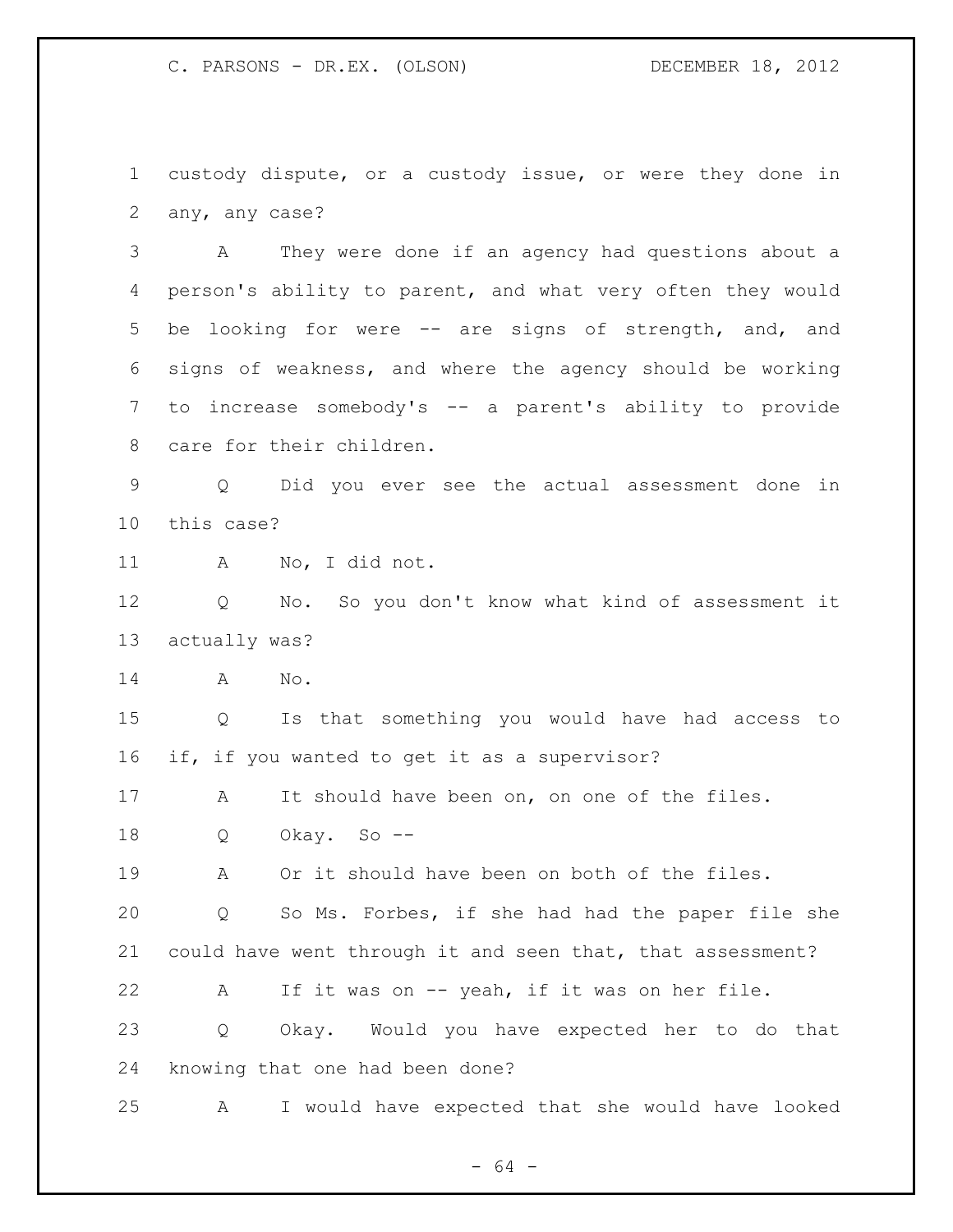custody dispute, or a custody issue, or were they done in any, any case?

A They were done if an agency had questions about a person's ability to parent, and what very often they would be looking for were -- are signs of strength, and, and signs of weakness, and where the agency should be working to increase somebody's -- a parent's ability to provide care for their children.

Q Did you ever see the actual assessment done in this case?

A No, I did not.

Q No. So you don't know what kind of assessment it actually was?

A No.

Q Is that something you would have had access to if, if you wanted to get it as a supervisor?

A It should have been on, on one of the files.

Q Okay. So --

A Or it should have been on both of the files.

Q So Ms. Forbes, if she had had the paper file she could have went through it and seen that, that assessment?

A If it was on -- yeah, if it was on her file.

Q Okay. Would you have expected her to do that knowing that one had been done?

A I would have expected that she would have looked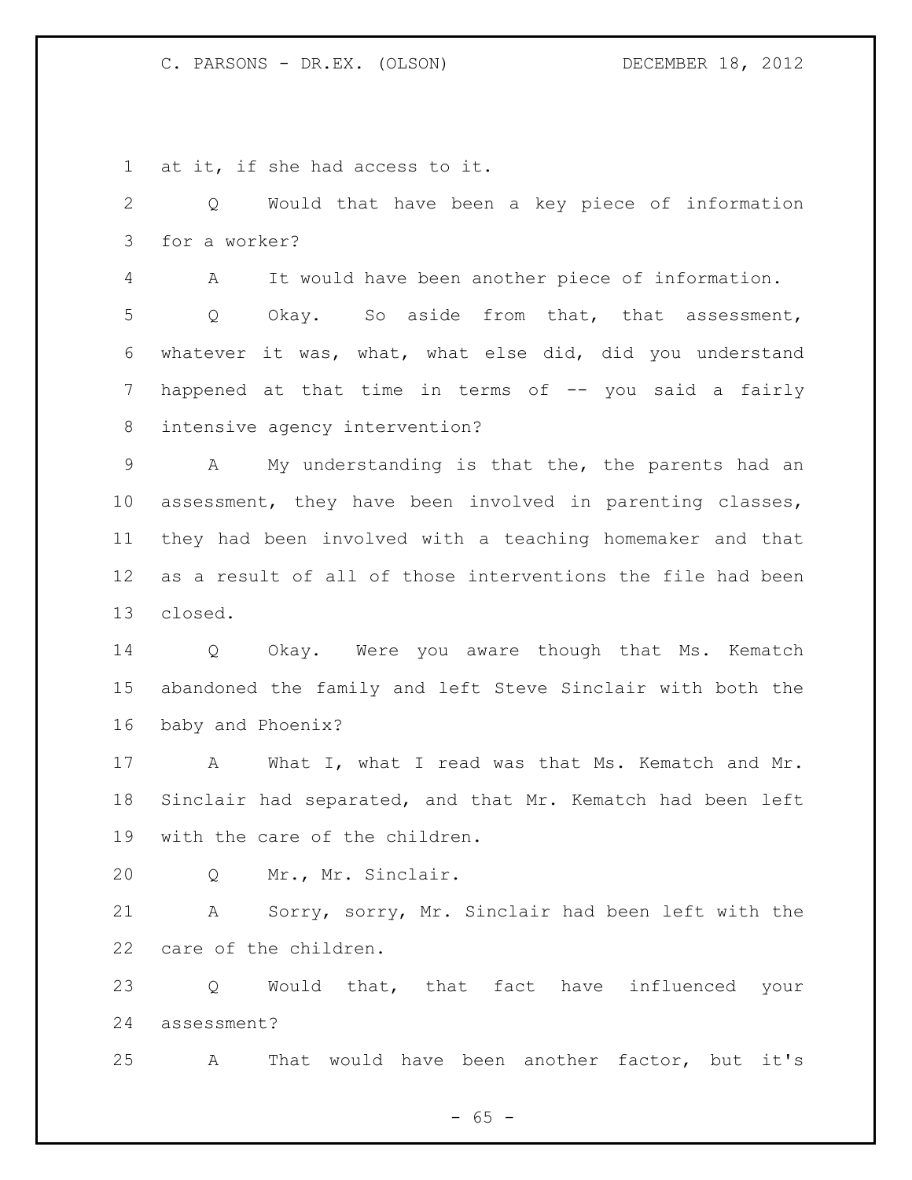at it, if she had access to it.

Q Would that have been a key piece of information for a worker?

A It would have been another piece of information.

Q Okay. So aside from that, that assessment, whatever it was, what, what else did, did you understand happened at that time in terms of -- you said a fairly intensive agency intervention?

A My understanding is that the, the parents had an assessment, they have been involved in parenting classes, they had been involved with a teaching homemaker and that as a result of all of those interventions the file had been closed.

Q Okay. Were you aware though that Ms. Kematch abandoned the family and left Steve Sinclair with both the baby and Phoenix?

A What I, what I read was that Ms. Kematch and Mr. Sinclair had separated, and that Mr. Kematch had been left with the care of the children.

Q Mr., Mr. Sinclair.

A Sorry, sorry, Mr. Sinclair had been left with the care of the children.

Q Would that, that fact have influenced your assessment?

A That would have been another factor, but it's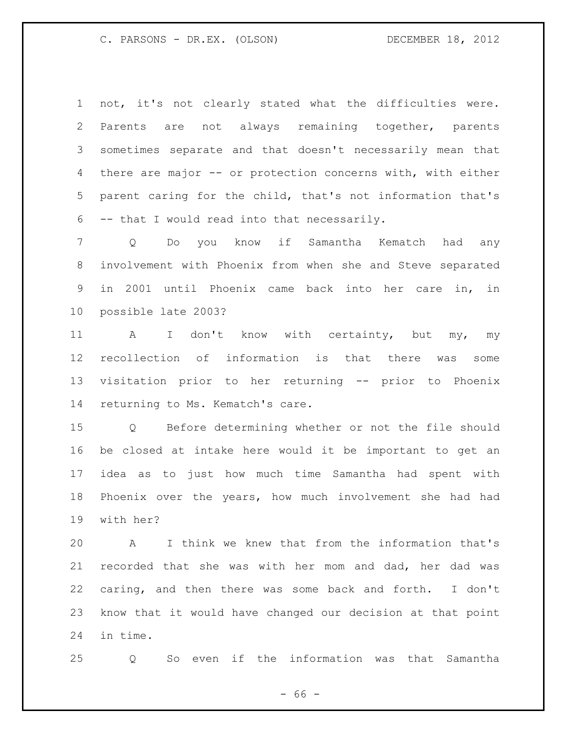not, it's not clearly stated what the difficulties were. Parents are not always remaining together, parents sometimes separate and that doesn't necessarily mean that there are major -- or protection concerns with, with either parent caring for the child, that's not information that's -- that I would read into that necessarily.

Q Do you know if Samantha Kematch had any involvement with Phoenix from when she and Steve separated in 2001 until Phoenix came back into her care in, in possible late 2003?

A I don't know with certainty, but my, my recollection of information is that there was some visitation prior to her returning -- prior to Phoenix returning to Ms. Kematch's care.

Q Before determining whether or not the file should be closed at intake here would it be important to get an idea as to just how much time Samantha had spent with Phoenix over the years, how much involvement she had had with her?

A I think we knew that from the information that's recorded that she was with her mom and dad, her dad was caring, and then there was some back and forth. I don't know that it would have changed our decision at that point in time.

Q So even if the information was that Samantha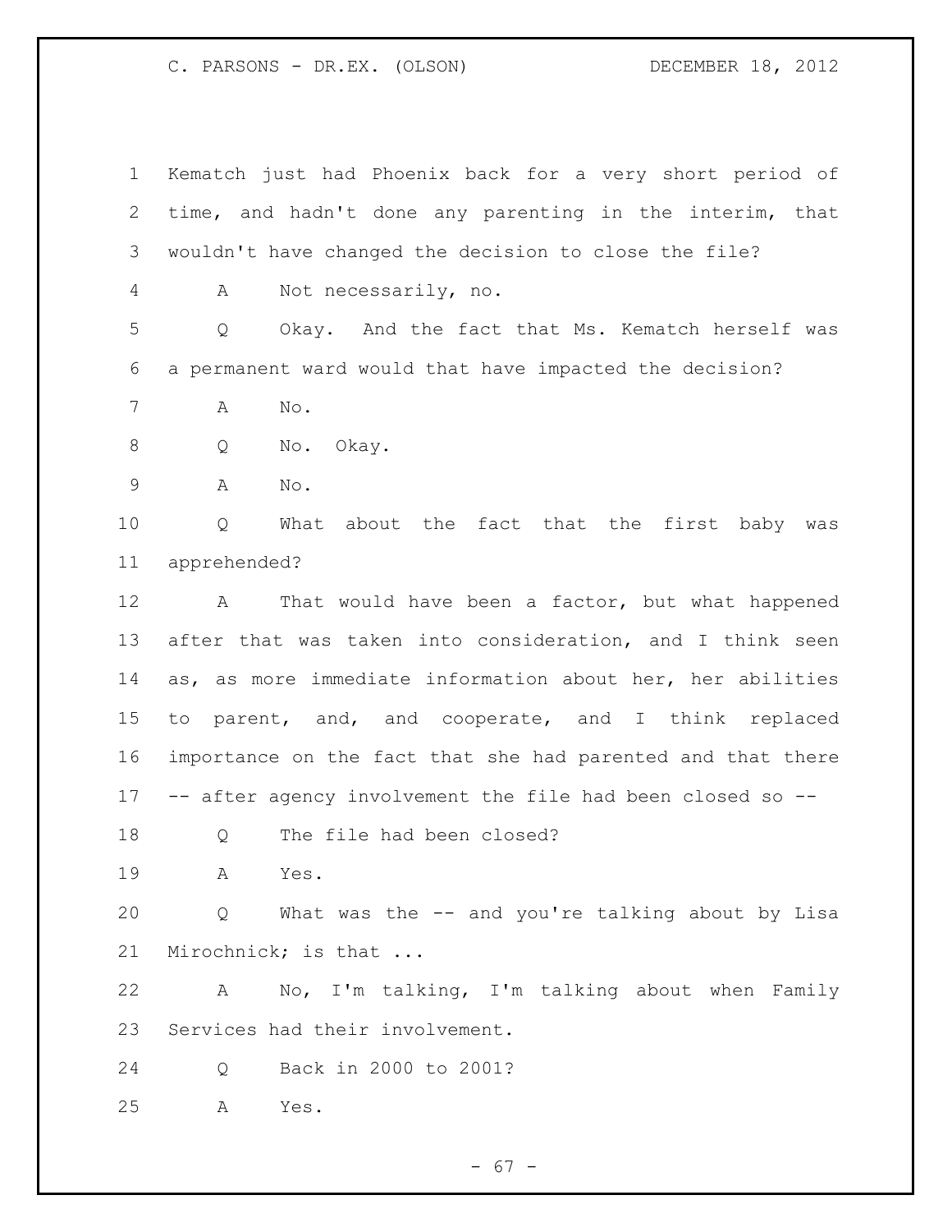Kematch just had Phoenix back for a very short period of time, and hadn't done any parenting in the interim, that wouldn't have changed the decision to close the file?

A Not necessarily, no.

Q Okay. And the fact that Ms. Kematch herself was a permanent ward would that have impacted the decision?

A No.

Q No. Okay.

A No.

Q What about the fact that the first baby was apprehended?

A That would have been a factor, but what happened after that was taken into consideration, and I think seen as, as more immediate information about her, her abilities to parent, and, and cooperate, and I think replaced importance on the fact that she had parented and that there -- after agency involvement the file had been closed so --

Q The file had been closed?

A Yes.

Q What was the -- and you're talking about by Lisa Mirochnick; is that ...

A No, I'm talking, I'm talking about when Family Services had their involvement.

Q Back in 2000 to 2001?

A Yes.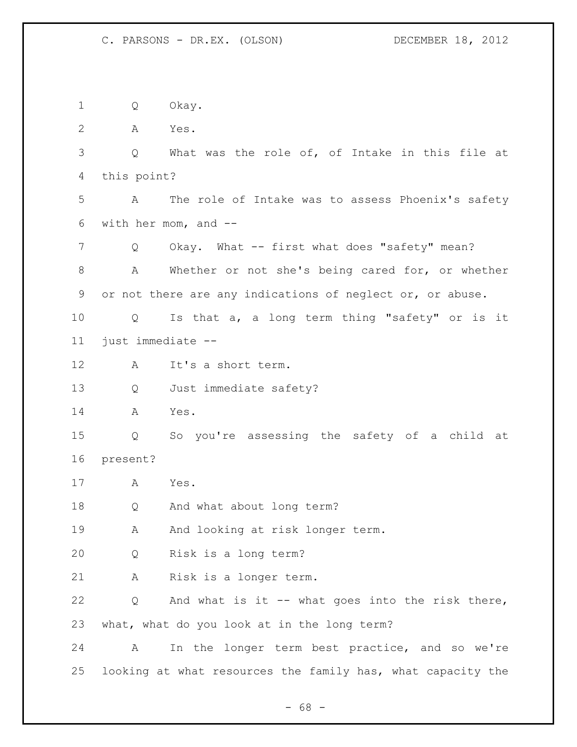Q Okay.

A Yes.

Q What was the role of, of Intake in this file at this point?

A The role of Intake was to assess Phoenix's safety with her mom, and --

Q Okay. What -- first what does "safety" mean?

A Whether or not she's being cared for, or whether or not there are any indications of neglect or, or abuse.

Q Is that a, a long term thing "safety" or is it just immediate --

A It's a short term.

Q Just immediate safety?

A Yes.

Q So you're assessing the safety of a child at present?

A Yes.

Q And what about long term?

A And looking at risk longer term.

Q Risk is a long term?

A Risk is a longer term.

Q And what is it -- what goes into the risk there, what, what do you look at in the long term?

A In the longer term best practice, and so we're looking at what resources the family has, what capacity the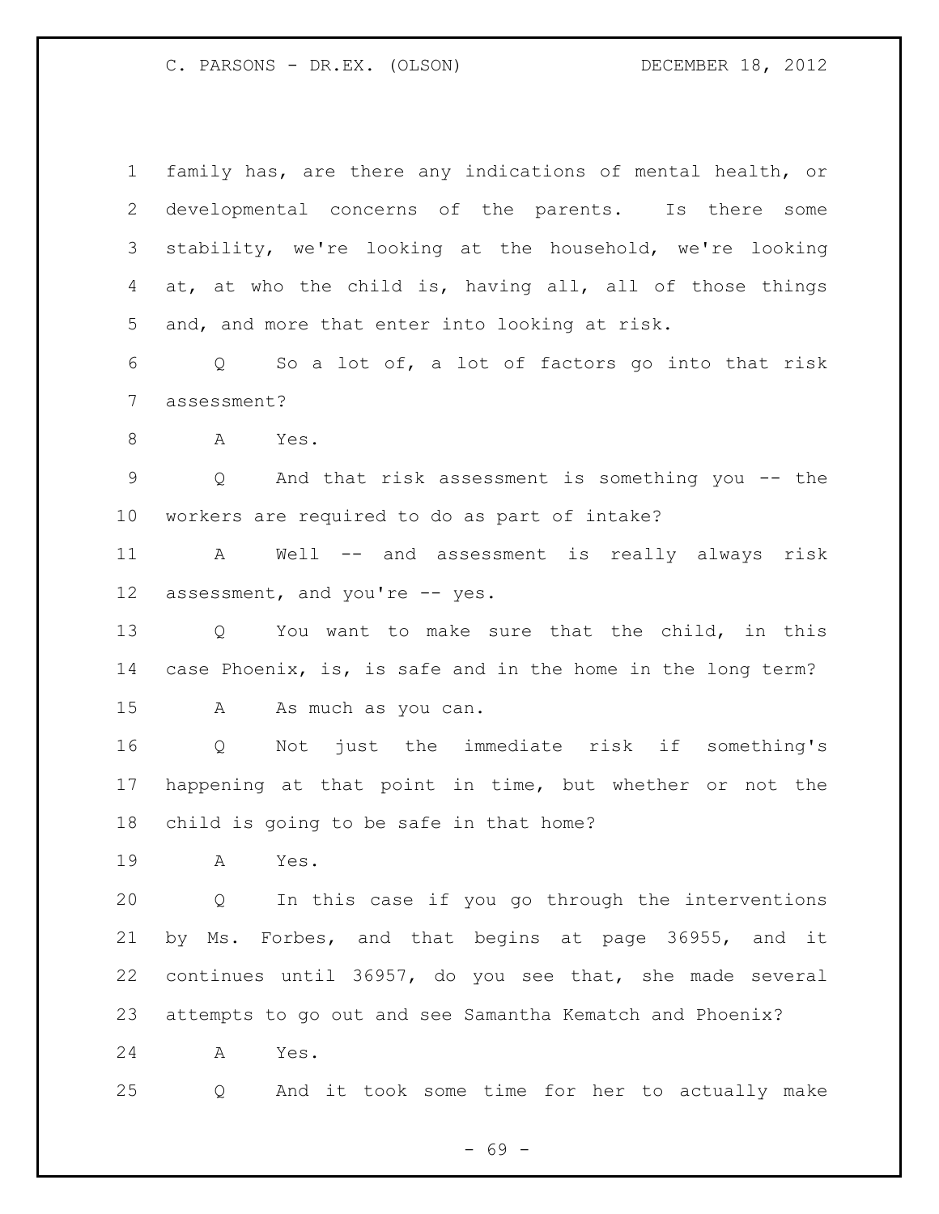family has, are there any indications of mental health, or developmental concerns of the parents. Is there some stability, we're looking at the household, we're looking at, at who the child is, having all, all of those things and, and more that enter into looking at risk.

Q So a lot of, a lot of factors go into that risk assessment?

A Yes.

Q And that risk assessment is something you -- the workers are required to do as part of intake?

A Well -- and assessment is really always risk assessment, and you're -- yes.

Q You want to make sure that the child, in this case Phoenix, is, is safe and in the home in the long term?

A As much as you can.

Q Not just the immediate risk if something's happening at that point in time, but whether or not the child is going to be safe in that home?

A Yes.

Q In this case if you go through the interventions by Ms. Forbes, and that begins at page 36955, and it continues until 36957, do you see that, she made several attempts to go out and see Samantha Kematch and Phoenix?

A Yes.

Q And it took some time for her to actually make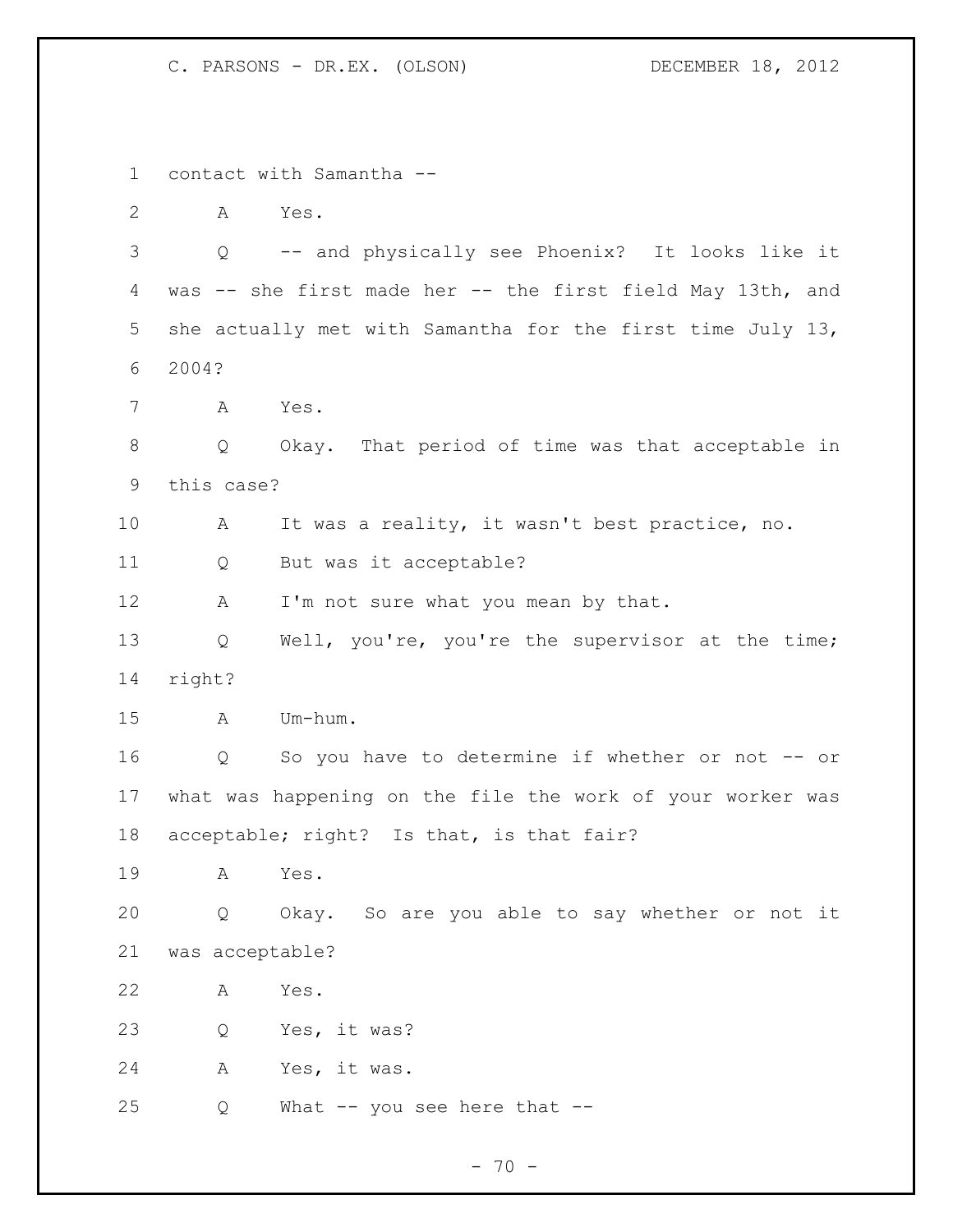contact with Samantha --

A Yes.

Q -- and physically see Phoenix? It looks like it was -- she first made her -- the first field May 13th, and she actually met with Samantha for the first time July 13, 2004?

A Yes.

Q Okay. That period of time was that acceptable in this case?

A It was a reality, it wasn't best practice, no.

Q But was it acceptable?

A I'm not sure what you mean by that.

Q Well, you're, you're the supervisor at the time; right?

A Um-hum.

Q So you have to determine if whether or not -- or what was happening on the file the work of your worker was acceptable; right? Is that, is that fair?

A Yes.

Q Okay. So are you able to say whether or not it was acceptable?

A Yes.

Q Yes, it was?

A Yes, it was.

Q What -- you see here that --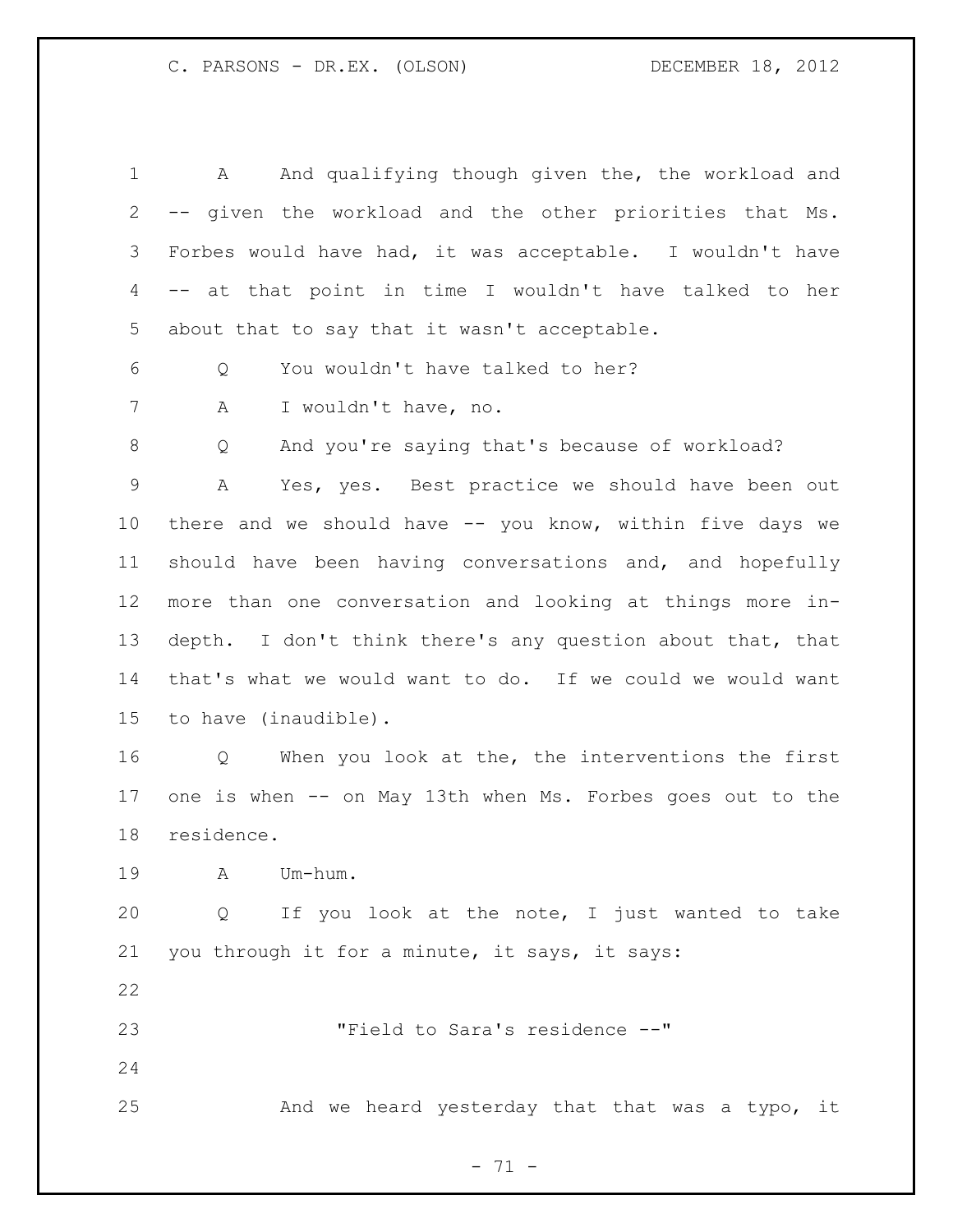A And qualifying though given the, the workload and -- given the workload and the other priorities that Ms. Forbes would have had, it was acceptable. I wouldn't have -- at that point in time I wouldn't have talked to her about that to say that it wasn't acceptable.

Q You wouldn't have talked to her?

A I wouldn't have, no.

Q And you're saying that's because of workload?

A Yes, yes. Best practice we should have been out there and we should have -- you know, within five days we should have been having conversations and, and hopefully more than one conversation and looking at things more in-depth. I don't think there's any question about that, that that's what we would want to do. If we could we would want to have (inaudible).

Q When you look at the, the interventions the first one is when -- on May 13th when Ms. Forbes goes out to the residence.

A Um-hum.

Q If you look at the note, I just wanted to take you through it for a minute, it says, it says:

> "Field to Sara's residence --"

And we heard yesterday that that was a typo, it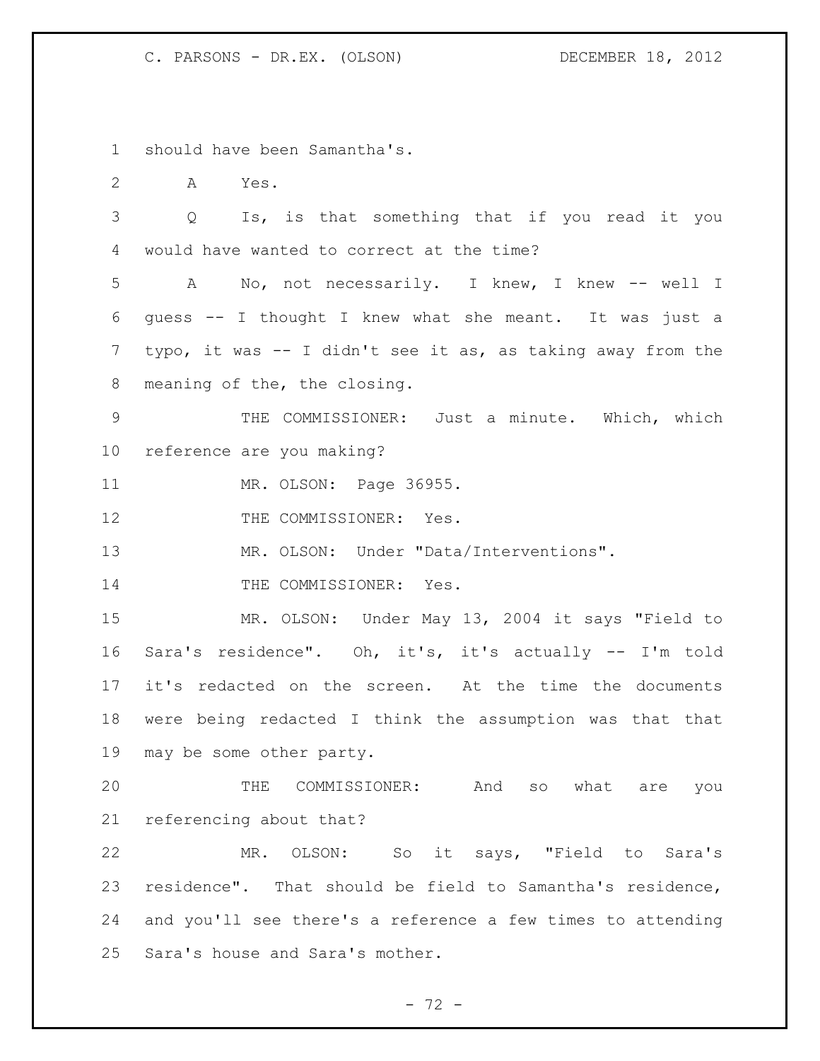should have been Samantha's.

A Yes.

Q Is, is that something that if you read it you would have wanted to correct at the time?

A No, not necessarily. I knew, I knew -- well I guess -- I thought I knew what she meant. It was just a typo, it was -- I didn't see it as, as taking away from the meaning of the, the closing.

THE COMMISSIONER: Just a minute. Which, which reference are you making?

MR. OLSON: Page 36955.

THE COMMISSIONER: Yes.

MR. OLSON: Under "Data/Interventions".

THE COMMISSIONER: Yes.

MR. OLSON: Under May 13, 2004 it says "Field to Sara's residence". Oh, it's, it's actually -- I'm told it's redacted on the screen. At the time the documents were being redacted I think the assumption was that that may be some other party.

THE COMMISSIONER: And so what are you referencing about that?

MR. OLSON: So it says, "Field to Sara's residence". That should be field to Samantha's residence, and you'll see there's a reference a few times to attending Sara's house and Sara's mother.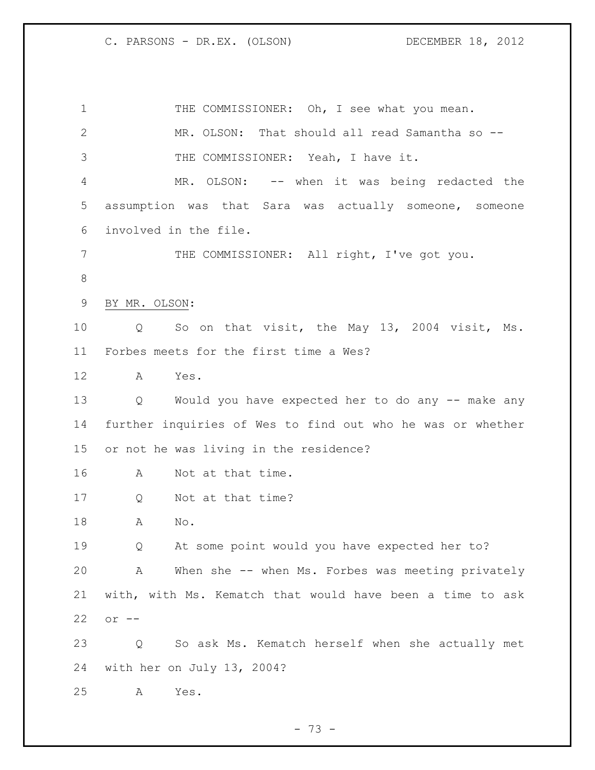THE COMMISSIONER: Oh, I see what you mean.

MR. OLSON: That should all read Samantha so --

THE COMMISSIONER: Yeah, I have it.

MR. OLSON: -- when it was being redacted the assumption was that Sara was actually someone, someone involved in the file.

THE COMMISSIONER: All right, I've got you.

BY MR. OLSON:

Q So on that visit, the May 13, 2004 visit, Ms. Forbes meets for the first time a Wes?

A Yes.

Q Would you have expected her to do any -- make any further inquiries of Wes to find out who he was or whether or not he was living in the residence?

A Not at that time.

Q Not at that time?

A No.

Q At some point would you have expected her to?

A When she -- when Ms. Forbes was meeting privately with, with Ms. Kematch that would have been a time to ask or --

Q So ask Ms. Kematch herself when she actually met with her on July 13, 2004?

A Yes.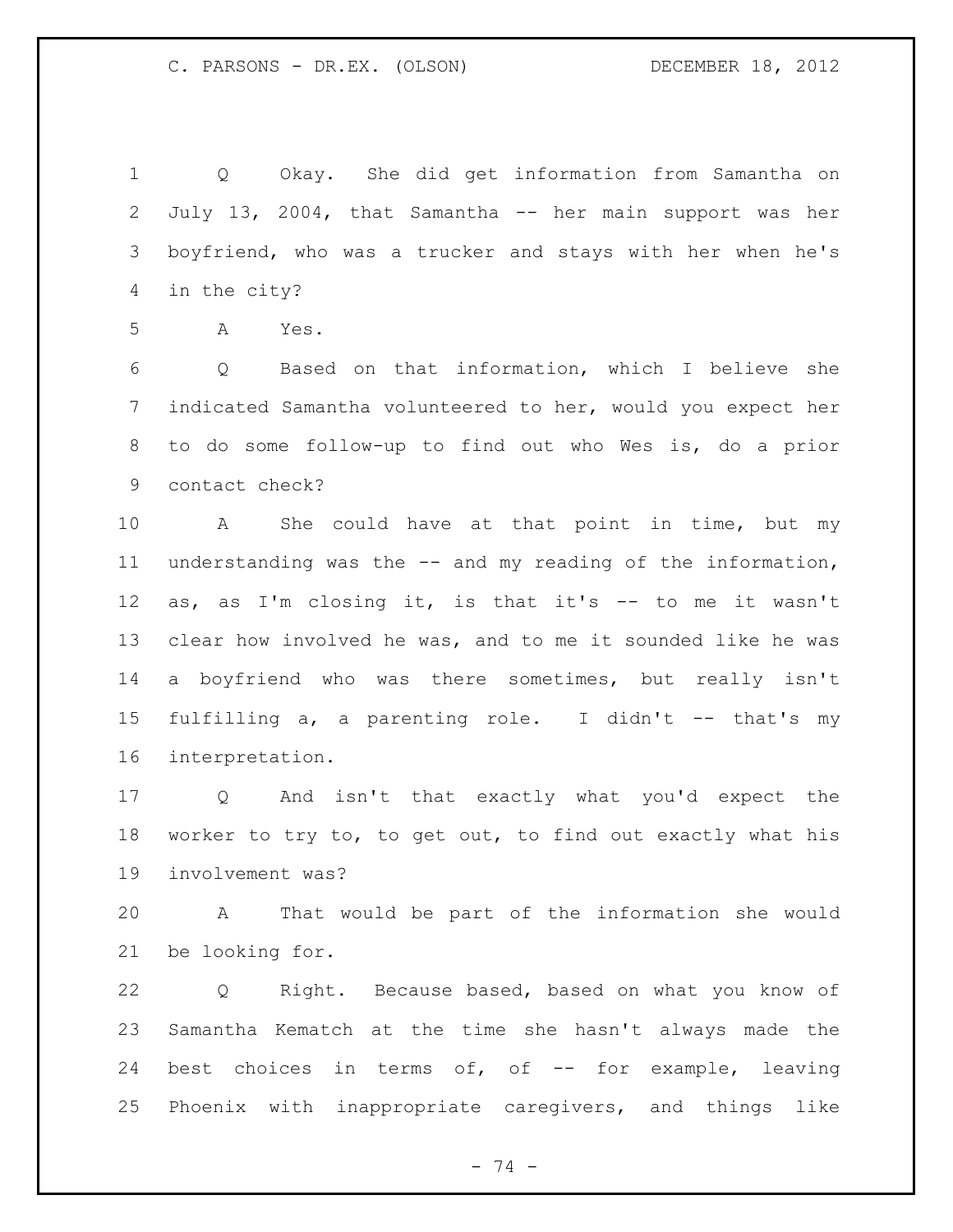Q Okay. She did get information from Samantha on July 13, 2004, that Samantha -- her main support was her boyfriend, who was a trucker and stays with her when he's in the city?

A Yes.

Q Based on that information, which I believe she indicated Samantha volunteered to her, would you expect her to do some follow-up to find out who Wes is, do a prior contact check?

A She could have at that point in time, but my understanding was the -- and my reading of the information, as, as I'm closing it, is that it's -- to me it wasn't clear how involved he was, and to me it sounded like he was a boyfriend who was there sometimes, but really isn't fulfilling a, a parenting role. I didn't -- that's my interpretation.

Q And isn't that exactly what you'd expect the worker to try to, to get out, to find out exactly what his involvement was?

A That would be part of the information she would be looking for.

Q Right. Because based, based on what you know of Samantha Kematch at the time she hasn't always made the best choices in terms of, of -- for example, leaving Phoenix with inappropriate caregivers, and things like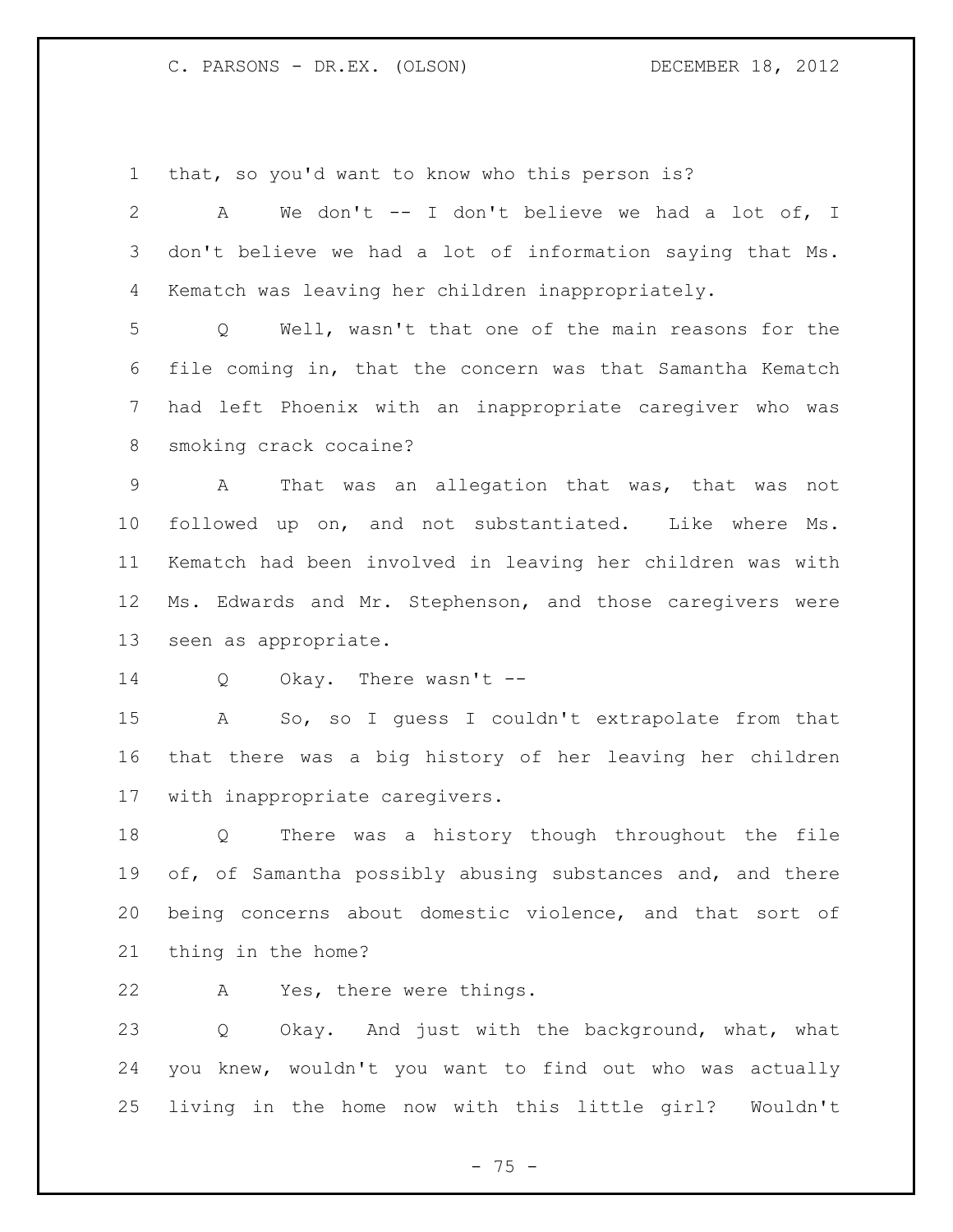that, so you'd want to know who this person is?

A We don't -- I don't believe we had a lot of, I don't believe we had a lot of information saying that Ms. Kematch was leaving her children inappropriately.

Q Well, wasn't that one of the main reasons for the file coming in, that the concern was that Samantha Kematch had left Phoenix with an inappropriate caregiver who was smoking crack cocaine?

A That was an allegation that was, that was not followed up on, and not substantiated. Like where Ms. Kematch had been involved in leaving her children was with Ms. Edwards and Mr. Stephenson, and those caregivers were seen as appropriate.

Q Okay. There wasn't --

A So, so I guess I couldn't extrapolate from that that there was a big history of her leaving her children with inappropriate caregivers.

Q There was a history though throughout the file of, of Samantha possibly abusing substances and, and there being concerns about domestic violence, and that sort of thing in the home?

A Yes, there were things.

Q Okay. And just with the background, what, what you knew, wouldn't you want to find out who was actually living in the home now with this little girl? Wouldn't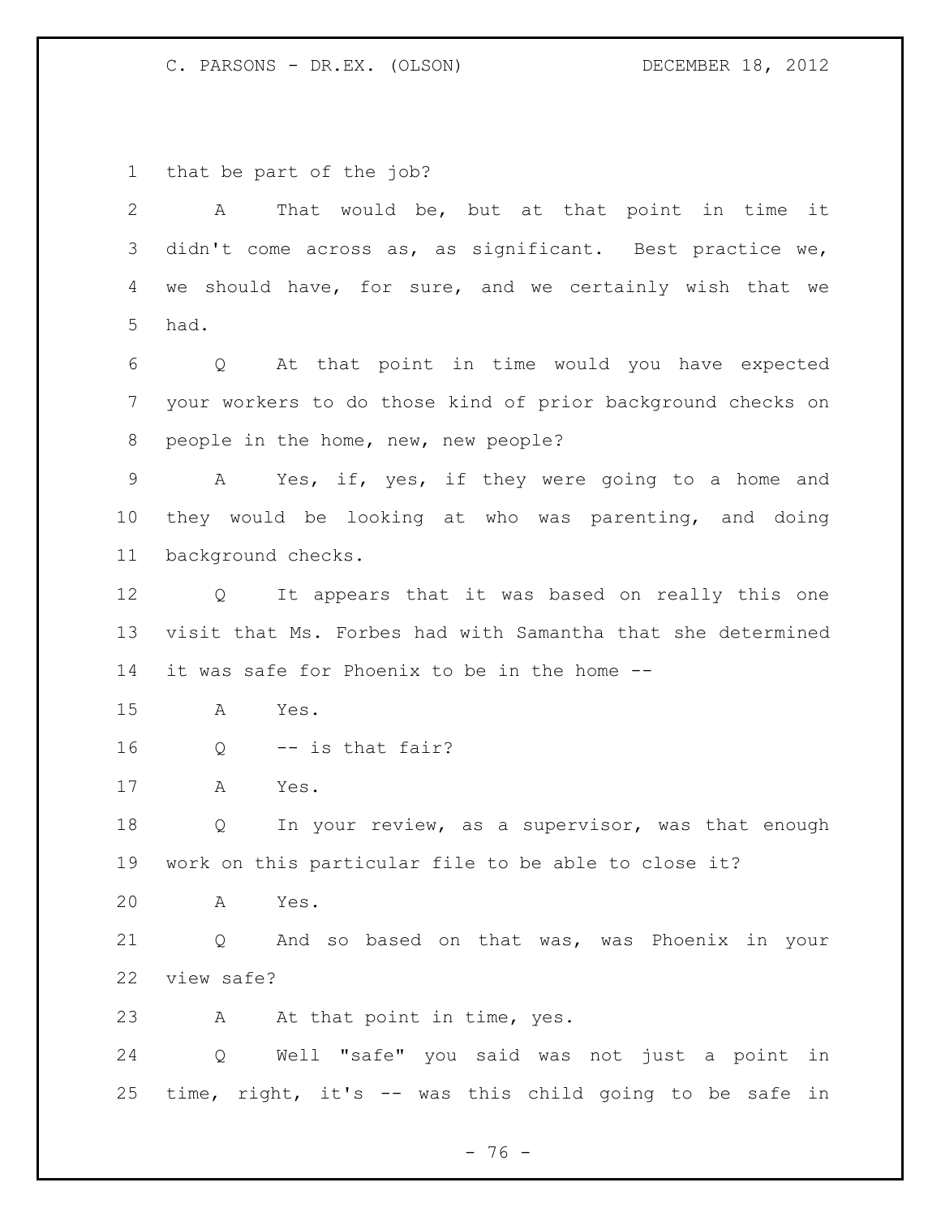1 that be part of the job?

2 A That would be, but at that point in time it

3 didn't come across as, as significant. Best practice we,

4 we should have, for sure, and we certainly wish that we

5 had.

6 Q At that point in time would you have expected

7 your workers to do those kind of prior background checks on

8 people in the home, new, new people?

9 A Yes, if, yes, if they were going to a home and

10 they would be looking at who was parenting, and doing

11 background checks.

12 Q It appears that it was based on really this one

13 visit that Ms. Forbes had with Samantha that she determined

14 it was safe for Phoenix to be in the home --

15 A Yes.

16 Q -- is that fair?

17 A Yes.

18 Q In your review, as a supervisor, was that enough

19 work on this particular file to be able to close it?

20 A Yes.

21 Q And so based on that was, was Phoenix in your

22 view safe?

23 A At that point in time, yes.

24 Q Well "safe" you said was not just a point in

25 time, right, it's -- was this child going to be safe in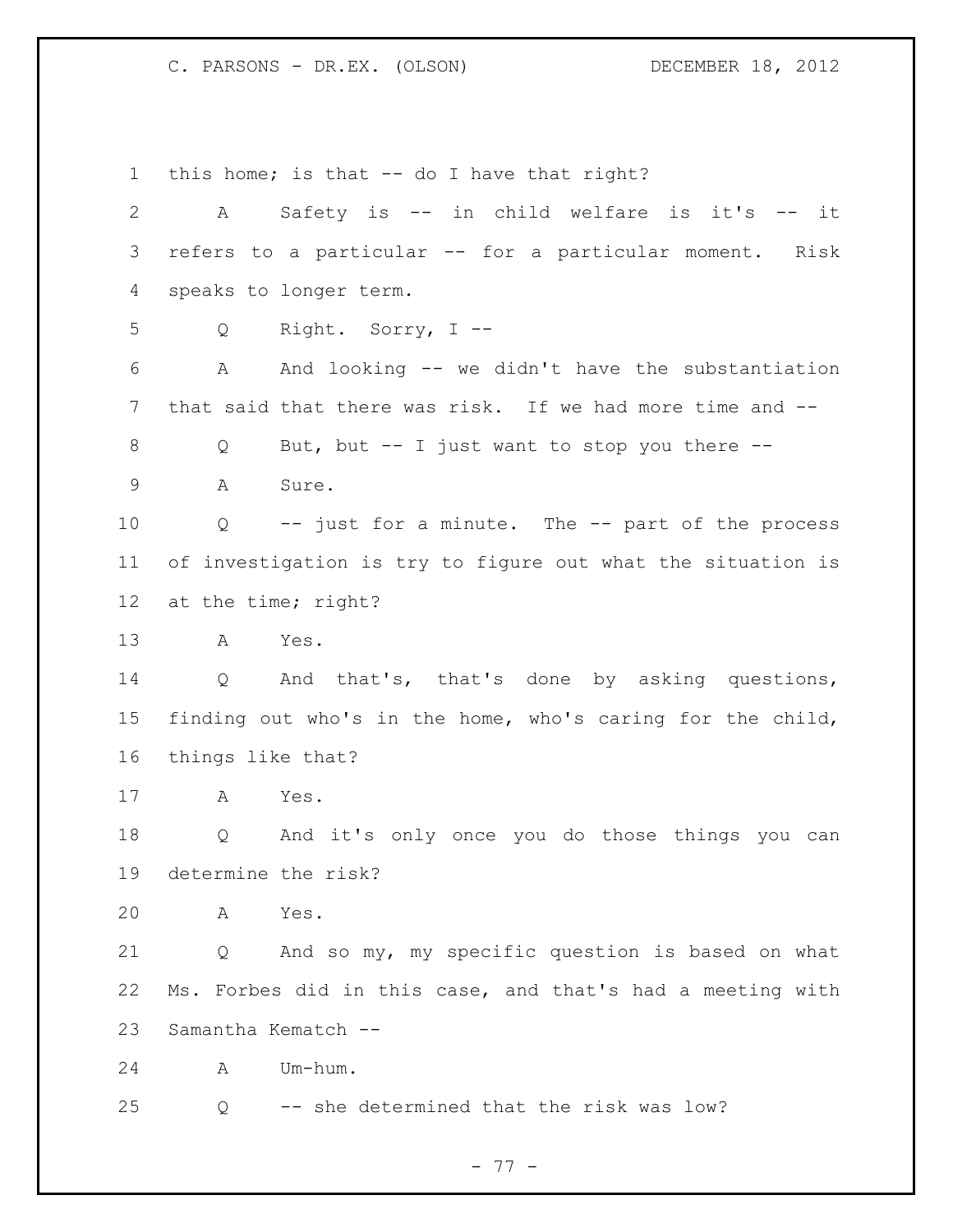1 this home; is that -- do I have that right?

2 A Safety is -- in child welfare is it's -- it

3 refers to a particular -- for a particular moment. Risk

4 speaks to longer term.

5 Q Right. Sorry, I --

6 A And looking -- we didn't have the substantiation

7 that said that there was risk. If we had more time and --

8 Q But, but -- I just want to stop you there --

9 A Sure.

10 Q -- just for a minute. The -- part of the process

11 of investigation is try to figure out what the situation is

12 at the time; right?

13 A Yes.

14 Q And that's, that's done by asking questions,

15 finding out who's in the home, who's caring for the child,

16 things like that?

17 A Yes.

18 Q And it's only once you do those things you can

19 determine the risk?

20 A Yes.

21 Q And so my, my specific question is based on what

22 Ms. Forbes did in this case, and that's had a meeting with

23 Samantha Kematch --

24 A Um-hum.

25 Q -- she determined that the risk was low?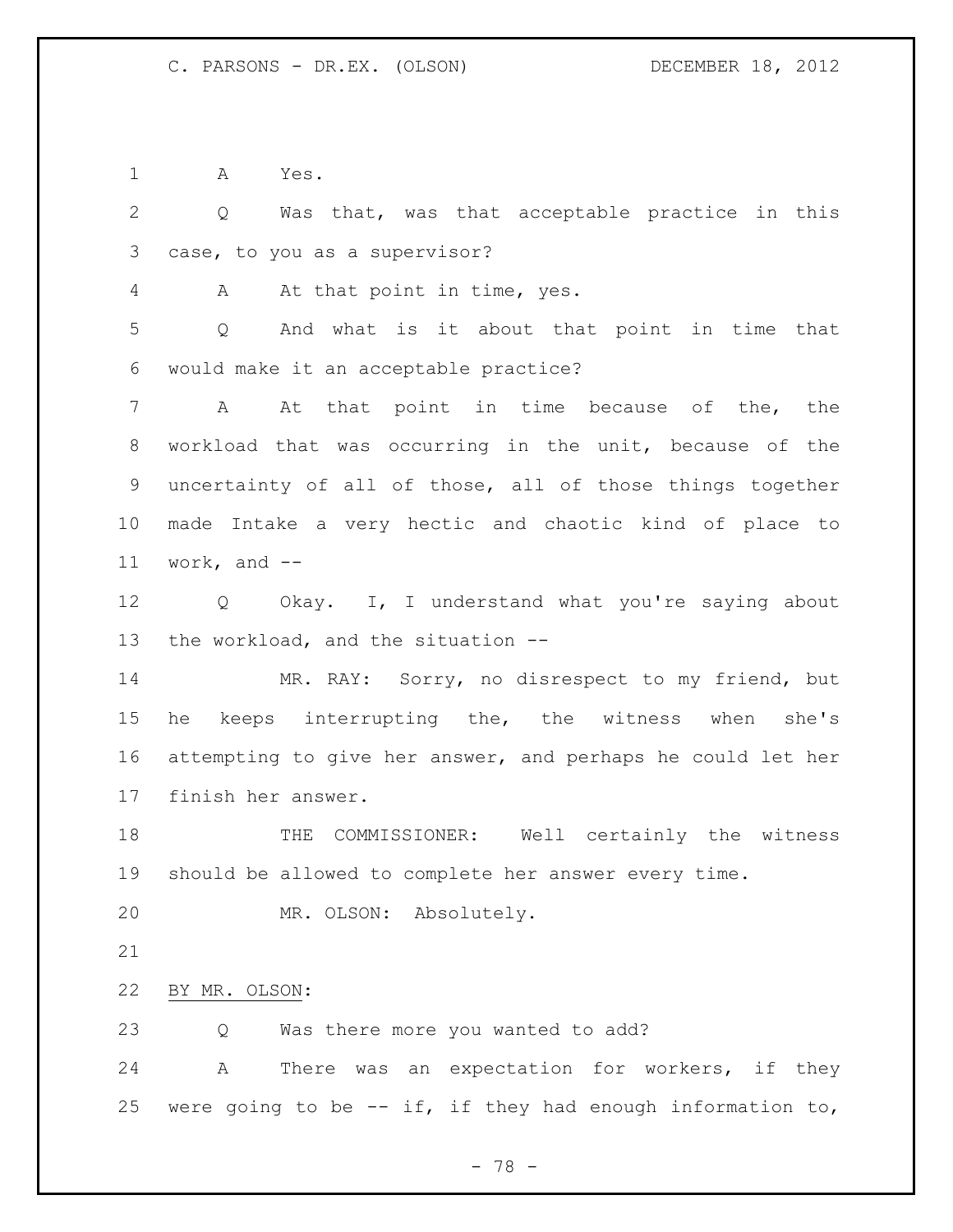A Yes.

Q Was that, was that acceptable practice in this case, to you as a supervisor?

A At that point in time, yes.

Q And what is it about that point in time that would make it an acceptable practice?

A At that point in time because of the, the workload that was occurring in the unit, because of the uncertainty of all of those, all of those things together made Intake a very hectic and chaotic kind of place to work, and --

Q Okay. I, I understand what you're saying about the workload, and the situation --

MR. RAY: Sorry, no disrespect to my friend, but he keeps interrupting the, the witness when she's attempting to give her answer, and perhaps he could let her finish her answer.

THE COMMISSIONER: Well certainly the witness should be allowed to complete her answer every time.

MR. OLSON: Absolutely.

BY MR. OLSON:

Q Was there more you wanted to add?

A There was an expectation for workers, if they were going to be -- if, if they had enough information to,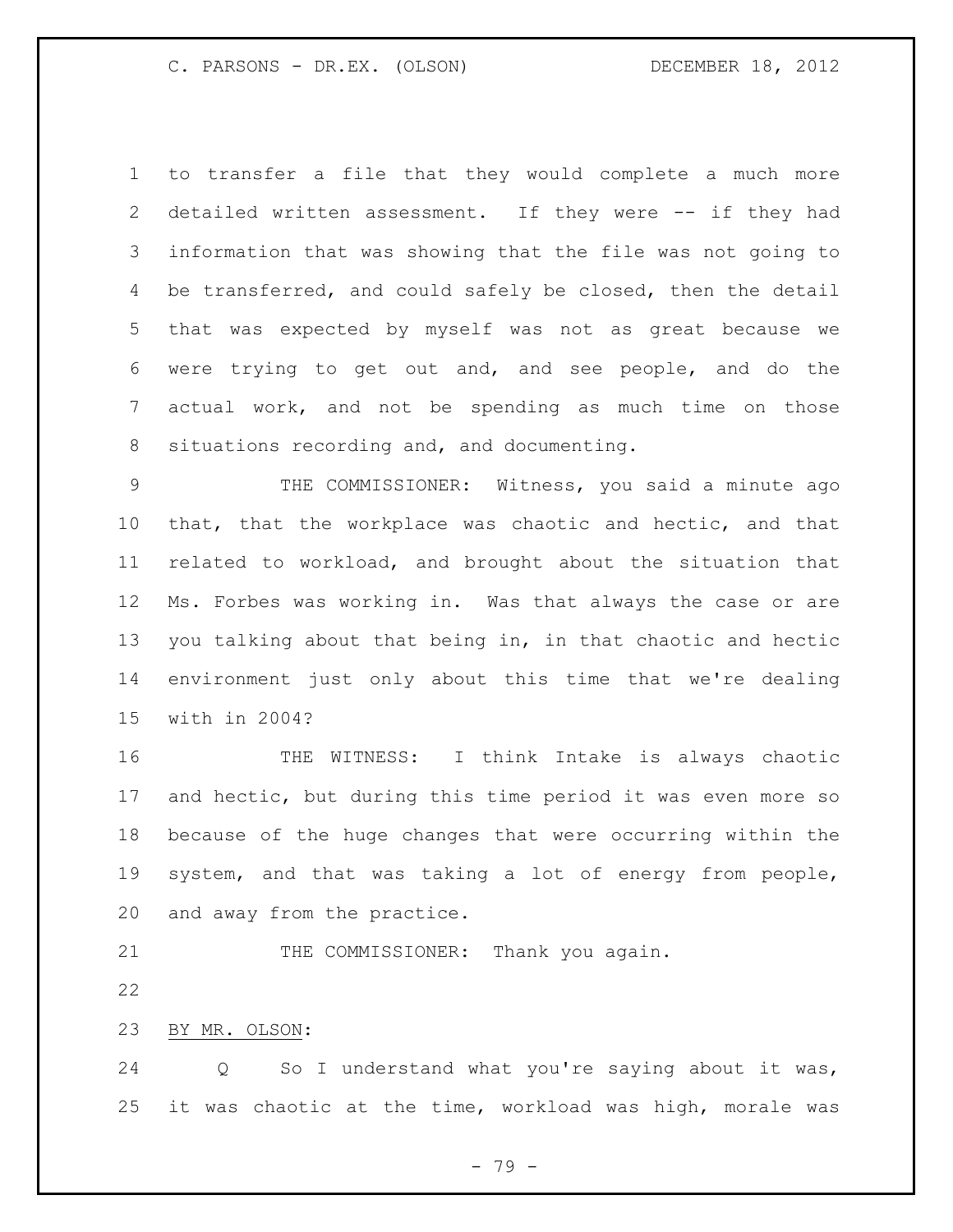to transfer a file that they would complete a much more detailed written assessment. If they were -- if they had information that was showing that the file was not going to be transferred, and could safely be closed, then the detail that was expected by myself was not as great because we were trying to get out and, and see people, and do the actual work, and not be spending as much time on those situations recording and, and documenting.

THE COMMISSIONER: Witness, you said a minute ago that, that the workplace was chaotic and hectic, and that related to workload, and brought about the situation that Ms. Forbes was working in. Was that always the case or are you talking about that being in, in that chaotic and hectic environment just only about this time that we're dealing with in 2004?

THE WITNESS: I think Intake is always chaotic and hectic, but during this time period it was even more so because of the huge changes that were occurring within the system, and that was taking a lot of energy from people, and away from the practice.

THE COMMISSIONER: Thank you again.

BY MR. OLSON:

Q So I understand what you're saying about it was, it was chaotic at the time, workload was high, morale was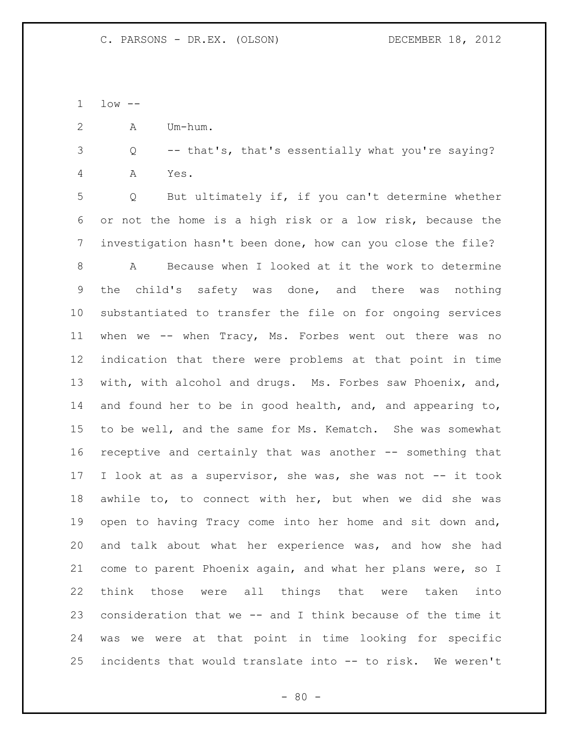low --

A Um-hum.

Q -- that's, that's essentially what you're saying?

A Yes.

Q But ultimately if, if you can't determine whether or not the home is a high risk or a low risk, because the investigation hasn't been done, how can you close the file?

A Because when I looked at it the work to determine the child's safety was done, and there was nothing substantiated to transfer the file on for ongoing services when we -- when Tracy, Ms. Forbes went out there was no indication that there were problems at that point in time with, with alcohol and drugs. Ms. Forbes saw Phoenix, and, and found her to be in good health, and, and appearing to, to be well, and the same for Ms. Kematch. She was somewhat receptive and certainly that was another -- something that I look at as a supervisor, she was, she was not -- it took awhile to, to connect with her, but when we did she was open to having Tracy come into her home and sit down and, and talk about what her experience was, and how she had come to parent Phoenix again, and what her plans were, so I think those were all things that were taken into consideration that we -- and I think because of the time it was we were at that point in time looking for specific incidents that would translate into -- to risk. We weren't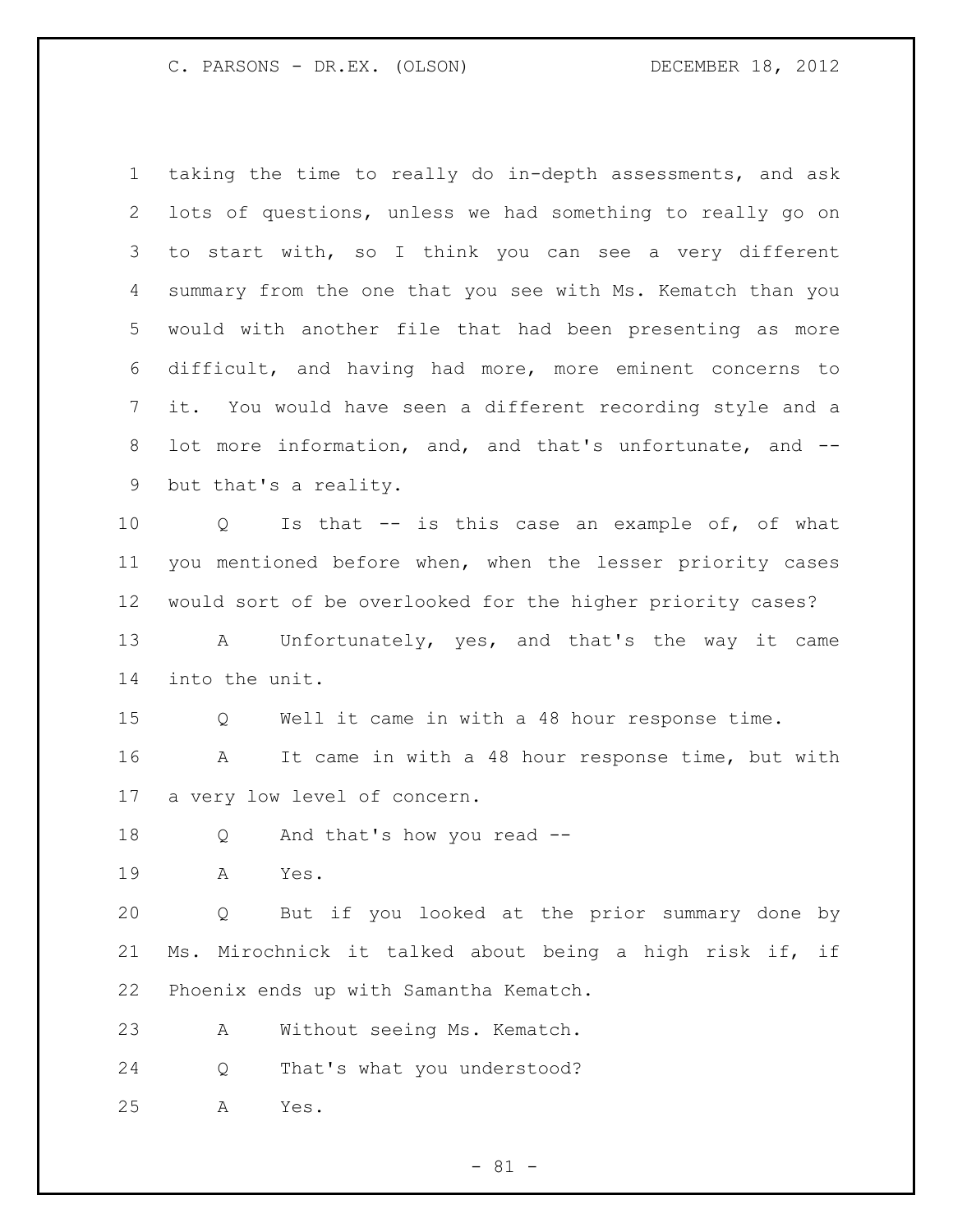taking the time to really do in-depth assessments, and ask lots of questions, unless we had something to really go on to start with, so I think you can see a very different summary from the one that you see with Ms. Kematch than you would with another file that had been presenting as more difficult, and having had more, more eminent concerns to it. You would have seen a different recording style and a lot more information, and, and that's unfortunate, and -- but that's a reality.

Q Is that -- is this case an example of, of what you mentioned before when, when the lesser priority cases would sort of be overlooked for the higher priority cases?

A Unfortunately, yes, and that's the way it came into the unit.

Q Well it came in with a 48 hour response time.

A It came in with a 48 hour response time, but with a very low level of concern.

Q And that's how you read --

A Yes.

Q But if you looked at the prior summary done by Ms. Mirochnick it talked about being a high risk if, if Phoenix ends up with Samantha Kematch.

A Without seeing Ms. Kematch.

Q That's what you understood?

A Yes.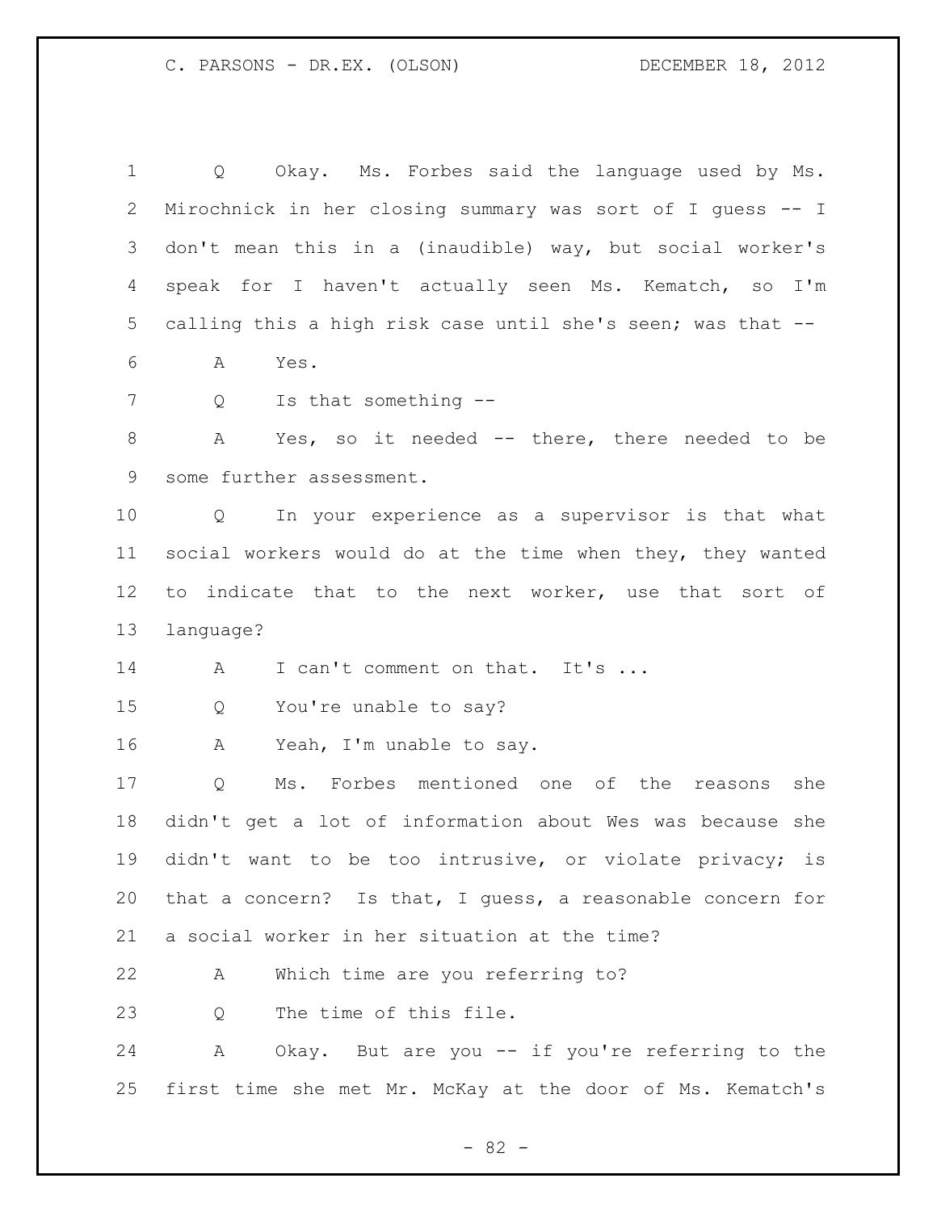Q Okay. Ms. Forbes said the language used by Ms. Mirochnick in her closing summary was sort of I guess -- I don't mean this in a (inaudible) way, but social worker's speak for I haven't actually seen Ms. Kematch, so I'm calling this a high risk case until she's seen; was that --

A Yes.

Q Is that something --

A Yes, so it needed -- there, there needed to be some further assessment.

Q In your experience as a supervisor is that what social workers would do at the time when they, they wanted to indicate that to the next worker, use that sort of language?

A I can't comment on that. It's ...

Q You're unable to say?

A Yeah, I'm unable to say.

Q Ms. Forbes mentioned one of the reasons she didn't get a lot of information about Wes was because she didn't want to be too intrusive, or violate privacy; is that a concern? Is that, I guess, a reasonable concern for a social worker in her situation at the time?

A Which time are you referring to?

Q The time of this file.

A Okay. But are you -- if you're referring to the first time she met Mr. McKay at the door of Ms. Kematch's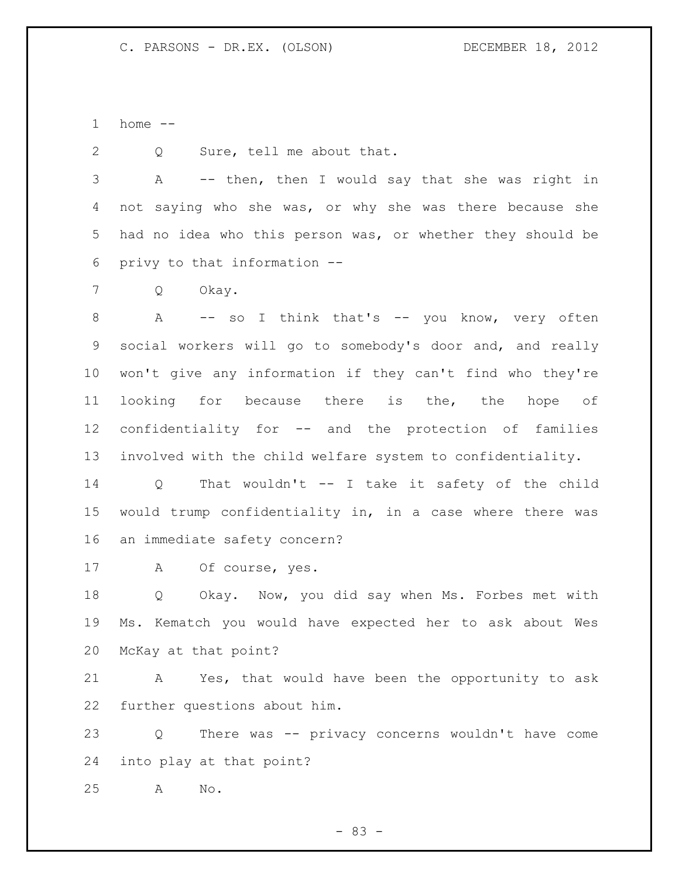home --

Q Sure, tell me about that.

A -- then, then I would say that she was right in not saying who she was, or why she was there because she had no idea who this person was, or whether they should be privy to that information --

Q Okay.

A -- so I think that's -- you know, very often social workers will go to somebody's door and, and really won't give any information if they can't find who they're looking for because there is the, the hope of confidentiality for -- and the protection of families involved with the child welfare system to confidentiality.

Q That wouldn't -- I take it safety of the child would trump confidentiality in, in a case where there was an immediate safety concern?

A Of course, yes.

Q Okay. Now, you did say when Ms. Forbes met with Ms. Kematch you would have expected her to ask about Wes McKay at that point?

A Yes, that would have been the opportunity to ask further questions about him.

Q There was -- privacy concerns wouldn't have come into play at that point?

A No.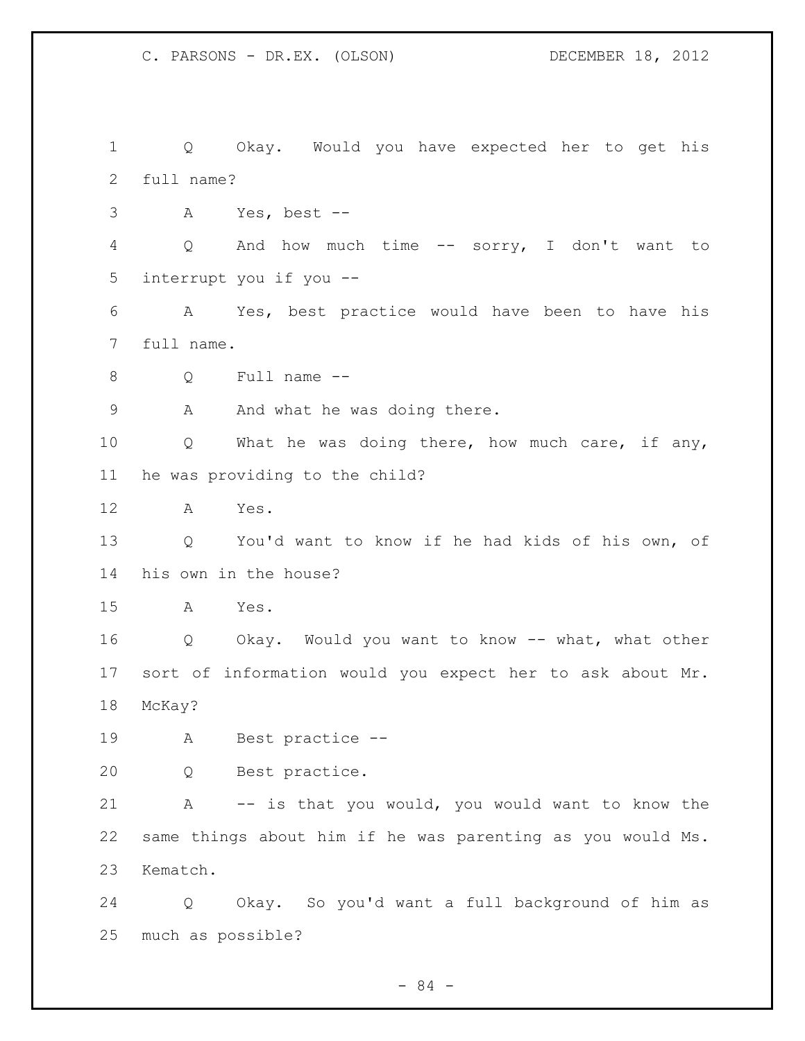1 Q Okay. Would you have expected her to get his
2 full name?
3 A Yes, best --
4 Q And how much time -- sorry, I don't want to
5 interrupt you if you --
6 A Yes, best practice would have been to have his
7 full name.
8 Q Full name --
9 A And what he was doing there.
10 Q What he was doing there, how much care, if any,
11 he was providing to the child?
12 A Yes.
13 Q You'd want to know if he had kids of his own, of
14 his own in the house?
15 A Yes.
16 Q Okay. Would you want to know -- what, what other
17 sort of information would you expect her to ask about Mr.
18 McKay?
19 A Best practice --
20 Q Best practice.
21 A -- is that you would, you would want to know the
22 same things about him if he was parenting as you would Ms.
23 Kematch.
24 Q Okay. So you'd want a full background of him as
25 much as possible?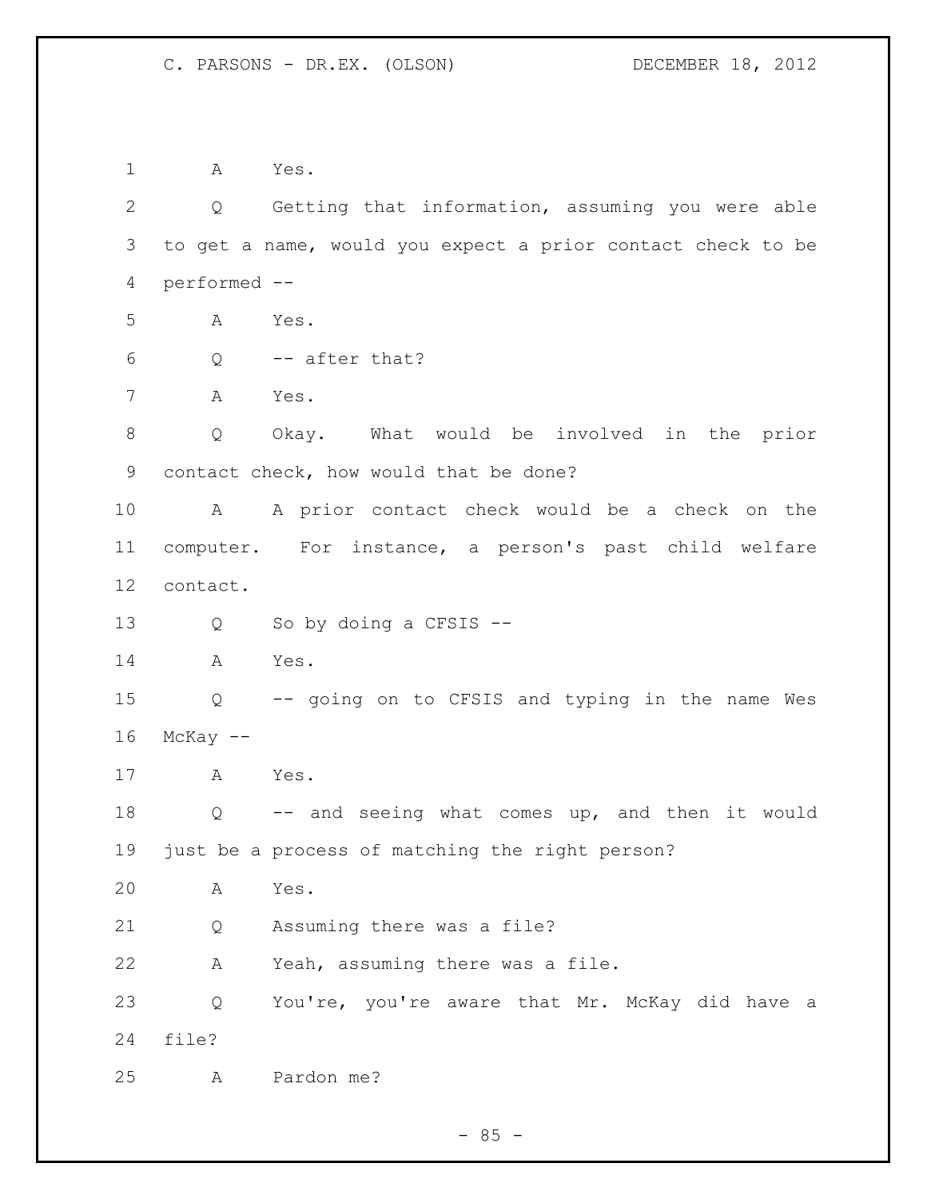A Yes.

Q Getting that information, assuming you were able to get a name, would you expect a prior contact check to be performed --

A Yes.

Q -- after that?

A Yes.

Q Okay. What would be involved in the prior contact check, how would that be done?

A A prior contact check would be a check on the computer. For instance, a person's past child welfare contact.

Q So by doing a CFSIS --

A Yes.

Q -- going on to CFSIS and typing in the name Wes McKay --

A Yes.

Q -- and seeing what comes up, and then it would just be a process of matching the right person?

A Yes.

Q Assuming there was a file?

A Yeah, assuming there was a file.

Q You're, you're aware that Mr. McKay did have a file?

A Pardon me?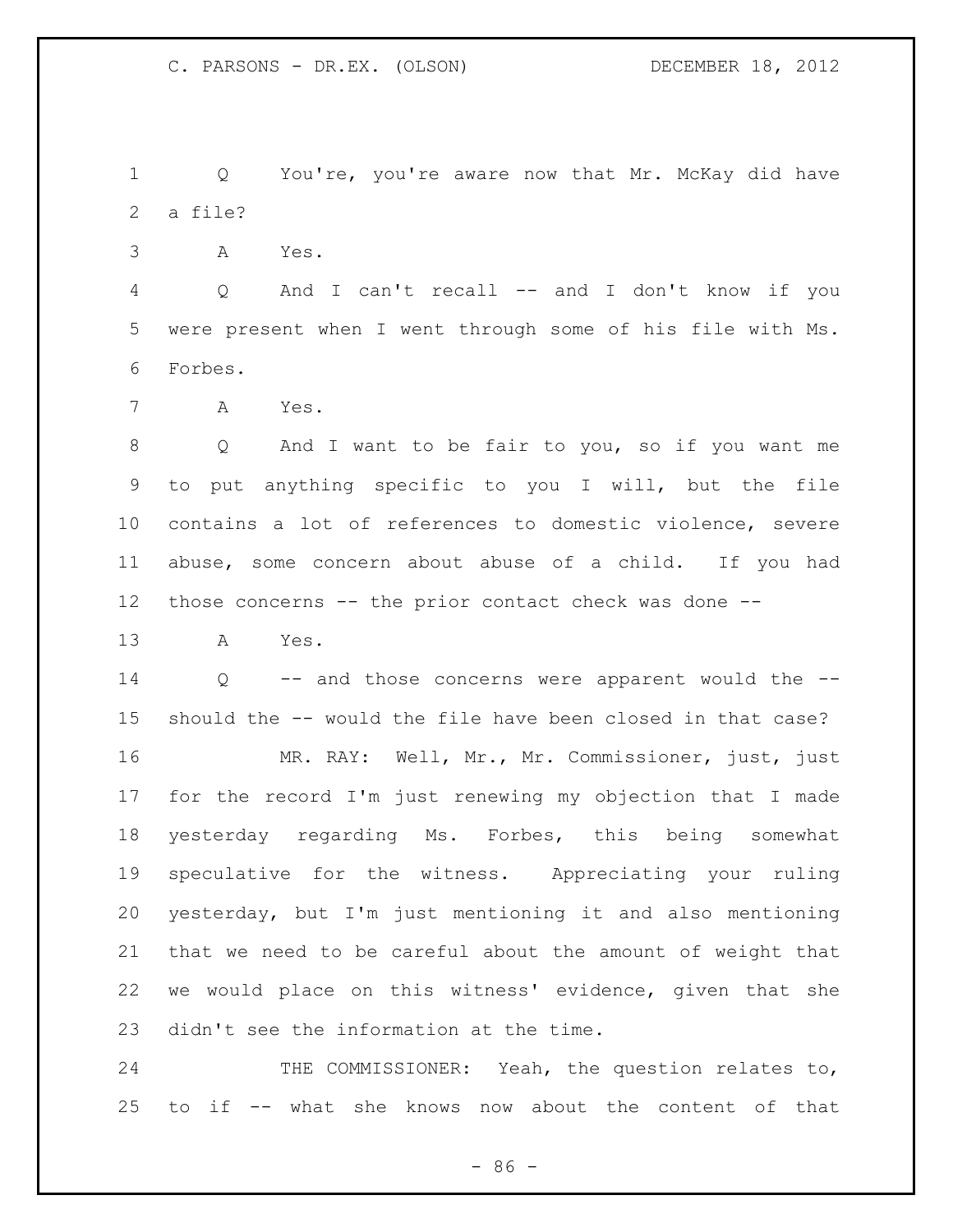Q You're, you're aware now that Mr. McKay did have a file?

A Yes.

Q And I can't recall -- and I don't know if you were present when I went through some of his file with Ms. Forbes.

A Yes.

Q And I want to be fair to you, so if you want me to put anything specific to you I will, but the file contains a lot of references to domestic violence, severe abuse, some concern about abuse of a child. If you had those concerns -- the prior contact check was done --

A Yes.

Q -- and those concerns were apparent would the -- should the -- would the file have been closed in that case?

MR. RAY: Well, Mr., Mr. Commissioner, just, just for the record I'm just renewing my objection that I made yesterday regarding Ms. Forbes, this being somewhat speculative for the witness. Appreciating your ruling yesterday, but I'm just mentioning it and also mentioning that we need to be careful about the amount of weight that we would place on this witness' evidence, given that she didn't see the information at the time.

THE COMMISSIONER: Yeah, the question relates to, to if -- what she knows now about the content of that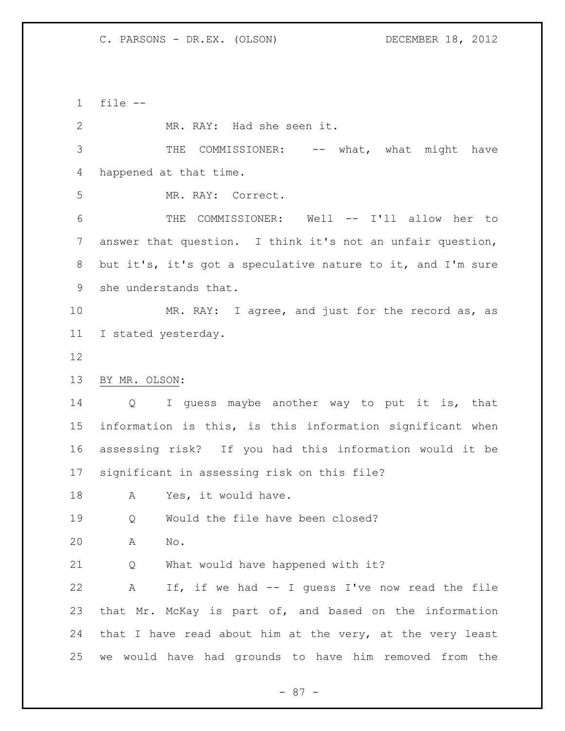file --

MR. RAY: Had she seen it.

THE COMMISSIONER: -- what, what might have happened at that time.

MR. RAY: Correct.

THE COMMISSIONER: Well -- I'll allow her to answer that question. I think it's not an unfair question, but it's, it's got a speculative nature to it, and I'm sure she understands that.

MR. RAY: I agree, and just for the record as, as I stated yesterday.

BY MR. OLSON:

Q I guess maybe another way to put it is, that information is this, is this information significant when assessing risk? If you had this information would it be significant in assessing risk on this file?

A Yes, it would have.

Q Would the file have been closed?

A No.

Q What would have happened with it?

A If, if we had -- I guess I've now read the file that Mr. McKay is part of, and based on the information that I have read about him at the very, at the very least we would have had grounds to have him removed from the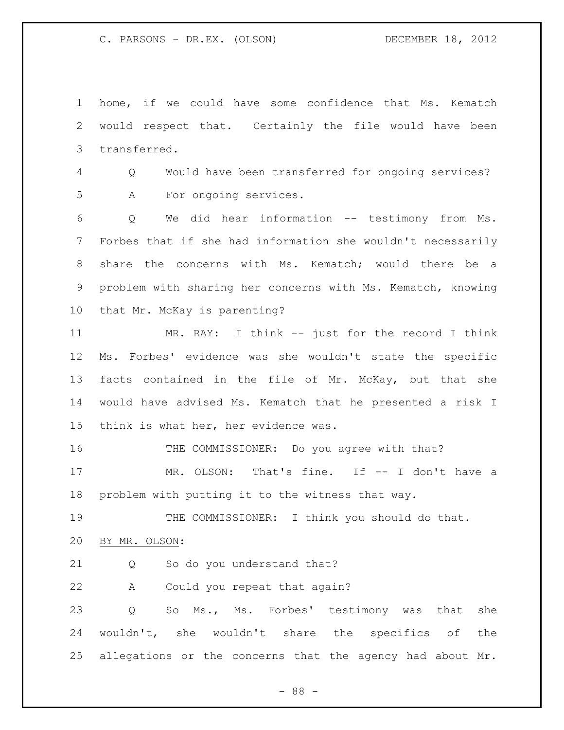home, if we could have some confidence that Ms. Kematch would respect that. Certainly the file would have been transferred.

Q Would have been transferred for ongoing services?

A For ongoing services.

Q We did hear information -- testimony from Ms. Forbes that if she had information she wouldn't necessarily share the concerns with Ms. Kematch; would there be a problem with sharing her concerns with Ms. Kematch, knowing that Mr. McKay is parenting?

MR. RAY: I think -- just for the record I think Ms. Forbes' evidence was she wouldn't state the specific facts contained in the file of Mr. McKay, but that she would have advised Ms. Kematch that he presented a risk I think is what her, her evidence was.

THE COMMISSIONER: Do you agree with that?

MR. OLSON: That's fine. If -- I don't have a problem with putting it to the witness that way.

THE COMMISSIONER: I think you should do that.

BY MR. OLSON:

Q So do you understand that?

A Could you repeat that again?

Q So Ms., Ms. Forbes' testimony was that she wouldn't, she wouldn't share the specifics of the allegations or the concerns that the agency had about Mr.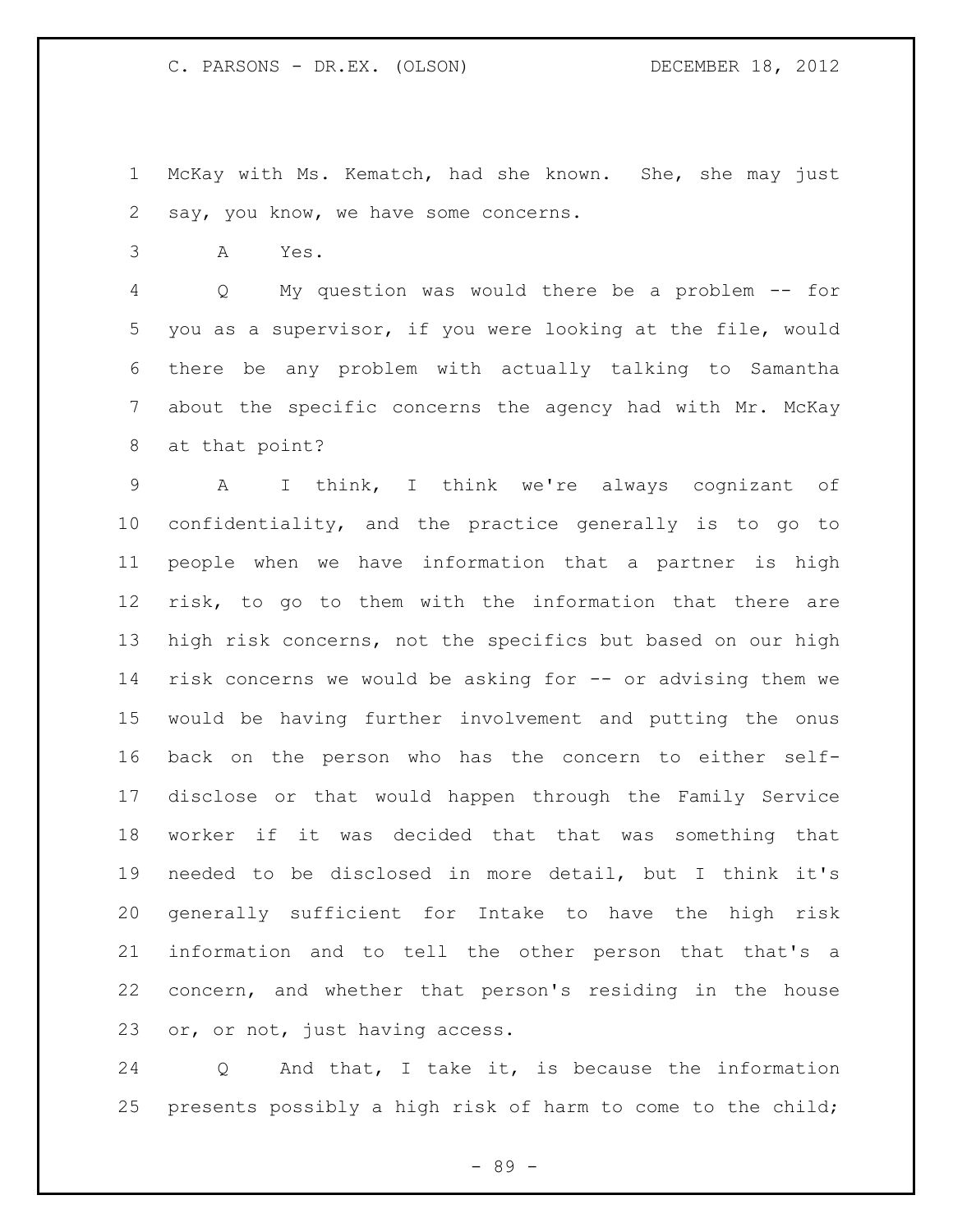McKay with Ms. Kematch, had she known. She, she may just say, you know, we have some concerns.

A Yes.

Q My question was would there be a problem -- for you as a supervisor, if you were looking at the file, would there be any problem with actually talking to Samantha about the specific concerns the agency had with Mr. McKay at that point?

A I think, I think we're always cognizant of confidentiality, and the practice generally is to go to people when we have information that a partner is high risk, to go to them with the information that there are high risk concerns, not the specifics but based on our high risk concerns we would be asking for -- or advising them we would be having further involvement and putting the onus back on the person who has the concern to either self-disclose or that would happen through the Family Service worker if it was decided that that was something that needed to be disclosed in more detail, but I think it's generally sufficient for Intake to have the high risk information and to tell the other person that that's a concern, and whether that person's residing in the house or, or not, just having access.

Q And that, I take it, is because the information presents possibly a high risk of harm to come to the child;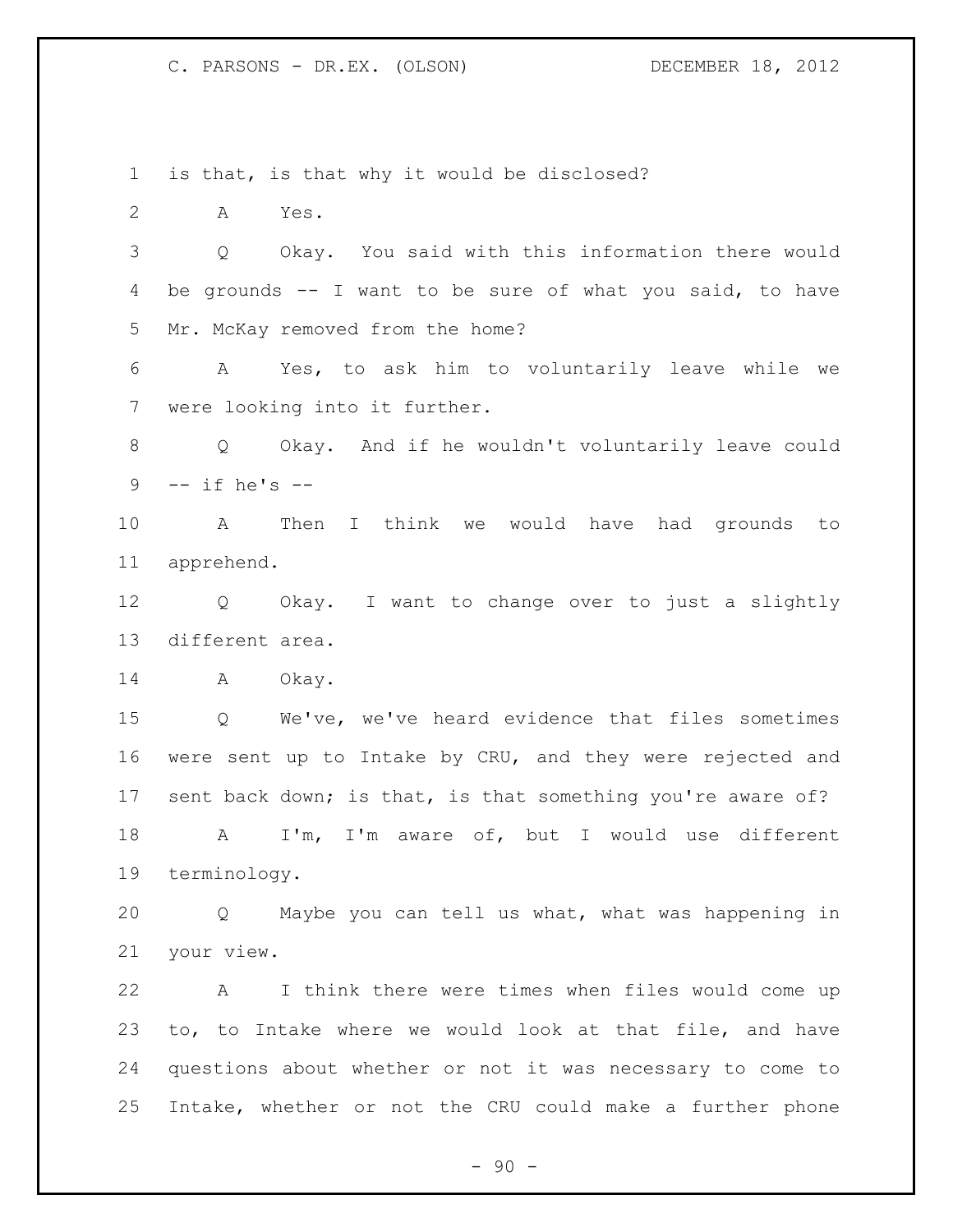is that, is that why it would be disclosed?

A Yes.

Q Okay. You said with this information there would be grounds -- I want to be sure of what you said, to have Mr. McKay removed from the home?

A Yes, to ask him to voluntarily leave while we were looking into it further.

Q Okay. And if he wouldn't voluntarily leave could -- if he's --

A Then I think we would have had grounds to apprehend.

Q Okay. I want to change over to just a slightly different area.

A Okay.

Q We've, we've heard evidence that files sometimes were sent up to Intake by CRU, and they were rejected and sent back down; is that, is that something you're aware of?

A I'm, I'm aware of, but I would use different terminology.

Q Maybe you can tell us what, what was happening in your view.

A I think there were times when files would come up to, to Intake where we would look at that file, and have questions about whether or not it was necessary to come to Intake, whether or not the CRU could make a further phone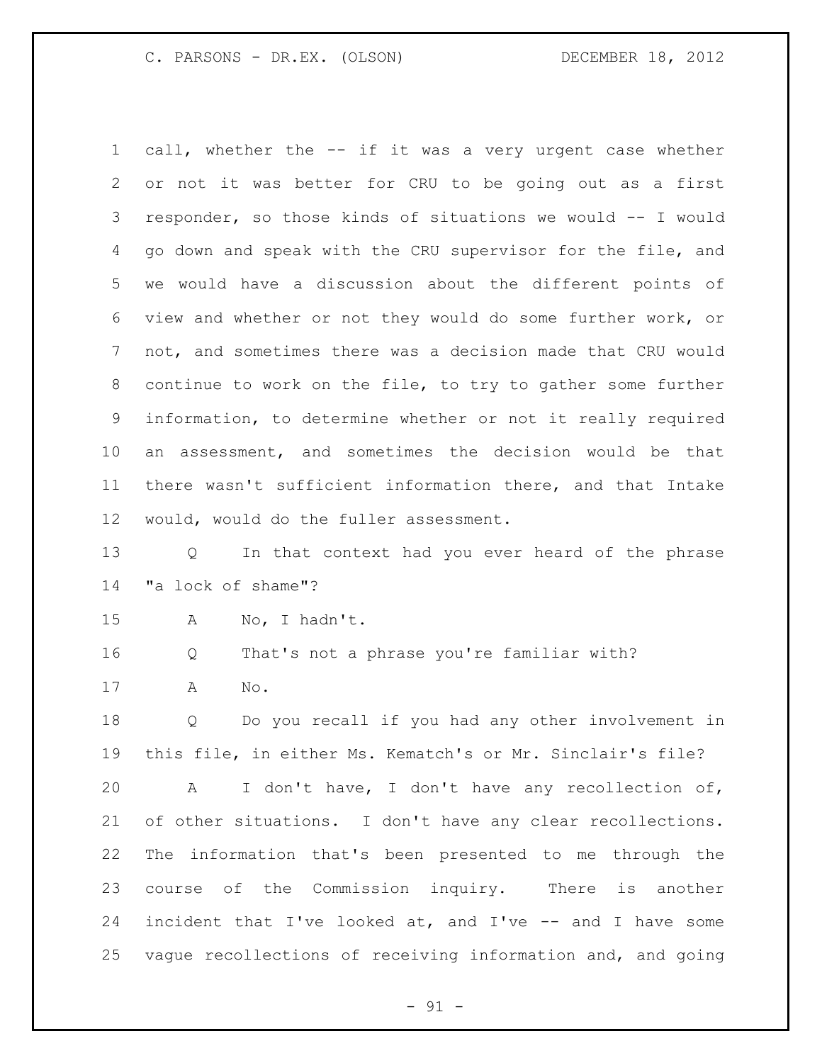call, whether the -- if it was a very urgent case whether or not it was better for CRU to be going out as a first responder, so those kinds of situations we would -- I would go down and speak with the CRU supervisor for the file, and we would have a discussion about the different points of view and whether or not they would do some further work, or not, and sometimes there was a decision made that CRU would continue to work on the file, to try to gather some further information, to determine whether or not it really required an assessment, and sometimes the decision would be that there wasn't sufficient information there, and that Intake would, would do the fuller assessment.

Q In that context had you ever heard of the phrase "a lock of shame"?

A No, I hadn't.

Q That's not a phrase you're familiar with?

A No.

Q Do you recall if you had any other involvement in this file, in either Ms. Kematch's or Mr. Sinclair's file?

A I don't have, I don't have any recollection of, of other situations. I don't have any clear recollections. The information that's been presented to me through the course of the Commission inquiry. There is another incident that I've looked at, and I've -- and I have some vague recollections of receiving information and, and going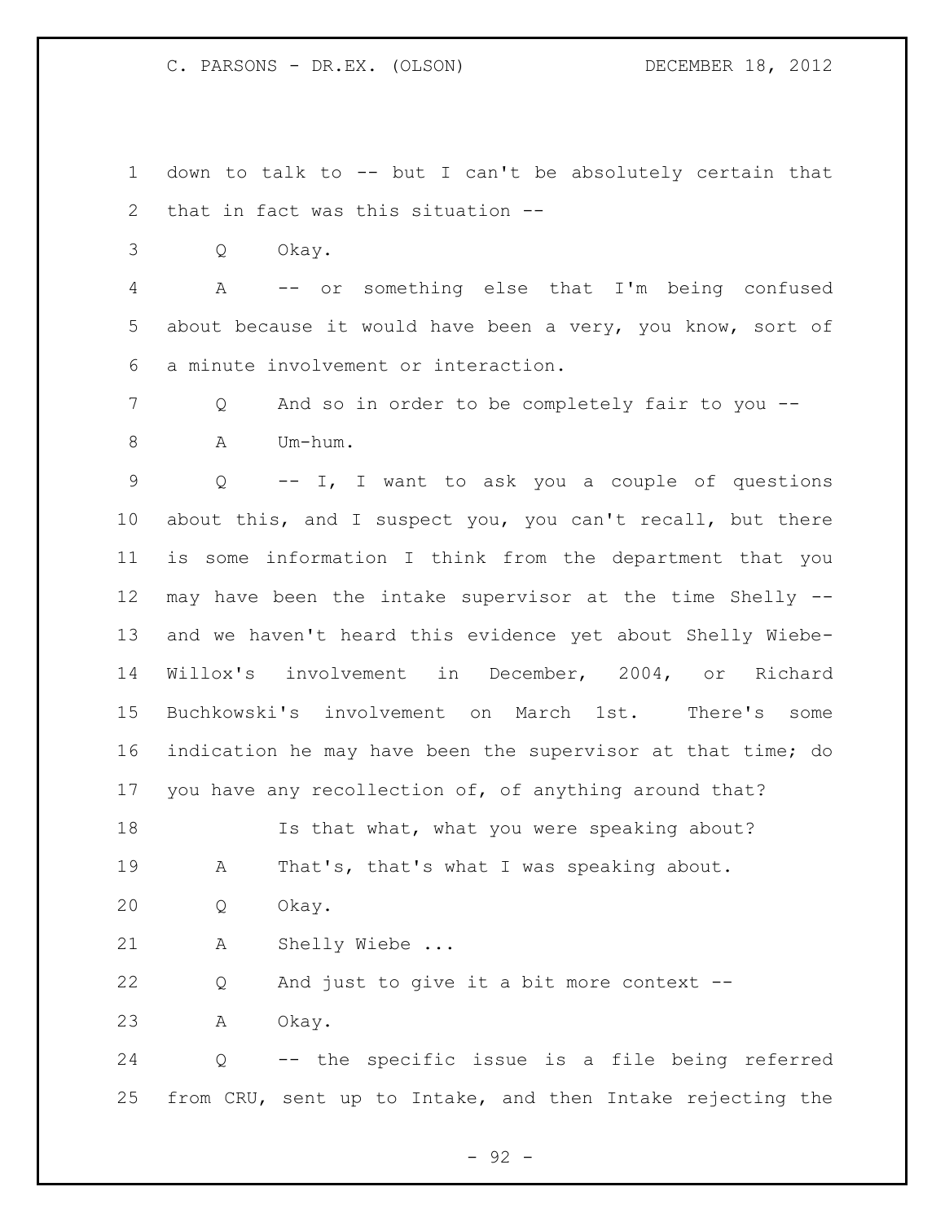down to talk to -- but I can't be absolutely certain that that in fact was this situation --

Q Okay.

A -- or something else that I'm being confused about because it would have been a very, you know, sort of a minute involvement or interaction.

Q And so in order to be completely fair to you --

A Um-hum.

Q -- I, I want to ask you a couple of questions about this, and I suspect you, you can't recall, but there is some information I think from the department that you may have been the intake supervisor at the time Shelly -- and we haven't heard this evidence yet about Shelly Wiebe-Willox's involvement in December, 2004, or Richard Buchkowski's involvement on March 1st. There's some indication he may have been the supervisor at that time; do you have any recollection of, of anything around that?

Is that what, what you were speaking about?

A That's, that's what I was speaking about.

Q Okay.

A Shelly Wiebe ...

Q And just to give it a bit more context --

A Okay.

Q -- the specific issue is a file being referred from CRU, sent up to Intake, and then Intake rejecting the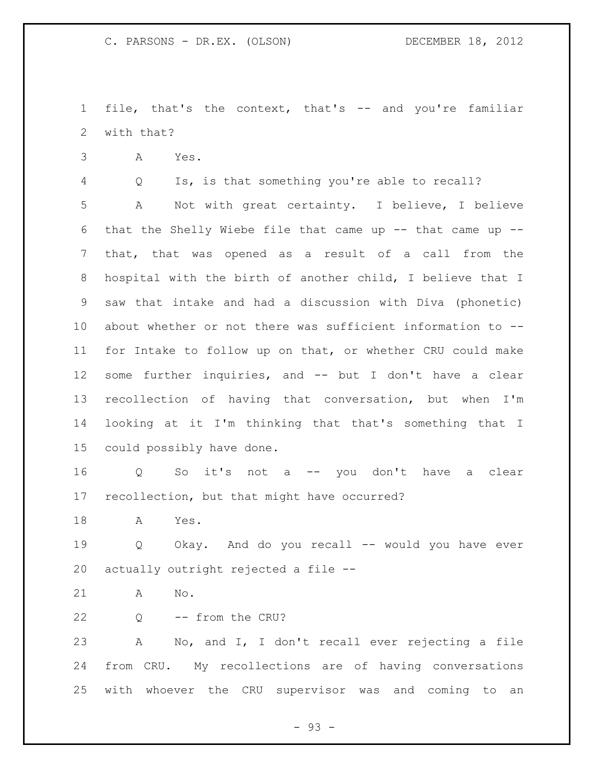file, that's the context, that's -- and you're familiar with that?

A Yes.

Q Is, is that something you're able to recall?

A Not with great certainty. I believe, I believe that the Shelly Wiebe file that came up -- that came up -- that, that was opened as a result of a call from the hospital with the birth of another child, I believe that I saw that intake and had a discussion with Diva (phonetic) about whether or not there was sufficient information to -- for Intake to follow up on that, or whether CRU could make some further inquiries, and -- but I don't have a clear recollection of having that conversation, but when I'm looking at it I'm thinking that that's something that I could possibly have done.

Q So it's not a -- you don't have a clear recollection, but that might have occurred?

A Yes.

Q Okay. And do you recall -- would you have ever actually outright rejected a file --

A No.

Q -- from the CRU?

A No, and I, I don't recall ever rejecting a file from CRU. My recollections are of having conversations with whoever the CRU supervisor was and coming to an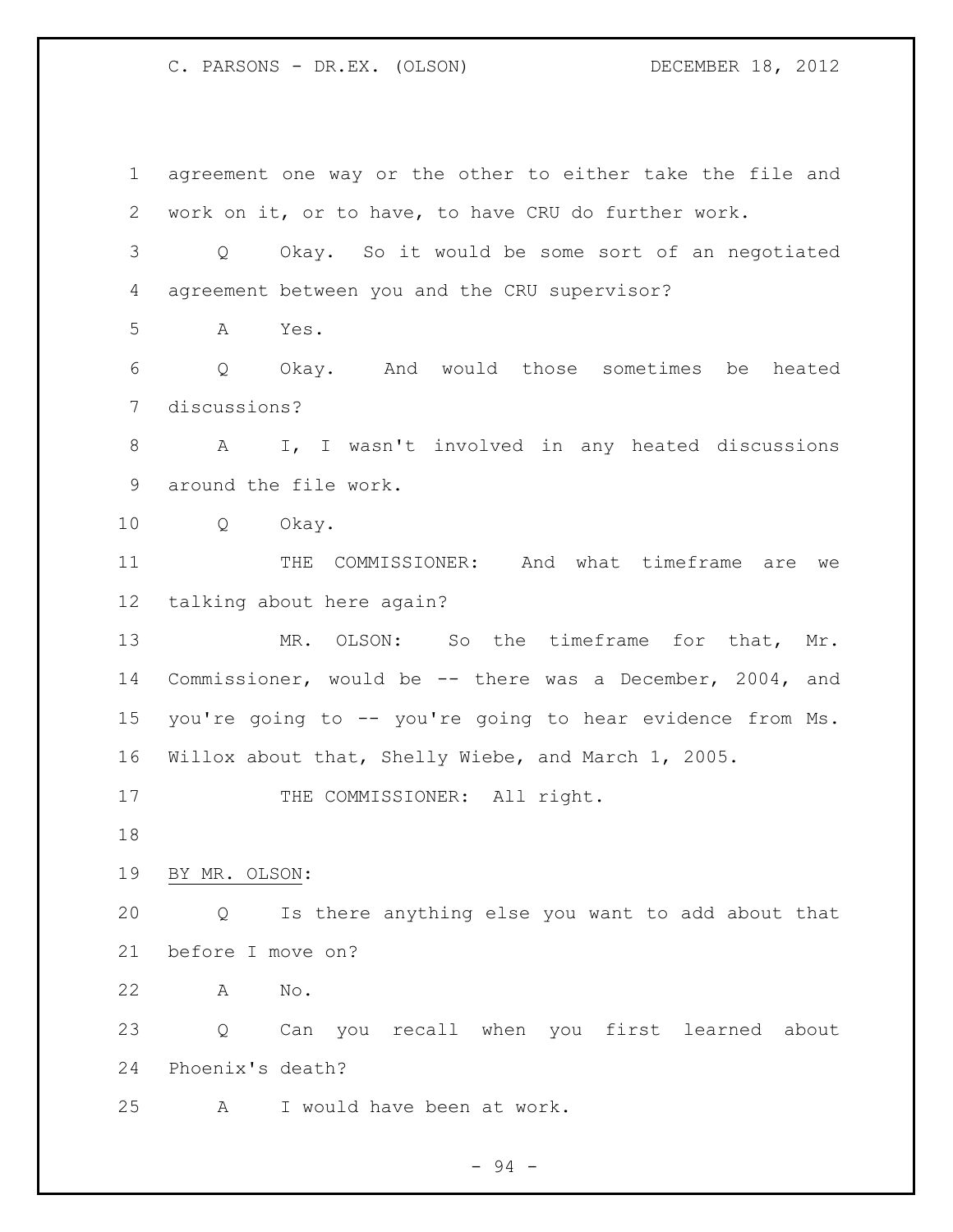agreement one way or the other to either take the file and work on it, or to have, to have CRU do further work.

Q Okay. So it would be some sort of an negotiated agreement between you and the CRU supervisor?

A Yes.

Q Okay. And would those sometimes be heated discussions?

A I, I wasn't involved in any heated discussions around the file work.

Q Okay.

THE COMMISSIONER: And what timeframe are we talking about here again?

MR. OLSON: So the timeframe for that, Mr. Commissioner, would be -- there was a December, 2004, and you're going to -- you're going to hear evidence from Ms. Willox about that, Shelly Wiebe, and March 1, 2005.

THE COMMISSIONER: All right.

BY MR. OLSON:

Q Is there anything else you want to add about that before I move on?

A No.

Q Can you recall when you first learned about Phoenix's death?

A I would have been at work.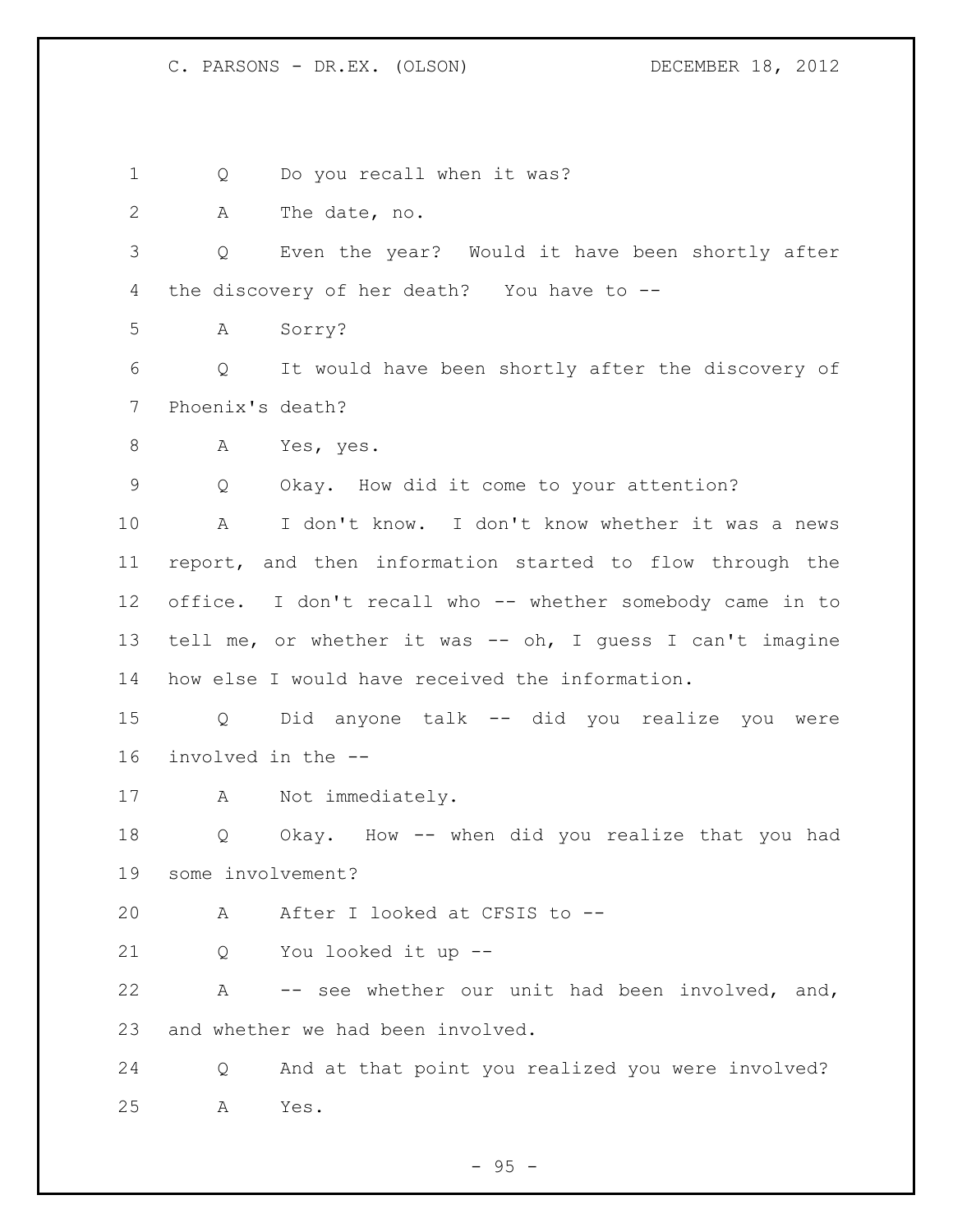Q Do you recall when it was?

A The date, no.

Q Even the year? Would it have been shortly after the discovery of her death? You have to --

A Sorry?

Q It would have been shortly after the discovery of Phoenix's death?

A Yes, yes.

Q Okay. How did it come to your attention?

A I don't know. I don't know whether it was a news report, and then information started to flow through the office. I don't recall who -- whether somebody came in to tell me, or whether it was -- oh, I guess I can't imagine how else I would have received the information.

Q Did anyone talk -- did you realize you were involved in the --

A Not immediately.

Q Okay. How -- when did you realize that you had some involvement?

A After I looked at CFSIS to --

Q You looked it up --

A -- see whether our unit had been involved, and, and whether we had been involved.

Q And at that point you realized you were involved?

A Yes.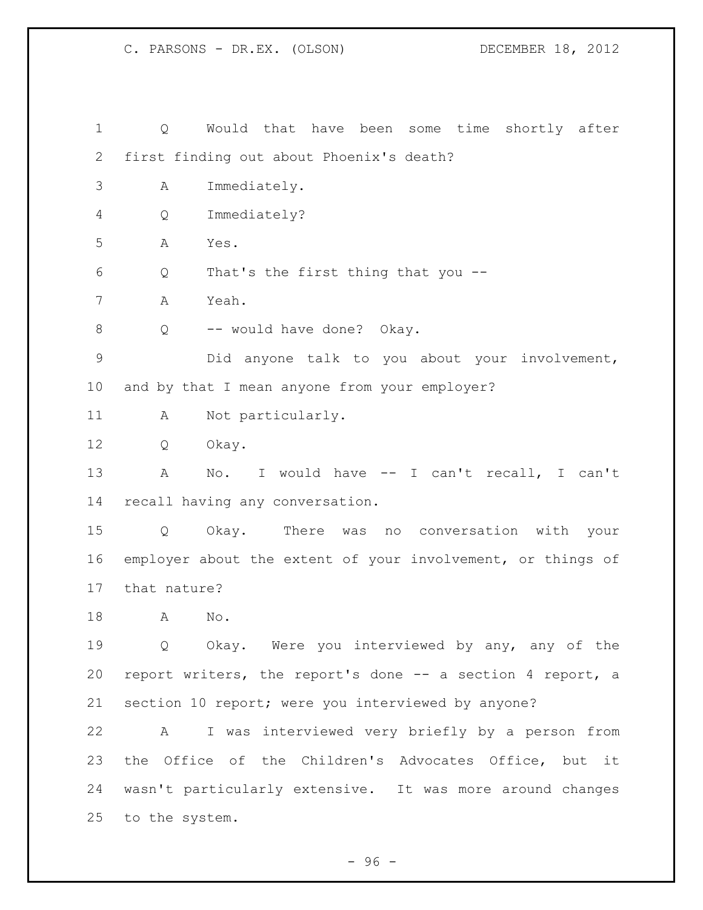Q Would that have been some time shortly after first finding out about Phoenix's death?

A Immediately.

Q Immediately?

A Yes.

Q That's the first thing that you --

A Yeah.

Q -- would have done? Okay.

Did anyone talk to you about your involvement, and by that I mean anyone from your employer?

A Not particularly.

Q Okay.

A No. I would have -- I can't recall, I can't recall having any conversation.

Q Okay. There was no conversation with your employer about the extent of your involvement, or things of that nature?

A No.

Q Okay. Were you interviewed by any, any of the report writers, the report's done -- a section 4 report, a section 10 report; were you interviewed by anyone?

A I was interviewed very briefly by a person from the Office of the Children's Advocates Office, but it wasn't particularly extensive. It was more around changes to the system.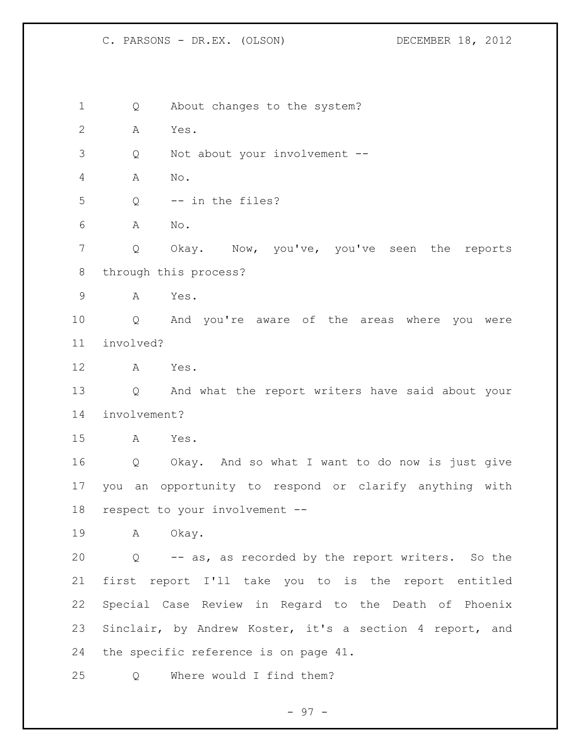Q About changes to the system?

A Yes.

Q Not about your involvement --

A No.

Q -- in the files?

A No.

Q Okay. Now, you've, you've seen the reports through this process?

A Yes.

Q And you're aware of the areas where you were involved?

A Yes.

Q And what the report writers have said about your involvement?

A Yes.

Q Okay. And so what I want to do now is just give you an opportunity to respond or clarify anything with respect to your involvement --

A Okay.

Q -- as, as recorded by the report writers. So the first report I'll take you to is the report entitled Special Case Review in Regard to the Death of Phoenix Sinclair, by Andrew Koster, it's a section 4 report, and the specific reference is on page 41.

Q Where would I find them?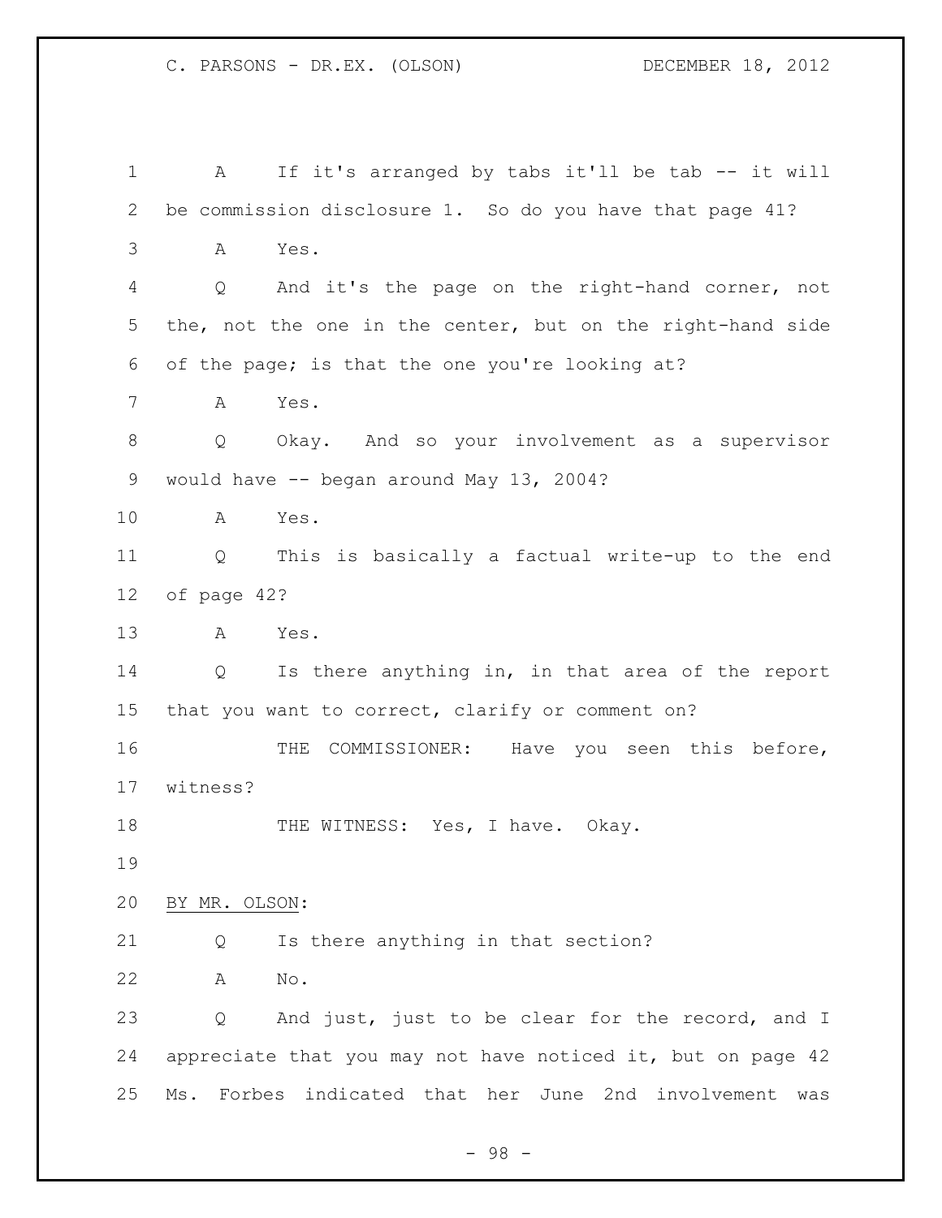A If it's arranged by tabs it'll be tab -- it will be commission disclosure 1. So do you have that page 41?

A Yes.

Q And it's the page on the right-hand corner, not the, not the one in the center, but on the right-hand side of the page; is that the one you're looking at?

A Yes.

Q Okay. And so your involvement as a supervisor would have -- began around May 13, 2004?

A Yes.

Q This is basically a factual write-up to the end of page 42?

A Yes.

Q Is there anything in, in that area of the report that you want to correct, clarify or comment on?

THE COMMISSIONER: Have you seen this before, witness?

THE WITNESS: Yes, I have. Okay.

BY MR. OLSON:

Q Is there anything in that section?

A No.

Q And just, just to be clear for the record, and I appreciate that you may not have noticed it, but on page 42 Ms. Forbes indicated that her June 2nd involvement was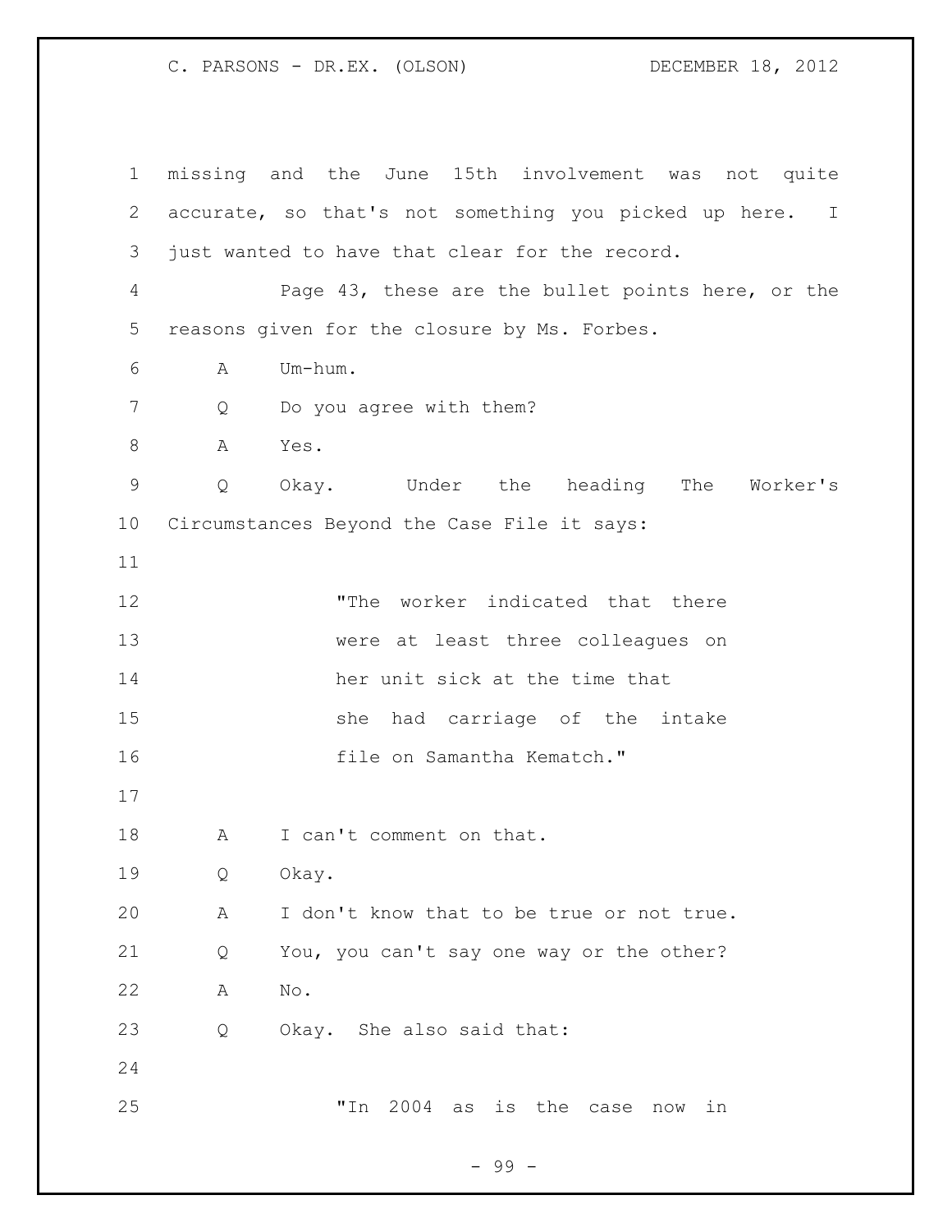missing and the June 15th involvement was not quite accurate, so that's not something you picked up here. I just wanted to have that clear for the record.

Page 43, these are the bullet points here, or the reasons given for the closure by Ms. Forbes.

A Um-hum.

Q Do you agree with them?

A Yes.

Q Okay. Under the heading The Worker's Circumstances Beyond the Case File it says:

> "The worker indicated that there were at least three colleagues on her unit sick at the time that she had carriage of the intake file on Samantha Kematch."

A I can't comment on that.

Q Okay.

A I don't know that to be true or not true.

Q You, you can't say one way or the other?

A No.

Q Okay. She also said that:

> "In 2004 as is the case now in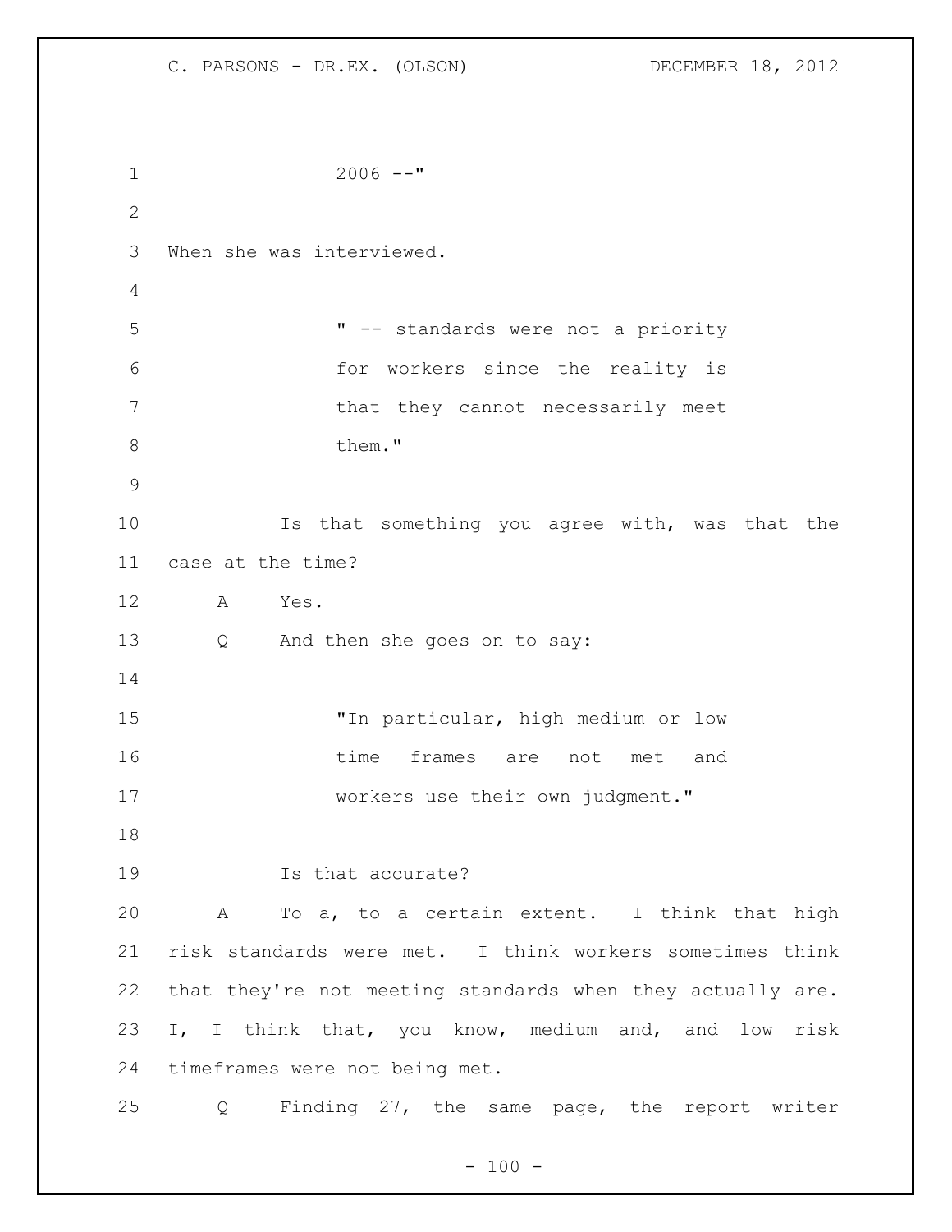2006 --"

When she was interviewed.

> " -- standards were not a priority for workers since the reality is that they cannot necessarily meet them."

Is that something you agree with, was that the case at the time?

A Yes.

Q And then she goes on to say:

> "In particular, high medium or low time frames are not met and workers use their own judgment."

Is that accurate?

A To a, to a certain extent. I think that high risk standards were met. I think workers sometimes think that they're not meeting standards when they actually are. I, I think that, you know, medium and, and low risk timeframes were not being met.

Q Finding 27, the same page, the report writer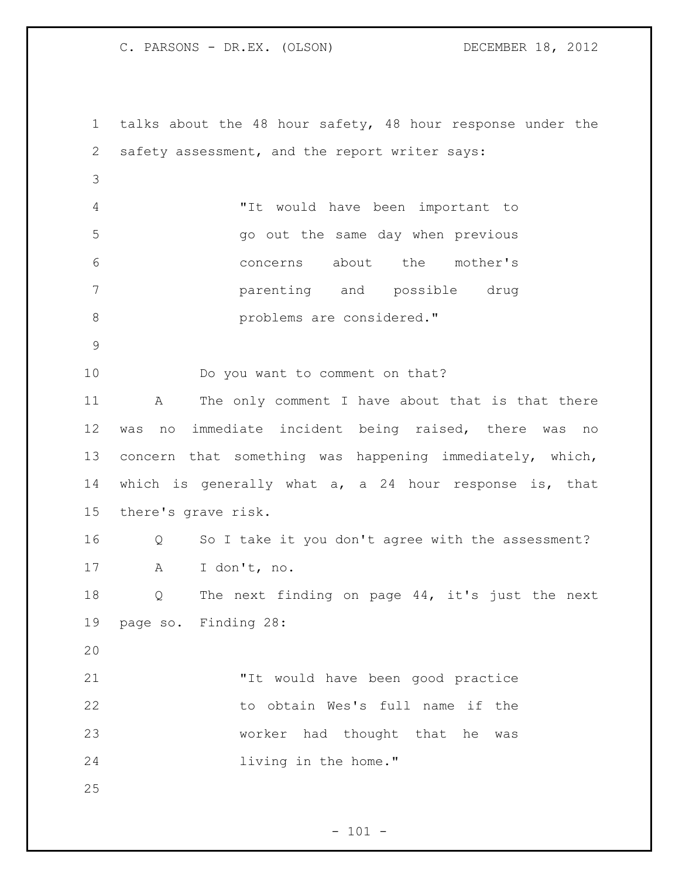talks about the 48 hour safety, 48 hour response under the safety assessment, and the report writer says:

> "It would have been important to go out the same day when previous concerns about the mother's parenting and possible drug problems are considered."

Do you want to comment on that?

A The only comment I have about that is that there was no immediate incident being raised, there was no concern that something was happening immediately, which, which is generally what a, a 24 hour response is, that there's grave risk.

Q So I take it you don't agree with the assessment?

A I don't, no.

Q The next finding on page 44, it's just the next page so. Finding 28:

> "It would have been good practice to obtain Wes's full name if the worker had thought that he was living in the home."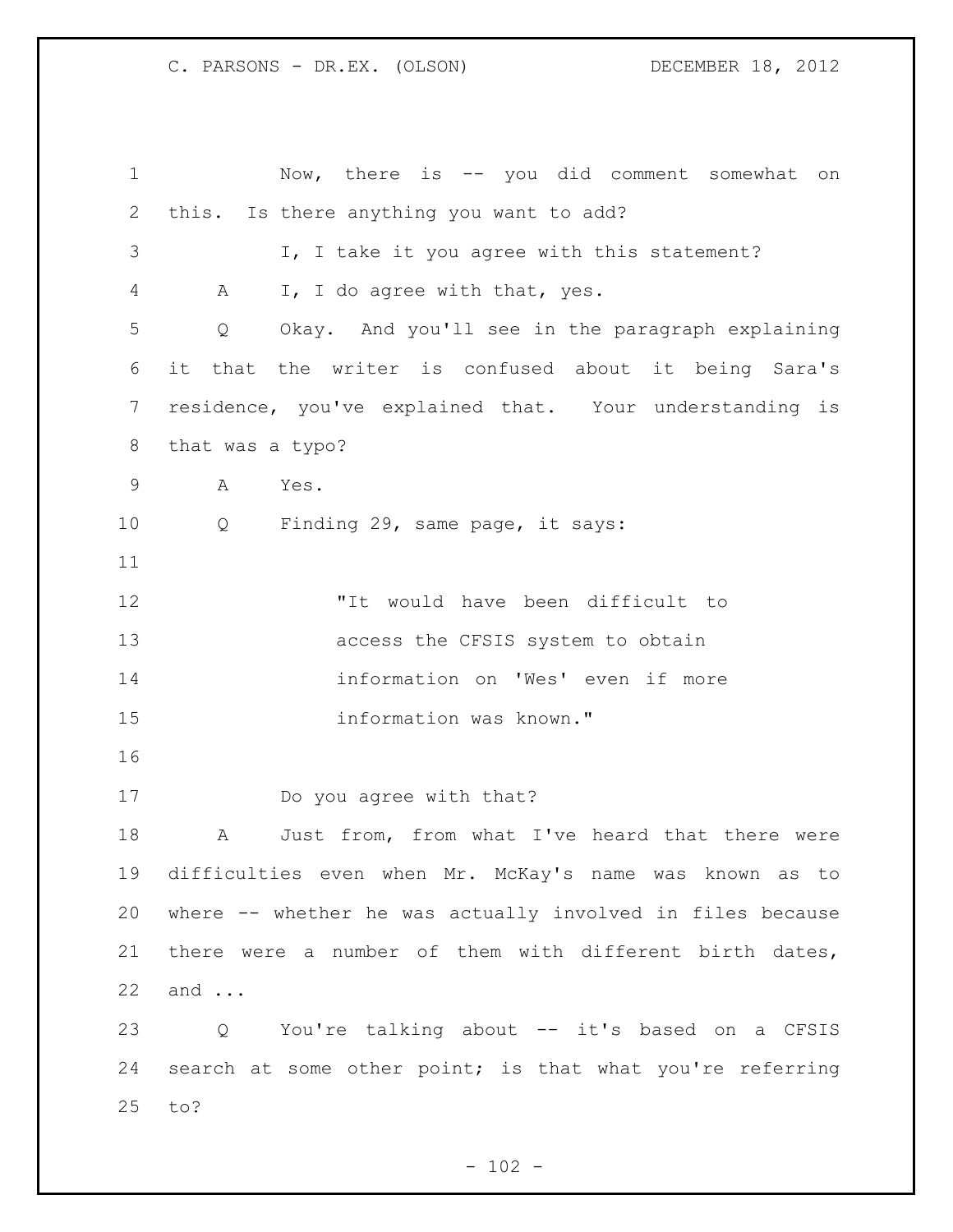Now, there is -- you did comment somewhat on this. Is there anything you want to add?

I, I take it you agree with this statement?

A I, I do agree with that, yes.

Q Okay. And you'll see in the paragraph explaining it that the writer is confused about it being Sara's residence, you've explained that. Your understanding is that was a typo?

A Yes.

Q Finding 29, same page, it says:

> "It would have been difficult to access the CFSIS system to obtain information on 'Wes' even if more information was known."

Do you agree with that?

A Just from, from what I've heard that there were difficulties even when Mr. McKay's name was known as to where -- whether he was actually involved in files because there were a number of them with different birth dates, and ...

Q You're talking about -- it's based on a CFSIS search at some other point; is that what you're referring to?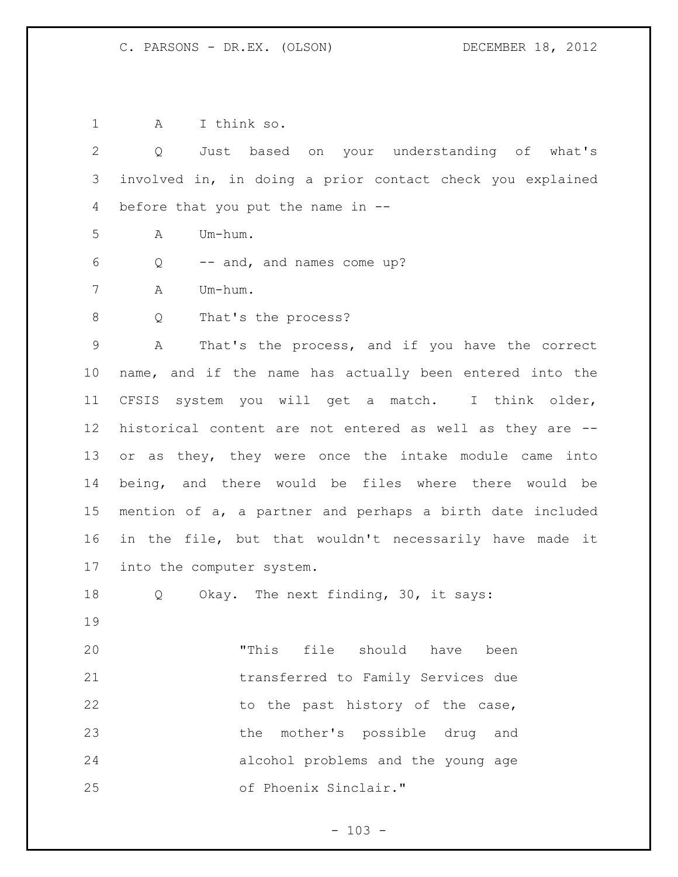A I think so.

Q Just based on your understanding of what's involved in, in doing a prior contact check you explained before that you put the name in --

A Um-hum.

Q -- and, and names come up?

A Um-hum.

Q That's the process?

A That's the process, and if you have the correct name, and if the name has actually been entered into the CFSIS system you will get a match. I think older, historical content are not entered as well as they are -- or as they, they were once the intake module came into being, and there would be files where there would be mention of a, a partner and perhaps a birth date included in the file, but that wouldn't necessarily have made it into the computer system.

Q Okay. The next finding, 30, it says:

> "This file should have been transferred to Family Services due to the past history of the case, the mother's possible drug and alcohol problems and the young age of Phoenix Sinclair."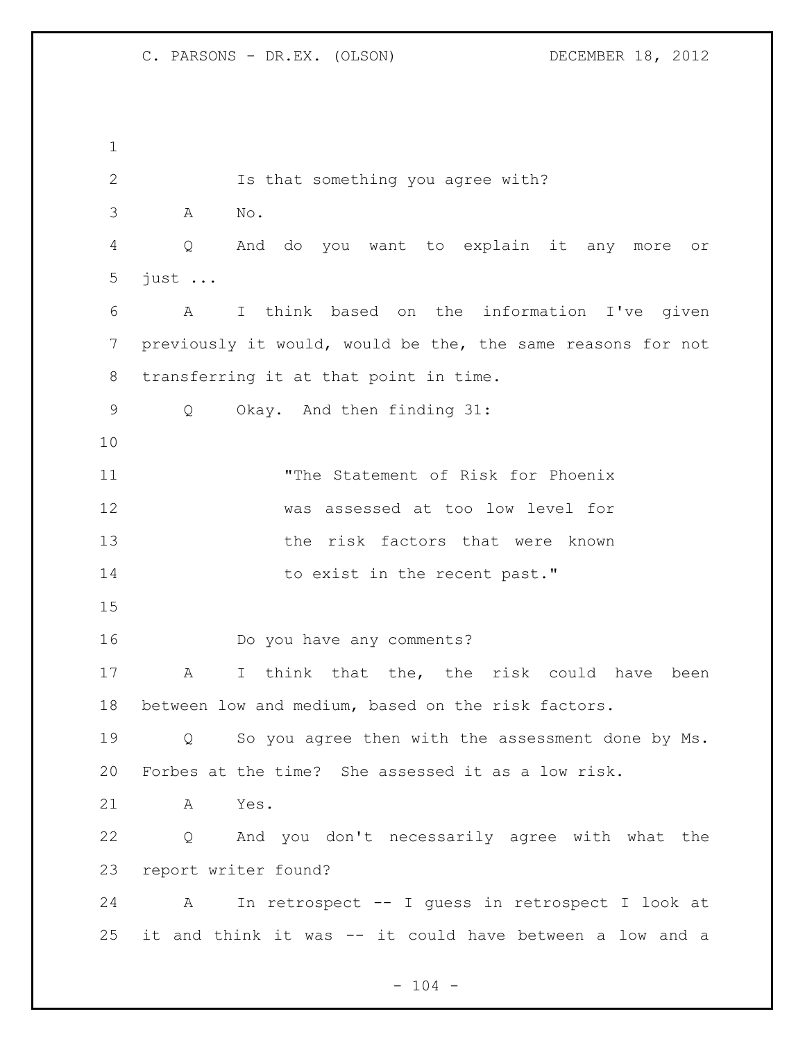Is that something you agree with?

A No.

Q And do you want to explain it any more or just ...

A I think based on the information I've given previously it would, would be the, the same reasons for not transferring it at that point in time.

Q Okay. And then finding 31:

> "The Statement of Risk for Phoenix was assessed at too low level for the risk factors that were known to exist in the recent past."

Do you have any comments?

A I think that the, the risk could have been between low and medium, based on the risk factors.

Q So you agree then with the assessment done by Ms. Forbes at the time? She assessed it as a low risk.

A Yes.

Q And you don't necessarily agree with what the report writer found?

A In retrospect -- I guess in retrospect I look at it and think it was -- it could have between a low and a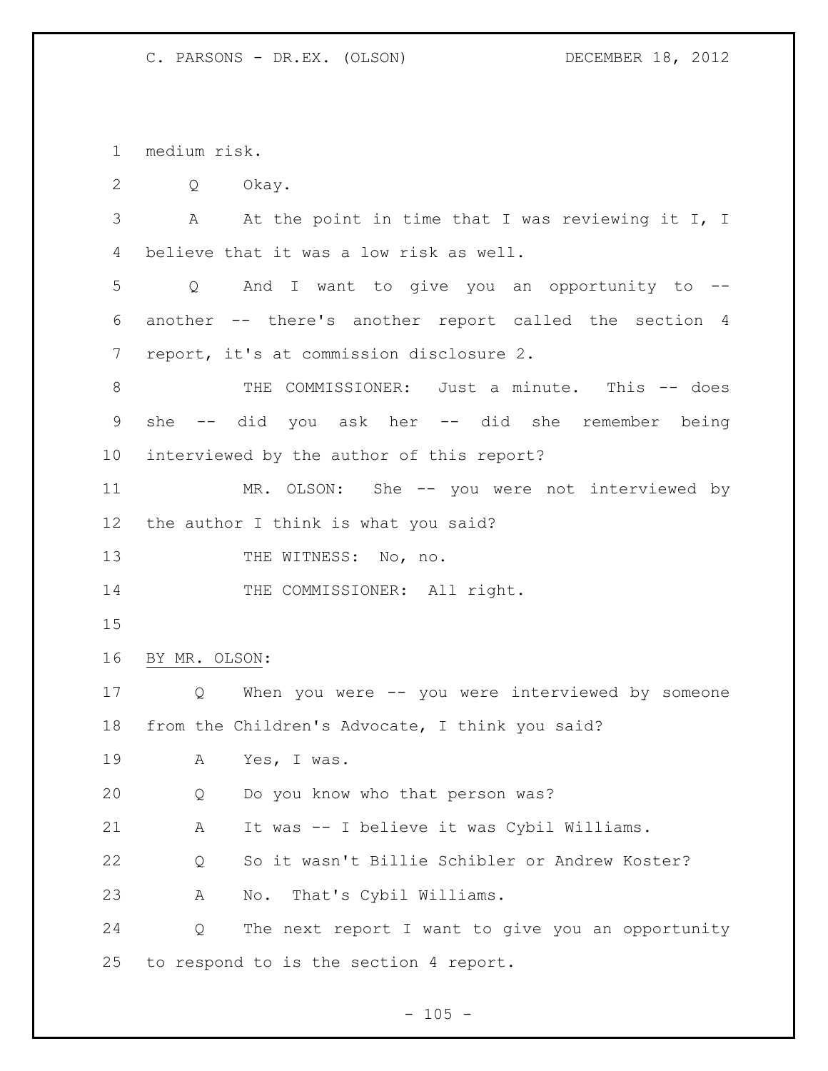medium risk.

Q Okay.

A At the point in time that I was reviewing it I, I believe that it was a low risk as well.

Q And I want to give you an opportunity to -- another -- there's another report called the section 4 report, it's at commission disclosure 2.

THE COMMISSIONER: Just a minute. This -- does she -- did you ask her -- did she remember being interviewed by the author of this report?

MR. OLSON: She -- you were not interviewed by the author I think is what you said?

THE WITNESS: No, no.

THE COMMISSIONER: All right.

BY MR. OLSON:

Q When you were -- you were interviewed by someone from the Children's Advocate, I think you said?

A Yes, I was.

Q Do you know who that person was?

A It was -- I believe it was Cybil Williams.

Q So it wasn't Billie Schibler or Andrew Koster?

A No. That's Cybil Williams.

Q The next report I want to give you an opportunity to respond to is the section 4 report.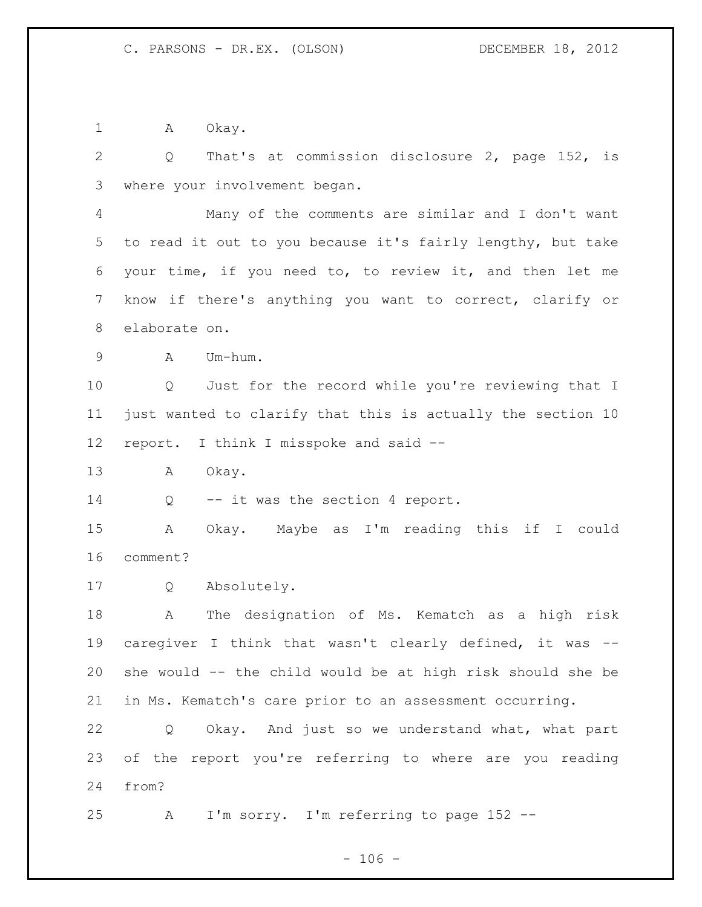A Okay.

Q That's at commission disclosure 2, page 152, is where your involvement began.

Many of the comments are similar and I don't want to read it out to you because it's fairly lengthy, but take your time, if you need to, to review it, and then let me know if there's anything you want to correct, clarify or elaborate on.

A Um-hum.

Q Just for the record while you're reviewing that I just wanted to clarify that this is actually the section 10 report. I think I misspoke and said --

A Okay.

Q -- it was the section 4 report.

A Okay. Maybe as I'm reading this if I could comment?

Q Absolutely.

A The designation of Ms. Kematch as a high risk caregiver I think that wasn't clearly defined, it was -- she would -- the child would be at high risk should she be in Ms. Kematch's care prior to an assessment occurring.

Q Okay. And just so we understand what, what part of the report you're referring to where are you reading from?

A I'm sorry. I'm referring to page 152 --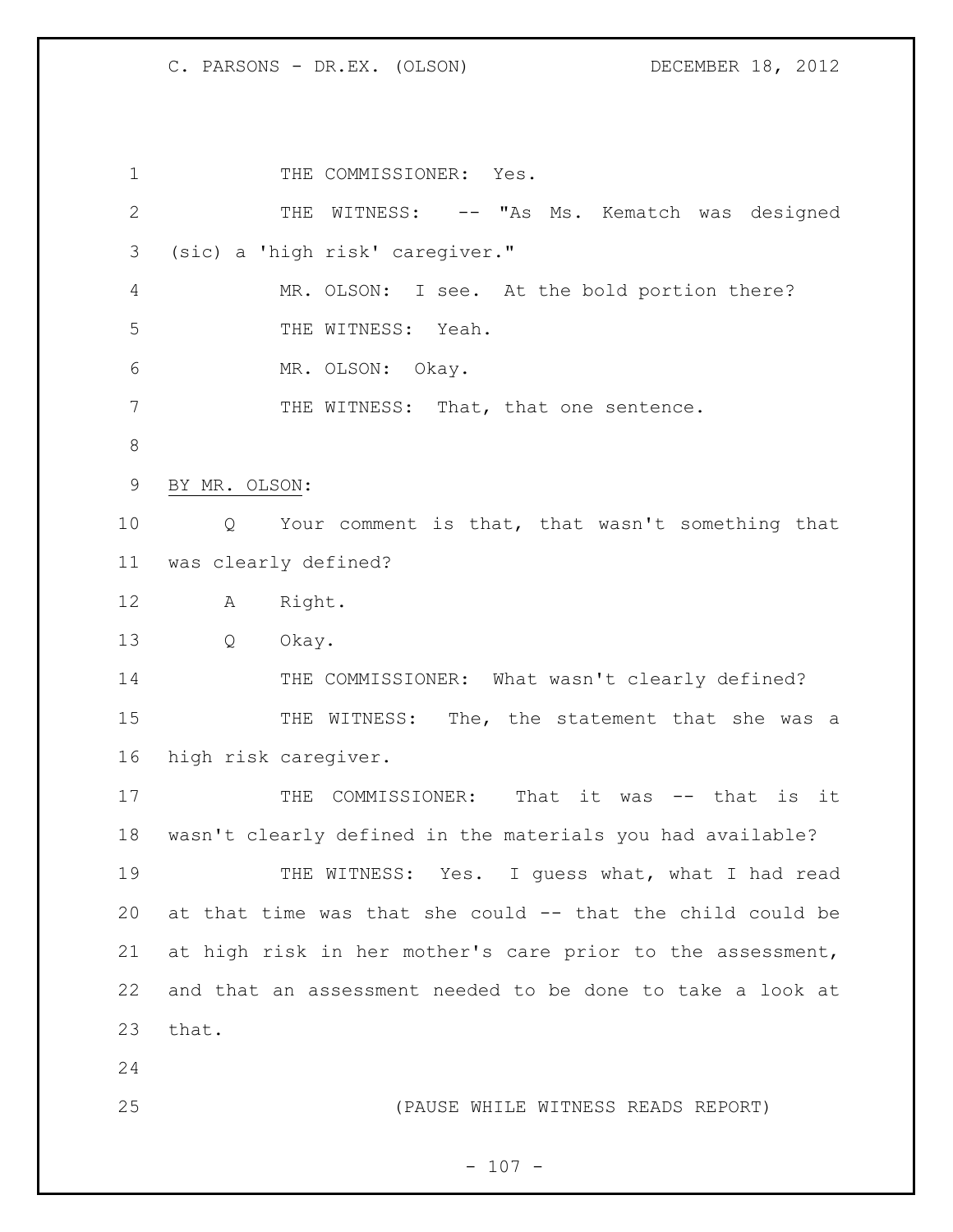THE COMMISSIONER: Yes.

THE WITNESS: -- "As Ms. Kematch was designed (sic) a 'high risk' caregiver."

MR. OLSON: I see. At the bold portion there?

THE WITNESS: Yeah.

MR. OLSON: Okay.

THE WITNESS: That, that one sentence.

BY MR. OLSON:

Q Your comment is that, that wasn't something that was clearly defined?

A Right.

Q Okay.

THE COMMISSIONER: What wasn't clearly defined?

THE WITNESS: The, the statement that she was a high risk caregiver.

THE COMMISSIONER: That it was -- that is it wasn't clearly defined in the materials you had available?

THE WITNESS: Yes. I guess what, what I had read at that time was that she could -- that the child could be at high risk in her mother's care prior to the assessment, and that an assessment needed to be done to take a look at that.

(PAUSE WHILE WITNESS READS REPORT)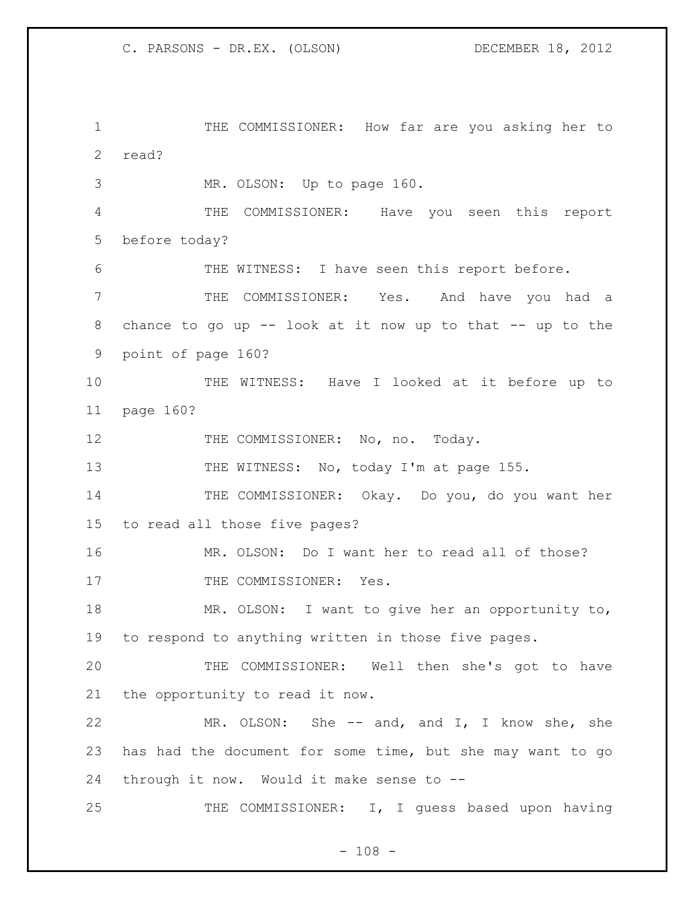THE COMMISSIONER: How far are you asking her to read?

MR. OLSON: Up to page 160.

THE COMMISSIONER: Have you seen this report before today?

THE WITNESS: I have seen this report before.

THE COMMISSIONER: Yes. And have you had a chance to go up -- look at it now up to that -- up to the point of page 160?

THE WITNESS: Have I looked at it before up to page 160?

THE COMMISSIONER: No, no. Today.

THE WITNESS: No, today I'm at page 155.

THE COMMISSIONER: Okay. Do you, do you want her to read all those five pages?

MR. OLSON: Do I want her to read all of those?

THE COMMISSIONER: Yes.

MR. OLSON: I want to give her an opportunity to, to respond to anything written in those five pages.

THE COMMISSIONER: Well then she's got to have the opportunity to read it now.

MR. OLSON: She -- and, and I, I know she, she has had the document for some time, but she may want to go through it now. Would it make sense to --

THE COMMISSIONER: I, I guess based upon having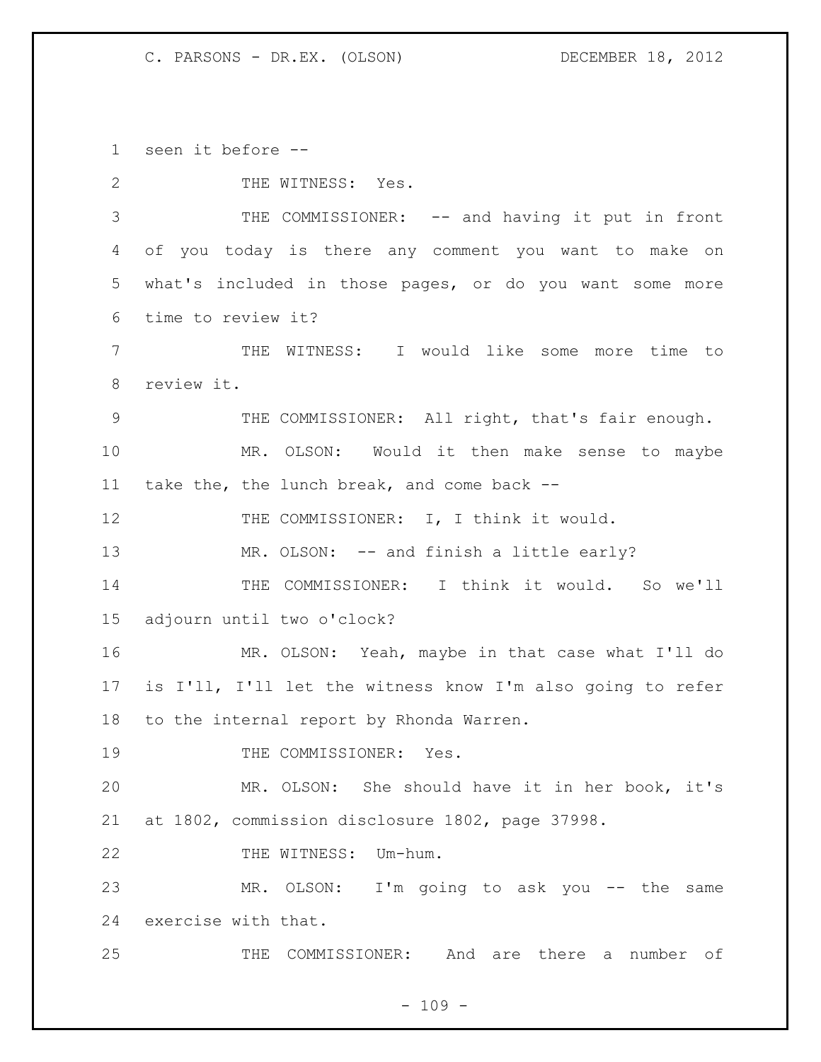seen it before --

THE WITNESS: Yes.

THE COMMISSIONER: -- and having it put in front of you today is there any comment you want to make on what's included in those pages, or do you want some more time to review it?

THE WITNESS: I would like some more time to review it.

THE COMMISSIONER: All right, that's fair enough.

MR. OLSON: Would it then make sense to maybe take the, the lunch break, and come back --

THE COMMISSIONER: I, I think it would.

MR. OLSON: -- and finish a little early?

THE COMMISSIONER: I think it would. So we'll adjourn until two o'clock?

MR. OLSON: Yeah, maybe in that case what I'll do is I'll, I'll let the witness know I'm also going to refer to the internal report by Rhonda Warren.

THE COMMISSIONER: Yes.

MR. OLSON: She should have it in her book, it's at 1802, commission disclosure 1802, page 37998.

THE WITNESS: Um-hum.

MR. OLSON: I'm going to ask you -- the same exercise with that.

THE COMMISSIONER: And are there a number of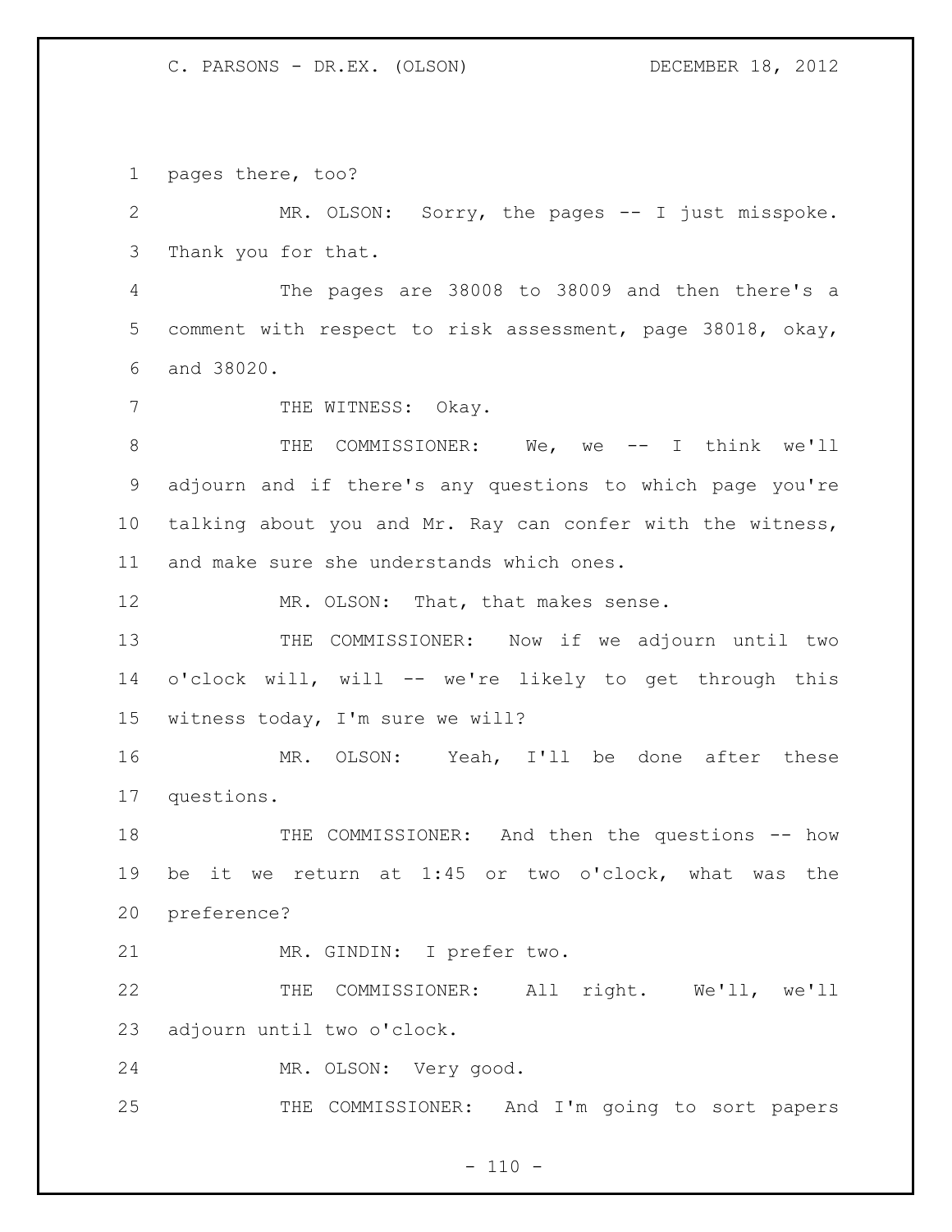pages there, too?

MR. OLSON: Sorry, the pages -- I just misspoke. Thank you for that.

The pages are 38008 to 38009 and then there's a comment with respect to risk assessment, page 38018, okay, and 38020.

THE WITNESS: Okay.

THE COMMISSIONER: We, we -- I think we'll adjourn and if there's any questions to which page you're talking about you and Mr. Ray can confer with the witness, and make sure she understands which ones.

MR. OLSON: That, that makes sense.

THE COMMISSIONER: Now if we adjourn until two o'clock will, will -- we're likely to get through this witness today, I'm sure we will?

MR. OLSON: Yeah, I'll be done after these questions.

THE COMMISSIONER: And then the questions -- how be it we return at 1:45 or two o'clock, what was the preference?

MR. GINDIN: I prefer two.

THE COMMISSIONER: All right. We'll, we'll adjourn until two o'clock.

MR. OLSON: Very good.

THE COMMISSIONER: And I'm going to sort papers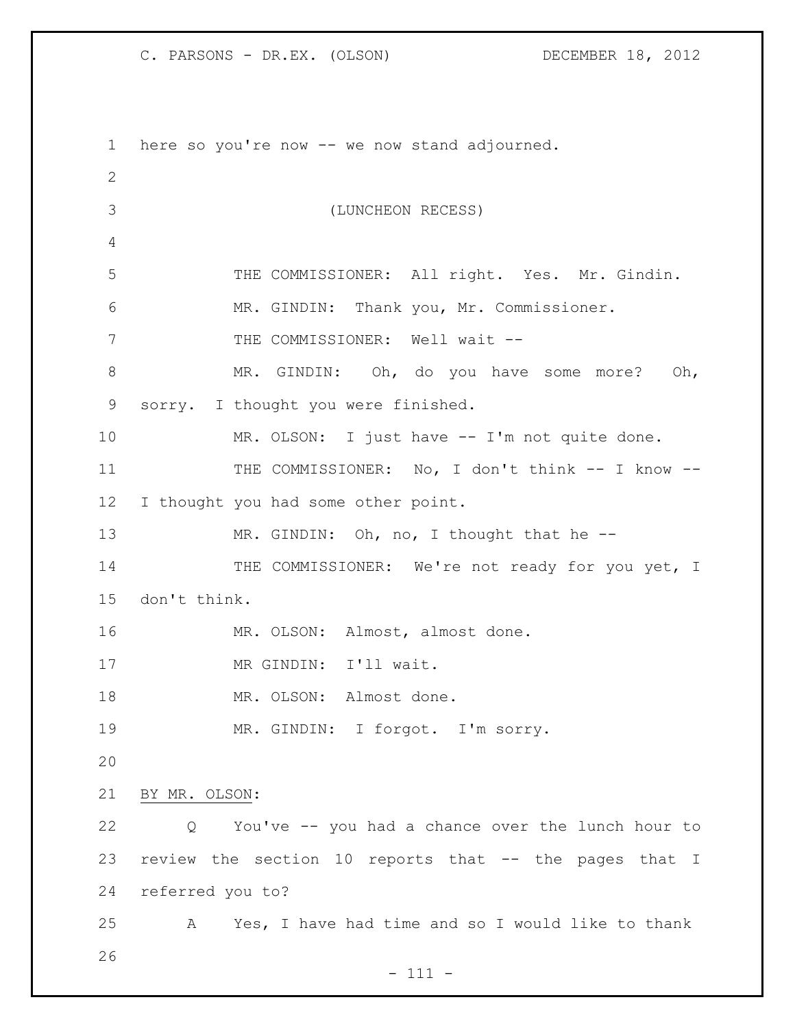here so you're now -- we now stand adjourned.

(LUNCHEON RECESS)

THE COMMISSIONER: All right. Yes. Mr. Gindin.

MR. GINDIN: Thank you, Mr. Commissioner.

THE COMMISSIONER: Well wait --

MR. GINDIN: Oh, do you have some more? Oh, sorry. I thought you were finished.

MR. OLSON: I just have -- I'm not quite done.

THE COMMISSIONER: No, I don't think -- I know -- I thought you had some other point.

MR. GINDIN: Oh, no, I thought that he --

THE COMMISSIONER: We're not ready for you yet, I don't think.

MR. OLSON: Almost, almost done.

MR GINDIN: I'll wait.

MR. OLSON: Almost done.

MR. GINDIN: I forgot. I'm sorry.

BY MR. OLSON:

Q You've -- you had a chance over the lunch hour to review the section 10 reports that -- the pages that I referred you to?

A Yes, I have had time and so I would like to thank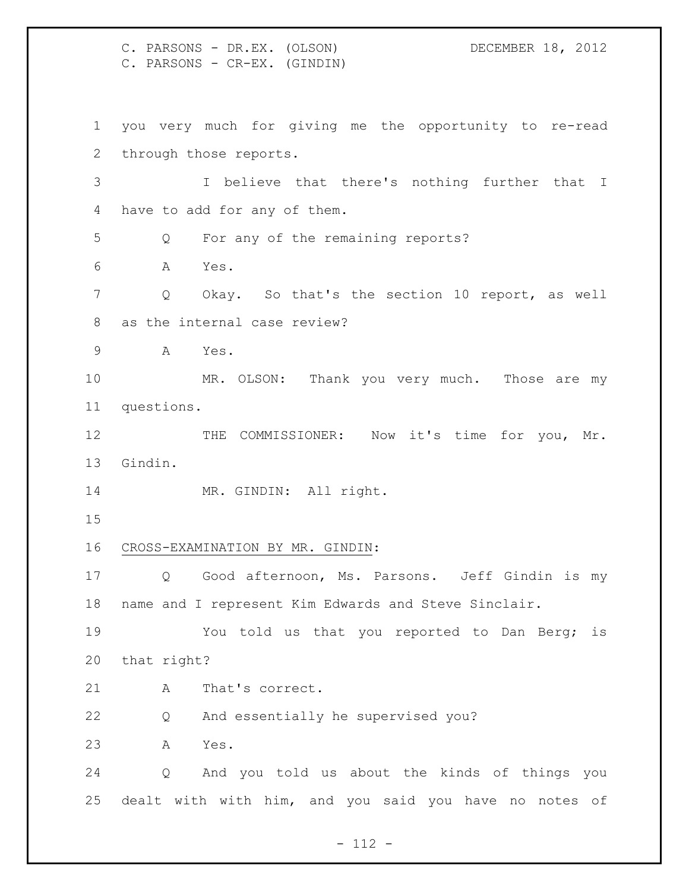you very much for giving me the opportunity to re-read through those reports.

I believe that there's nothing further that I have to add for any of them.

Q For any of the remaining reports?

A Yes.

Q Okay. So that's the section 10 report, as well as the internal case review?

A Yes.

MR. OLSON: Thank you very much. Those are my questions.

THE COMMISSIONER: Now it's time for you, Mr. Gindin.

MR. GINDIN: All right.

CROSS-EXAMINATION BY MR. GINDIN:

Q Good afternoon, Ms. Parsons. Jeff Gindin is my name and I represent Kim Edwards and Steve Sinclair.

You told us that you reported to Dan Berg; is that right?

A That's correct.

Q And essentially he supervised you?

A Yes.

Q And you told us about the kinds of things you dealt with with him, and you said you have no notes of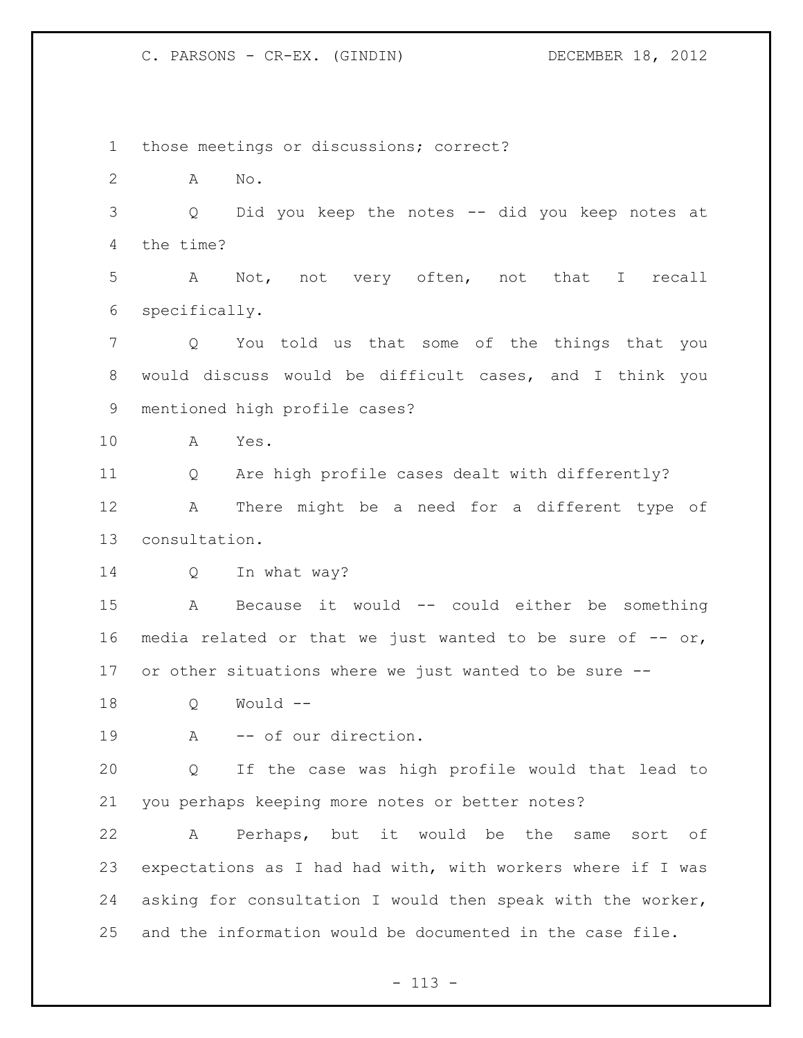those meetings or discussions; correct?

A No.

Q Did you keep the notes -- did you keep notes at the time?

A Not, not very often, not that I recall specifically.

Q You told us that some of the things that you would discuss would be difficult cases, and I think you mentioned high profile cases?

A Yes.

Q Are high profile cases dealt with differently?

A There might be a need for a different type of consultation.

Q In what way?

A Because it would -- could either be something media related or that we just wanted to be sure of -- or, or other situations where we just wanted to be sure --

Q Would --

A -- of our direction.

Q If the case was high profile would that lead to you perhaps keeping more notes or better notes?

A Perhaps, but it would be the same sort of expectations as I had had with, with workers where if I was asking for consultation I would then speak with the worker, and the information would be documented in the case file.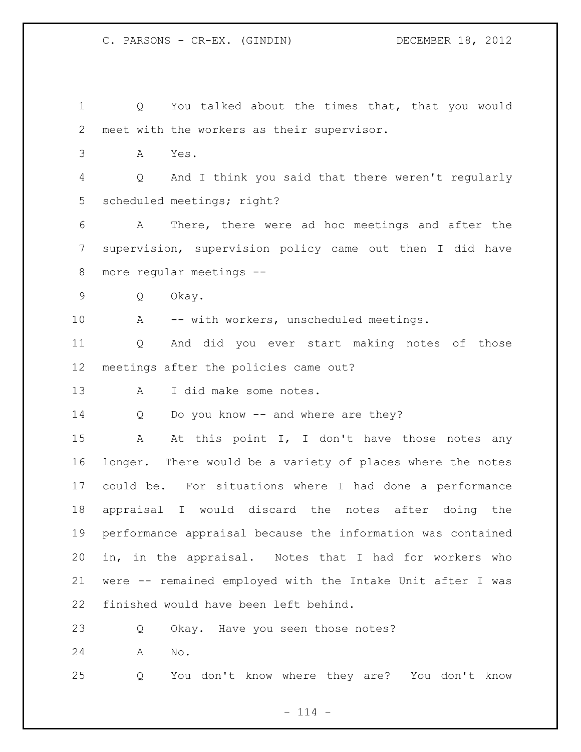Q You talked about the times that, that you would meet with the workers as their supervisor.

A Yes.

Q And I think you said that there weren't regularly scheduled meetings; right?

A There, there were ad hoc meetings and after the supervision, supervision policy came out then I did have more regular meetings --

Q Okay.

A -- with workers, unscheduled meetings.

Q And did you ever start making notes of those meetings after the policies came out?

A I did make some notes.

Q Do you know -- and where are they?

A At this point I, I don't have those notes any longer. There would be a variety of places where the notes could be. For situations where I had done a performance appraisal I would discard the notes after doing the performance appraisal because the information was contained in, in the appraisal. Notes that I had for workers who were -- remained employed with the Intake Unit after I was finished would have been left behind.

Q Okay. Have you seen those notes?

A No.

Q You don't know where they are? You don't know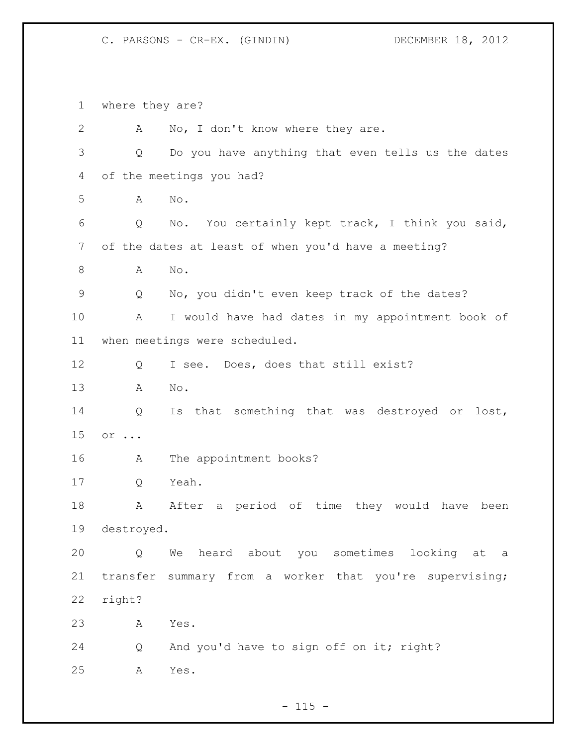1 where they are?

2 A No, I don't know where they are.

3 Q Do you have anything that even tells us the dates

4 of the meetings you had?

5 A No.

6 Q No. You certainly kept track, I think you said,

7 of the dates at least of when you'd have a meeting?

8 A No.

9 Q No, you didn't even keep track of the dates?

10 A I would have had dates in my appointment book of

11 when meetings were scheduled.

12 Q I see. Does, does that still exist?

13 A No.

14 Q Is that something that was destroyed or lost,

15 or ...

16 A The appointment books?

17 Q Yeah.

18 A After a period of time they would have been

19 destroyed.

20 Q We heard about you sometimes looking at a

21 transfer summary from a worker that you're supervising;

22 right?

23 A Yes.

24 Q And you'd have to sign off on it; right?

25 A Yes.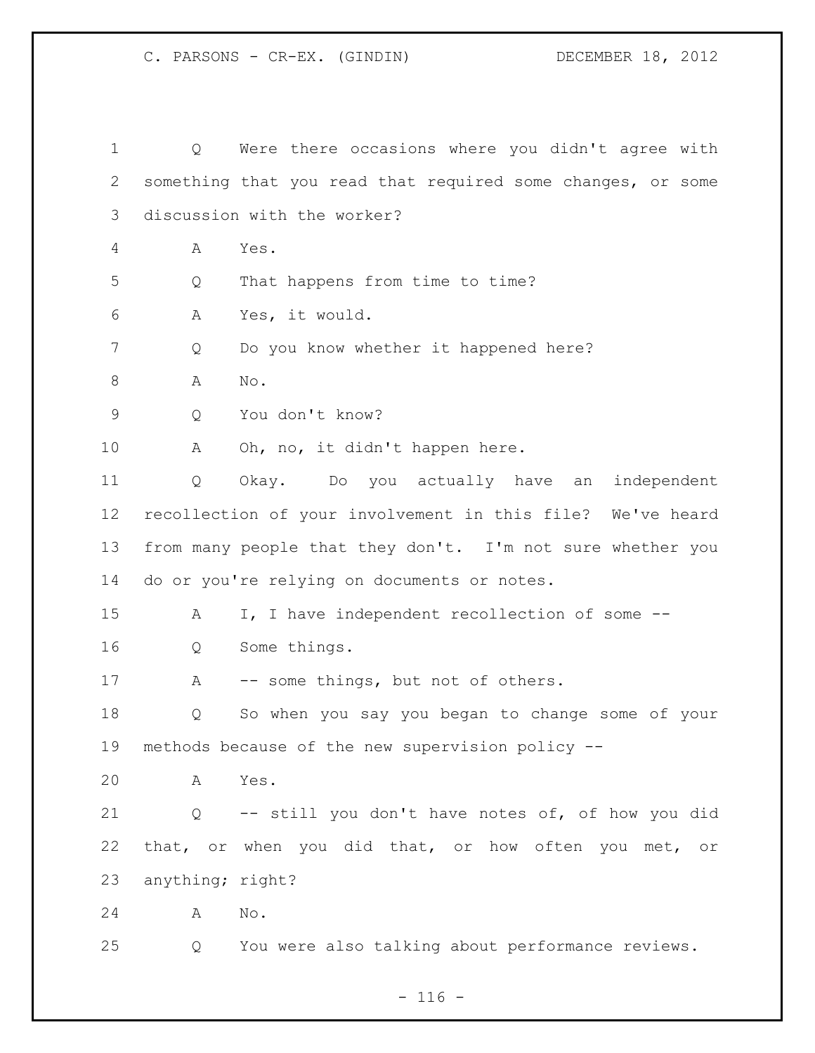Q Were there occasions where you didn't agree with something that you read that required some changes, or some discussion with the worker?

A Yes.

Q That happens from time to time?

A Yes, it would.

Q Do you know whether it happened here?

A No.

Q You don't know?

A Oh, no, it didn't happen here.

Q Okay. Do you actually have an independent recollection of your involvement in this file? We've heard from many people that they don't. I'm not sure whether you do or you're relying on documents or notes.

A I, I have independent recollection of some --

Q Some things.

A -- some things, but not of others.

Q So when you say you began to change some of your methods because of the new supervision policy --

A Yes.

Q -- still you don't have notes of, of how you did that, or when you did that, or how often you met, or anything; right?

A No.

Q You were also talking about performance reviews.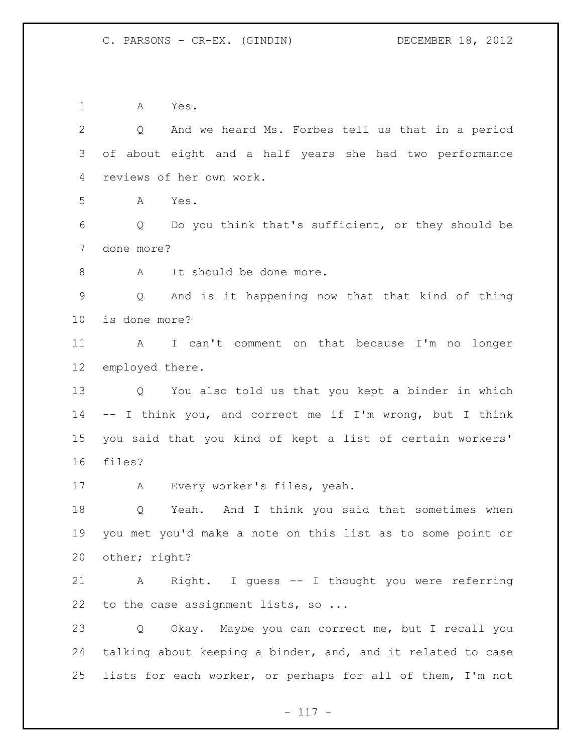A Yes.

Q And we heard Ms. Forbes tell us that in a period of about eight and a half years she had two performance reviews of her own work.

A Yes.

Q Do you think that's sufficient, or they should be done more?

A It should be done more.

Q And is it happening now that that kind of thing is done more?

A I can't comment on that because I'm no longer employed there.

Q You also told us that you kept a binder in which -- I think you, and correct me if I'm wrong, but I think you said that you kind of kept a list of certain workers' files?

A Every worker's files, yeah.

Q Yeah. And I think you said that sometimes when you met you'd make a note on this list as to some point or other; right?

A Right. I guess -- I thought you were referring to the case assignment lists, so ...

Q Okay. Maybe you can correct me, but I recall you talking about keeping a binder, and, and it related to case lists for each worker, or perhaps for all of them, I'm not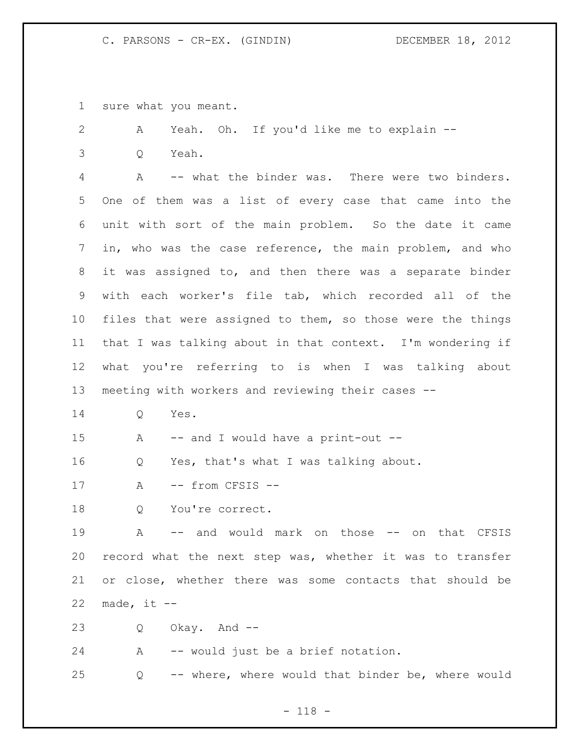sure what you meant.

A Yeah. Oh. If you'd like me to explain --

Q Yeah.

A -- what the binder was. There were two binders. One of them was a list of every case that came into the unit with sort of the main problem. So the date it came in, who was the case reference, the main problem, and who it was assigned to, and then there was a separate binder with each worker's file tab, which recorded all of the files that were assigned to them, so those were the things that I was talking about in that context. I'm wondering if what you're referring to is when I was talking about meeting with workers and reviewing their cases --

Q Yes.

A -- and I would have a print-out --

Q Yes, that's what I was talking about.

A -- from CFSIS --

Q You're correct.

A -- and would mark on those -- on that CFSIS record what the next step was, whether it was to transfer or close, whether there was some contacts that should be made, it --

Q Okay. And --

A -- would just be a brief notation.

Q -- where, where would that binder be, where would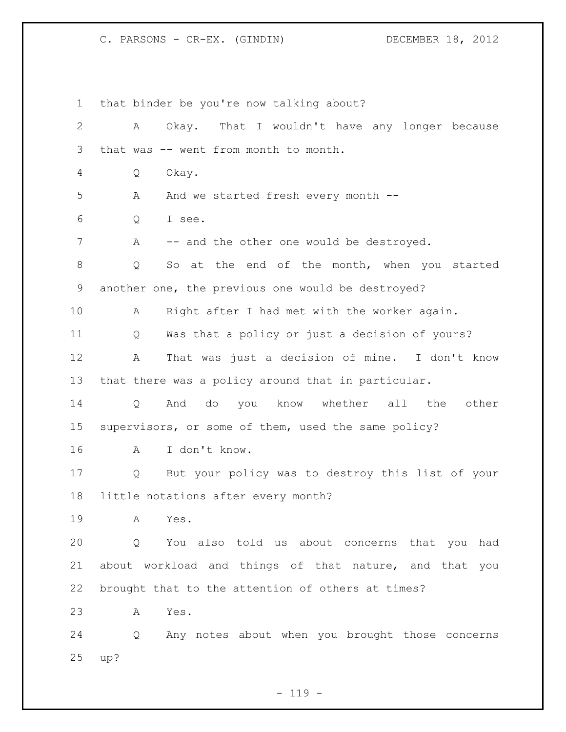that binder be you're now talking about?

A Okay. That I wouldn't have any longer because that was -- went from month to month.

Q Okay.

A And we started fresh every month --

Q I see.

A -- and the other one would be destroyed.

Q So at the end of the month, when you started another one, the previous one would be destroyed?

A Right after I had met with the worker again.

Q Was that a policy or just a decision of yours?

A That was just a decision of mine. I don't know that there was a policy around that in particular.

Q And do you know whether all the other supervisors, or some of them, used the same policy?

A I don't know.

Q But your policy was to destroy this list of your little notations after every month?

A Yes.

Q You also told us about concerns that you had about workload and things of that nature, and that you brought that to the attention of others at times?

A Yes.

Q Any notes about when you brought those concerns up?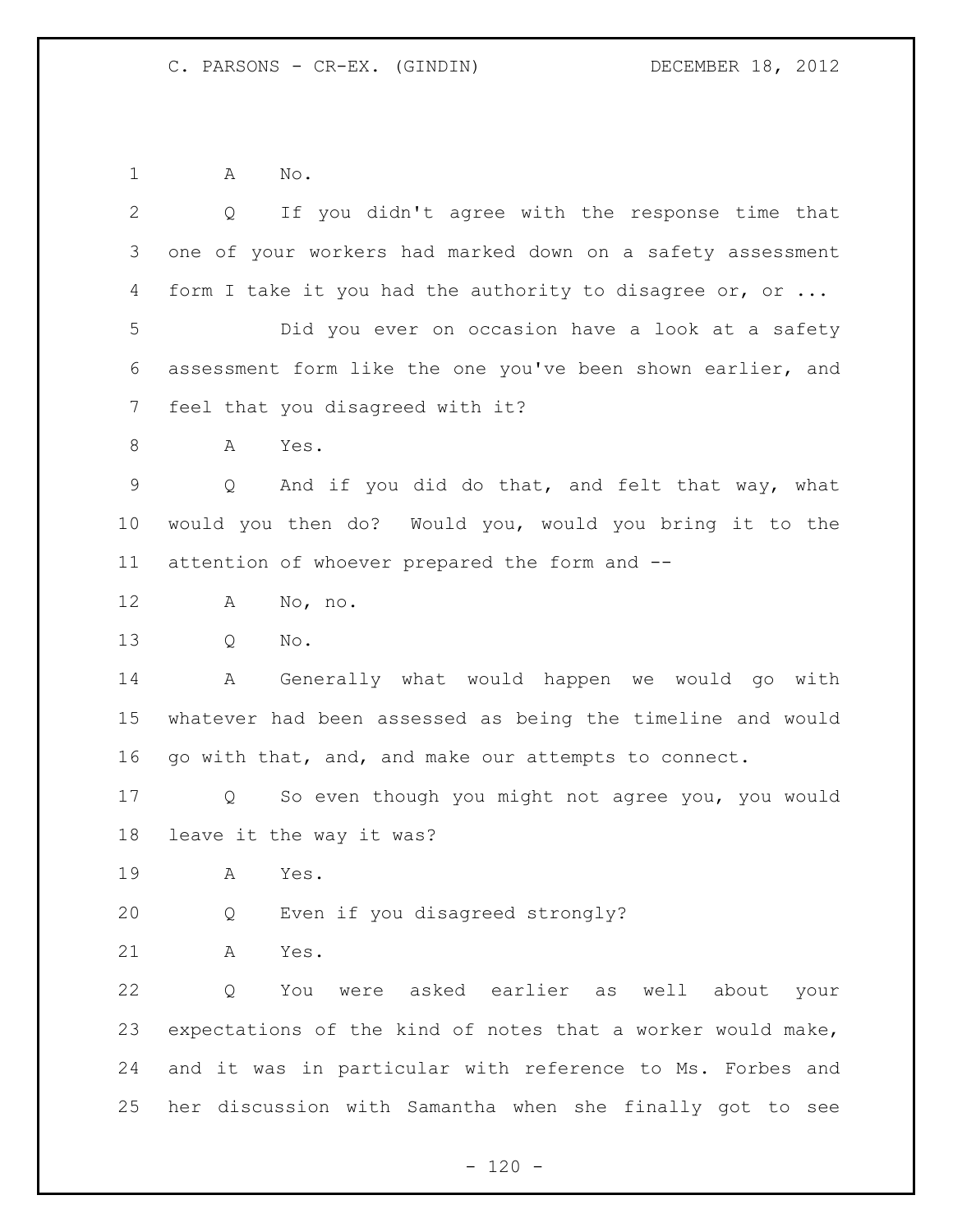A No.

Q If you didn't agree with the response time that one of your workers had marked down on a safety assessment form I take it you had the authority to disagree or, or ...

Did you ever on occasion have a look at a safety assessment form like the one you've been shown earlier, and feel that you disagreed with it?

A Yes.

Q And if you did do that, and felt that way, what would you then do? Would you, would you bring it to the attention of whoever prepared the form and --

A No, no.

Q No.

A Generally what would happen we would go with whatever had been assessed as being the timeline and would go with that, and, and make our attempts to connect.

Q So even though you might not agree you, you would leave it the way it was?

A Yes.

Q Even if you disagreed strongly?

A Yes.

Q You were asked earlier as well about your expectations of the kind of notes that a worker would make, and it was in particular with reference to Ms. Forbes and her discussion with Samantha when she finally got to see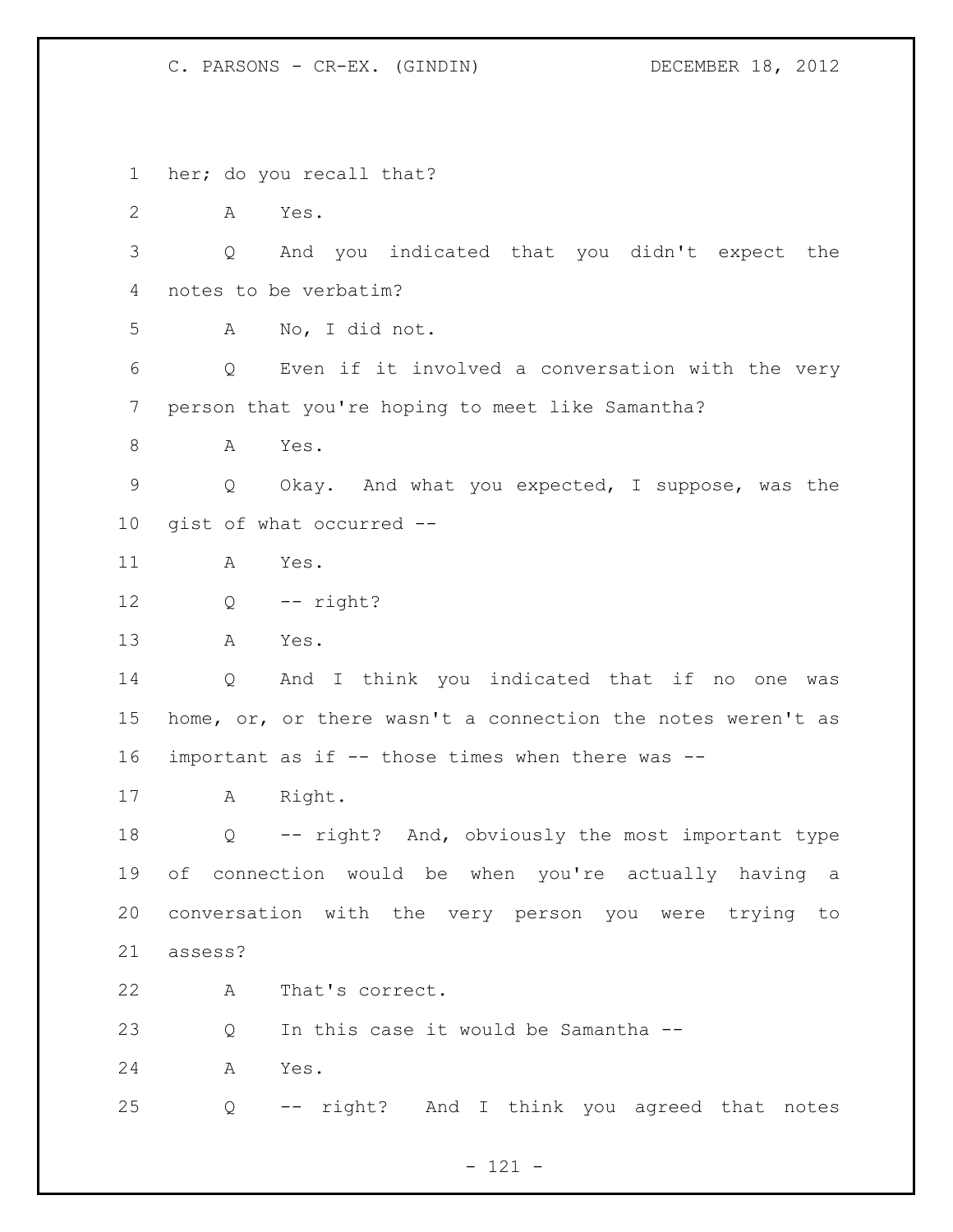1 her; do you recall that?

2 A Yes.

3 Q And you indicated that you didn't expect the

4 notes to be verbatim?

5 A No, I did not.

6 Q Even if it involved a conversation with the very

7 person that you're hoping to meet like Samantha?

8 A Yes.

9 Q Okay. And what you expected, I suppose, was the

10 gist of what occurred --

11 A Yes.

12 Q -- right?

13 A Yes.

14 Q And I think you indicated that if no one was

15 home, or, or there wasn't a connection the notes weren't as

16 important as if -- those times when there was --

17 A Right.

18 Q -- right? And, obviously the most important type

19 of connection would be when you're actually having a

20 conversation with the very person you were trying to

21 assess?

22 A That's correct.

23 Q In this case it would be Samantha --

24 A Yes.

25 Q -- right? And I think you agreed that notes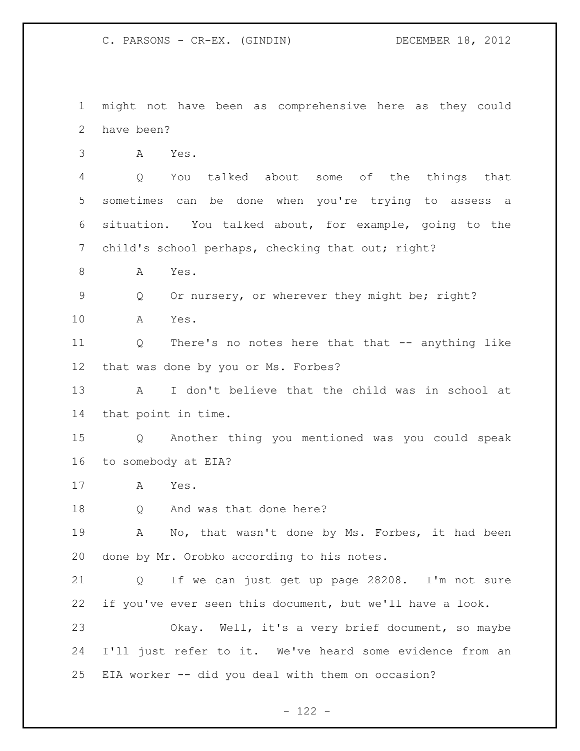might not have been as comprehensive here as they could have been?

A Yes.

Q You talked about some of the things that sometimes can be done when you're trying to assess a situation. You talked about, for example, going to the child's school perhaps, checking that out; right?

A Yes.

Q Or nursery, or wherever they might be; right?

A Yes.

Q There's no notes here that that -- anything like that was done by you or Ms. Forbes?

A I don't believe that the child was in school at that point in time.

Q Another thing you mentioned was you could speak to somebody at EIA?

A Yes.

Q And was that done here?

A No, that wasn't done by Ms. Forbes, it had been done by Mr. Orobko according to his notes.

Q If we can just get up page 28208. I'm not sure if you've ever seen this document, but we'll have a look.

Okay. Well, it's a very brief document, so maybe I'll just refer to it. We've heard some evidence from an EIA worker -- did you deal with them on occasion?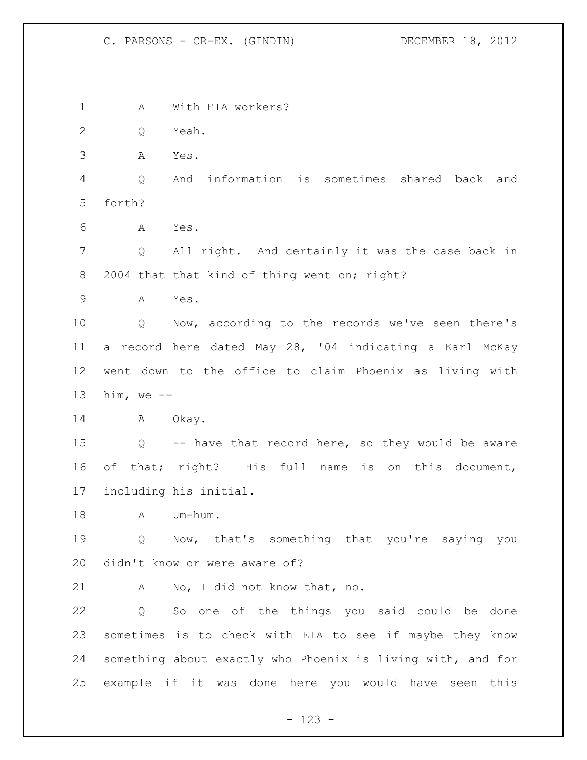1 A With EIA workers?

2 Q Yeah.

3 A Yes.

4 Q And information is sometimes shared back and

5 forth?

6 A Yes.

7 Q All right. And certainly it was the case back in

8 2004 that that kind of thing went on; right?

9 A Yes.

10 Q Now, according to the records we've seen there's

11 a record here dated May 28, '04 indicating a Karl McKay

12 went down to the office to claim Phoenix as living with

13 him, we --

14 A Okay.

15 Q -- have that record here, so they would be aware

16 of that; right? His full name is on this document,

17 including his initial.

18 A Um-hum.

19 Q Now, that's something that you're saying you

20 didn't know or were aware of?

21 A No, I did not know that, no.

22 Q So one of the things you said could be done

23 sometimes is to check with EIA to see if maybe they know

24 something about exactly who Phoenix is living with, and for

25 example if it was done here you would have seen this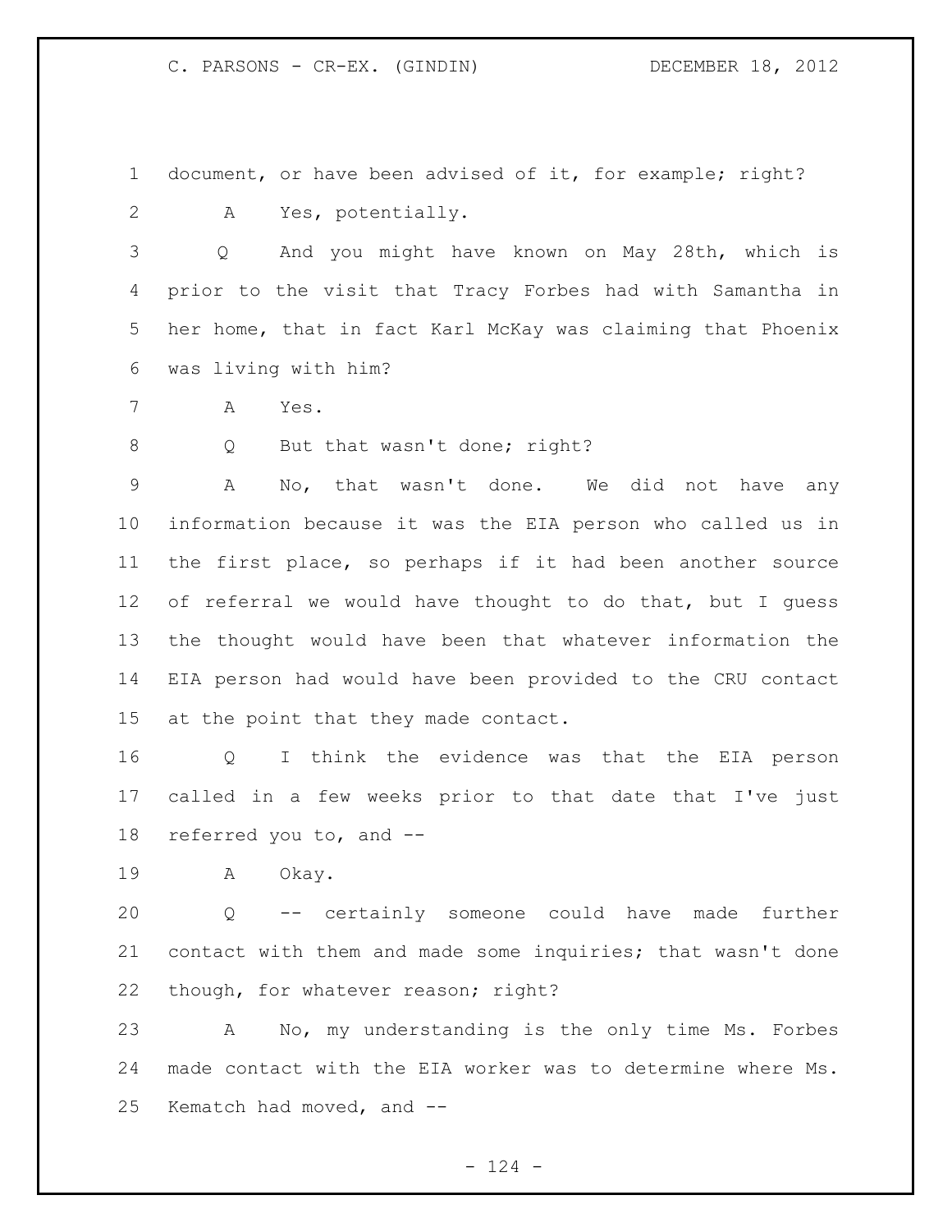document, or have been advised of it, for example; right?

A Yes, potentially.

Q And you might have known on May 28th, which is prior to the visit that Tracy Forbes had with Samantha in her home, that in fact Karl McKay was claiming that Phoenix was living with him?

A Yes.

Q But that wasn't done; right?

A No, that wasn't done. We did not have any information because it was the EIA person who called us in the first place, so perhaps if it had been another source of referral we would have thought to do that, but I guess the thought would have been that whatever information the EIA person had would have been provided to the CRU contact at the point that they made contact.

Q I think the evidence was that the EIA person called in a few weeks prior to that date that I've just referred you to, and --

A Okay.

Q -- certainly someone could have made further contact with them and made some inquiries; that wasn't done though, for whatever reason; right?

A No, my understanding is the only time Ms. Forbes made contact with the EIA worker was to determine where Ms. Kematch had moved, and --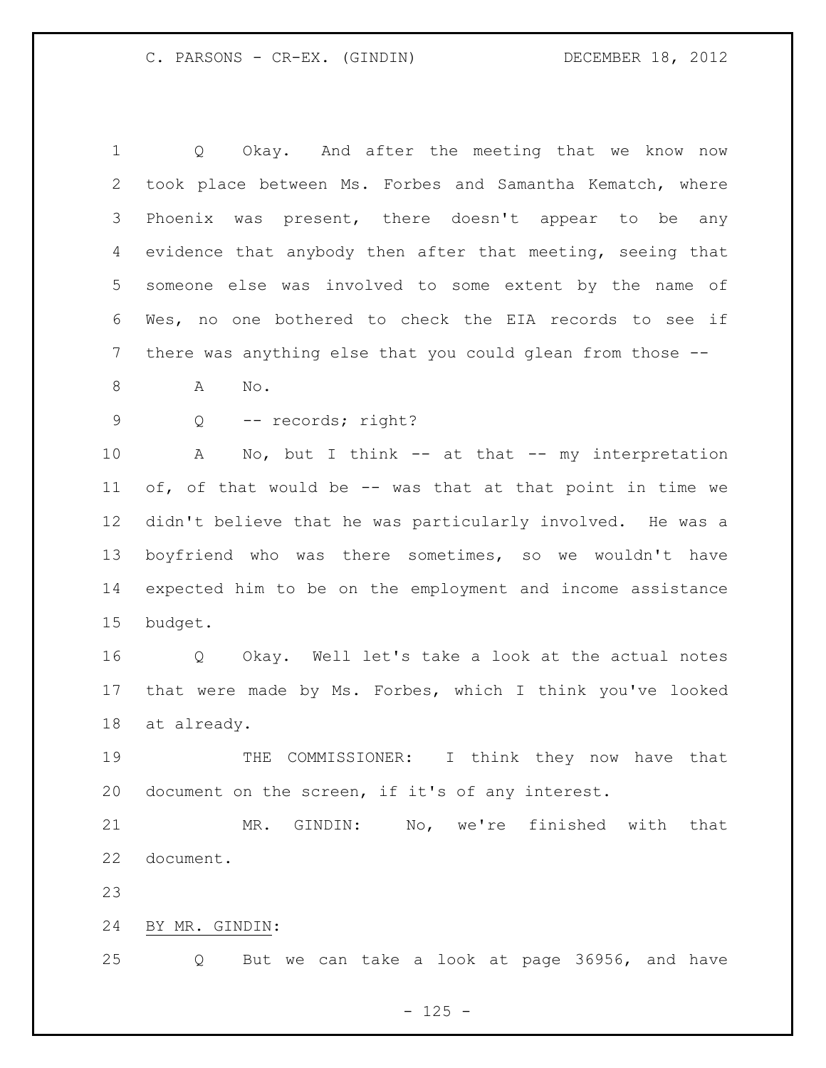Q Okay. And after the meeting that we know now took place between Ms. Forbes and Samantha Kematch, where Phoenix was present, there doesn't appear to be any evidence that anybody then after that meeting, seeing that someone else was involved to some extent by the name of Wes, no one bothered to check the EIA records to see if there was anything else that you could glean from those --

A No.

Q -- records; right?

A No, but I think -- at that -- my interpretation of, of that would be -- was that at that point in time we didn't believe that he was particularly involved. He was a boyfriend who was there sometimes, so we wouldn't have expected him to be on the employment and income assistance budget.

Q Okay. Well let's take a look at the actual notes that were made by Ms. Forbes, which I think you've looked at already.

THE COMMISSIONER: I think they now have that document on the screen, if it's of any interest.

MR. GINDIN: No, we're finished with that document.

BY MR. GINDIN:

Q But we can take a look at page 36956, and have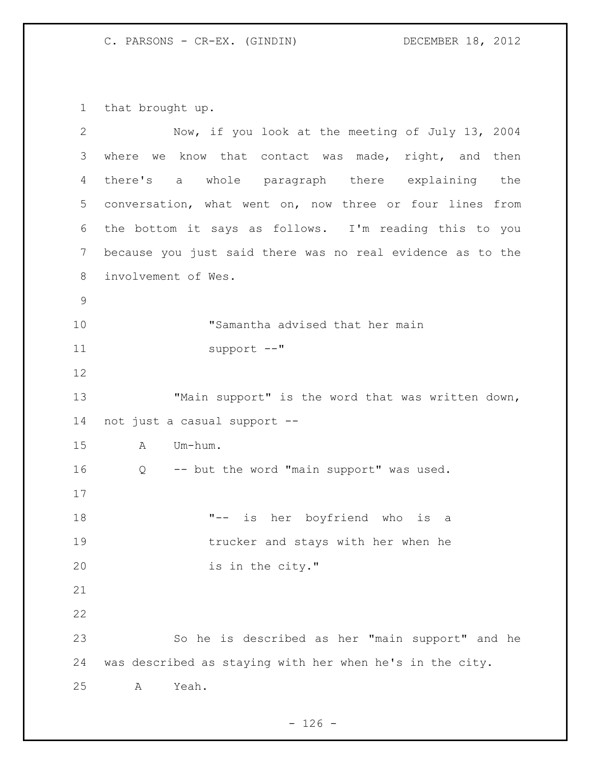that brought up.

Now, if you look at the meeting of July 13, 2004 where we know that contact was made, right, and then there's a whole paragraph there explaining the conversation, what went on, now three or four lines from the bottom it says as follows. I'm reading this to you because you just said there was no real evidence as to the involvement of Wes.

> "Samantha advised that her main support --"

"Main support" is the word that was written down, not just a casual support --

A Um-hum.

Q -- but the word "main support" was used.

> "-- is her boyfriend who is a trucker and stays with her when he is in the city."

So he is described as her "main support" and he was described as staying with her when he's in the city.

A Yeah.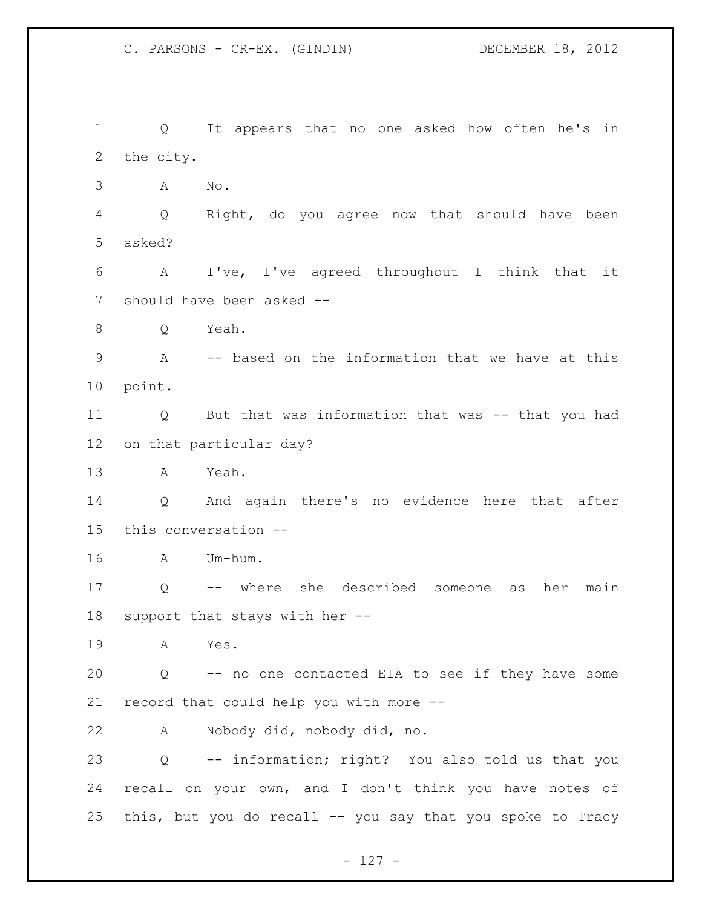Q It appears that no one asked how often he's in the city.

A No.

Q Right, do you agree now that should have been asked?

A I've, I've agreed throughout I think that it should have been asked --

Q Yeah.

A -- based on the information that we have at this point.

Q But that was information that was -- that you had on that particular day?

A Yeah.

Q And again there's no evidence here that after this conversation --

A Um-hum.

Q -- where she described someone as her main support that stays with her --

A Yes.

Q -- no one contacted EIA to see if they have some record that could help you with more --

A Nobody did, nobody did, no.

Q -- information; right? You also told us that you recall on your own, and I don't think you have notes of this, but you do recall -- you say that you spoke to Tracy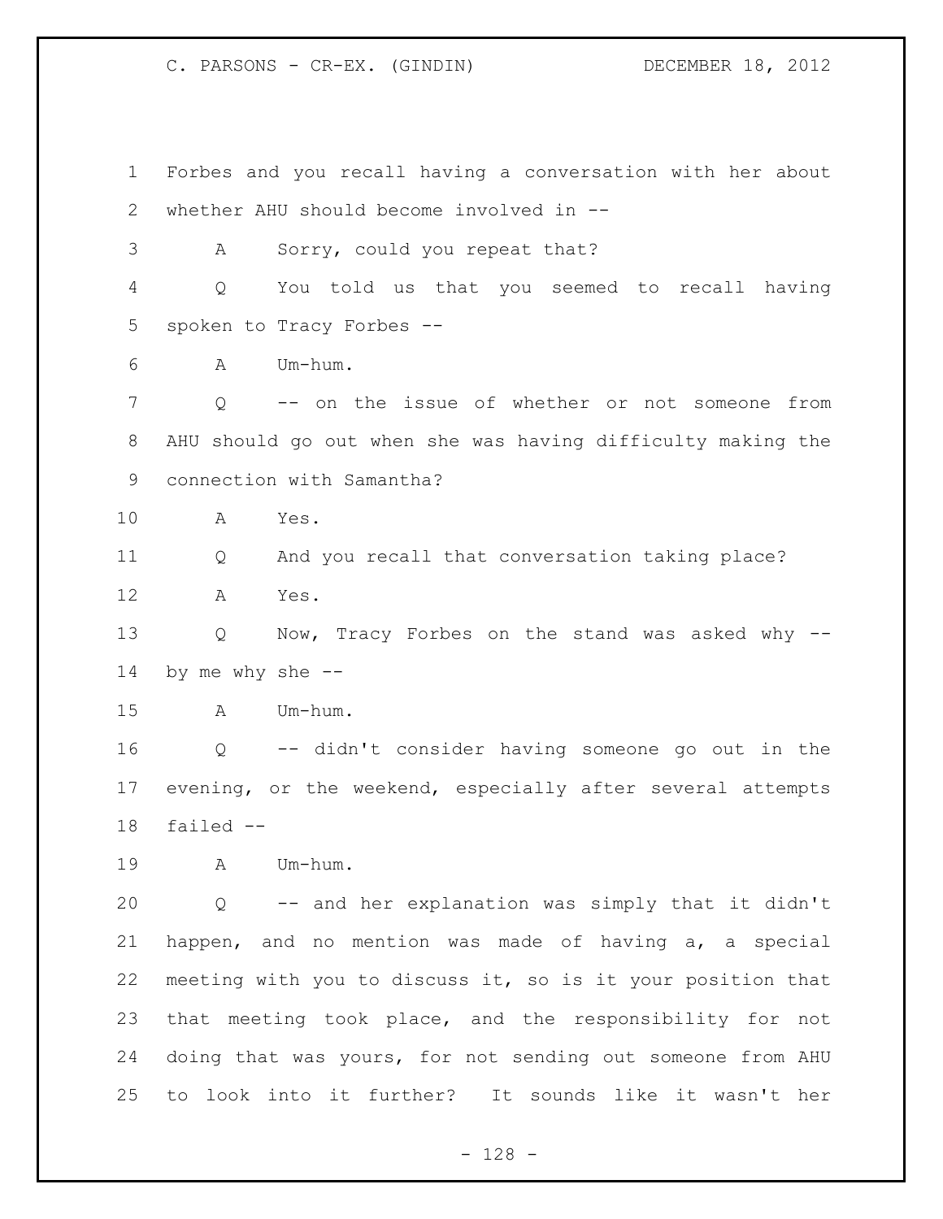1 Forbes and you recall having a conversation with her about
2 whether AHU should become involved in --
3 A Sorry, could you repeat that?
4 Q You told us that you seemed to recall having
5 spoken to Tracy Forbes --
6 A Um-hum.
7 Q -- on the issue of whether or not someone from
8 AHU should go out when she was having difficulty making the
9 connection with Samantha?
10 A Yes.
11 Q And you recall that conversation taking place?
12 A Yes.
13 Q Now, Tracy Forbes on the stand was asked why --
14 by me why she --
15 A Um-hum.
16 Q -- didn't consider having someone go out in the
17 evening, or the weekend, especially after several attempts
18 failed --
19 A Um-hum.
20 Q -- and her explanation was simply that it didn't
21 happen, and no mention was made of having a, a special
22 meeting with you to discuss it, so is it your position that
23 that meeting took place, and the responsibility for not
24 doing that was yours, for not sending out someone from AHU
25 to look into it further? It sounds like it wasn't her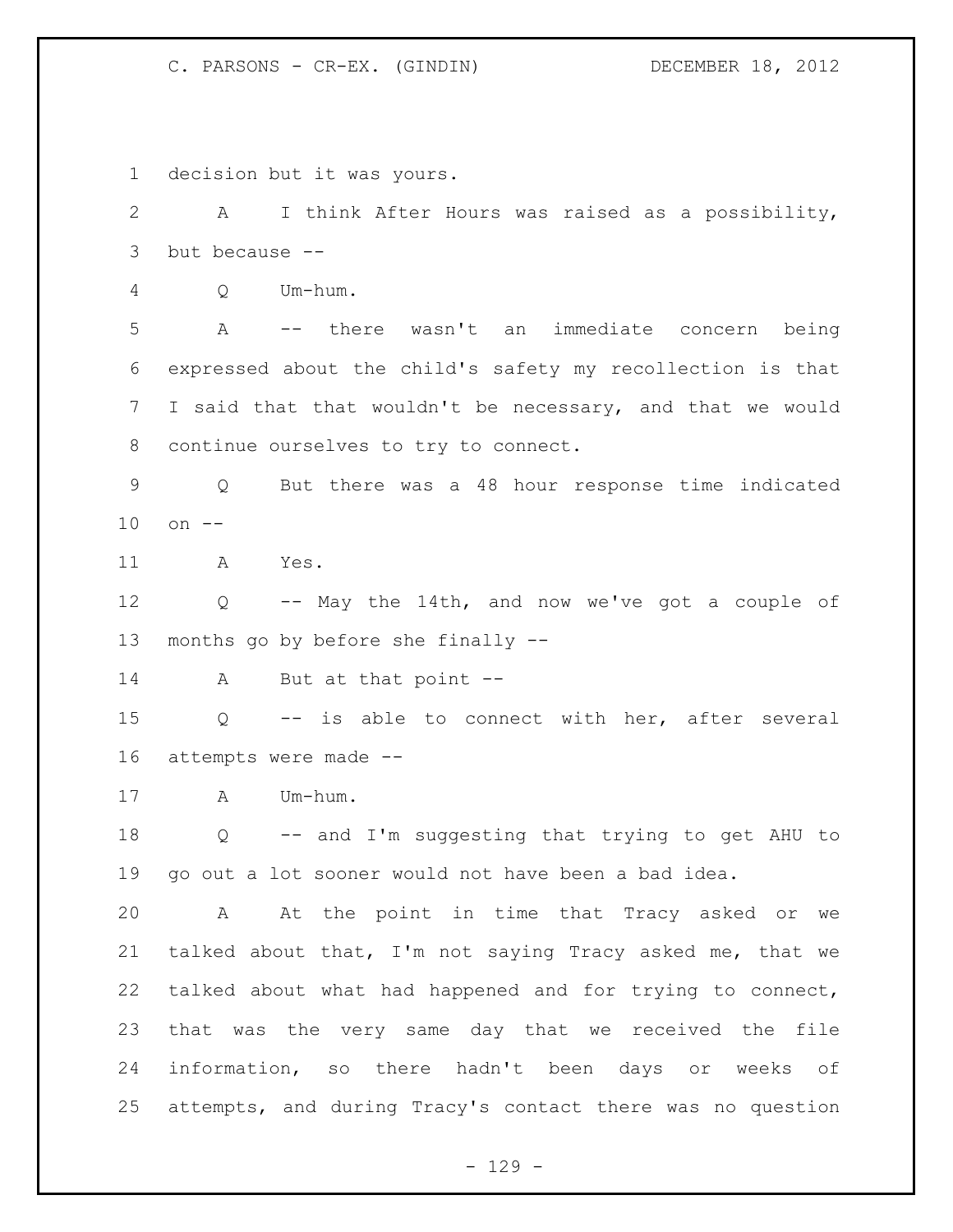decision but it was yours.

A I think After Hours was raised as a possibility, but because --

Q Um-hum.

A -- there wasn't an immediate concern being expressed about the child's safety my recollection is that I said that that wouldn't be necessary, and that we would continue ourselves to try to connect.

Q But there was a 48 hour response time indicated on --

A Yes.

Q -- May the 14th, and now we've got a couple of months go by before she finally --

A But at that point --

Q -- is able to connect with her, after several attempts were made --

A Um-hum.

Q -- and I'm suggesting that trying to get AHU to go out a lot sooner would not have been a bad idea.

A At the point in time that Tracy asked or we talked about that, I'm not saying Tracy asked me, that we talked about what had happened and for trying to connect, that was the very same day that we received the file information, so there hadn't been days or weeks of attempts, and during Tracy's contact there was no question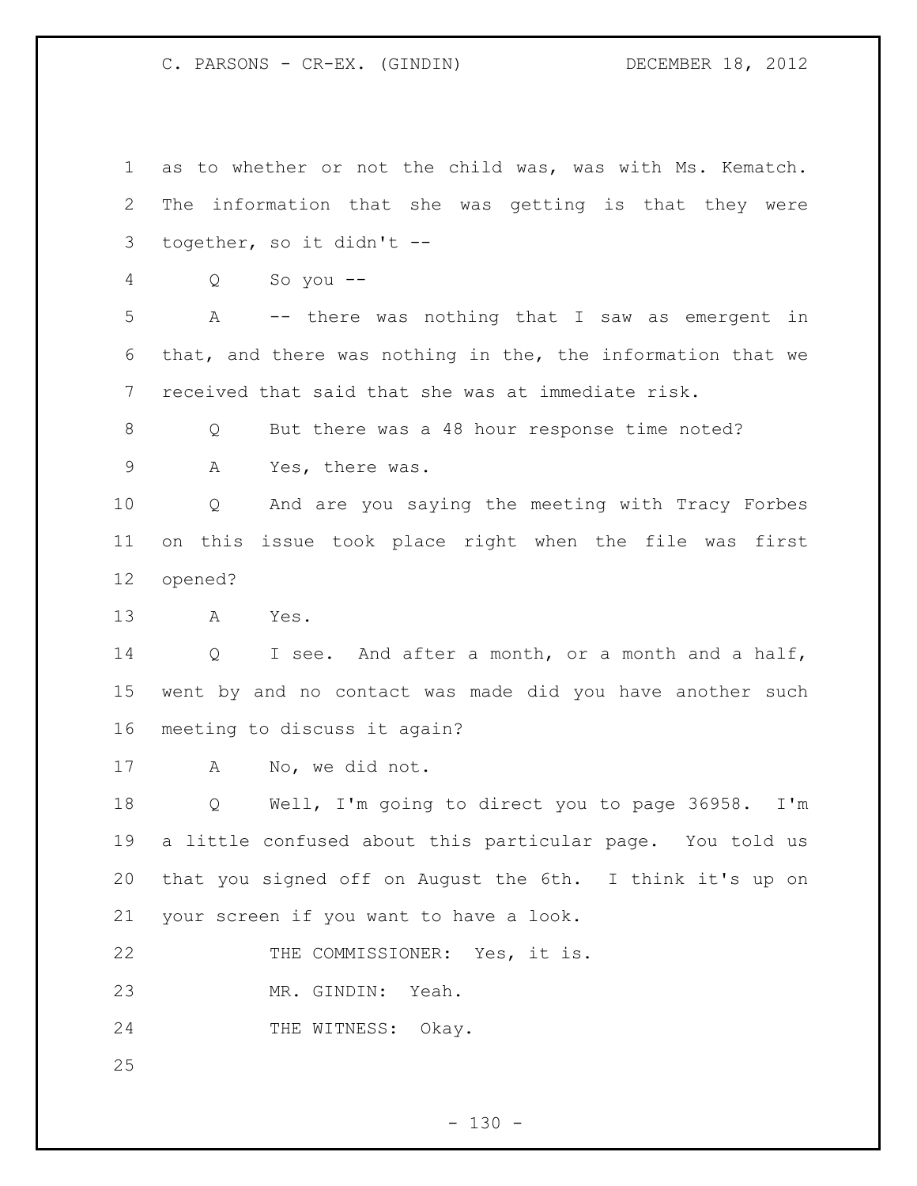as to whether or not the child was, was with Ms. Kematch. The information that she was getting is that they were together, so it didn't --

Q So you --

A -- there was nothing that I saw as emergent in that, and there was nothing in the, the information that we received that said that she was at immediate risk.

Q But there was a 48 hour response time noted?

A Yes, there was.

Q And are you saying the meeting with Tracy Forbes on this issue took place right when the file was first opened?

A Yes.

Q I see. And after a month, or a month and a half, went by and no contact was made did you have another such meeting to discuss it again?

A No, we did not.

Q Well, I'm going to direct you to page 36958. I'm a little confused about this particular page. You told us that you signed off on August the 6th. I think it's up on your screen if you want to have a look.

THE COMMISSIONER: Yes, it is.

MR. GINDIN: Yeah.

THE WITNESS: Okay.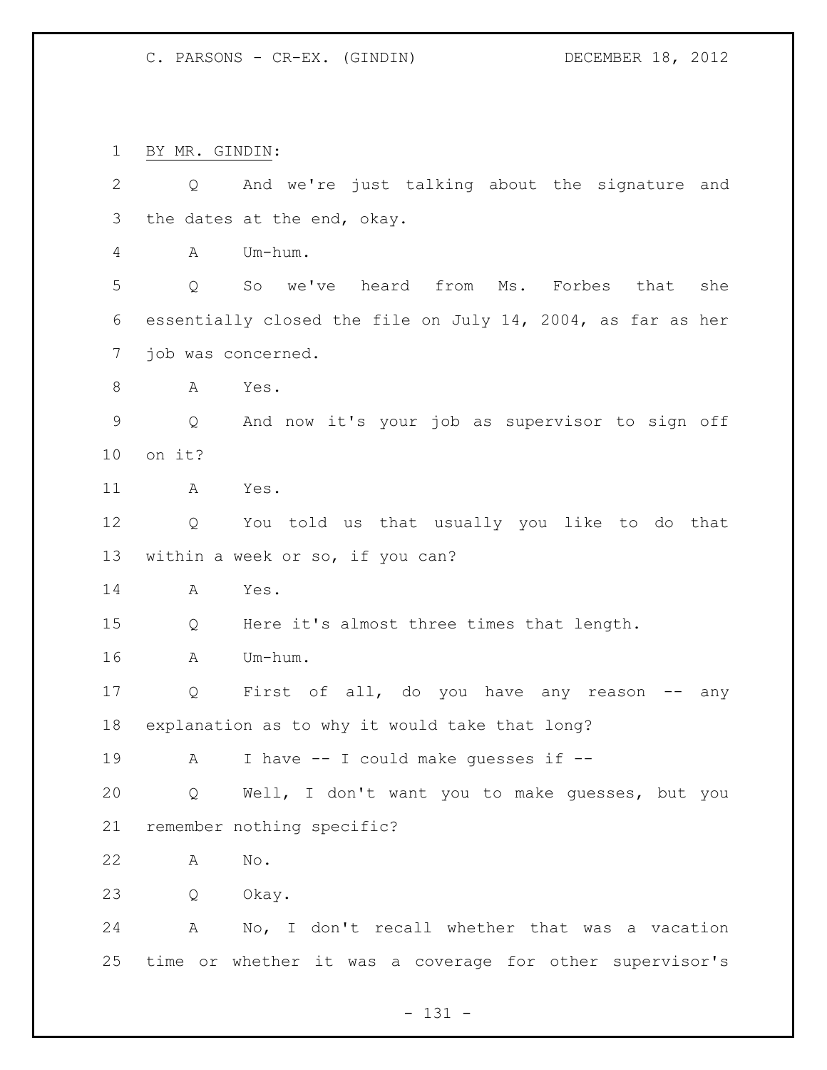BY MR. GINDIN:

Q And we're just talking about the signature and the dates at the end, okay.

A Um-hum.

Q So we've heard from Ms. Forbes that she essentially closed the file on July 14, 2004, as far as her job was concerned.

A Yes.

Q And now it's your job as supervisor to sign off on it?

A Yes.

Q You told us that usually you like to do that within a week or so, if you can?

A Yes.

Q Here it's almost three times that length.

A Um-hum.

Q First of all, do you have any reason -- any explanation as to why it would take that long?

A I have -- I could make guesses if --

Q Well, I don't want you to make guesses, but you remember nothing specific?

A No.

Q Okay.

A No, I don't recall whether that was a vacation time or whether it was a coverage for other supervisor's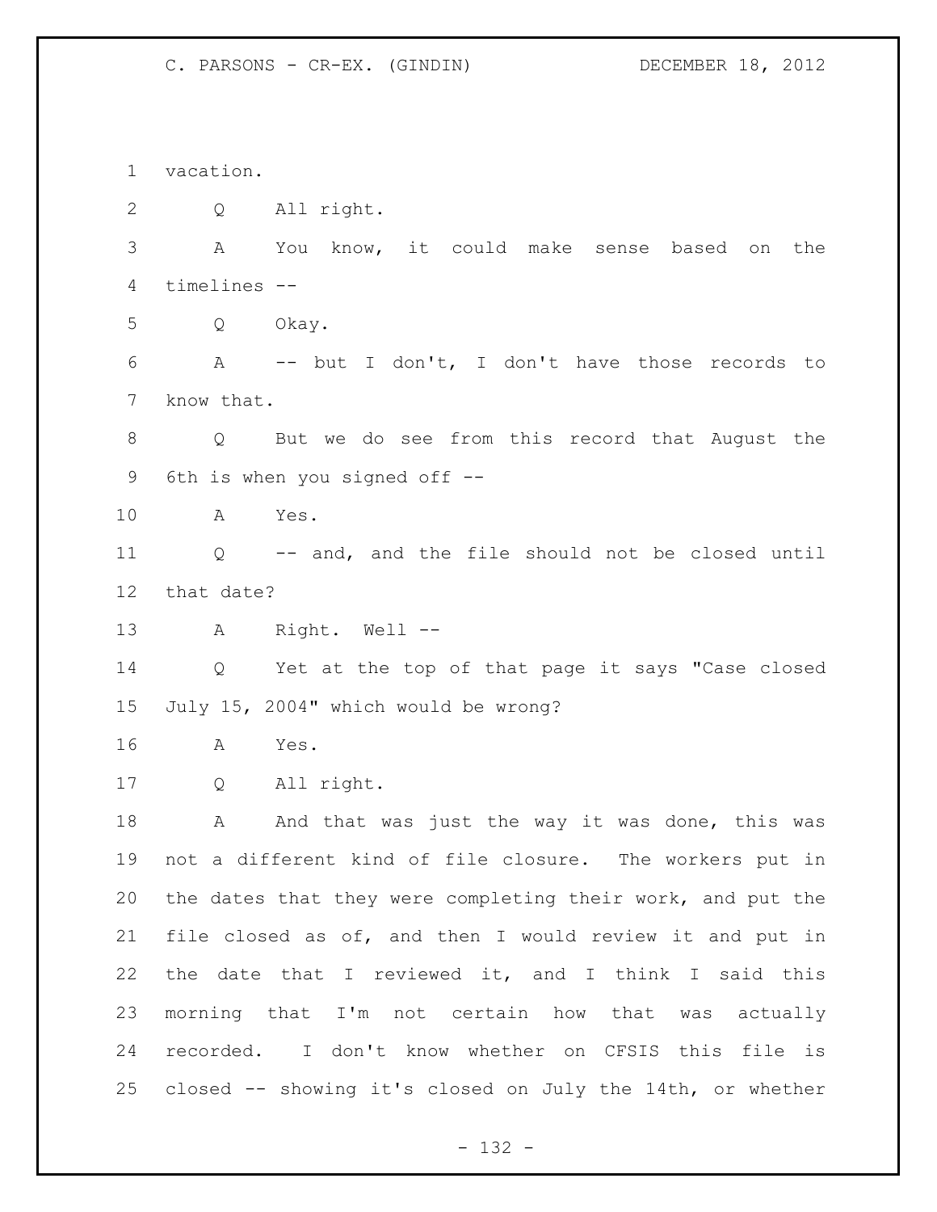vacation.

Q All right.

A You know, it could make sense based on the timelines --

Q Okay.

A -- but I don't, I don't have those records to know that.

Q But we do see from this record that August the 6th is when you signed off --

A Yes.

Q -- and, and the file should not be closed until that date?

A Right. Well --

Q Yet at the top of that page it says "Case closed July 15, 2004" which would be wrong?

A Yes.

Q All right.

A And that was just the way it was done, this was not a different kind of file closure. The workers put in the dates that they were completing their work, and put the file closed as of, and then I would review it and put in the date that I reviewed it, and I think I said this morning that I'm not certain how that was actually recorded. I don't know whether on CFSIS this file is closed -- showing it's closed on July the 14th, or whether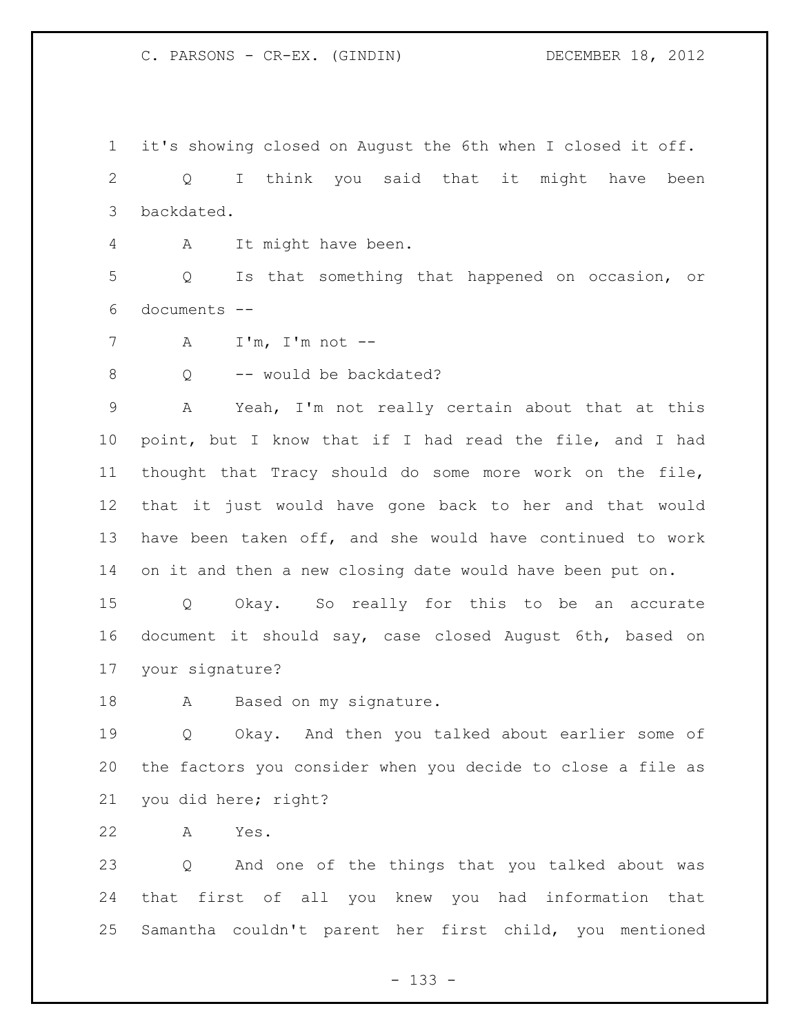it's showing closed on August the 6th when I closed it off.

Q I think you said that it might have been backdated.

A It might have been.

Q Is that something that happened on occasion, or documents --

A I'm, I'm not --

Q -- would be backdated?

A Yeah, I'm not really certain about that at this point, but I know that if I had read the file, and I had thought that Tracy should do some more work on the file, that it just would have gone back to her and that would have been taken off, and she would have continued to work on it and then a new closing date would have been put on.

Q Okay. So really for this to be an accurate document it should say, case closed August 6th, based on your signature?

A Based on my signature.

Q Okay. And then you talked about earlier some of the factors you consider when you decide to close a file as you did here; right?

A Yes.

Q And one of the things that you talked about was that first of all you knew you had information that Samantha couldn't parent her first child, you mentioned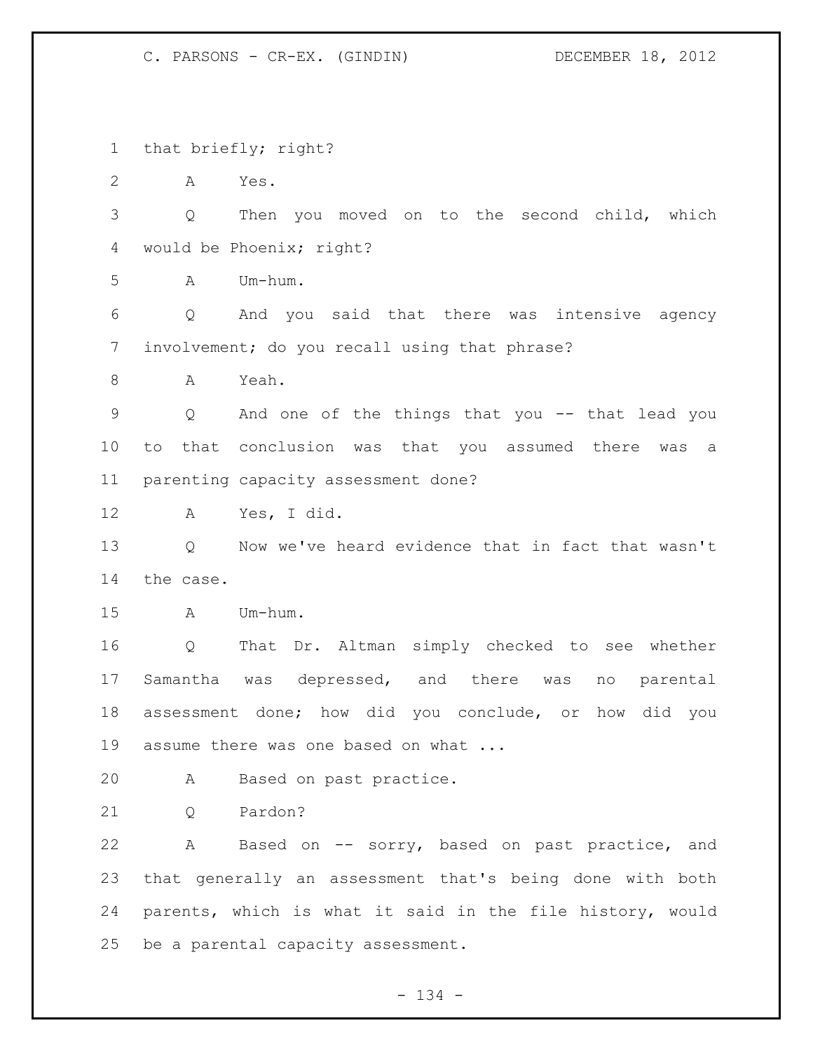that briefly; right?

A Yes.

Q Then you moved on to the second child, which would be Phoenix; right?

A Um-hum.

Q And you said that there was intensive agency involvement; do you recall using that phrase?

A Yeah.

Q And one of the things that you -- that lead you to that conclusion was that you assumed there was a parenting capacity assessment done?

A Yes, I did.

Q Now we've heard evidence that in fact that wasn't the case.

A Um-hum.

Q That Dr. Altman simply checked to see whether Samantha was depressed, and there was no parental assessment done; how did you conclude, or how did you assume there was one based on what ...

A Based on past practice.

Q Pardon?

A Based on -- sorry, based on past practice, and that generally an assessment that's being done with both parents, which is what it said in the file history, would be a parental capacity assessment.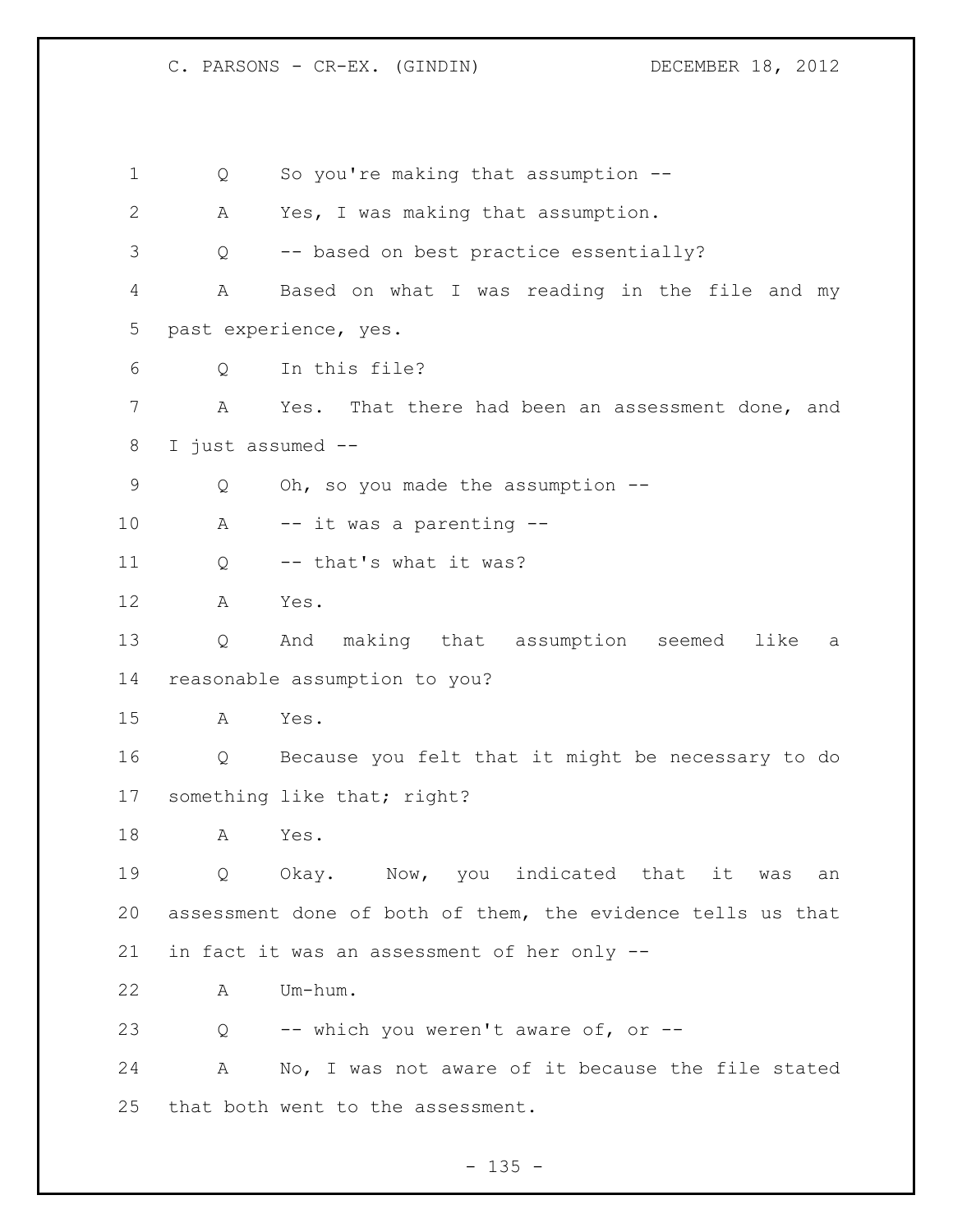1 Q So you're making that assumption --

2 A Yes, I was making that assumption.

3 Q -- based on best practice essentially?

4 A Based on what I was reading in the file and my

5 past experience, yes.

6 Q In this file?

7 A Yes. That there had been an assessment done, and

8 I just assumed --

9 Q Oh, so you made the assumption --

10 A -- it was a parenting --

11 Q -- that's what it was?

12 A Yes.

13 Q And making that assumption seemed like a

14 reasonable assumption to you?

15 A Yes.

16 Q Because you felt that it might be necessary to do

17 something like that; right?

18 A Yes.

19 Q Okay. Now, you indicated that it was an

20 assessment done of both of them, the evidence tells us that

21 in fact it was an assessment of her only --

22 A Um-hum.

23 Q -- which you weren't aware of, or --

24 A No, I was not aware of it because the file stated

25 that both went to the assessment.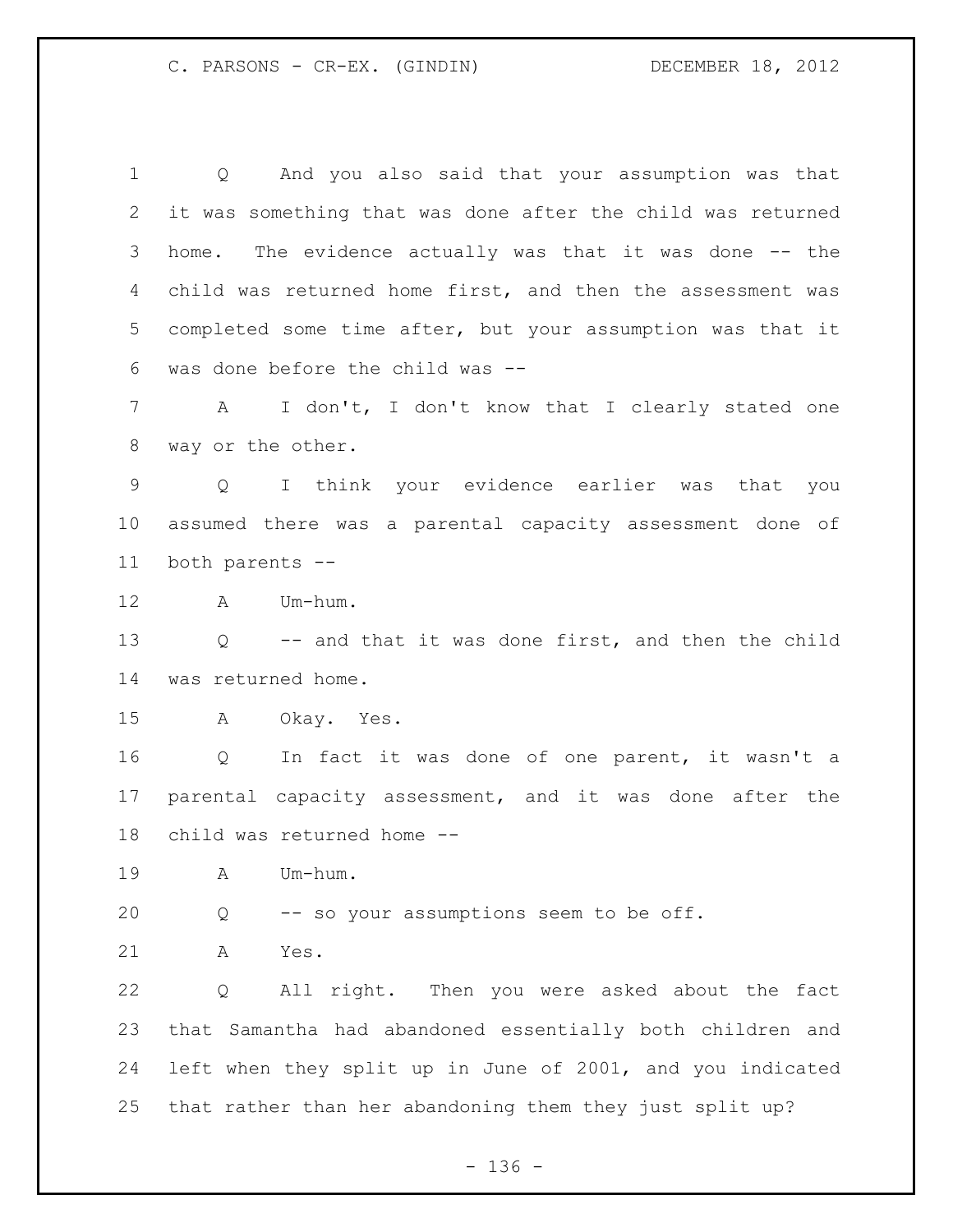Q And you also said that your assumption was that it was something that was done after the child was returned home. The evidence actually was that it was done -- the child was returned home first, and then the assessment was completed some time after, but your assumption was that it was done before the child was --

A I don't, I don't know that I clearly stated one way or the other.

Q I think your evidence earlier was that you assumed there was a parental capacity assessment done of both parents --

A Um-hum.

Q -- and that it was done first, and then the child was returned home.

A Okay. Yes.

Q In fact it was done of one parent, it wasn't a parental capacity assessment, and it was done after the child was returned home --

A Um-hum.

Q -- so your assumptions seem to be off.

A Yes.

Q All right. Then you were asked about the fact that Samantha had abandoned essentially both children and left when they split up in June of 2001, and you indicated that rather than her abandoning them they just split up?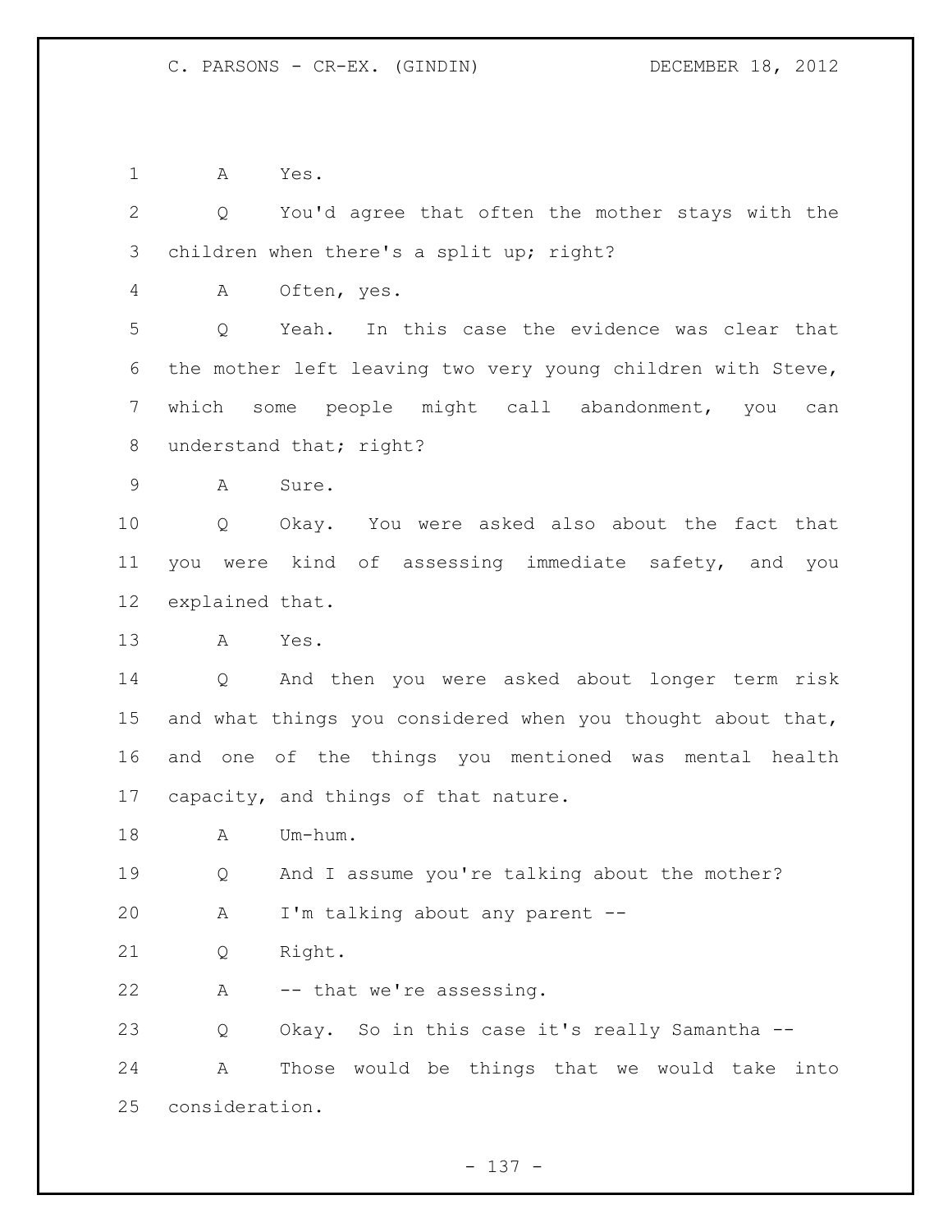1 A Yes.

2 Q You'd agree that often the mother stays with the

3 children when there's a split up; right?

4 A Often, yes.

5 Q Yeah. In this case the evidence was clear that

6 the mother left leaving two very young children with Steve,

7 which some people might call abandonment, you can

8 understand that; right?

9 A Sure.

10 Q Okay. You were asked also about the fact that

11 you were kind of assessing immediate safety, and you

12 explained that.

13 A Yes.

14 Q And then you were asked about longer term risk

15 and what things you considered when you thought about that,

16 and one of the things you mentioned was mental health

17 capacity, and things of that nature.

18 A Um-hum.

19 Q And I assume you're talking about the mother?

20 A I'm talking about any parent --

21 Q Right.

22 A -- that we're assessing.

23 Q Okay. So in this case it's really Samantha --

24 A Those would be things that we would take into

25 consideration.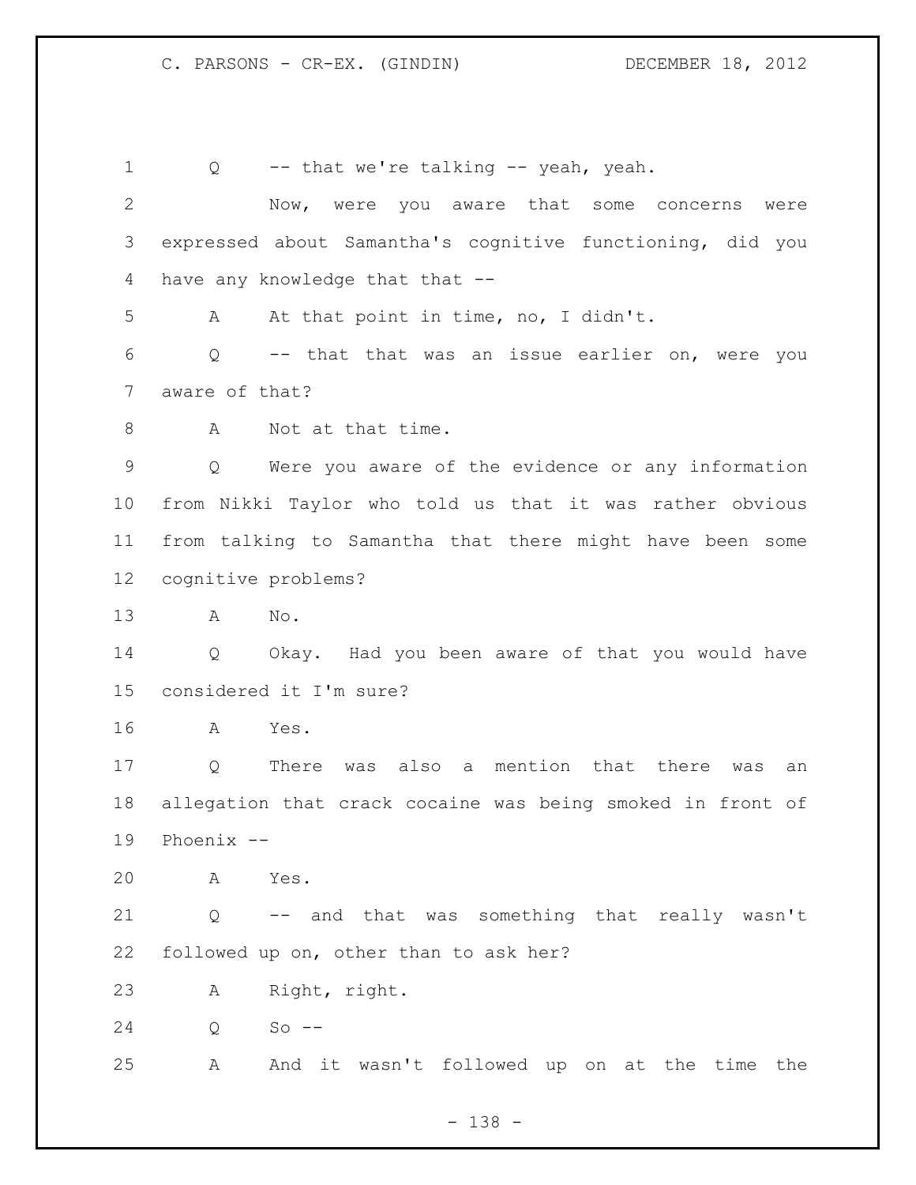1 Q -- that we're talking -- yeah, yeah.

2 Now, were you aware that some concerns were

3 expressed about Samantha's cognitive functioning, did you

4 have any knowledge that that --

5 A At that point in time, no, I didn't.

6 Q -- that that was an issue earlier on, were you

7 aware of that?

8 A Not at that time.

9 Q Were you aware of the evidence or any information

10 from Nikki Taylor who told us that it was rather obvious

11 from talking to Samantha that there might have been some

12 cognitive problems?

13 A No.

14 Q Okay. Had you been aware of that you would have

15 considered it I'm sure?

16 A Yes.

17 Q There was also a mention that there was an

18 allegation that crack cocaine was being smoked in front of

19 Phoenix --

20 A Yes.

21 Q -- and that was something that really wasn't

22 followed up on, other than to ask her?

23 A Right, right.

24 Q So --

25 A And it wasn't followed up on at the time the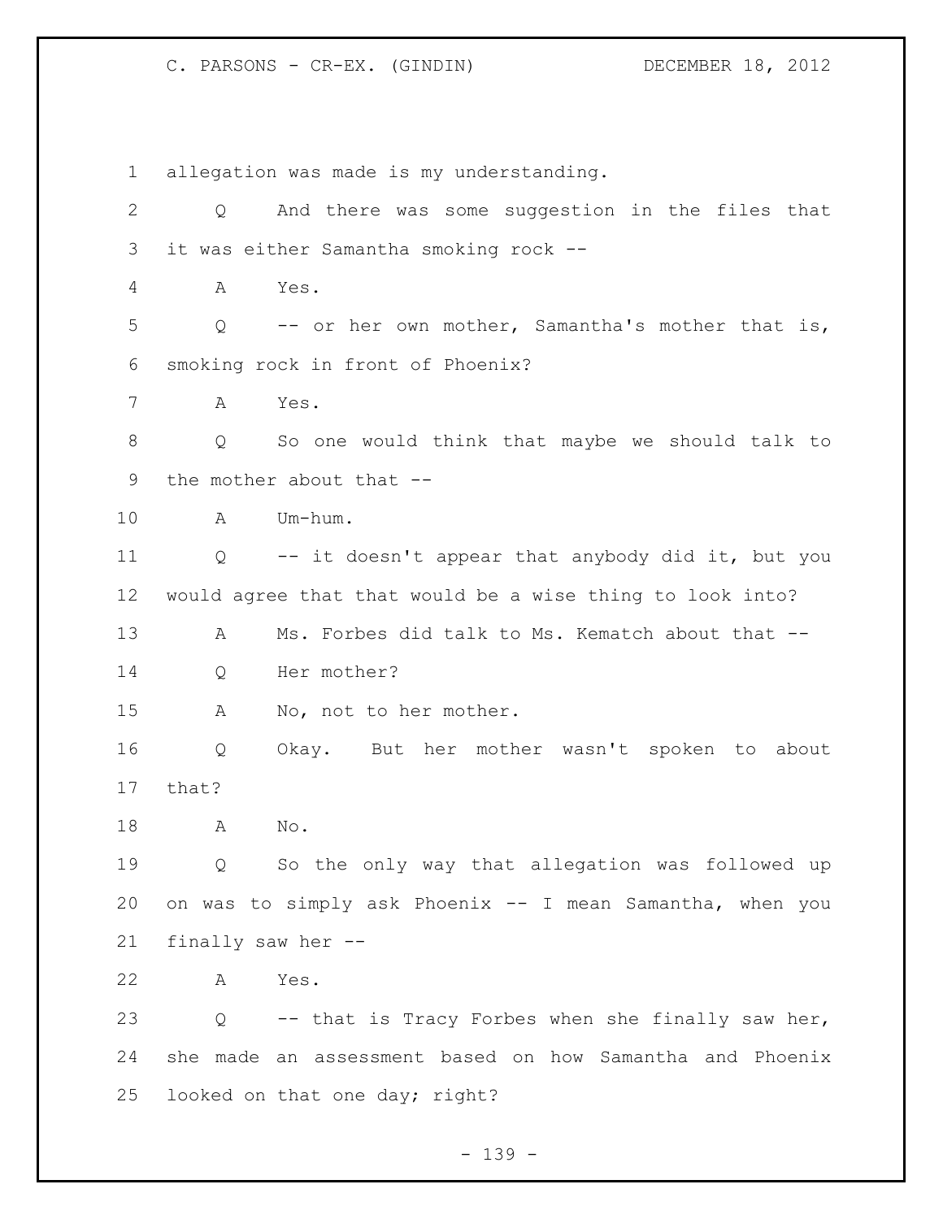1 allegation was made is my understanding.

2 Q And there was some suggestion in the files that

3 it was either Samantha smoking rock --

4 A Yes.

5 Q -- or her own mother, Samantha's mother that is,

6 smoking rock in front of Phoenix?

7 A Yes.

8 Q So one would think that maybe we should talk to

9 the mother about that --

10 A Um-hum.

11 Q -- it doesn't appear that anybody did it, but you

12 would agree that that would be a wise thing to look into?

13 A Ms. Forbes did talk to Ms. Kematch about that --

14 Q Her mother?

15 A No, not to her mother.

16 Q Okay. But her mother wasn't spoken to about

17 that?

18 A No.

19 Q So the only way that allegation was followed up

20 on was to simply ask Phoenix -- I mean Samantha, when you

21 finally saw her --

22 A Yes.

23 Q -- that is Tracy Forbes when she finally saw her,

24 she made an assessment based on how Samantha and Phoenix

25 looked on that one day; right?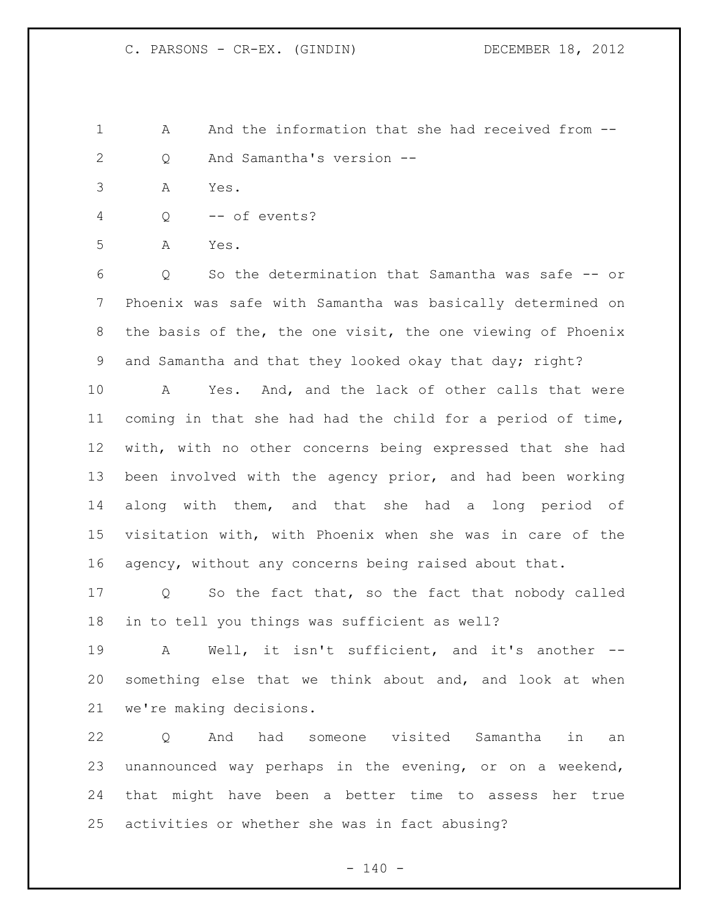A And the information that she had received from --

Q And Samantha's version --

A Yes.

Q -- of events?

A Yes.

Q So the determination that Samantha was safe -- or Phoenix was safe with Samantha was basically determined on the basis of the, the one visit, the one viewing of Phoenix and Samantha and that they looked okay that day; right?

A Yes. And, and the lack of other calls that were coming in that she had had the child for a period of time, with, with no other concerns being expressed that she had been involved with the agency prior, and had been working along with them, and that she had a long period of visitation with, with Phoenix when she was in care of the agency, without any concerns being raised about that.

Q So the fact that, so the fact that nobody called in to tell you things was sufficient as well?

A Well, it isn't sufficient, and it's another -- something else that we think about and, and look at when we're making decisions.

Q And had someone visited Samantha in an unannounced way perhaps in the evening, or on a weekend, that might have been a better time to assess her true activities or whether she was in fact abusing?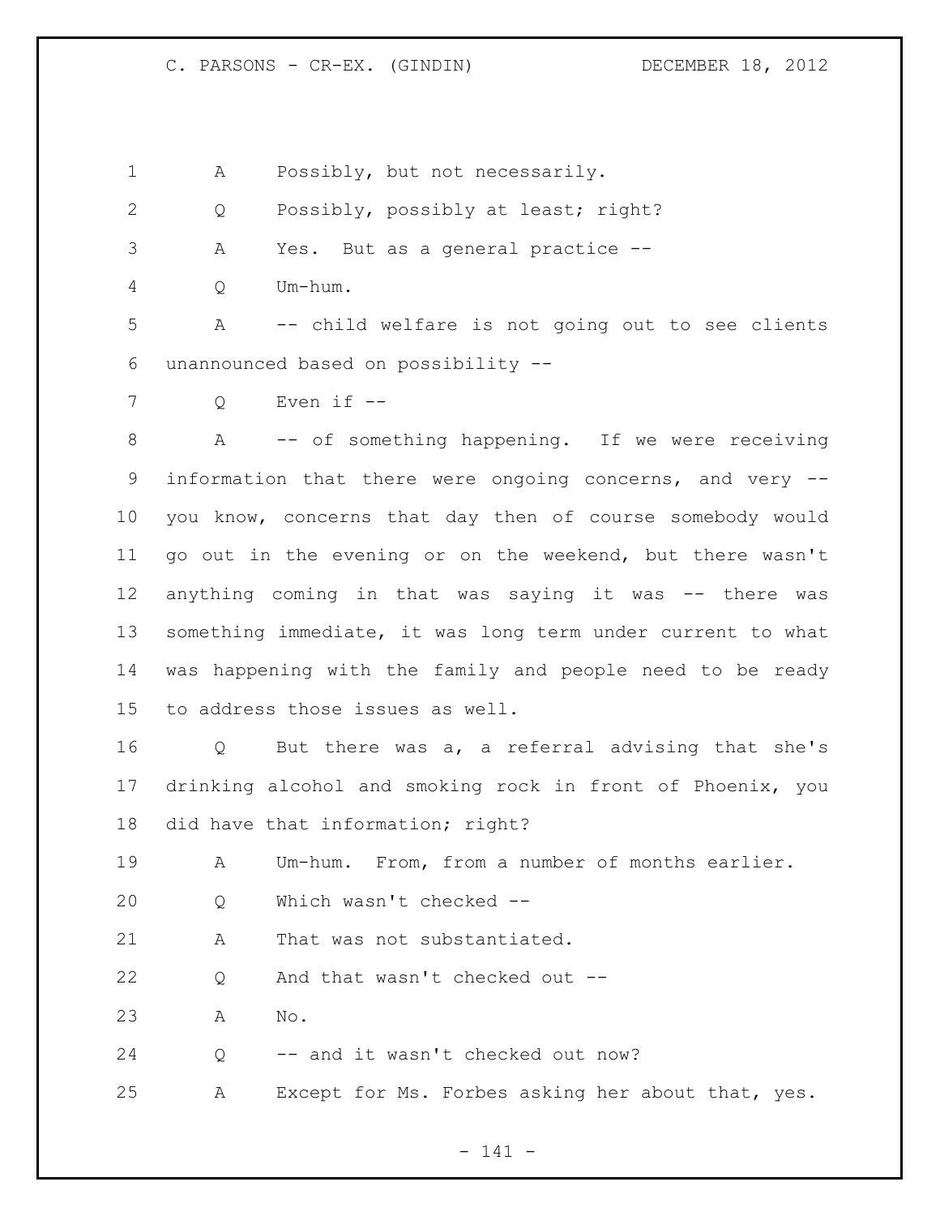1 A Possibly, but not necessarily.

2 Q Possibly, possibly at least; right?

3 A Yes. But as a general practice --

4 Q Um-hum.

5 A -- child welfare is not going out to see clients

6 unannounced based on possibility --

7 Q Even if --

8 A -- of something happening. If we were receiving

9 information that there were ongoing concerns, and very --

10 you know, concerns that day then of course somebody would

11 go out in the evening or on the weekend, but there wasn't

12 anything coming in that was saying it was -- there was

13 something immediate, it was long term under current to what

14 was happening with the family and people need to be ready

15 to address those issues as well.

16 Q But there was a, a referral advising that she's

17 drinking alcohol and smoking rock in front of Phoenix, you

18 did have that information; right?

19 A Um-hum. From, from a number of months earlier.

20 Q Which wasn't checked --

21 A That was not substantiated.

22 Q And that wasn't checked out --

23 A No.

24 Q -- and it wasn't checked out now?

25 A Except for Ms. Forbes asking her about that, yes.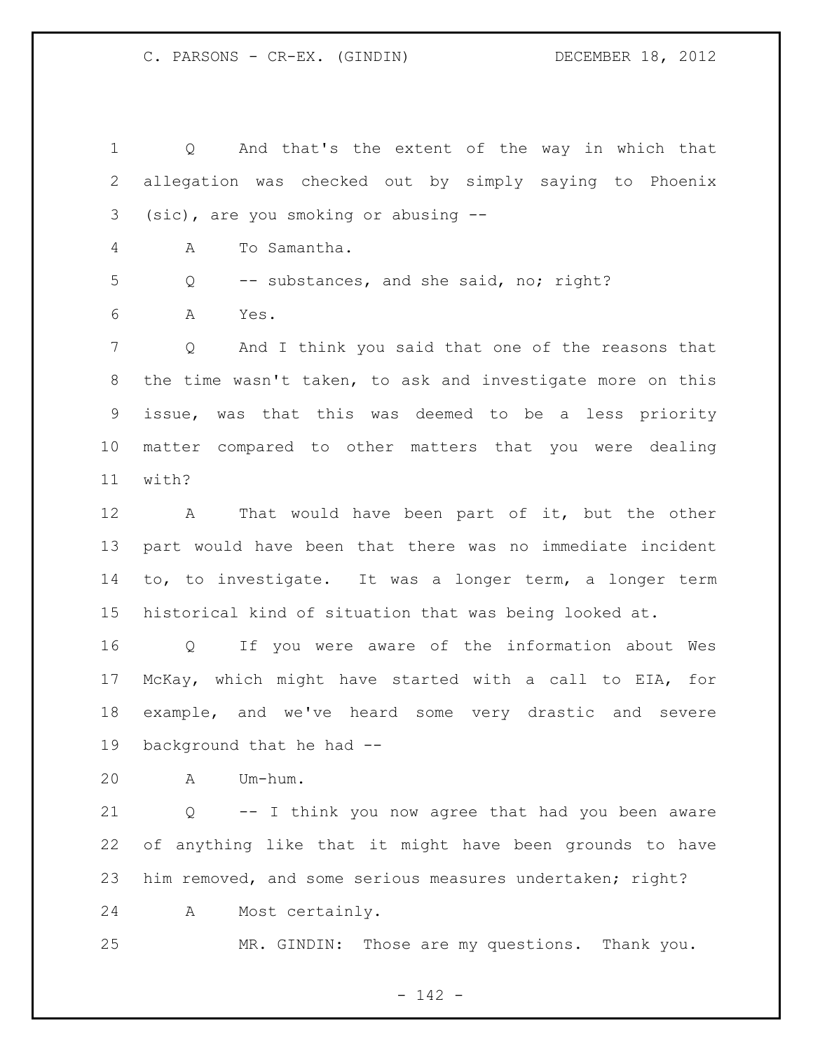Q And that's the extent of the way in which that allegation was checked out by simply saying to Phoenix (sic), are you smoking or abusing --

A To Samantha.

Q -- substances, and she said, no; right?

A Yes.

Q And I think you said that one of the reasons that the time wasn't taken, to ask and investigate more on this issue, was that this was deemed to be a less priority matter compared to other matters that you were dealing with?

A That would have been part of it, but the other part would have been that there was no immediate incident to, to investigate. It was a longer term, a longer term historical kind of situation that was being looked at.

Q If you were aware of the information about Wes McKay, which might have started with a call to EIA, for example, and we've heard some very drastic and severe background that he had --

A Um-hum.

Q -- I think you now agree that had you been aware of anything like that it might have been grounds to have him removed, and some serious measures undertaken; right?

A Most certainly.

MR. GINDIN: Those are my questions. Thank you.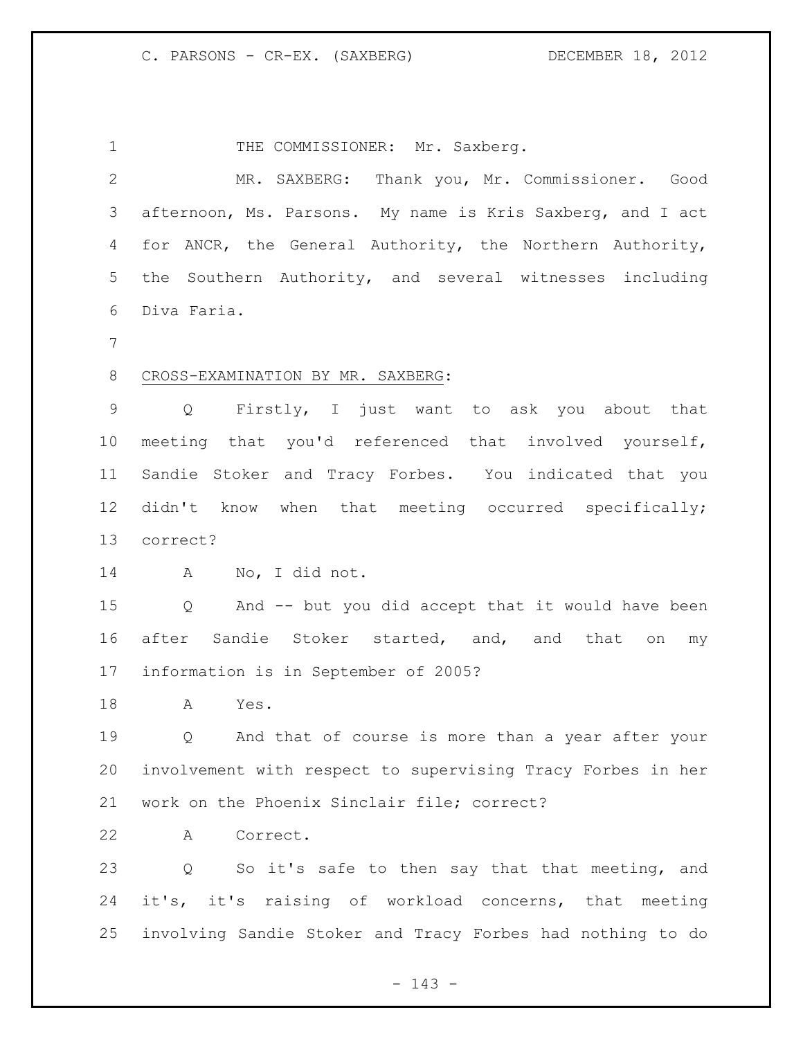THE COMMISSIONER: Mr. Saxberg.

MR. SAXBERG: Thank you, Mr. Commissioner. Good afternoon, Ms. Parsons. My name is Kris Saxberg, and I act for ANCR, the General Authority, the Northern Authority, the Southern Authority, and several witnesses including Diva Faria.

CROSS-EXAMINATION BY MR. SAXBERG:

Q Firstly, I just want to ask you about that meeting that you'd referenced that involved yourself, Sandie Stoker and Tracy Forbes. You indicated that you didn't know when that meeting occurred specifically; correct?

A No, I did not.

Q And -- but you did accept that it would have been after Sandie Stoker started, and, and that on my information is in September of 2005?

A Yes.

Q And that of course is more than a year after your involvement with respect to supervising Tracy Forbes in her work on the Phoenix Sinclair file; correct?

A Correct.

Q So it's safe to then say that that meeting, and it's, it's raising of workload concerns, that meeting involving Sandie Stoker and Tracy Forbes had nothing to do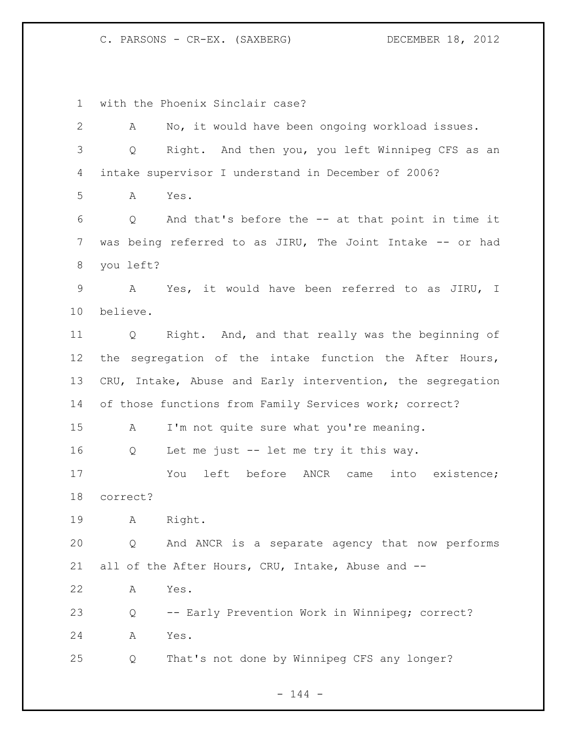with the Phoenix Sinclair case?

A No, it would have been ongoing workload issues.

Q Right. And then you, you left Winnipeg CFS as an intake supervisor I understand in December of 2006?

A Yes.

Q And that's before the -- at that point in time it was being referred to as JIRU, The Joint Intake -- or had you left?

A Yes, it would have been referred to as JIRU, I believe.

Q Right. And, and that really was the beginning of the segregation of the intake function the After Hours, CRU, Intake, Abuse and Early intervention, the segregation of those functions from Family Services work; correct?

A I'm not quite sure what you're meaning.

Q Let me just -- let me try it this way.

You left before ANCR came into existence; correct?

A Right.

Q And ANCR is a separate agency that now performs all of the After Hours, CRU, Intake, Abuse and --

A Yes.

Q -- Early Prevention Work in Winnipeg; correct?

A Yes.

Q That's not done by Winnipeg CFS any longer?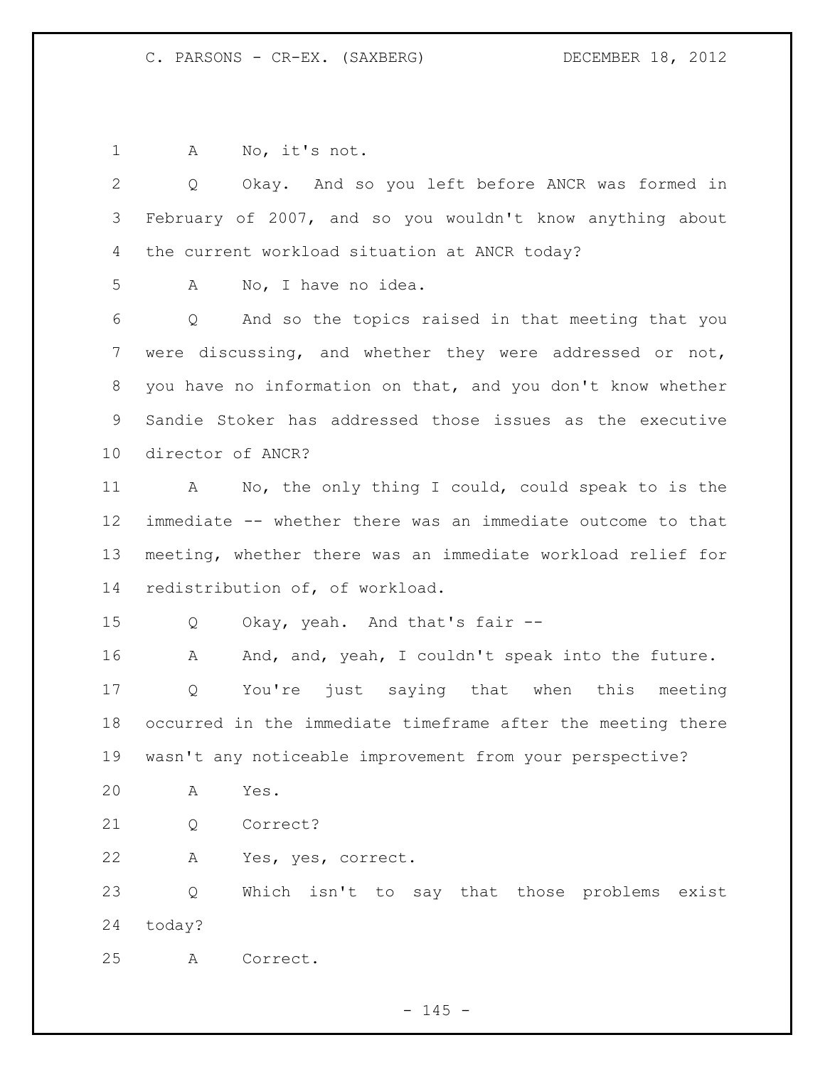1 A No, it's not.

2 Q Okay. And so you left before ANCR was formed in 3 February of 2007, and so you wouldn't know anything about 4 the current workload situation at ANCR today?

5 A No, I have no idea.

6 Q And so the topics raised in that meeting that you 7 were discussing, and whether they were addressed or not, 8 you have no information on that, and you don't know whether 9 Sandie Stoker has addressed those issues as the executive 10 director of ANCR?

11 A No, the only thing I could, could speak to is the 12 immediate -- whether there was an immediate outcome to that 13 meeting, whether there was an immediate workload relief for 14 redistribution of, of workload.

15 Q Okay, yeah. And that's fair --

16 A And, and, yeah, I couldn't speak into the future.

17 Q You're just saying that when this meeting 18 occurred in the immediate timeframe after the meeting there 19 wasn't any noticeable improvement from your perspective?

20 A Yes.

21 Q Correct?

22 A Yes, yes, correct.

23 Q Which isn't to say that those problems exist 24 today?

25 A Correct.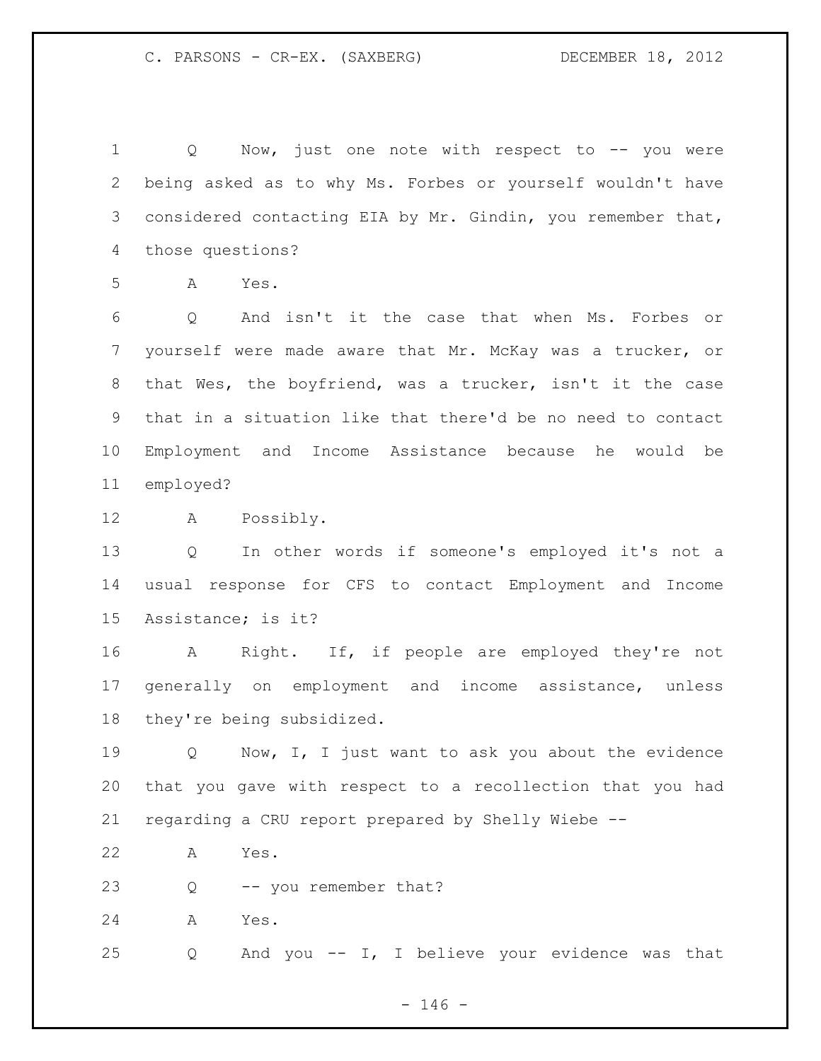Q Now, just one note with respect to -- you were being asked as to why Ms. Forbes or yourself wouldn't have considered contacting EIA by Mr. Gindin, you remember that, those questions?

A Yes.

Q And isn't it the case that when Ms. Forbes or yourself were made aware that Mr. McKay was a trucker, or that Wes, the boyfriend, was a trucker, isn't it the case that in a situation like that there'd be no need to contact Employment and Income Assistance because he would be employed?

A Possibly.

Q In other words if someone's employed it's not a usual response for CFS to contact Employment and Income Assistance; is it?

A Right. If, if people are employed they're not generally on employment and income assistance, unless they're being subsidized.

Q Now, I, I just want to ask you about the evidence that you gave with respect to a recollection that you had regarding a CRU report prepared by Shelly Wiebe --

A Yes.

Q -- you remember that?

A Yes.

Q And you -- I, I believe your evidence was that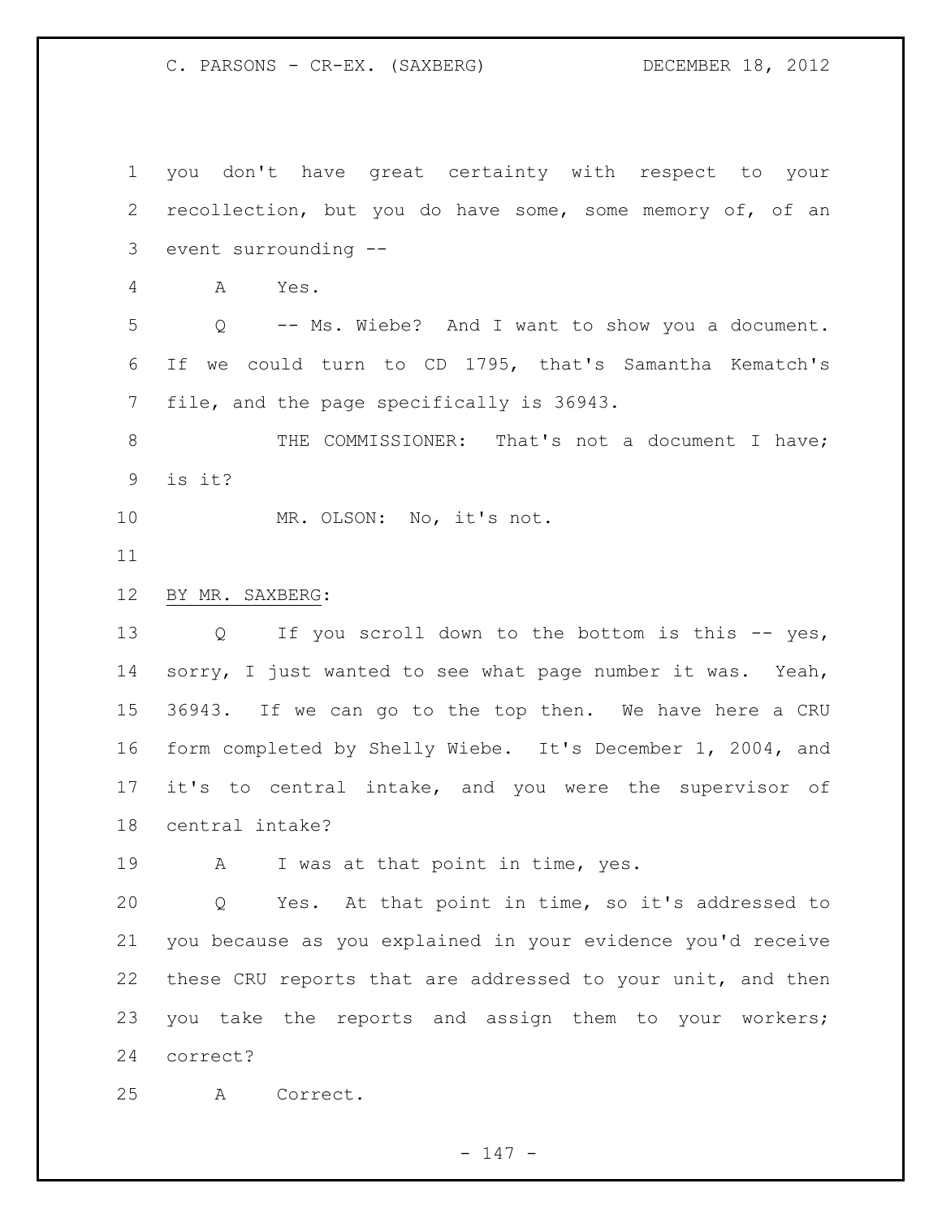you don't have great certainty with respect to your recollection, but you do have some, some memory of, of an event surrounding --

A Yes.

Q -- Ms. Wiebe? And I want to show you a document. If we could turn to CD 1795, that's Samantha Kematch's file, and the page specifically is 36943.

THE COMMISSIONER: That's not a document I have; is it?

MR. OLSON: No, it's not.

BY MR. SAXBERG:

Q If you scroll down to the bottom is this -- yes, sorry, I just wanted to see what page number it was. Yeah, 36943. If we can go to the top then. We have here a CRU form completed by Shelly Wiebe. It's December 1, 2004, and it's to central intake, and you were the supervisor of central intake?

A I was at that point in time, yes.

Q Yes. At that point in time, so it's addressed to you because as you explained in your evidence you'd receive these CRU reports that are addressed to your unit, and then you take the reports and assign them to your workers; correct?

A Correct.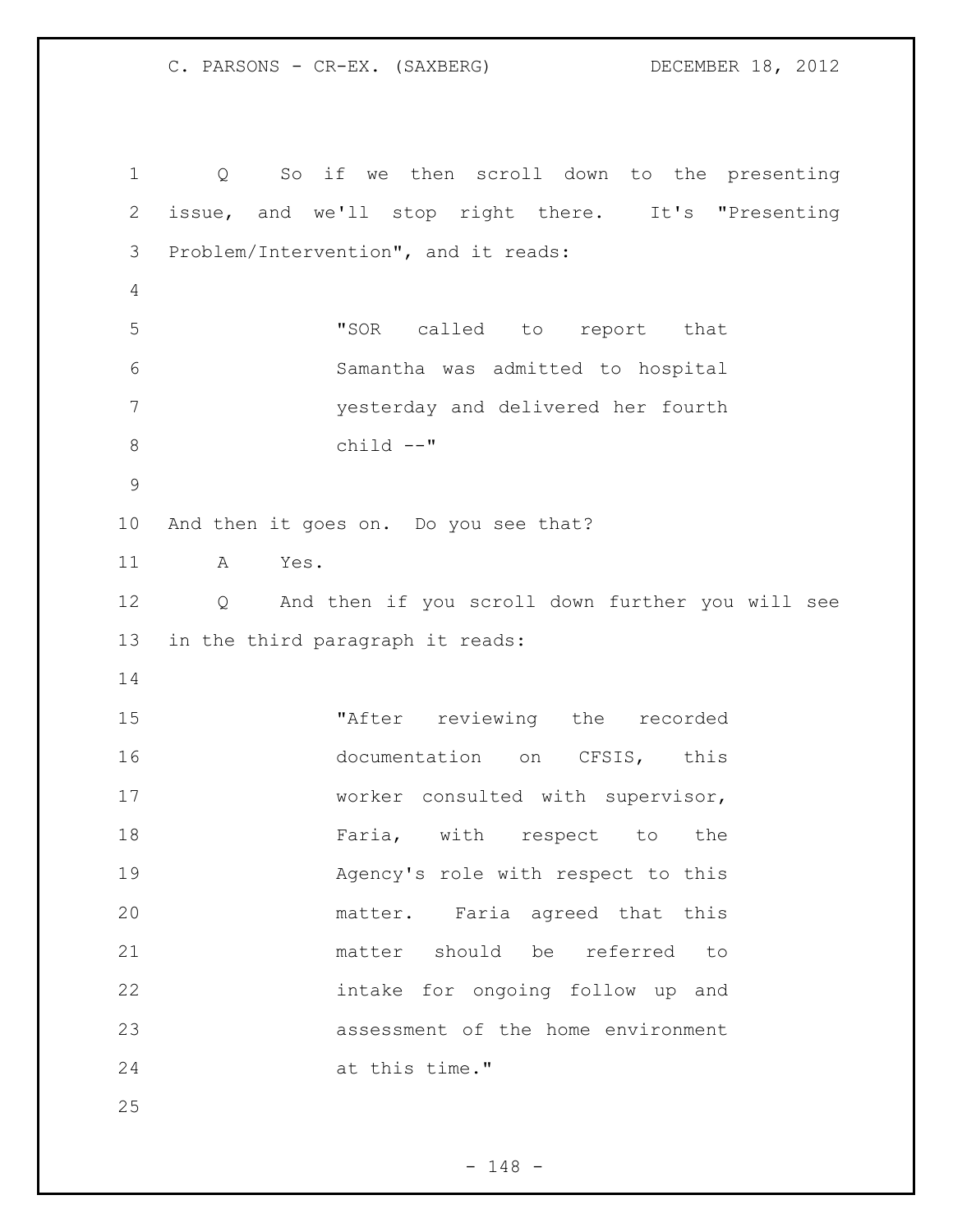Q So if we then scroll down to the presenting issue, and we'll stop right there. It's "Presenting Problem/Intervention", and it reads:

> "SOR called to report that Samantha was admitted to hospital yesterday and delivered her fourth child --"

And then it goes on. Do you see that?

A Yes.

Q And then if you scroll down further you will see in the third paragraph it reads:

> "After reviewing the recorded documentation on CFSIS, this worker consulted with supervisor, Faria, with respect to the Agency's role with respect to this matter. Faria agreed that this matter should be referred to intake for ongoing follow up and assessment of the home environment at this time."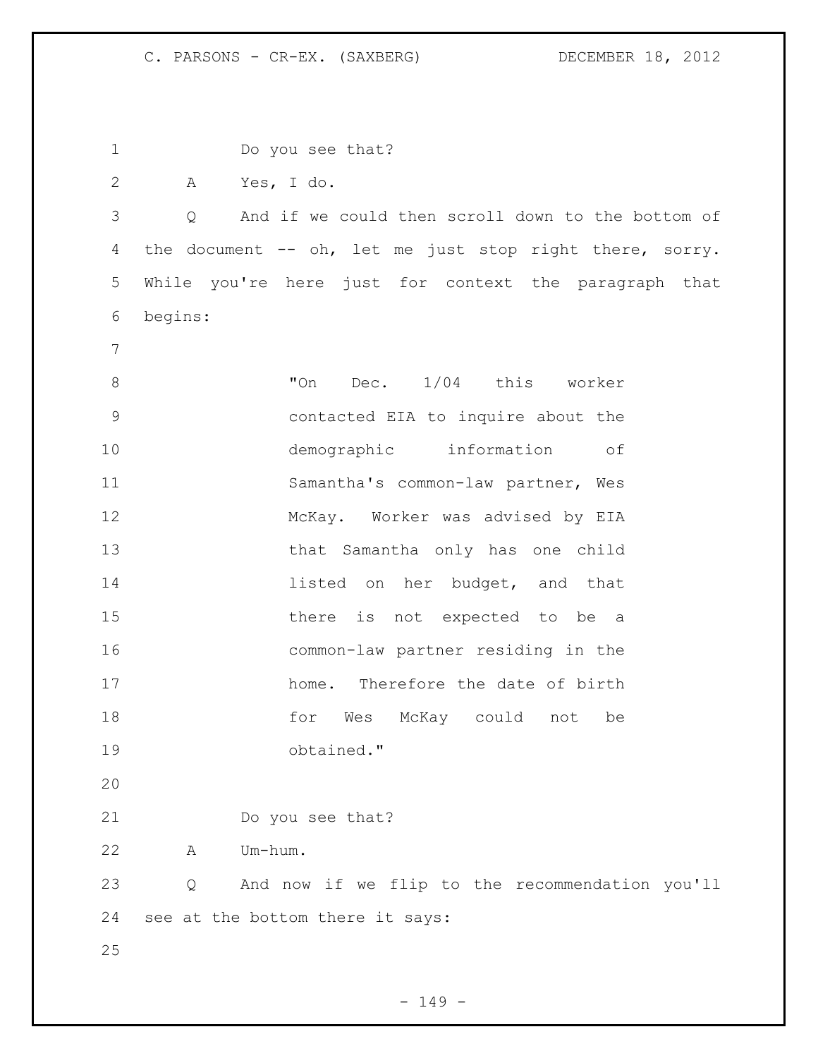Do you see that?

A Yes, I do.

Q And if we could then scroll down to the bottom of the document -- oh, let me just stop right there, sorry. While you're here just for context the paragraph that begins:

> "On Dec. 1/04 this worker contacted EIA to inquire about the demographic information of Samantha's common-law partner, Wes McKay. Worker was advised by EIA that Samantha only has one child listed on her budget, and that there is not expected to be a common-law partner residing in the home. Therefore the date of birth for Wes McKay could not be obtained."

Do you see that?

A Um-hum.

Q And now if we flip to the recommendation you'll see at the bottom there it says: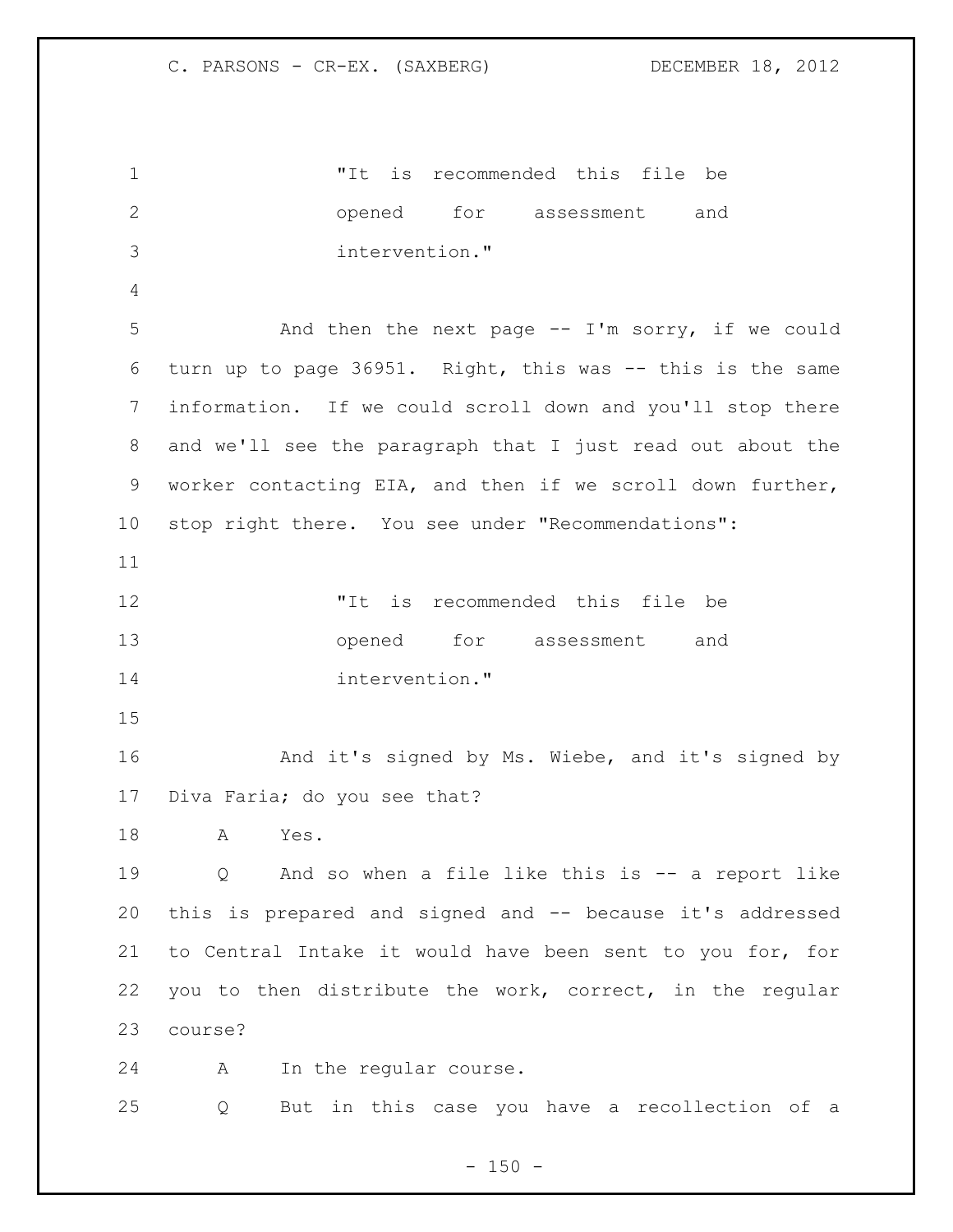"It is recommended this file be opened for assessment and intervention."

And then the next page -- I'm sorry, if we could turn up to page 36951. Right, this was -- this is the same information. If we could scroll down and you'll stop there and we'll see the paragraph that I just read out about the worker contacting EIA, and then if we scroll down further, stop right there. You see under "Recommendations":

"It is recommended this file be opened for assessment and intervention."

And it's signed by Ms. Wiebe, and it's signed by Diva Faria; do you see that?

A Yes.

Q And so when a file like this is -- a report like this is prepared and signed and -- because it's addressed to Central Intake it would have been sent to you for, for you to then distribute the work, correct, in the regular course?

A In the regular course.

Q But in this case you have a recollection of a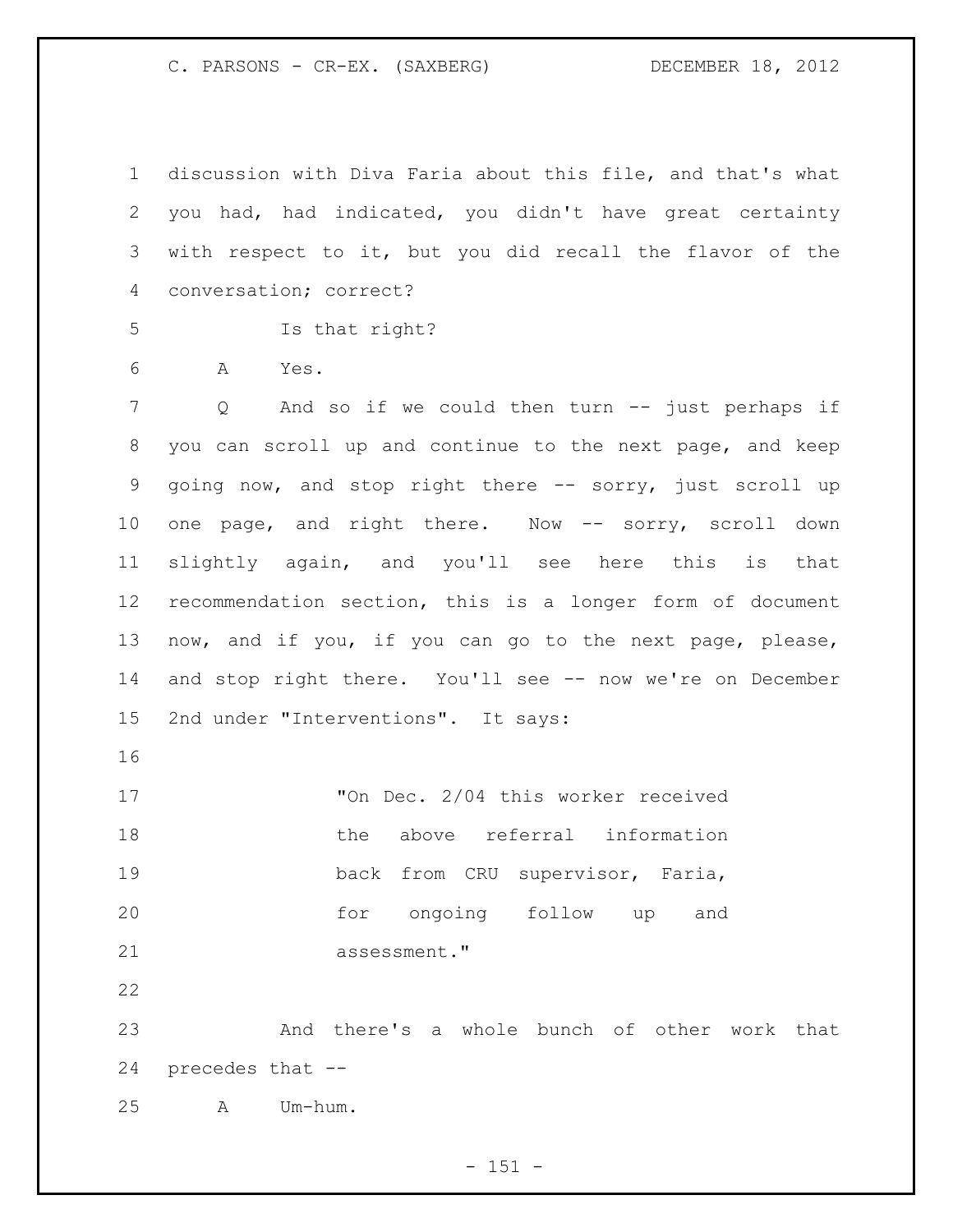1 discussion with Diva Faria about this file, and that's what
2 you had, had indicated, you didn't have great certainty
3 with respect to it, but you did recall the flavor of the
4 conversation; correct?

5 Is that right?

6 A Yes.

7 Q And so if we could then turn -- just perhaps if
8 you can scroll up and continue to the next page, and keep
9 going now, and stop right there -- sorry, just scroll up
10 one page, and right there. Now -- sorry, scroll down
11 slightly again, and you'll see here this is that
12 recommendation section, this is a longer form of document
13 now, and if you, if you can go to the next page, please,
14 and stop right there. You'll see -- now we're on December
15 2nd under "Interventions". It says:

16

17 "On Dec. 2/04 this worker received
18 the above referral information
19 back from CRU supervisor, Faria,
20 for ongoing follow up and
21 assessment."

22

23 And there's a whole bunch of other work that
24 precedes that --

25 A Um-hum.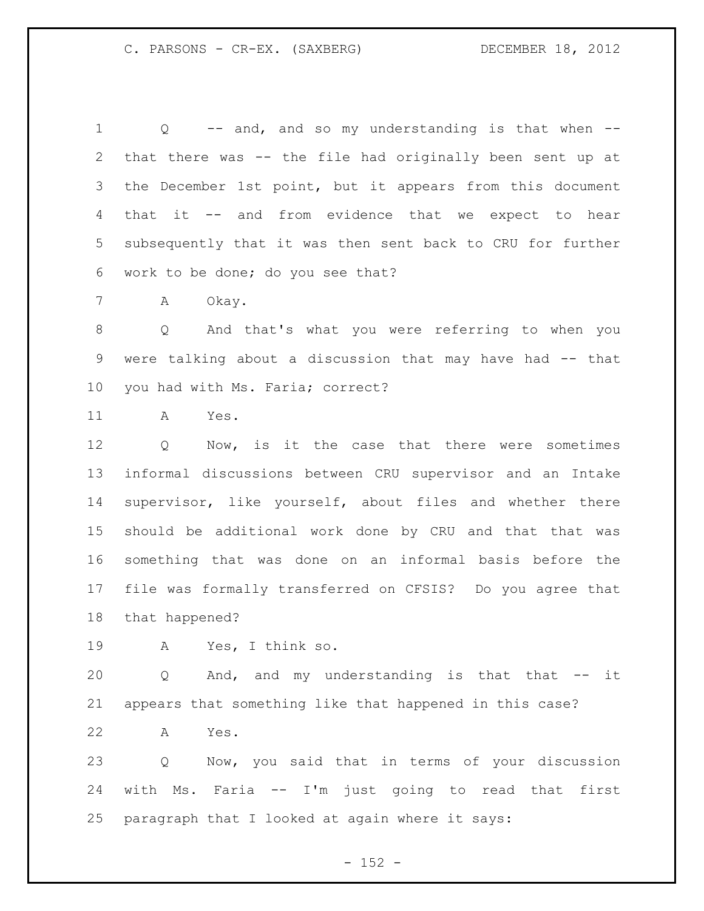Q -- and, and so my understanding is that when -- that there was -- the file had originally been sent up at the December 1st point, but it appears from this document that it -- and from evidence that we expect to hear subsequently that it was then sent back to CRU for further work to be done; do you see that?

A Okay.

Q And that's what you were referring to when you were talking about a discussion that may have had -- that you had with Ms. Faria; correct?

A Yes.

Q Now, is it the case that there were sometimes informal discussions between CRU supervisor and an Intake supervisor, like yourself, about files and whether there should be additional work done by CRU and that that was something that was done on an informal basis before the file was formally transferred on CFSIS? Do you agree that that happened?

A Yes, I think so.

Q And, and my understanding is that that -- it appears that something like that happened in this case?

A Yes.

Q Now, you said that in terms of your discussion with Ms. Faria -- I'm just going to read that first paragraph that I looked at again where it says: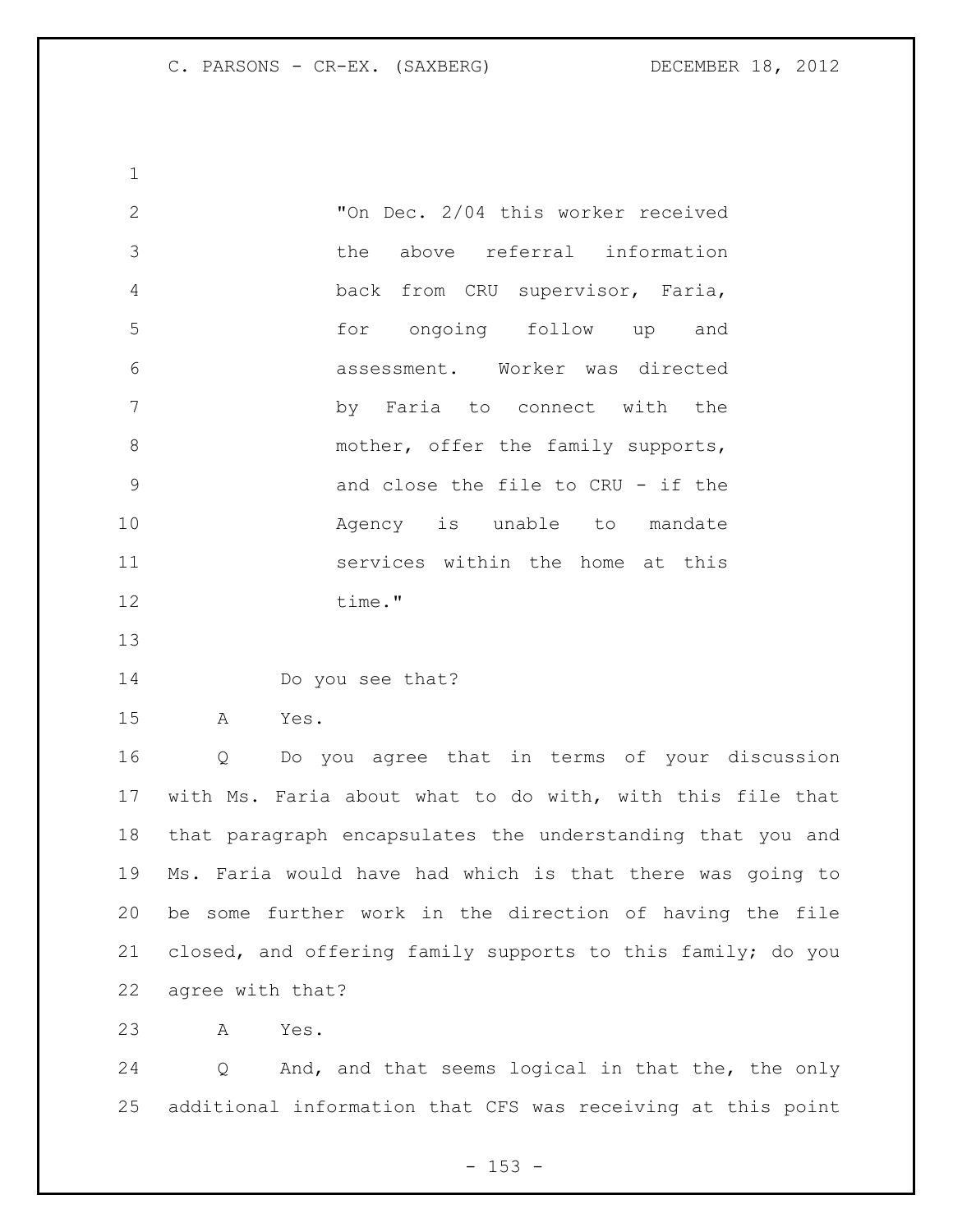> "On Dec. 2/04 this worker received the above referral information back from CRU supervisor, Faria, for ongoing follow up and assessment. Worker was directed by Faria to connect with the mother, offer the family supports, and close the file to CRU - if the Agency is unable to mandate services within the home at this time."

Do you see that?

A Yes.

Q Do you agree that in terms of your discussion with Ms. Faria about what to do with, with this file that that paragraph encapsulates the understanding that you and Ms. Faria would have had which is that there was going to be some further work in the direction of having the file closed, and offering family supports to this family; do you agree with that?

A Yes.

Q And, and that seems logical in that the, the only additional information that CFS was receiving at this point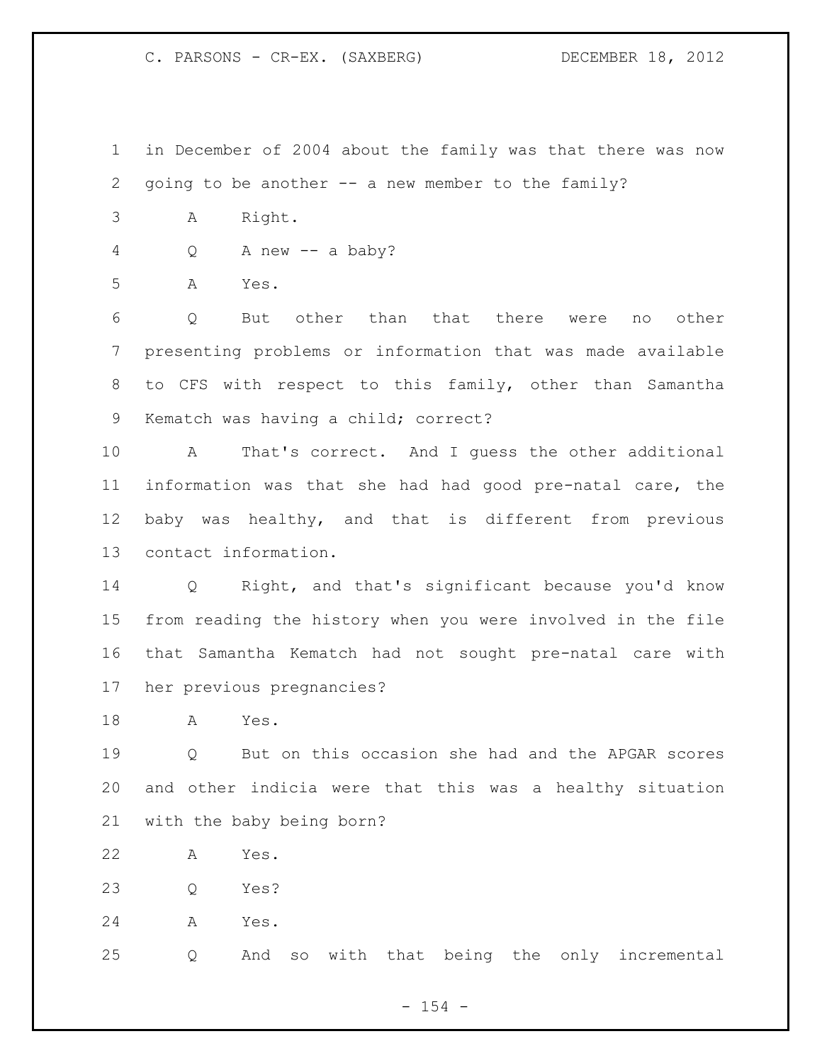in December of 2004 about the family was that there was now going to be another -- a new member to the family?

A Right.

Q A new -- a baby?

A Yes.

Q But other than that there were no other presenting problems or information that was made available to CFS with respect to this family, other than Samantha Kematch was having a child; correct?

A That's correct. And I guess the other additional information was that she had had good pre-natal care, the baby was healthy, and that is different from previous contact information.

Q Right, and that's significant because you'd know from reading the history when you were involved in the file that Samantha Kematch had not sought pre-natal care with her previous pregnancies?

A Yes.

Q But on this occasion she had and the APGAR scores and other indicia were that this was a healthy situation with the baby being born?

A Yes.

Q Yes?

A Yes.

Q And so with that being the only incremental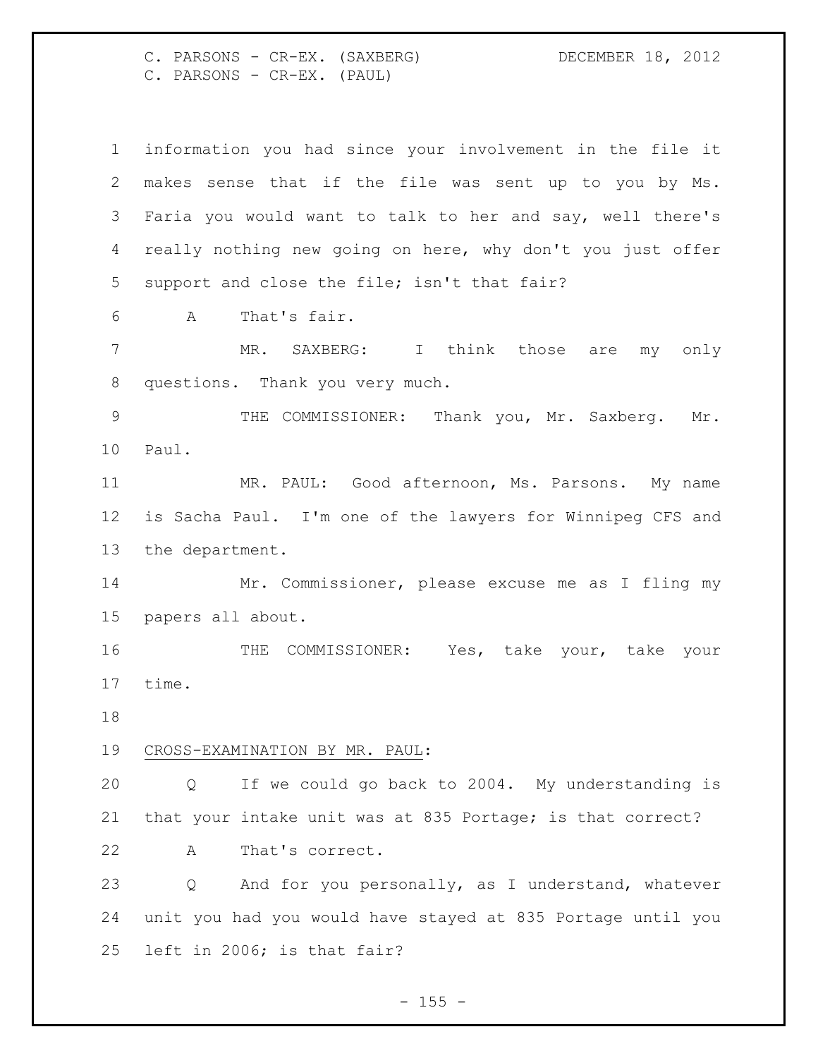information you had since your involvement in the file it makes sense that if the file was sent up to you by Ms. Faria you would want to talk to her and say, well there's really nothing new going on here, why don't you just offer support and close the file; isn't that fair?

A That's fair.

MR. SAXBERG: I think those are my only questions. Thank you very much.

THE COMMISSIONER: Thank you, Mr. Saxberg. Mr. Paul.

MR. PAUL: Good afternoon, Ms. Parsons. My name is Sacha Paul. I'm one of the lawyers for Winnipeg CFS and the department.

Mr. Commissioner, please excuse me as I fling my papers all about.

THE COMMISSIONER: Yes, take your, take your time.

CROSS-EXAMINATION BY MR. PAUL:

Q If we could go back to 2004. My understanding is that your intake unit was at 835 Portage; is that correct?

A That's correct.

Q And for you personally, as I understand, whatever unit you had you would have stayed at 835 Portage until you left in 2006; is that fair?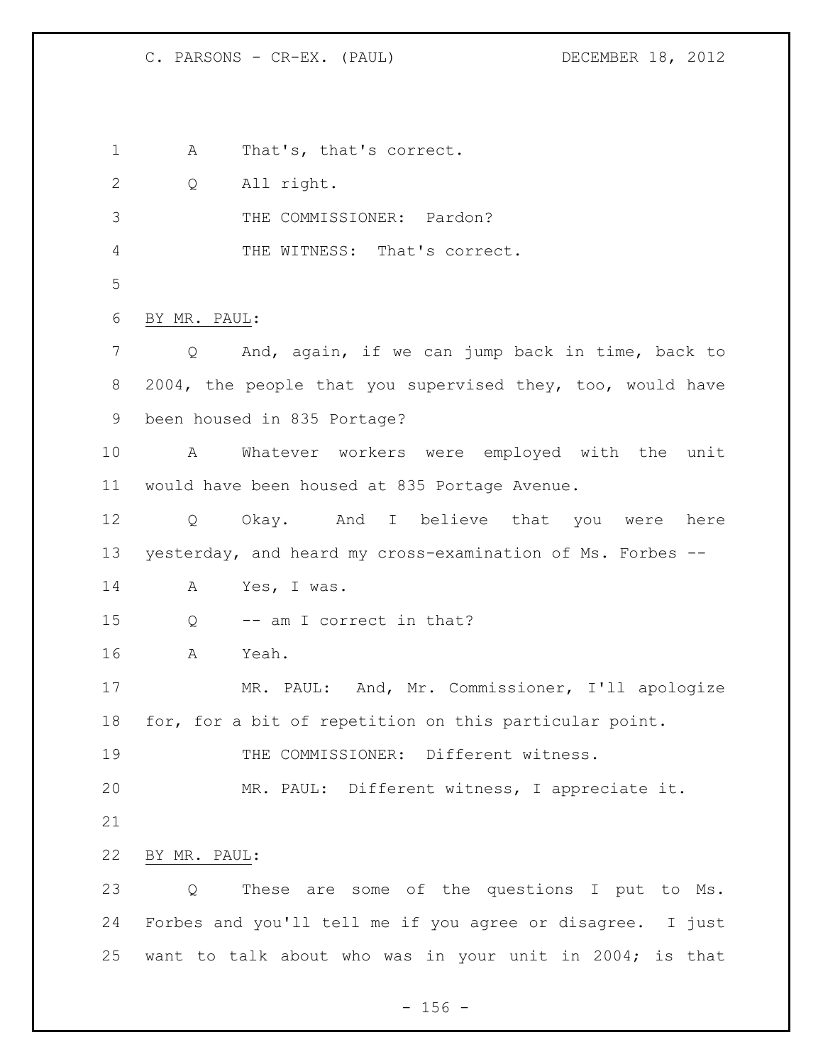A That's, that's correct.

Q All right.

THE COMMISSIONER: Pardon?

THE WITNESS: That's correct.

BY MR. PAUL:

Q And, again, if we can jump back in time, back to 2004, the people that you supervised they, too, would have been housed in 835 Portage?

A Whatever workers were employed with the unit would have been housed at 835 Portage Avenue.

Q Okay. And I believe that you were here yesterday, and heard my cross-examination of Ms. Forbes --

A Yes, I was.

Q -- am I correct in that?

A Yeah.

MR. PAUL: And, Mr. Commissioner, I'll apologize for, for a bit of repetition on this particular point.

THE COMMISSIONER: Different witness.

MR. PAUL: Different witness, I appreciate it.

BY MR. PAUL:

Q These are some of the questions I put to Ms. Forbes and you'll tell me if you agree or disagree. I just want to talk about who was in your unit in 2004; is that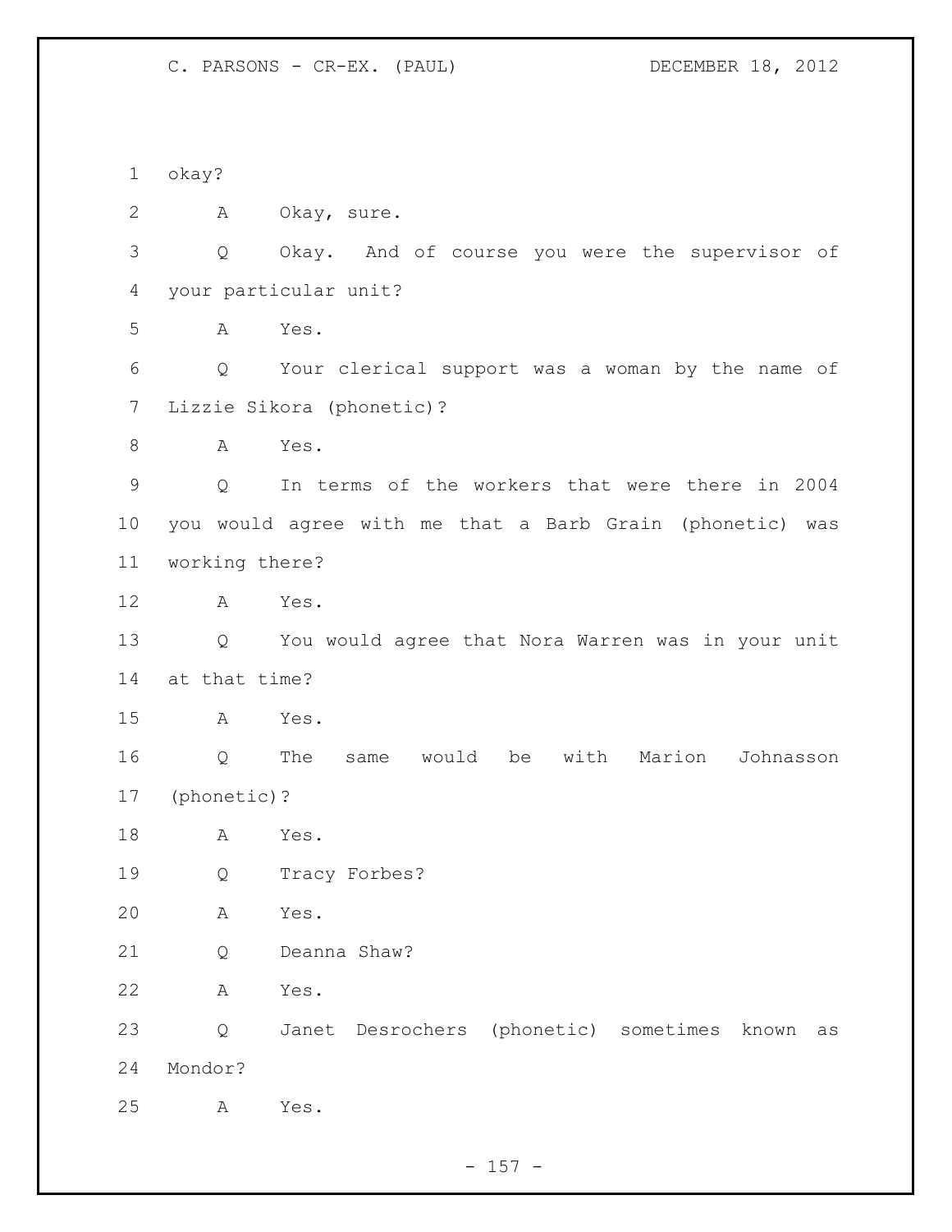okay?

A Okay, sure.

Q Okay. And of course you were the supervisor of your particular unit?

A Yes.

Q Your clerical support was a woman by the name of Lizzie Sikora (phonetic)?

A Yes.

Q In terms of the workers that were there in 2004 you would agree with me that a Barb Grain (phonetic) was working there?

A Yes.

Q You would agree that Nora Warren was in your unit at that time?

A Yes.

Q The same would be with Marion Johnasson (phonetic)?

A Yes.

Q Tracy Forbes?

A Yes.

Q Deanna Shaw?

A Yes.

Q Janet Desrochers (phonetic) sometimes known as Mondor?

A Yes.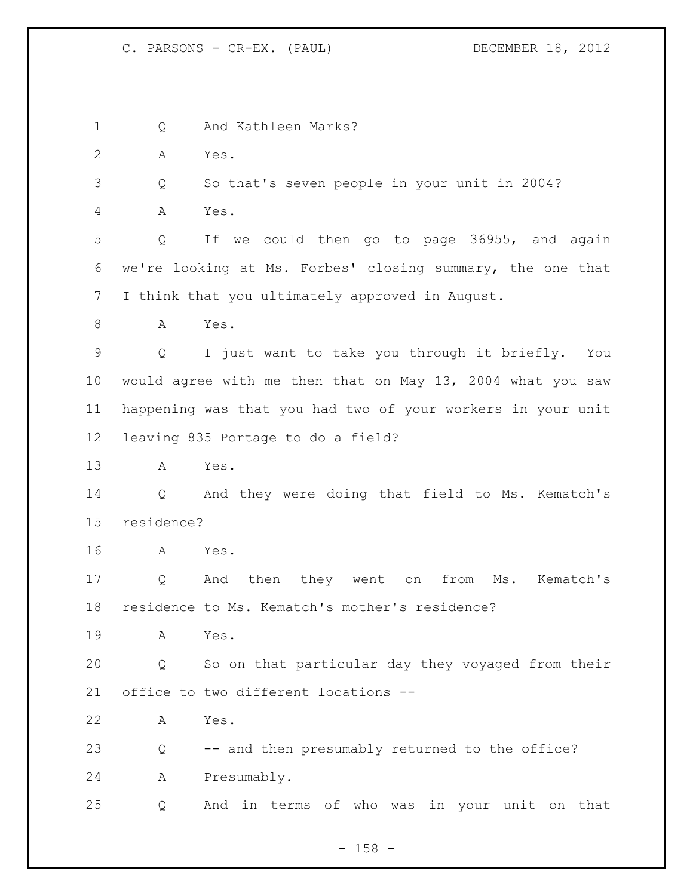1 Q And Kathleen Marks?

2 A Yes.

3 Q So that's seven people in your unit in 2004?

4 A Yes.

5 Q If we could then go to page 36955, and again
6 we're looking at Ms. Forbes' closing summary, the one that
7 I think that you ultimately approved in August.

8 A Yes.

9 Q I just want to take you through it briefly. You
10 would agree with me then that on May 13, 2004 what you saw
11 happening was that you had two of your workers in your unit
12 leaving 835 Portage to do a field?

13 A Yes.

14 Q And they were doing that field to Ms. Kematch's
15 residence?

16 A Yes.

17 Q And then they went on from Ms. Kematch's
18 residence to Ms. Kematch's mother's residence?

19 A Yes.

20 Q So on that particular day they voyaged from their
21 office to two different locations --

22 A Yes.

23 Q -- and then presumably returned to the office?

24 A Presumably.

25 Q And in terms of who was in your unit on that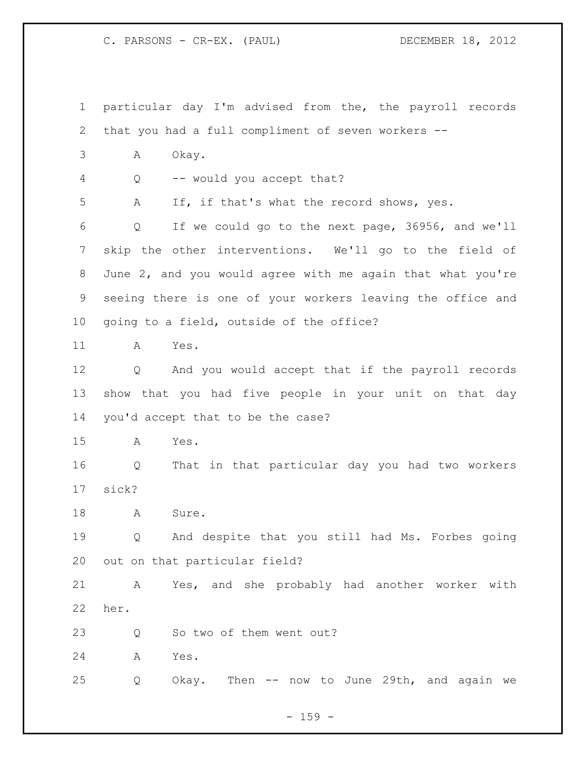particular day I'm advised from the, the payroll records that you had a full compliment of seven workers --

A Okay.

Q -- would you accept that?

A If, if that's what the record shows, yes.

Q If we could go to the next page, 36956, and we'll skip the other interventions. We'll go to the field of June 2, and you would agree with me again that what you're seeing there is one of your workers leaving the office and going to a field, outside of the office?

A Yes.

Q And you would accept that if the payroll records show that you had five people in your unit on that day you'd accept that to be the case?

A Yes.

Q That in that particular day you had two workers sick?

A Sure.

Q And despite that you still had Ms. Forbes going out on that particular field?

A Yes, and she probably had another worker with her.

Q So two of them went out?

A Yes.

Q Okay. Then -- now to June 29th, and again we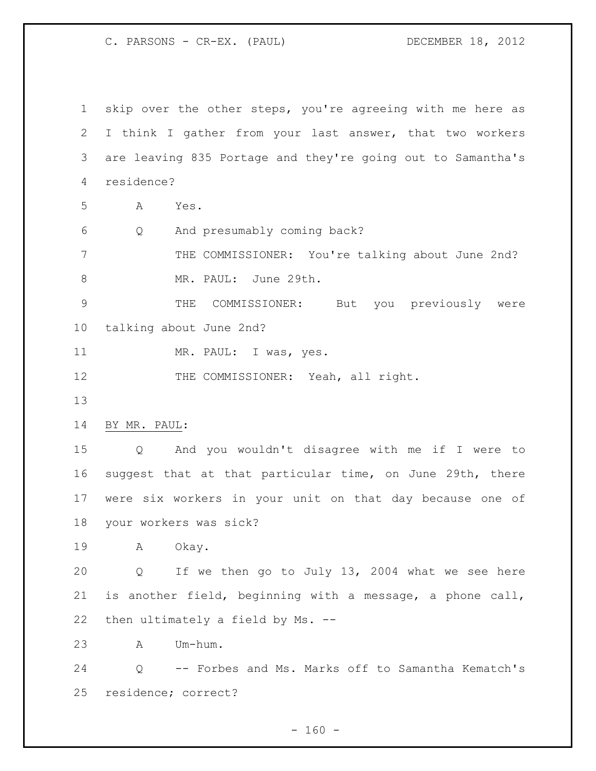skip over the other steps, you're agreeing with me here as I think I gather from your last answer, that two workers are leaving 835 Portage and they're going out to Samantha's residence?

A Yes.

Q And presumably coming back?

THE COMMISSIONER: You're talking about June 2nd?

MR. PAUL: June 29th.

THE COMMISSIONER: But you previously were talking about June 2nd?

MR. PAUL: I was, yes.

THE COMMISSIONER: Yeah, all right.

BY MR. PAUL:

Q And you wouldn't disagree with me if I were to suggest that at that particular time, on June 29th, there were six workers in your unit on that day because one of your workers was sick?

A Okay.

Q If we then go to July 13, 2004 what we see here is another field, beginning with a message, a phone call, then ultimately a field by Ms. --

A Um-hum.

Q -- Forbes and Ms. Marks off to Samantha Kematch's residence; correct?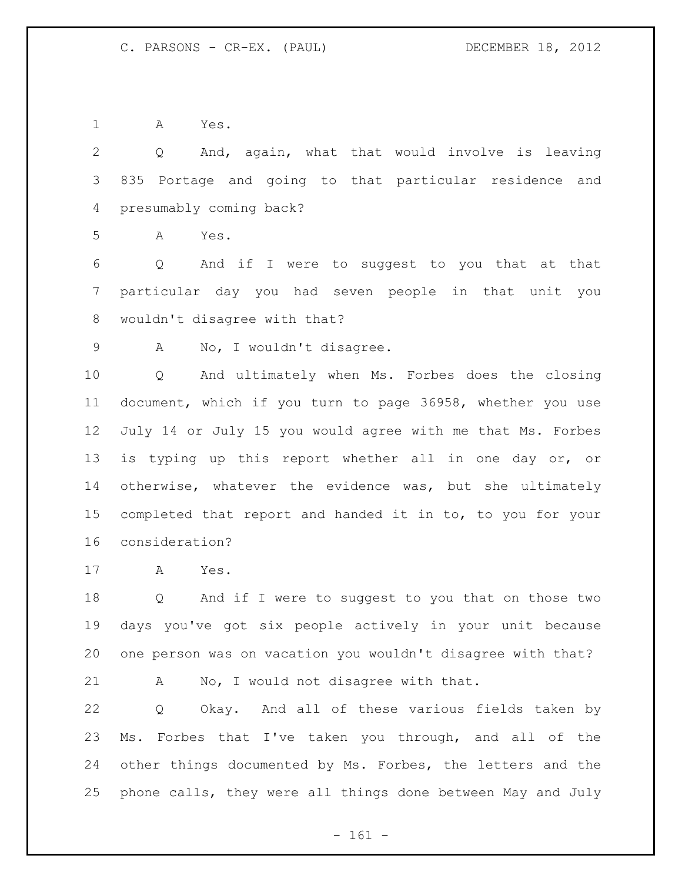1 A Yes.

2 Q And, again, what that would involve is leaving
3 835 Portage and going to that particular residence and
4 presumably coming back?

5 A Yes.

6 Q And if I were to suggest to you that at that
7 particular day you had seven people in that unit you
8 wouldn't disagree with that?

9 A No, I wouldn't disagree.

10 Q And ultimately when Ms. Forbes does the closing
11 document, which if you turn to page 36958, whether you use
12 July 14 or July 15 you would agree with me that Ms. Forbes
13 is typing up this report whether all in one day or, or
14 otherwise, whatever the evidence was, but she ultimately
15 completed that report and handed it in to, to you for your
16 consideration?

17 A Yes.

18 Q And if I were to suggest to you that on those two
19 days you've got six people actively in your unit because
20 one person was on vacation you wouldn't disagree with that?

21 A No, I would not disagree with that.

22 Q Okay. And all of these various fields taken by
23 Ms. Forbes that I've taken you through, and all of the
24 other things documented by Ms. Forbes, the letters and the
25 phone calls, they were all things done between May and July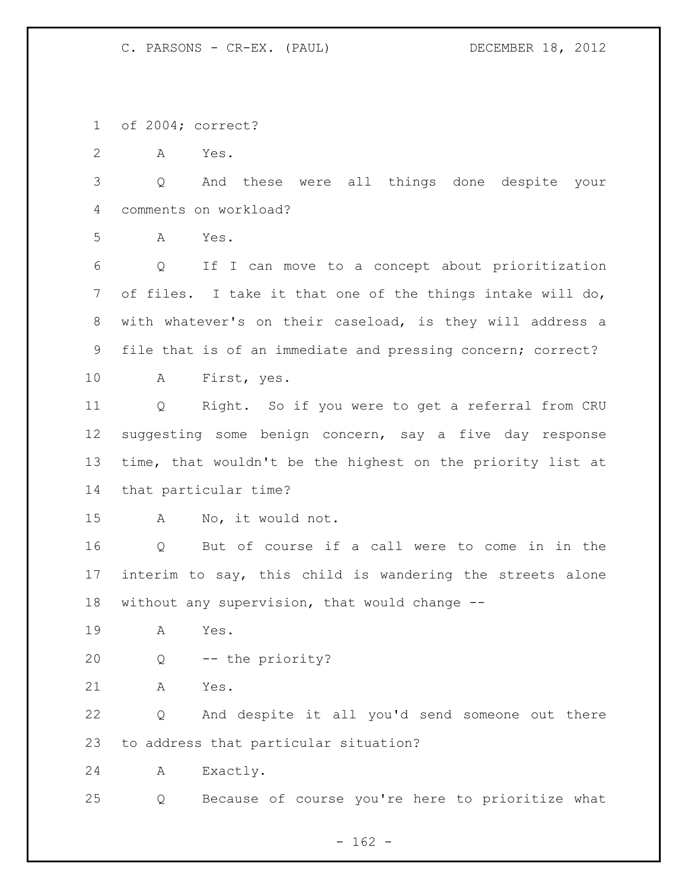of 2004; correct?

A Yes.

Q And these were all things done despite your comments on workload?

A Yes.

Q If I can move to a concept about prioritization of files. I take it that one of the things intake will do, with whatever's on their caseload, is they will address a file that is of an immediate and pressing concern; correct?

A First, yes.

Q Right. So if you were to get a referral from CRU suggesting some benign concern, say a five day response time, that wouldn't be the highest on the priority list at that particular time?

A No, it would not.

Q But of course if a call were to come in in the interim to say, this child is wandering the streets alone without any supervision, that would change --

A Yes.

Q -- the priority?

A Yes.

Q And despite it all you'd send someone out there to address that particular situation?

A Exactly.

Q Because of course you're here to prioritize what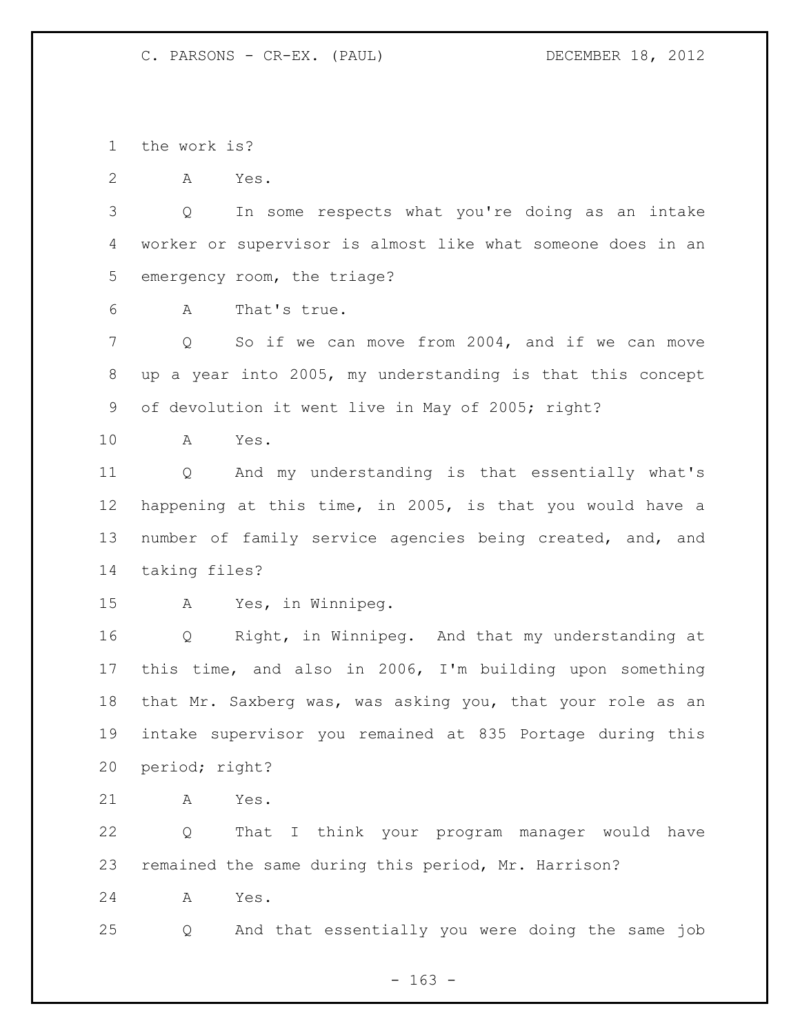the work is?

A Yes.

Q In some respects what you're doing as an intake worker or supervisor is almost like what someone does in an emergency room, the triage?

A That's true.

Q So if we can move from 2004, and if we can move up a year into 2005, my understanding is that this concept of devolution it went live in May of 2005; right?

A Yes.

Q And my understanding is that essentially what's happening at this time, in 2005, is that you would have a number of family service agencies being created, and, and taking files?

A Yes, in Winnipeg.

Q Right, in Winnipeg. And that my understanding at this time, and also in 2006, I'm building upon something that Mr. Saxberg was, was asking you, that your role as an intake supervisor you remained at 835 Portage during this period; right?

A Yes.

Q That I think your program manager would have remained the same during this period, Mr. Harrison?

A Yes.

Q And that essentially you were doing the same job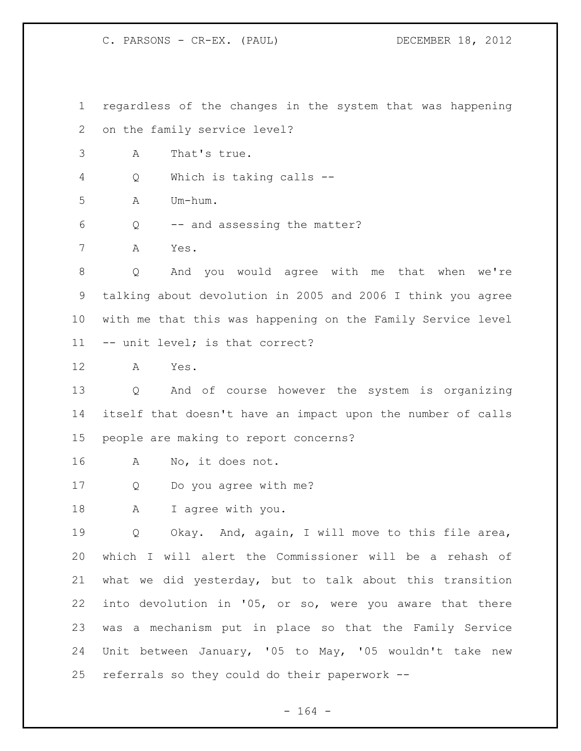regardless of the changes in the system that was happening on the family service level?

A That's true.

Q Which is taking calls --

A Um-hum.

Q -- and assessing the matter?

A Yes.

Q And you would agree with me that when we're talking about devolution in 2005 and 2006 I think you agree with me that this was happening on the Family Service level -- unit level; is that correct?

A Yes.

Q And of course however the system is organizing itself that doesn't have an impact upon the number of calls people are making to report concerns?

A No, it does not.

Q Do you agree with me?

A I agree with you.

Q Okay. And, again, I will move to this file area, which I will alert the Commissioner will be a rehash of what we did yesterday, but to talk about this transition into devolution in '05, or so, were you aware that there was a mechanism put in place so that the Family Service Unit between January, '05 to May, '05 wouldn't take new referrals so they could do their paperwork --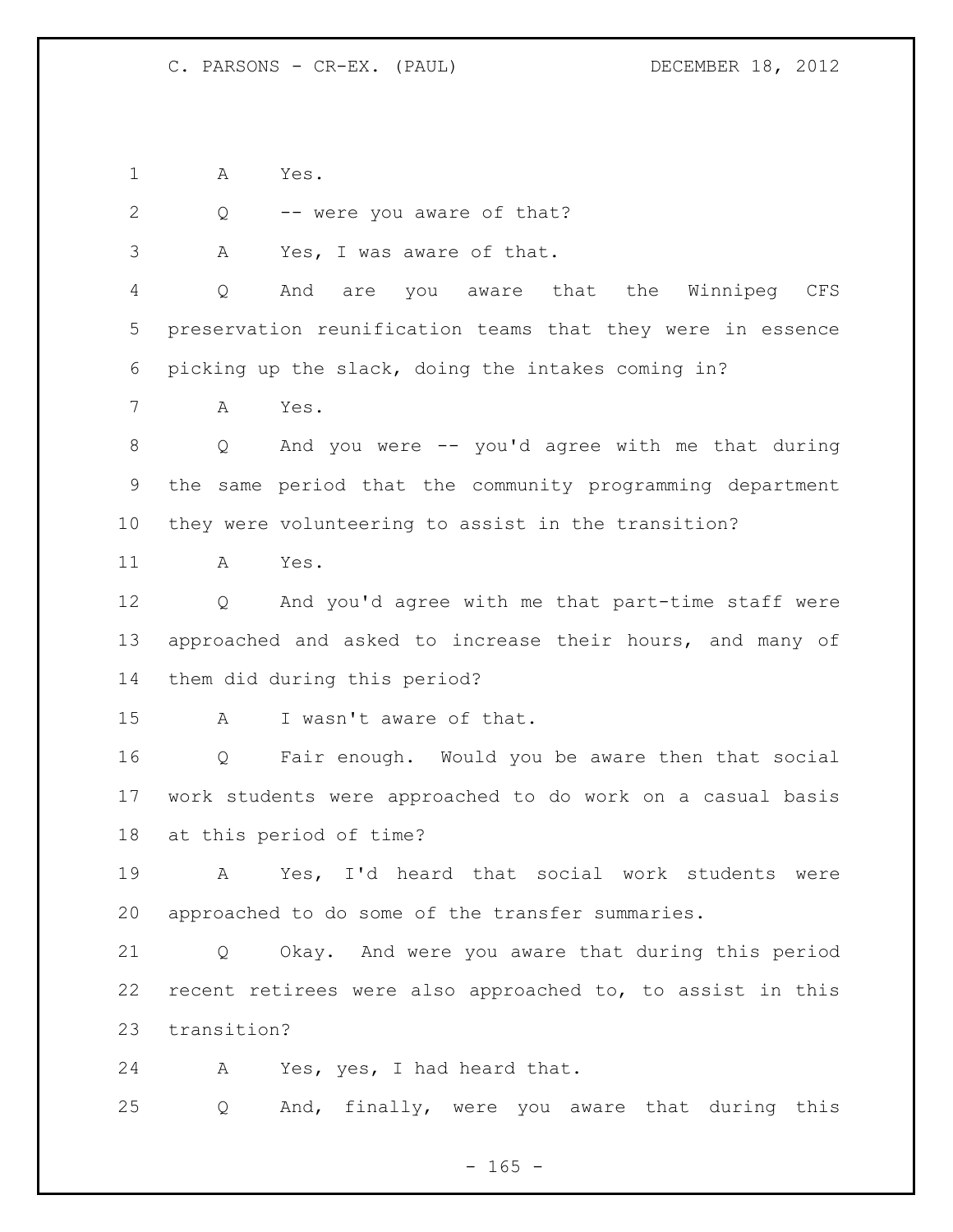A Yes.

Q -- were you aware of that?

A Yes, I was aware of that.

Q And are you aware that the Winnipeg CFS preservation reunification teams that they were in essence picking up the slack, doing the intakes coming in?

A Yes.

Q And you were -- you'd agree with me that during the same period that the community programming department they were volunteering to assist in the transition?

A Yes.

Q And you'd agree with me that part-time staff were approached and asked to increase their hours, and many of them did during this period?

A I wasn't aware of that.

Q Fair enough. Would you be aware then that social work students were approached to do work on a casual basis at this period of time?

A Yes, I'd heard that social work students were approached to do some of the transfer summaries.

Q Okay. And were you aware that during this period recent retirees were also approached to, to assist in this transition?

A Yes, yes, I had heard that.

Q And, finally, were you aware that during this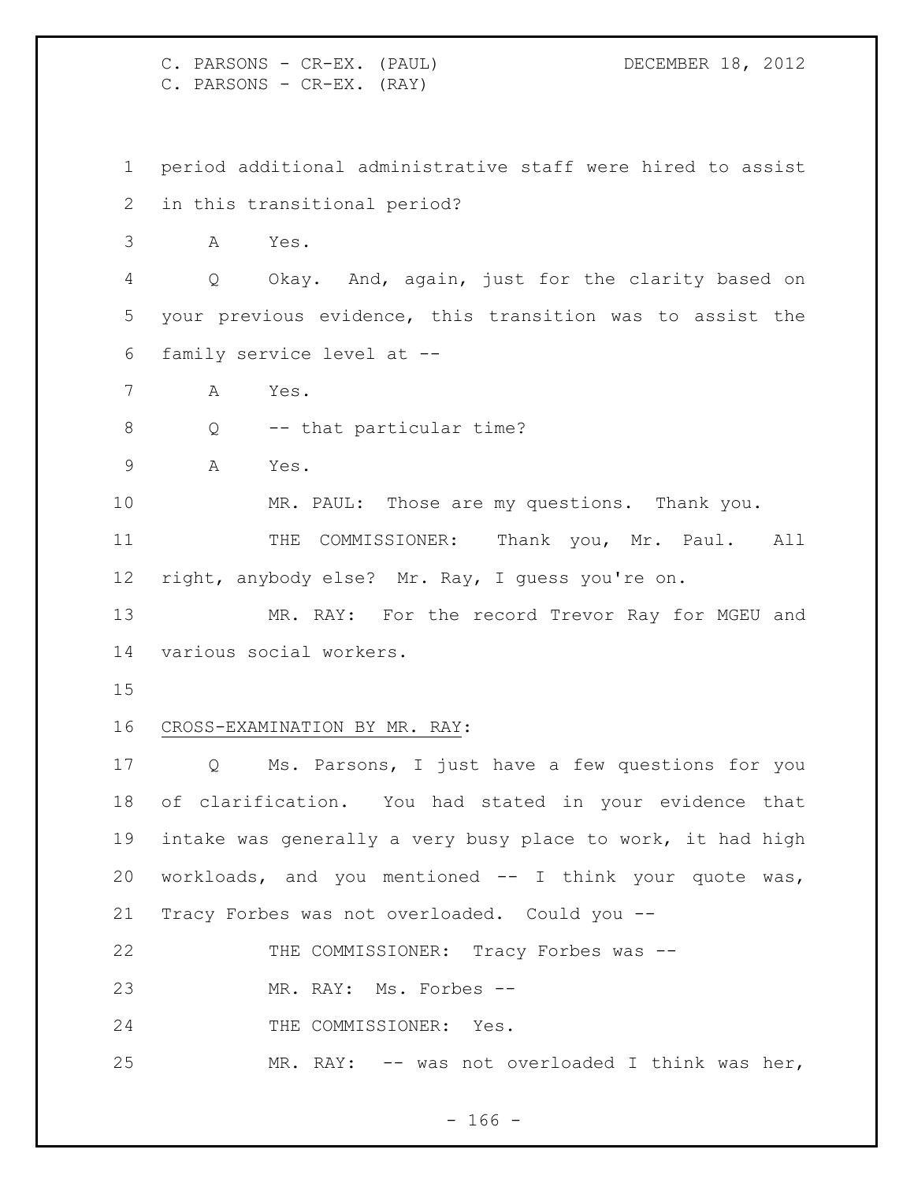period additional administrative staff were hired to assist in this transitional period?

A Yes.

Q Okay. And, again, just for the clarity based on your previous evidence, this transition was to assist the family service level at --

A Yes.

Q -- that particular time?

A Yes.

MR. PAUL: Those are my questions. Thank you.

THE COMMISSIONER: Thank you, Mr. Paul. All right, anybody else? Mr. Ray, I guess you're on.

MR. RAY: For the record Trevor Ray for MGEU and various social workers.

CROSS-EXAMINATION BY MR. RAY:

Q Ms. Parsons, I just have a few questions for you of clarification. You had stated in your evidence that intake was generally a very busy place to work, it had high workloads, and you mentioned -- I think your quote was, Tracy Forbes was not overloaded. Could you --

THE COMMISSIONER: Tracy Forbes was --

MR. RAY: Ms. Forbes --

THE COMMISSIONER: Yes.

MR. RAY: -- was not overloaded I think was her,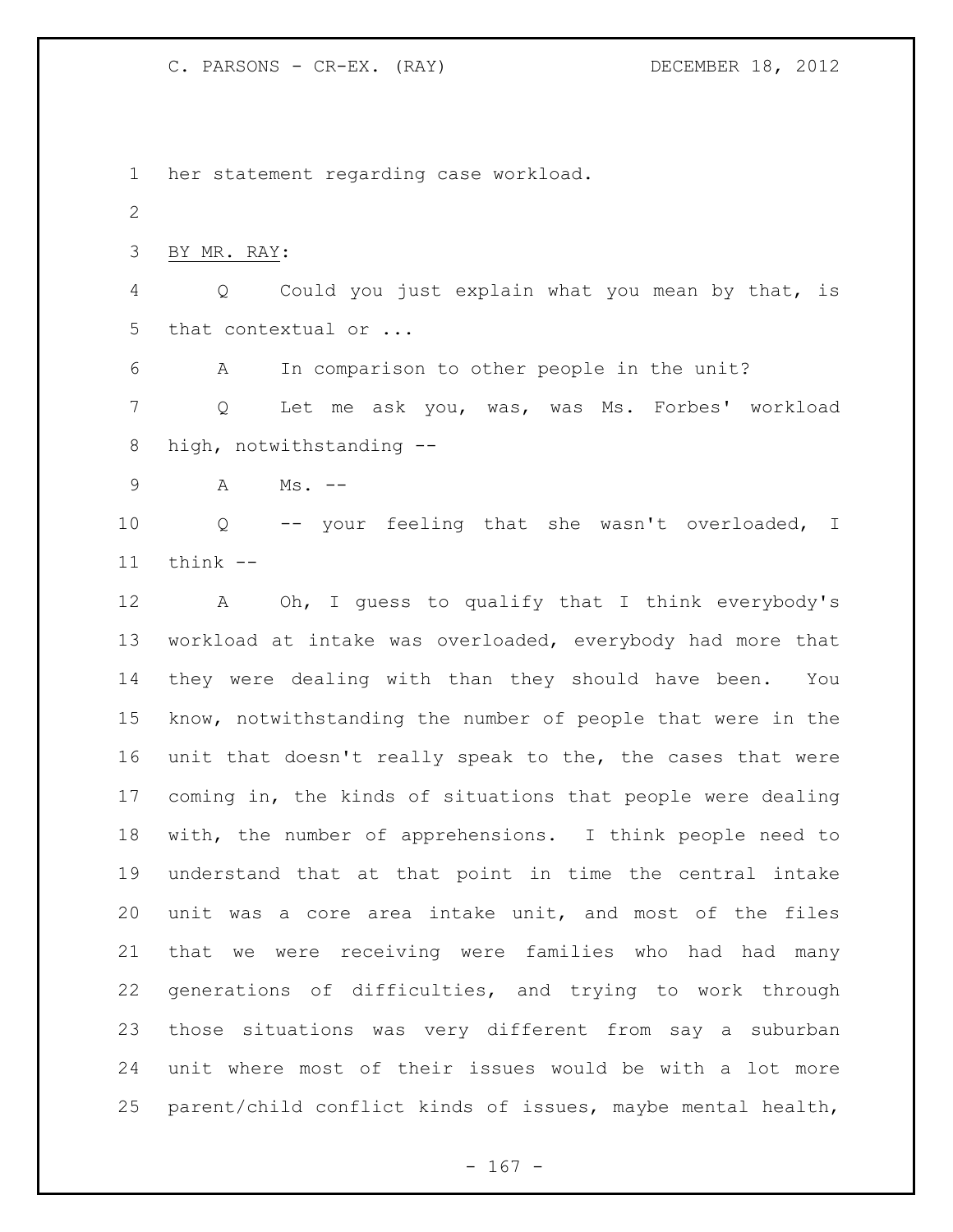her statement regarding case workload.

BY MR. RAY:

Q Could you just explain what you mean by that, is that contextual or ...

A In comparison to other people in the unit?

Q Let me ask you, was, was Ms. Forbes' workload high, notwithstanding --

A Ms. --

Q -- your feeling that she wasn't overloaded, I think --

A Oh, I guess to qualify that I think everybody's workload at intake was overloaded, everybody had more that they were dealing with than they should have been. You know, notwithstanding the number of people that were in the unit that doesn't really speak to the, the cases that were coming in, the kinds of situations that people were dealing with, the number of apprehensions. I think people need to understand that at that point in time the central intake unit was a core area intake unit, and most of the files that we were receiving were families who had had many generations of difficulties, and trying to work through those situations was very different from say a suburban unit where most of their issues would be with a lot more parent/child conflict kinds of issues, maybe mental health,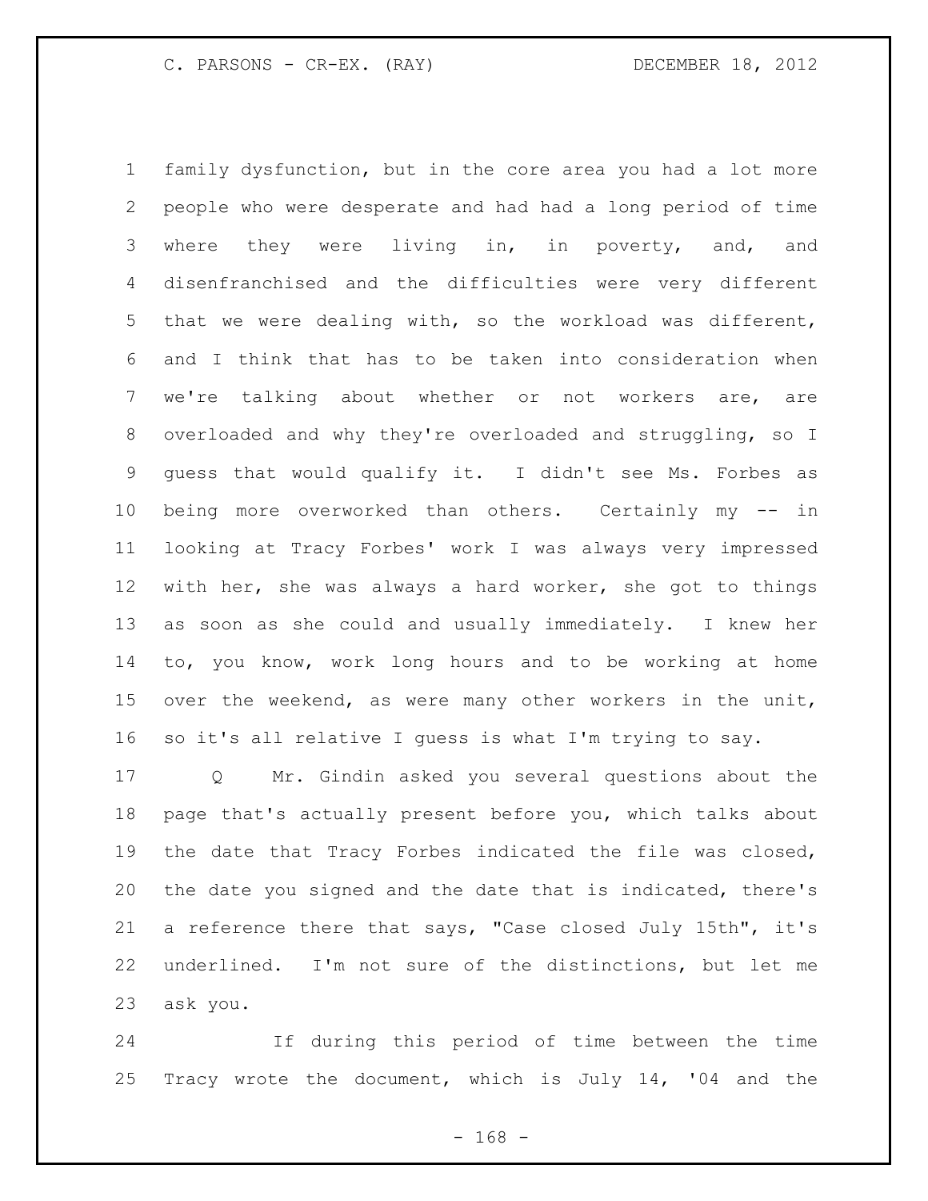family dysfunction, but in the core area you had a lot more people who were desperate and had had a long period of time where they were living in, in poverty, and, and disenfranchised and the difficulties were very different that we were dealing with, so the workload was different, and I think that has to be taken into consideration when we're talking about whether or not workers are, are overloaded and why they're overloaded and struggling, so I guess that would qualify it. I didn't see Ms. Forbes as being more overworked than others. Certainly my -- in looking at Tracy Forbes' work I was always very impressed with her, she was always a hard worker, she got to things as soon as she could and usually immediately. I knew her to, you know, work long hours and to be working at home over the weekend, as were many other workers in the unit, so it's all relative I guess is what I'm trying to say.

Q Mr. Gindin asked you several questions about the page that's actually present before you, which talks about the date that Tracy Forbes indicated the file was closed, the date you signed and the date that is indicated, there's a reference there that says, "Case closed July 15th", it's underlined. I'm not sure of the distinctions, but let me ask you.

If during this period of time between the time Tracy wrote the document, which is July 14, '04 and the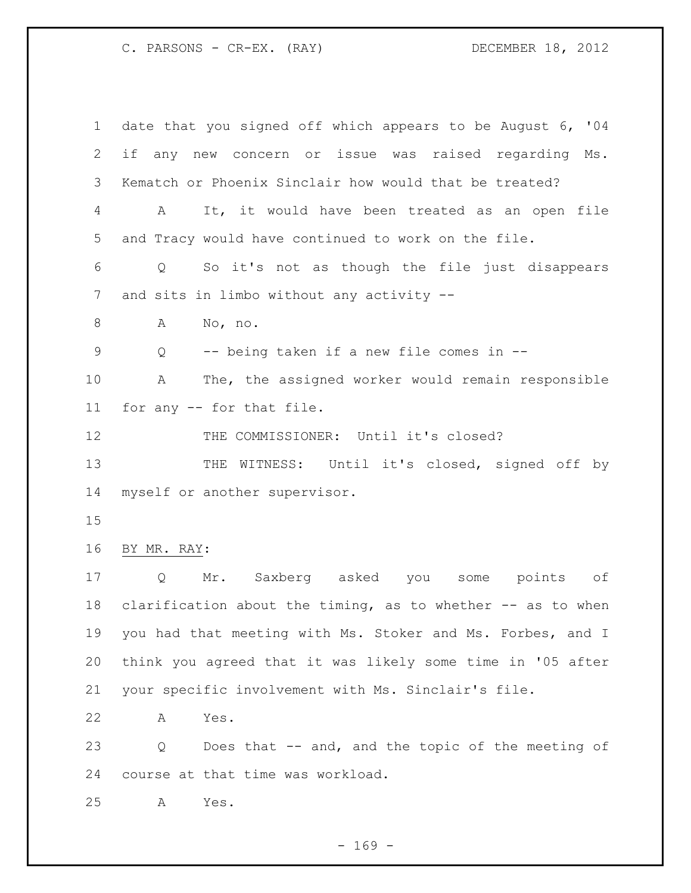date that you signed off which appears to be August 6, '04 if any new concern or issue was raised regarding Ms. Kematch or Phoenix Sinclair how would that be treated?

A It, it would have been treated as an open file and Tracy would have continued to work on the file.

Q So it's not as though the file just disappears and sits in limbo without any activity --

A No, no.

Q -- being taken if a new file comes in --

A The, the assigned worker would remain responsible for any -- for that file.

THE COMMISSIONER: Until it's closed?

THE WITNESS: Until it's closed, signed off by myself or another supervisor.

BY MR. RAY:

Q Mr. Saxberg asked you some points of clarification about the timing, as to whether -- as to when you had that meeting with Ms. Stoker and Ms. Forbes, and I think you agreed that it was likely some time in '05 after your specific involvement with Ms. Sinclair's file.

A Yes.

Q Does that -- and, and the topic of the meeting of course at that time was workload.

A Yes.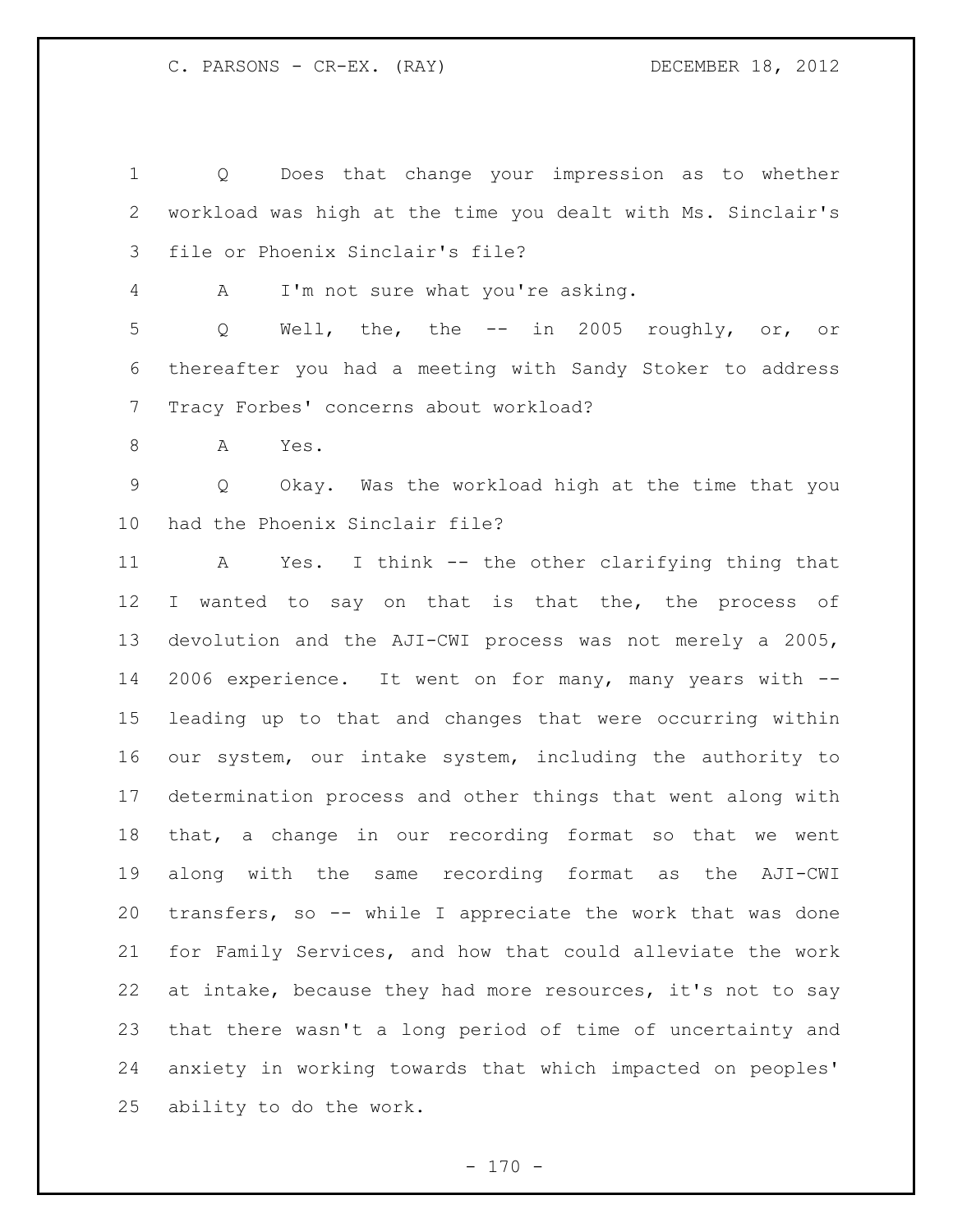Q Does that change your impression as to whether workload was high at the time you dealt with Ms. Sinclair's file or Phoenix Sinclair's file?

A I'm not sure what you're asking.

Q Well, the, the -- in 2005 roughly, or, or thereafter you had a meeting with Sandy Stoker to address Tracy Forbes' concerns about workload?

A Yes.

Q Okay. Was the workload high at the time that you had the Phoenix Sinclair file?

A Yes. I think -- the other clarifying thing that I wanted to say on that is that the, the process of devolution and the AJI-CWI process was not merely a 2005, 2006 experience. It went on for many, many years with -- leading up to that and changes that were occurring within our system, our intake system, including the authority to determination process and other things that went along with that, a change in our recording format so that we went along with the same recording format as the AJI-CWI transfers, so -- while I appreciate the work that was done for Family Services, and how that could alleviate the work at intake, because they had more resources, it's not to say that there wasn't a long period of time of uncertainty and anxiety in working towards that which impacted on peoples' ability to do the work.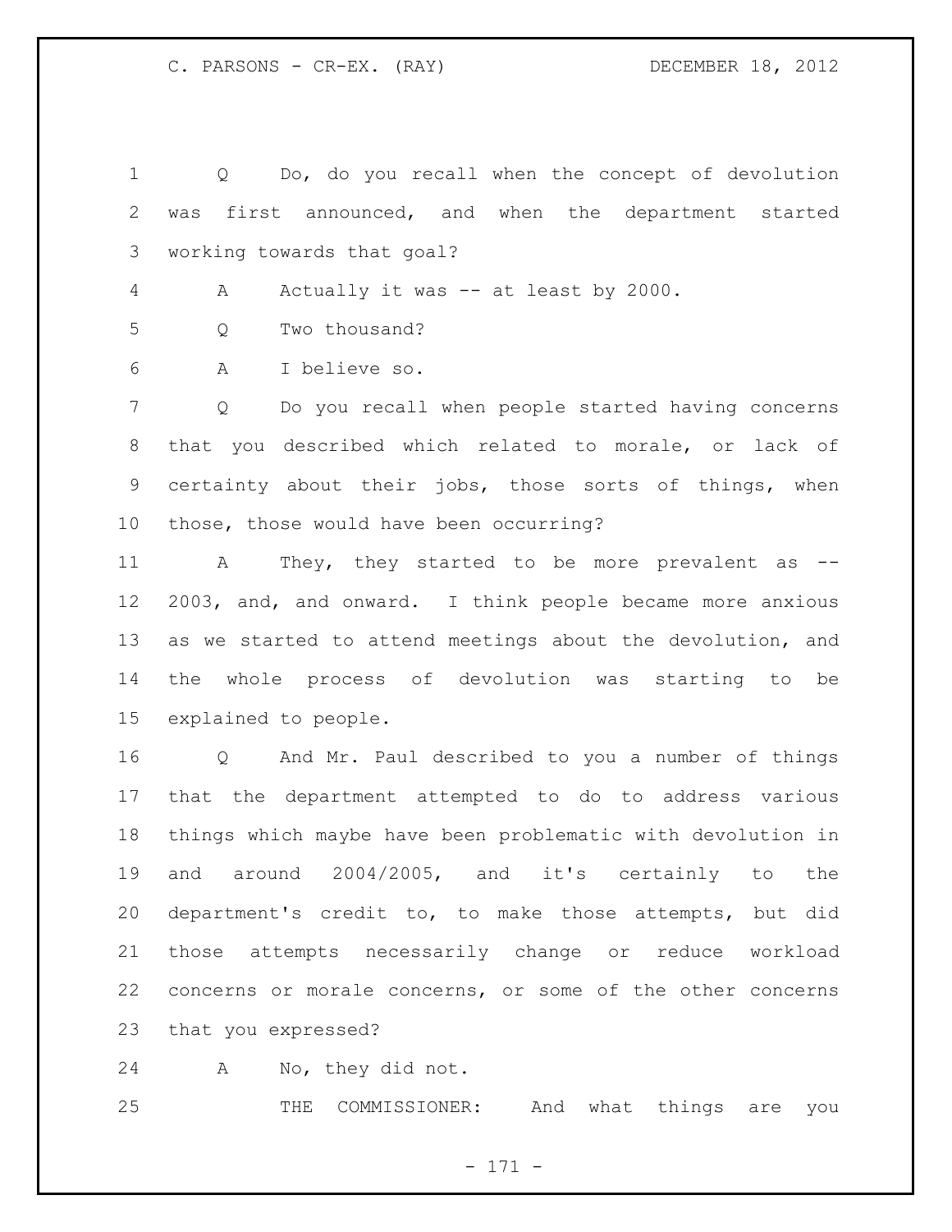Q Do, do you recall when the concept of devolution was first announced, and when the department started working towards that goal?

A Actually it was -- at least by 2000.

Q Two thousand?

A I believe so.

Q Do you recall when people started having concerns that you described which related to morale, or lack of certainty about their jobs, those sorts of things, when those, those would have been occurring?

A They, they started to be more prevalent as -- 2003, and, and onward. I think people became more anxious as we started to attend meetings about the devolution, and the whole process of devolution was starting to be explained to people.

Q And Mr. Paul described to you a number of things that the department attempted to do to address various things which maybe have been problematic with devolution in and around 2004/2005, and it's certainly to the department's credit to, to make those attempts, but did those attempts necessarily change or reduce workload concerns or morale concerns, or some of the other concerns that you expressed?

A No, they did not.

THE COMMISSIONER: And what things are you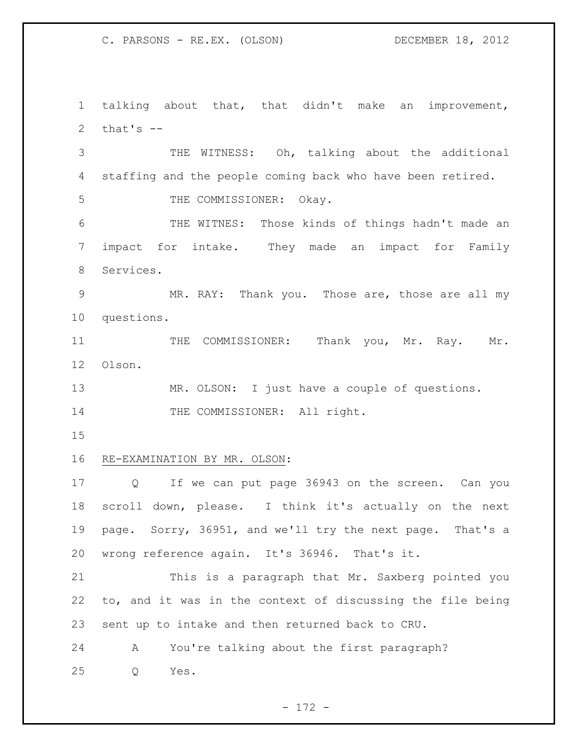talking about that, that didn't make an improvement, that's --

THE WITNESS: Oh, talking about the additional staffing and the people coming back who have been retired.

THE COMMISSIONER: Okay.

THE WITNES: Those kinds of things hadn't made an impact for intake. They made an impact for Family Services.

MR. RAY: Thank you. Those are, those are all my questions.

THE COMMISSIONER: Thank you, Mr. Ray. Mr. Olson.

MR. OLSON: I just have a couple of questions.

THE COMMISSIONER: All right.

RE-EXAMINATION BY MR. OLSON:

Q If we can put page 36943 on the screen. Can you scroll down, please. I think it's actually on the next page. Sorry, 36951, and we'll try the next page. That's a wrong reference again. It's 36946. That's it.

This is a paragraph that Mr. Saxberg pointed you to, and it was in the context of discussing the file being sent up to intake and then returned back to CRU.

A You're talking about the first paragraph?

Q Yes.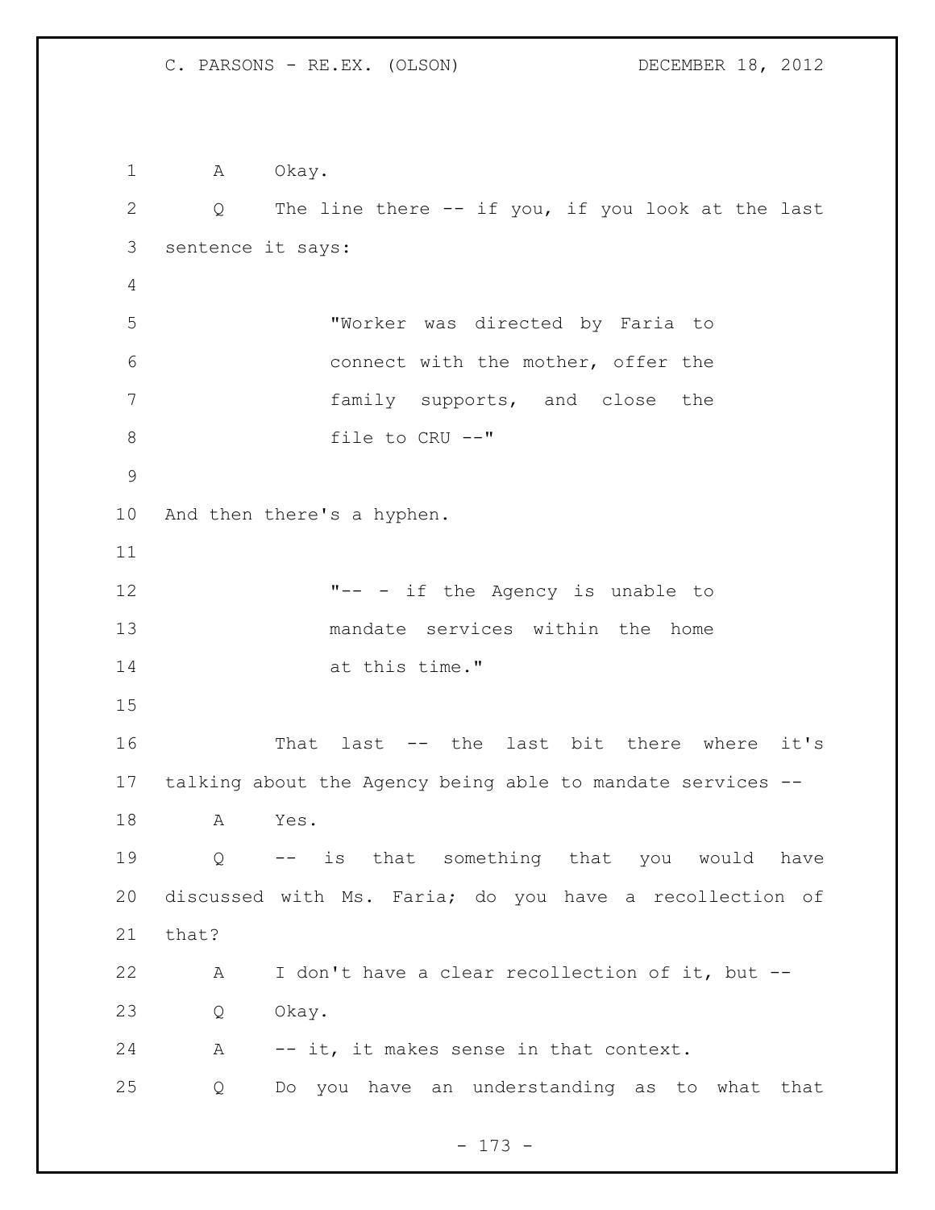A Okay.

Q The line there -- if you, if you look at the last sentence it says:

> "Worker was directed by Faria to connect with the mother, offer the family supports, and close the file to CRU --"

And then there's a hyphen.

> "-- - if the Agency is unable to mandate services within the home at this time."

That last -- the last bit there where it's talking about the Agency being able to mandate services --

A Yes.

Q -- is that something that you would have discussed with Ms. Faria; do you have a recollection of that?

A I don't have a clear recollection of it, but --

Q Okay.

A -- it, it makes sense in that context.

Q Do you have an understanding as to what that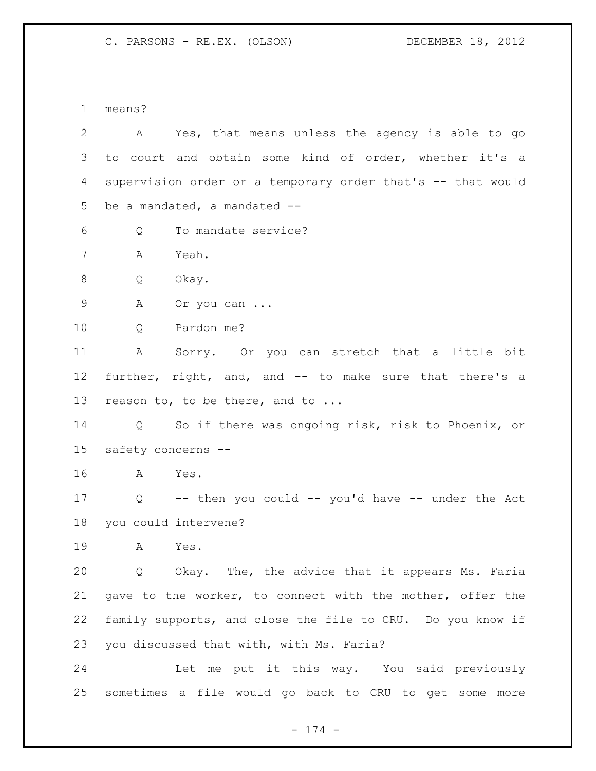means?

A Yes, that means unless the agency is able to go to court and obtain some kind of order, whether it's a supervision order or a temporary order that's -- that would be a mandated, a mandated --

Q To mandate service?

A Yeah.

Q Okay.

A Or you can ...

Q Pardon me?

A Sorry. Or you can stretch that a little bit further, right, and, and -- to make sure that there's a reason to, to be there, and to ...

Q So if there was ongoing risk, risk to Phoenix, or safety concerns --

A Yes.

Q -- then you could -- you'd have -- under the Act you could intervene?

A Yes.

Q Okay. The, the advice that it appears Ms. Faria gave to the worker, to connect with the mother, offer the family supports, and close the file to CRU. Do you know if you discussed that with, with Ms. Faria?

Let me put it this way. You said previously sometimes a file would go back to CRU to get some more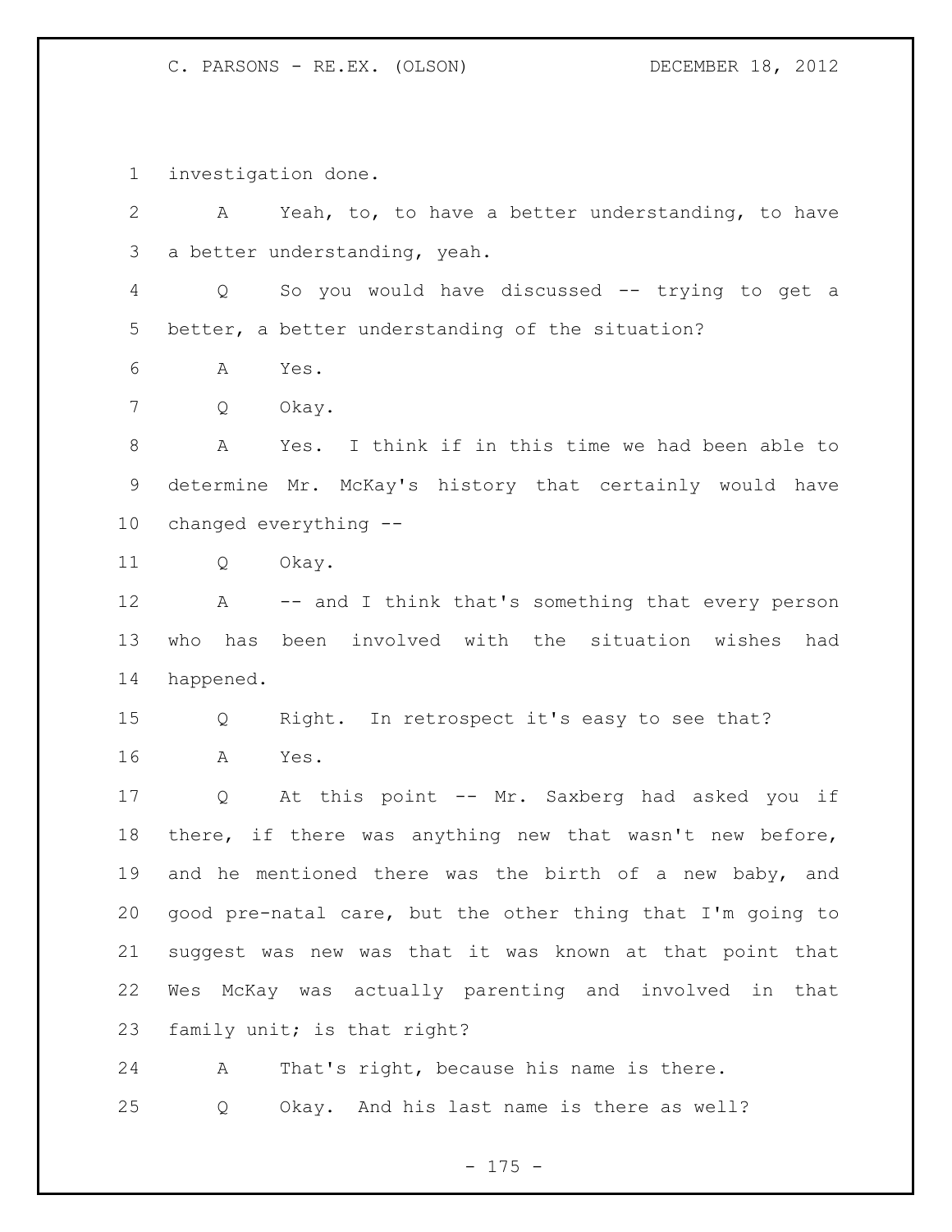investigation done.

A Yeah, to, to have a better understanding, to have a better understanding, yeah.

Q So you would have discussed -- trying to get a better, a better understanding of the situation?

A Yes.

Q Okay.

A Yes. I think if in this time we had been able to determine Mr. McKay's history that certainly would have changed everything --

Q Okay.

A -- and I think that's something that every person who has been involved with the situation wishes had happened.

Q Right. In retrospect it's easy to see that?

A Yes.

Q At this point -- Mr. Saxberg had asked you if there, if there was anything new that wasn't new before, and he mentioned there was the birth of a new baby, and good pre-natal care, but the other thing that I'm going to suggest was new was that it was known at that point that Wes McKay was actually parenting and involved in that family unit; is that right?

A That's right, because his name is there.

Q Okay. And his last name is there as well?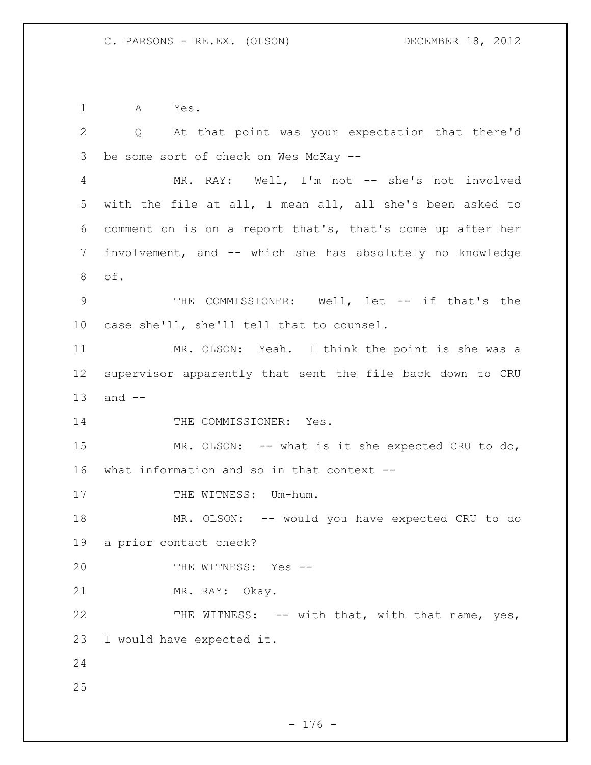A     Yes.

Q     At that point was your expectation that there'd be some sort of check on Wes McKay --

MR. RAY:  Well, I'm not -- she's not involved with the file at all, I mean all, all she's been asked to comment on is on a report that's, that's come up after her involvement, and -- which she has absolutely no knowledge of.

THE COMMISSIONER:  Well, let -- if that's the case she'll, she'll tell that to counsel.

MR. OLSON:  Yeah.  I think the point is she was a supervisor apparently that sent the file back down to CRU and --

THE COMMISSIONER:  Yes.

MR. OLSON:  -- what is it she expected CRU to do, what information and so in that context --

THE WITNESS:  Um-hum.

MR. OLSON:  -- would you have expected CRU to do a prior contact check?

THE WITNESS:  Yes --

MR. RAY:  Okay.

THE WITNESS:  -- with that, with that name, yes, I would have expected it.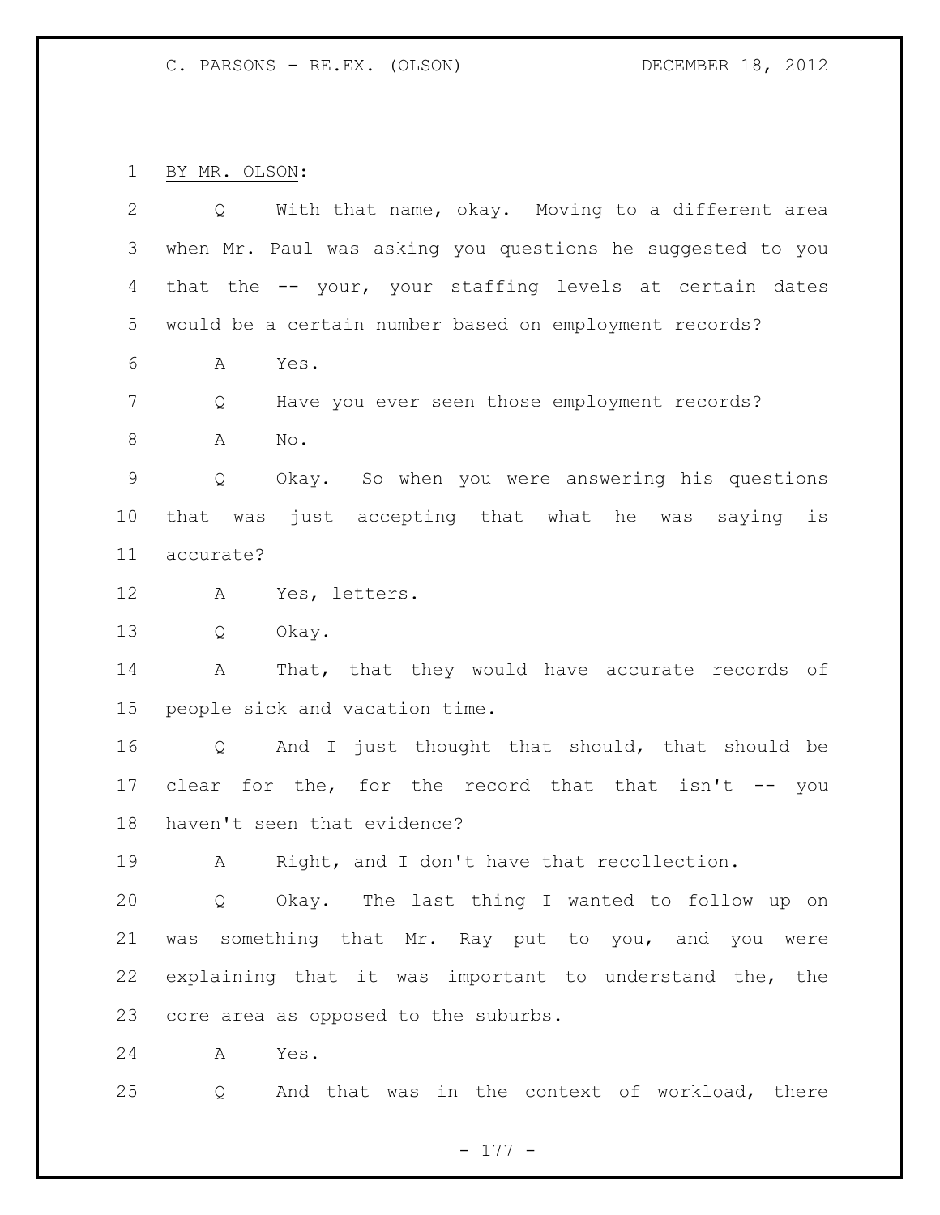BY MR. OLSON:

Q With that name, okay. Moving to a different area when Mr. Paul was asking you questions he suggested to you that the -- your, your staffing levels at certain dates would be a certain number based on employment records?

A Yes.

Q Have you ever seen those employment records?

A No.

Q Okay. So when you were answering his questions that was just accepting that what he was saying is accurate?

A Yes, letters.

Q Okay.

A That, that they would have accurate records of people sick and vacation time.

Q And I just thought that should, that should be clear for the, for the record that that isn't -- you haven't seen that evidence?

A Right, and I don't have that recollection.

Q Okay. The last thing I wanted to follow up on was something that Mr. Ray put to you, and you were explaining that it was important to understand the, the core area as opposed to the suburbs.

A Yes.

Q And that was in the context of workload, there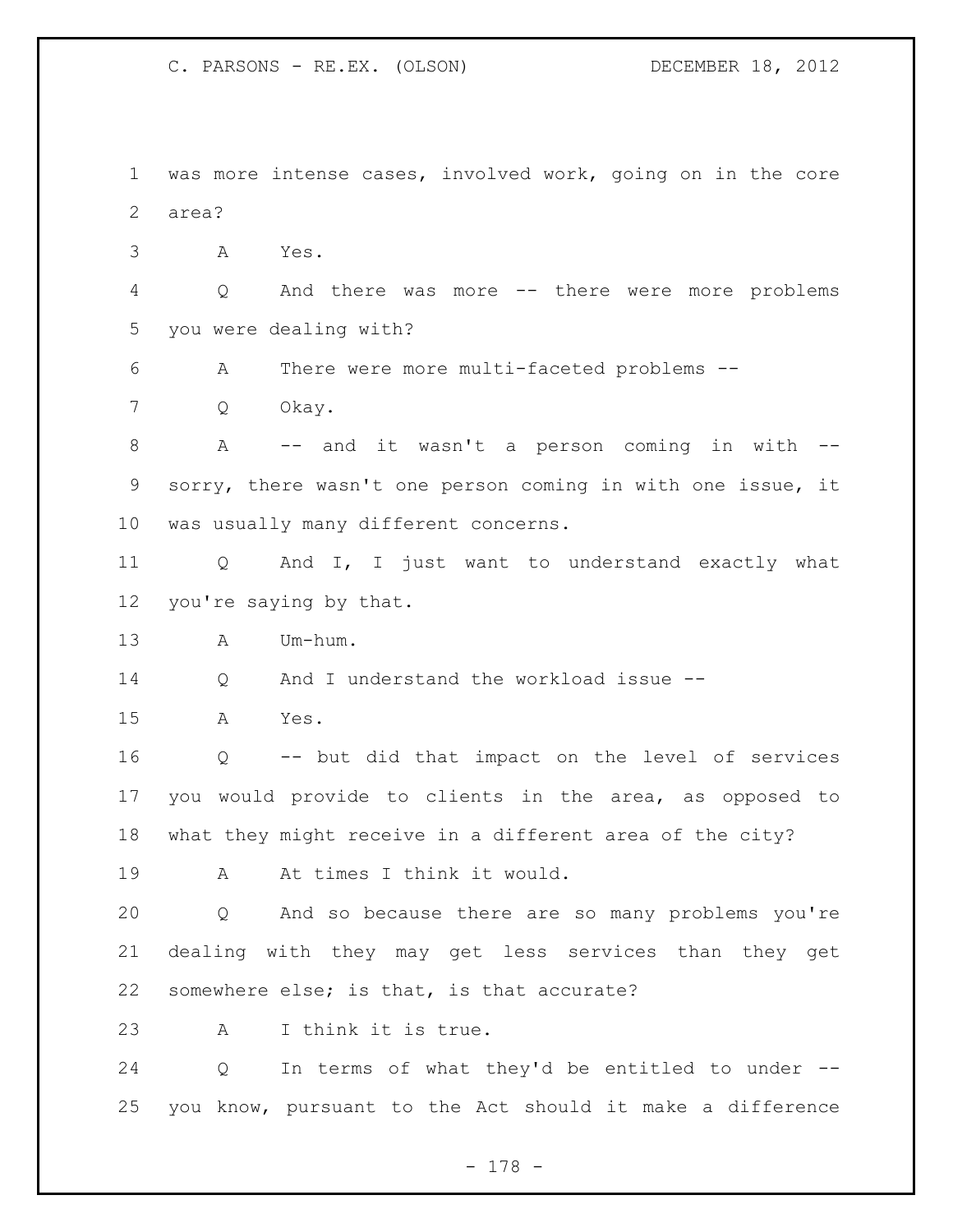1 was more intense cases, involved work, going on in the core
2 area?

3 A Yes.

4 Q And there was more -- there were more problems
5 you were dealing with?

6 A There were more multi-faceted problems --

7 Q Okay.

8 A -- and it wasn't a person coming in with --
9 sorry, there wasn't one person coming in with one issue, it
10 was usually many different concerns.

11 Q And I, I just want to understand exactly what
12 you're saying by that.

13 A Um-hum.

14 Q And I understand the workload issue --

15 A Yes.

16 Q -- but did that impact on the level of services
17 you would provide to clients in the area, as opposed to
18 what they might receive in a different area of the city?

19 A At times I think it would.

20 Q And so because there are so many problems you're
21 dealing with they may get less services than they get
22 somewhere else; is that, is that accurate?

23 A I think it is true.

24 Q In terms of what they'd be entitled to under --
25 you know, pursuant to the Act should it make a difference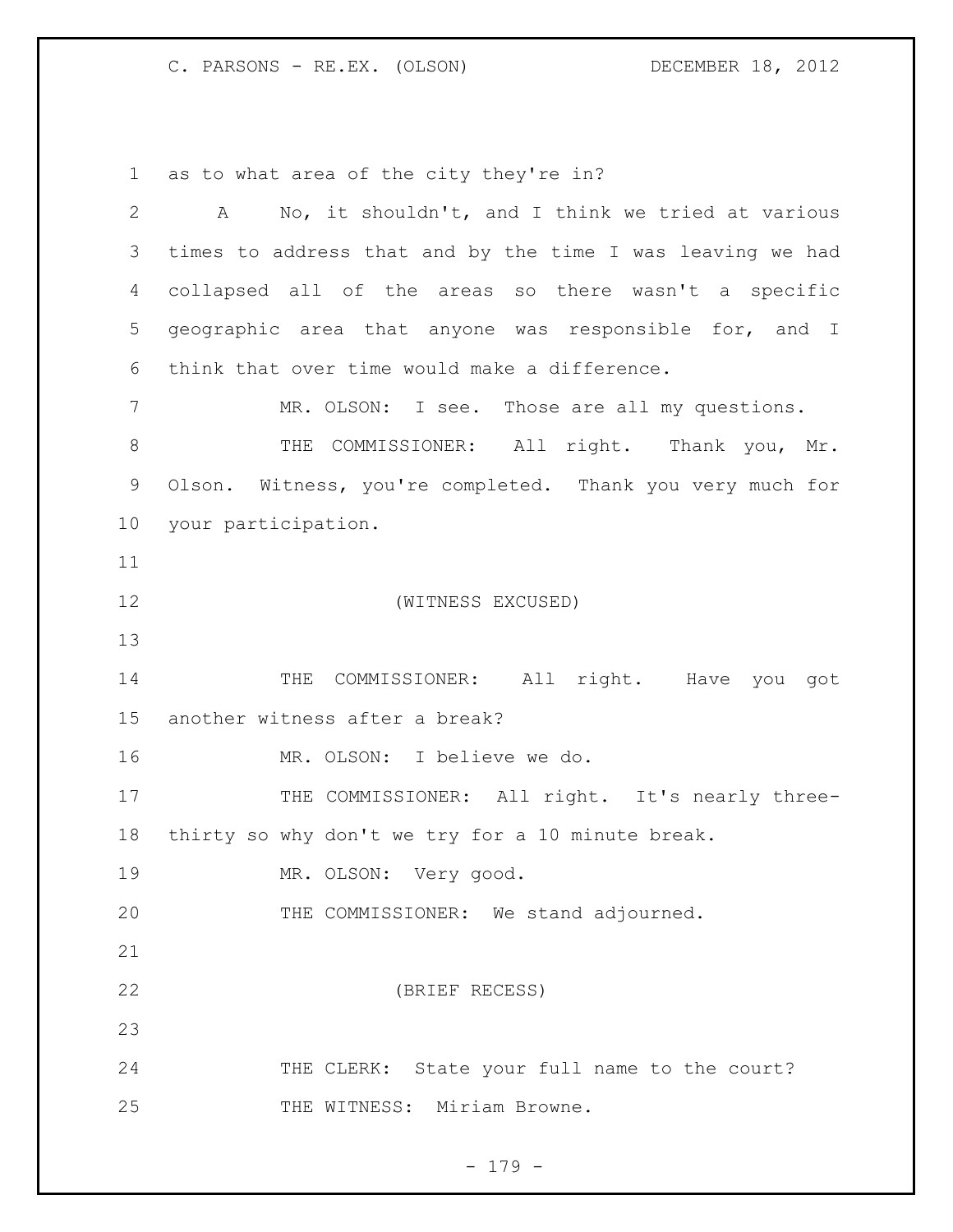as to what area of the city they're in?

A No, it shouldn't, and I think we tried at various times to address that and by the time I was leaving we had collapsed all of the areas so there wasn't a specific geographic area that anyone was responsible for, and I think that over time would make a difference.

MR. OLSON: I see. Those are all my questions.

THE COMMISSIONER: All right. Thank you, Mr. Olson. Witness, you're completed. Thank you very much for your participation.

(WITNESS EXCUSED)

THE COMMISSIONER: All right. Have you got another witness after a break?

MR. OLSON: I believe we do.

THE COMMISSIONER: All right. It's nearly three-thirty so why don't we try for a 10 minute break.

MR. OLSON: Very good.

THE COMMISSIONER: We stand adjourned.

(BRIEF RECESS)

THE CLERK: State your full name to the court?

THE WITNESS: Miriam Browne.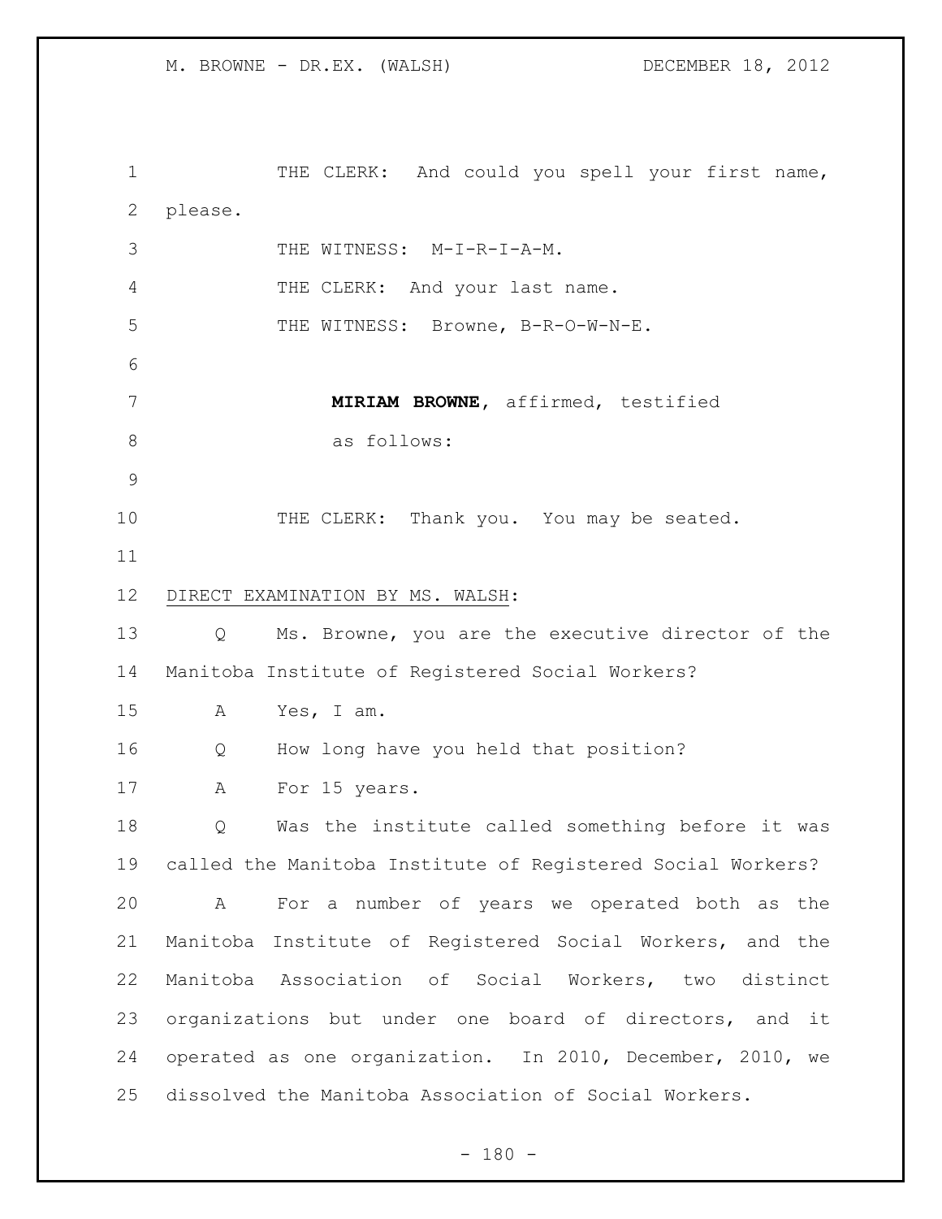THE CLERK: And could you spell your first name, please.

THE WITNESS: M-I-R-I-A-M.

THE CLERK: And your last name.

THE WITNESS: Browne, B-R-O-W-N-E.

**MIRIAM BROWNE**, affirmed, testified as follows:

THE CLERK: Thank you. You may be seated.

DIRECT EXAMINATION BY MS. WALSH:

Q Ms. Browne, you are the executive director of the Manitoba Institute of Registered Social Workers?

A Yes, I am.

Q How long have you held that position?

A For 15 years.

Q Was the institute called something before it was called the Manitoba Institute of Registered Social Workers?

A For a number of years we operated both as the Manitoba Institute of Registered Social Workers, and the Manitoba Association of Social Workers, two distinct organizations but under one board of directors, and it operated as one organization. In 2010, December, 2010, we dissolved the Manitoba Association of Social Workers.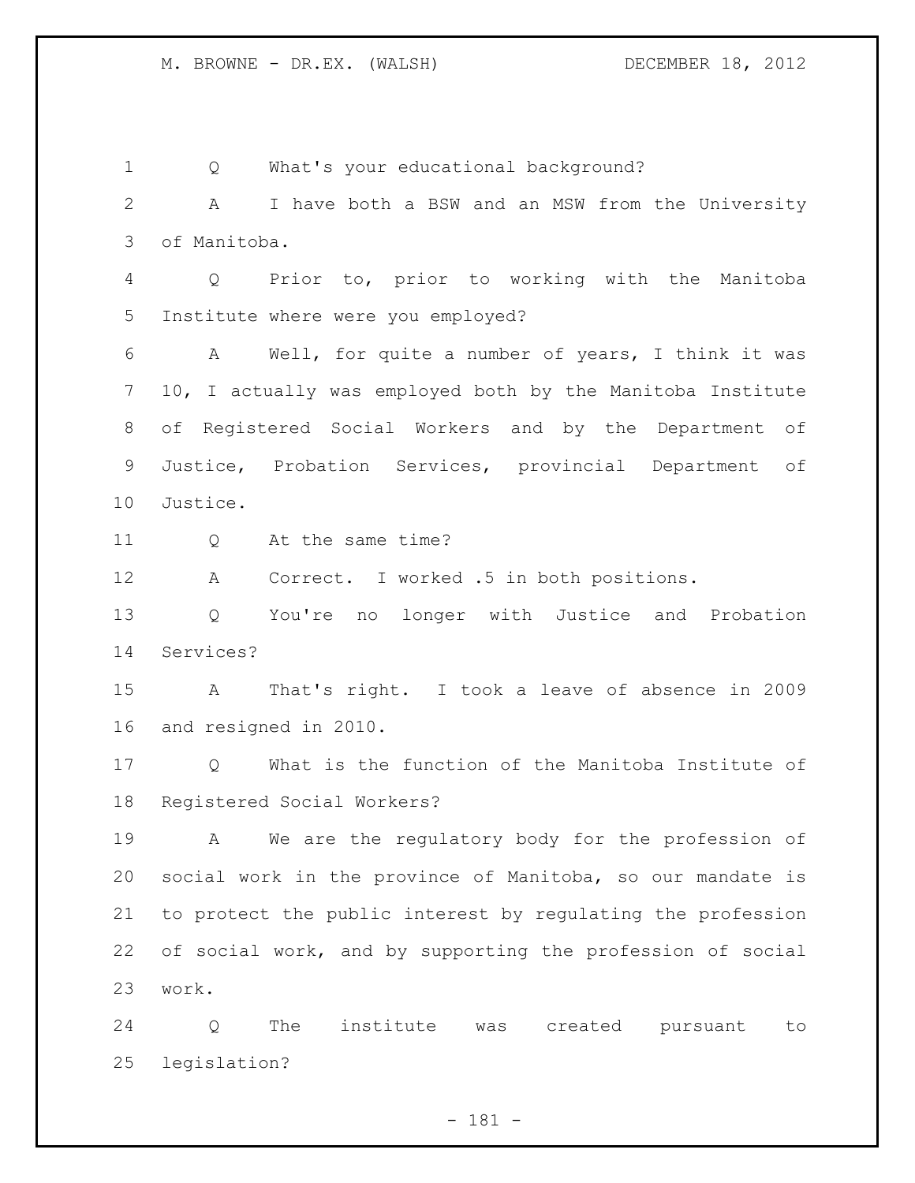Q What's your educational background?

A I have both a BSW and an MSW from the University of Manitoba.

Q Prior to, prior to working with the Manitoba Institute where were you employed?

A Well, for quite a number of years, I think it was 10, I actually was employed both by the Manitoba Institute of Registered Social Workers and by the Department of Justice, Probation Services, provincial Department of Justice.

Q At the same time?

A Correct. I worked .5 in both positions.

Q You're no longer with Justice and Probation Services?

A That's right. I took a leave of absence in 2009 and resigned in 2010.

Q What is the function of the Manitoba Institute of Registered Social Workers?

A We are the regulatory body for the profession of social work in the province of Manitoba, so our mandate is to protect the public interest by regulating the profession of social work, and by supporting the profession of social work.

Q The institute was created pursuant to legislation?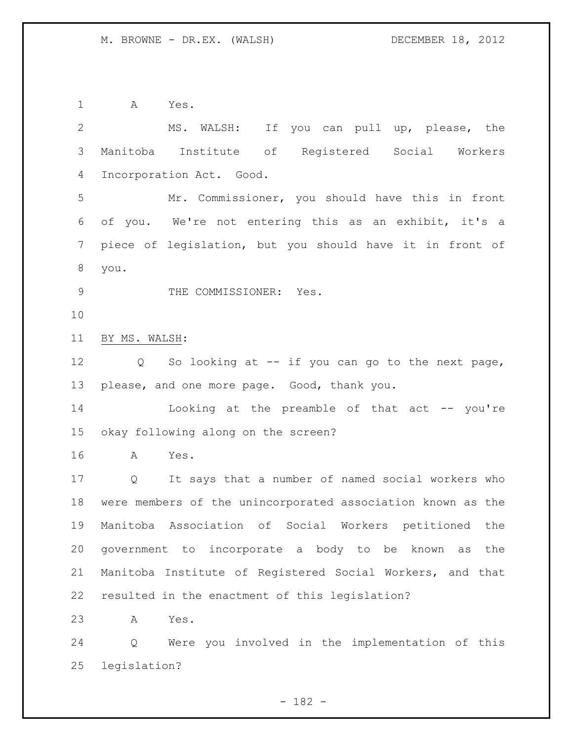A Yes.

MS. WALSH: If you can pull up, please, the Manitoba Institute of Registered Social Workers Incorporation Act. Good.

Mr. Commissioner, you should have this in front of you. We're not entering this as an exhibit, it's a piece of legislation, but you should have it in front of you.

THE COMMISSIONER: Yes.

BY MS. WALSH:

Q So looking at -- if you can go to the next page, please, and one more page. Good, thank you.

Looking at the preamble of that act -- you're okay following along on the screen?

A Yes.

Q It says that a number of named social workers who were members of the unincorporated association known as the Manitoba Association of Social Workers petitioned the government to incorporate a body to be known as the Manitoba Institute of Registered Social Workers, and that resulted in the enactment of this legislation?

A Yes.

Q Were you involved in the implementation of this legislation?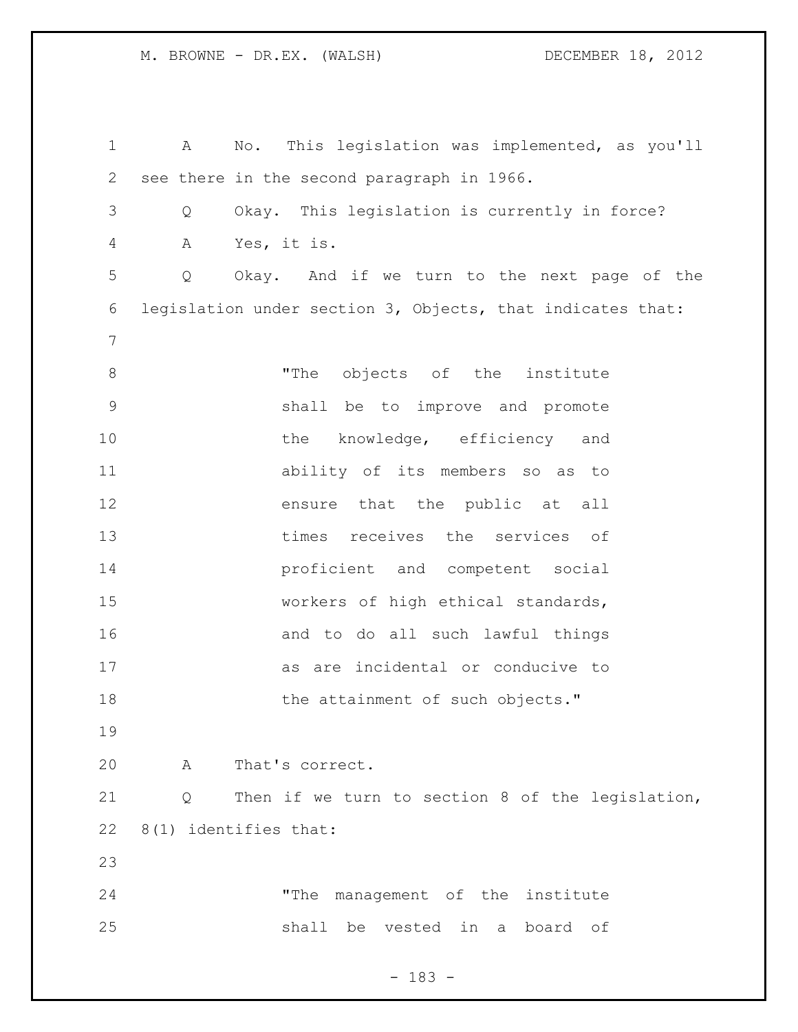A No. This legislation was implemented, as you'll see there in the second paragraph in 1966.

Q Okay. This legislation is currently in force?

A Yes, it is.

Q Okay. And if we turn to the next page of the legislation under section 3, Objects, that indicates that:

> "The objects of the institute shall be to improve and promote the knowledge, efficiency and ability of its members so as to ensure that the public at all times receives the services of proficient and competent social workers of high ethical standards, and to do all such lawful things as are incidental or conducive to the attainment of such objects."

A That's correct.

Q Then if we turn to section 8 of the legislation, 8(1) identifies that:

> "The management of the institute shall be vested in a board of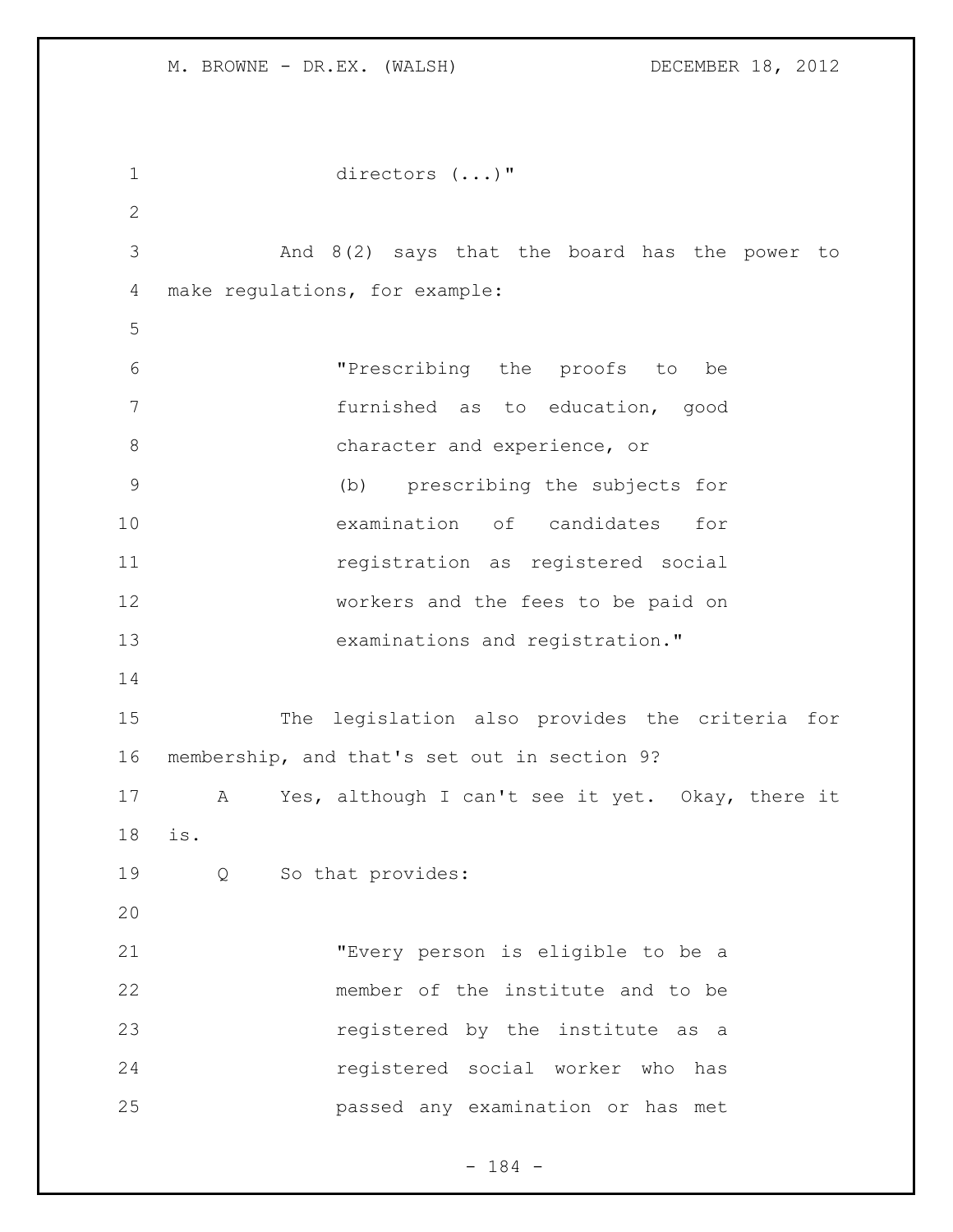directors (...)"

And 8(2) says that the board has the power to make regulations, for example:

> "Prescribing the proofs to be furnished as to education, good character and experience, or
> (b) prescribing the subjects for examination of candidates for registration as registered social workers and the fees to be paid on examinations and registration."

The legislation also provides the criteria for membership, and that's set out in section 9?

A Yes, although I can't see it yet. Okay, there it is.

Q So that provides:

> "Every person is eligible to be a member of the institute and to be registered by the institute as a registered social worker who has passed any examination or has met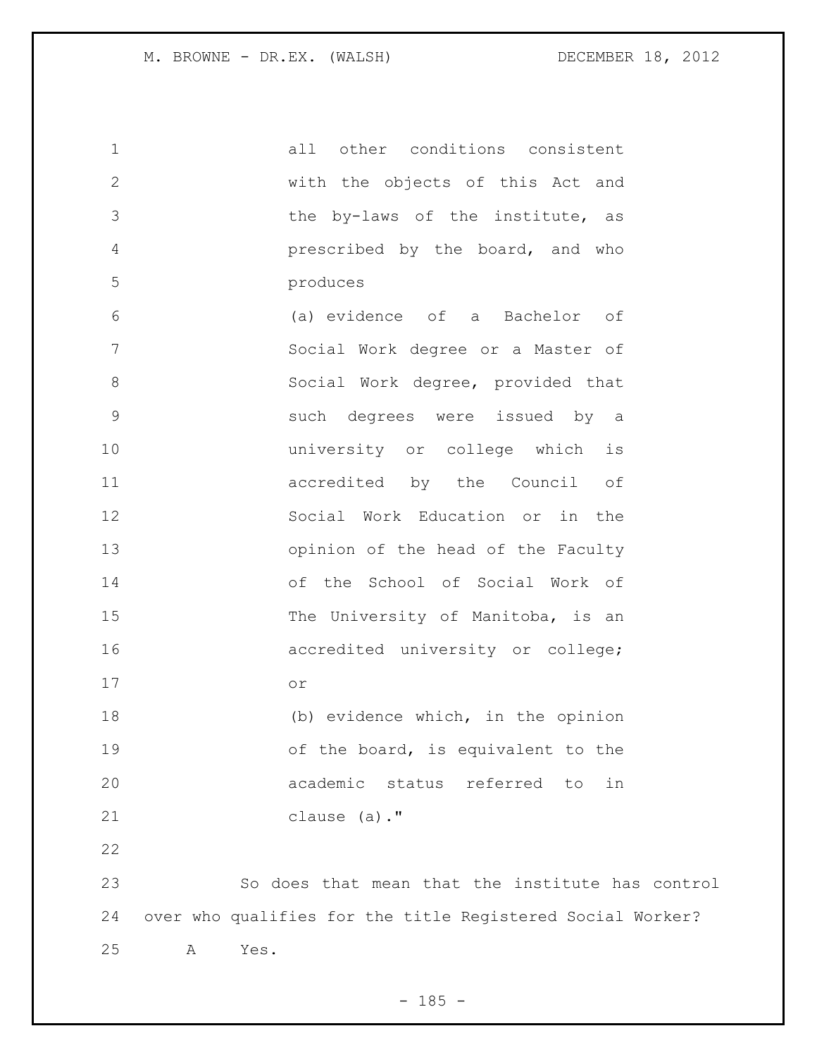all other conditions consistent with the objects of this Act and the by-laws of the institute, as prescribed by the board, and who produces

(a) evidence of a Bachelor of Social Work degree or a Master of Social Work degree, provided that such degrees were issued by a university or college which is accredited by the Council of Social Work Education or in the opinion of the head of the Faculty of the School of Social Work of The University of Manitoba, is an accredited university or college; or

(b) evidence which, in the opinion of the board, is equivalent to the academic status referred to in clause (a)."

So does that mean that the institute has control over who qualifies for the title Registered Social Worker?

A Yes.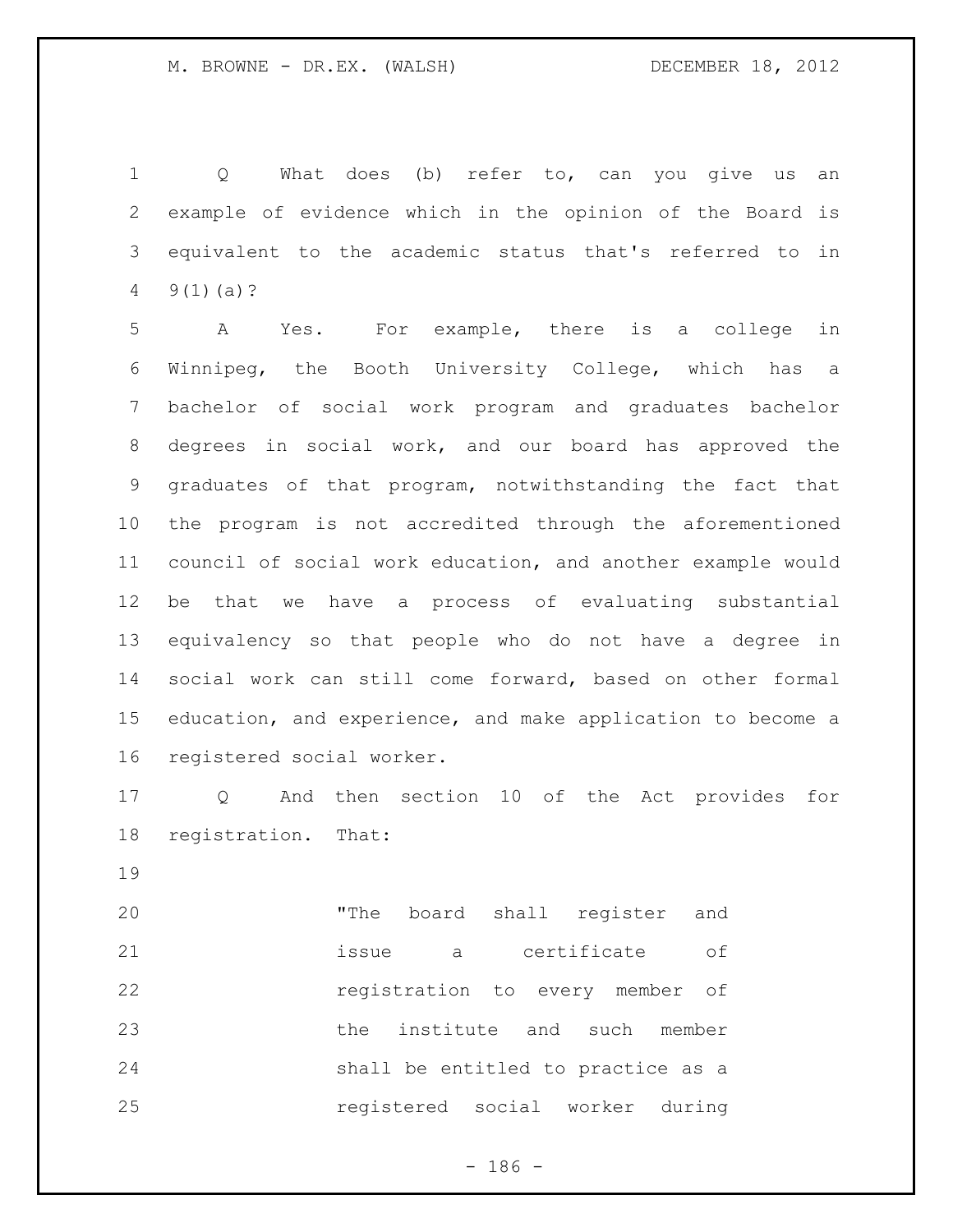Q What does (b) refer to, can you give us an example of evidence which in the opinion of the Board is equivalent to the academic status that's referred to in 9(1)(a)?

A Yes. For example, there is a college in Winnipeg, the Booth University College, which has a bachelor of social work program and graduates bachelor degrees in social work, and our board has approved the graduates of that program, notwithstanding the fact that the program is not accredited through the aforementioned council of social work education, and another example would be that we have a process of evaluating substantial equivalency so that people who do not have a degree in social work can still come forward, based on other formal education, and experience, and make application to become a registered social worker.

Q And then section 10 of the Act provides for registration. That:

> "The board shall register and issue a certificate of registration to every member of the institute and such member shall be entitled to practice as a registered social worker during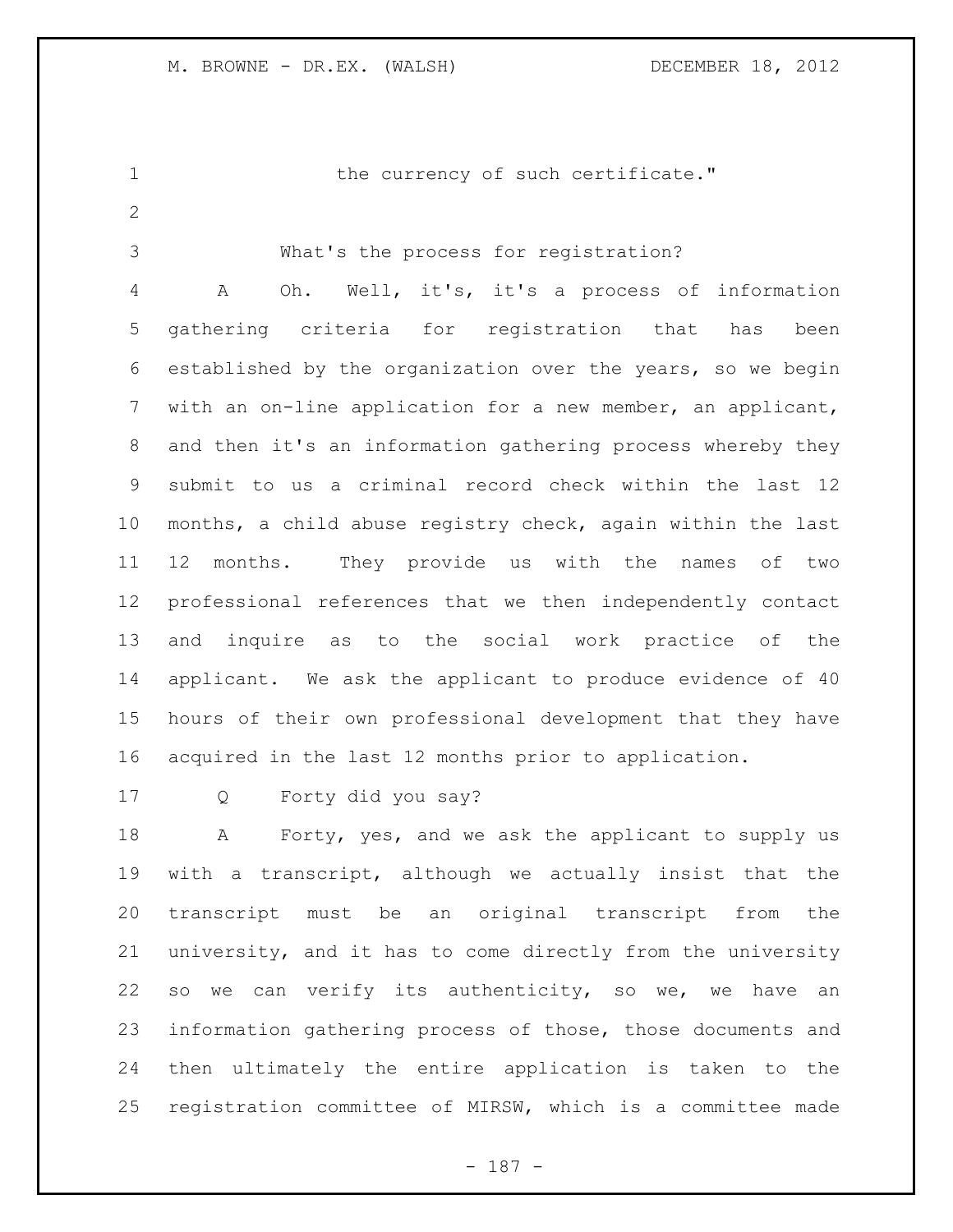the currency of such certificate."

What's the process for registration?

A Oh. Well, it's, it's a process of information gathering criteria for registration that has been established by the organization over the years, so we begin with an on-line application for a new member, an applicant, and then it's an information gathering process whereby they submit to us a criminal record check within the last 12 months, a child abuse registry check, again within the last 12 months. They provide us with the names of two professional references that we then independently contact and inquire as to the social work practice of the applicant. We ask the applicant to produce evidence of 40 hours of their own professional development that they have acquired in the last 12 months prior to application.

Q Forty did you say?

A Forty, yes, and we ask the applicant to supply us with a transcript, although we actually insist that the transcript must be an original transcript from the university, and it has to come directly from the university so we can verify its authenticity, so we, we have an information gathering process of those, those documents and then ultimately the entire application is taken to the registration committee of MIRSW, which is a committee made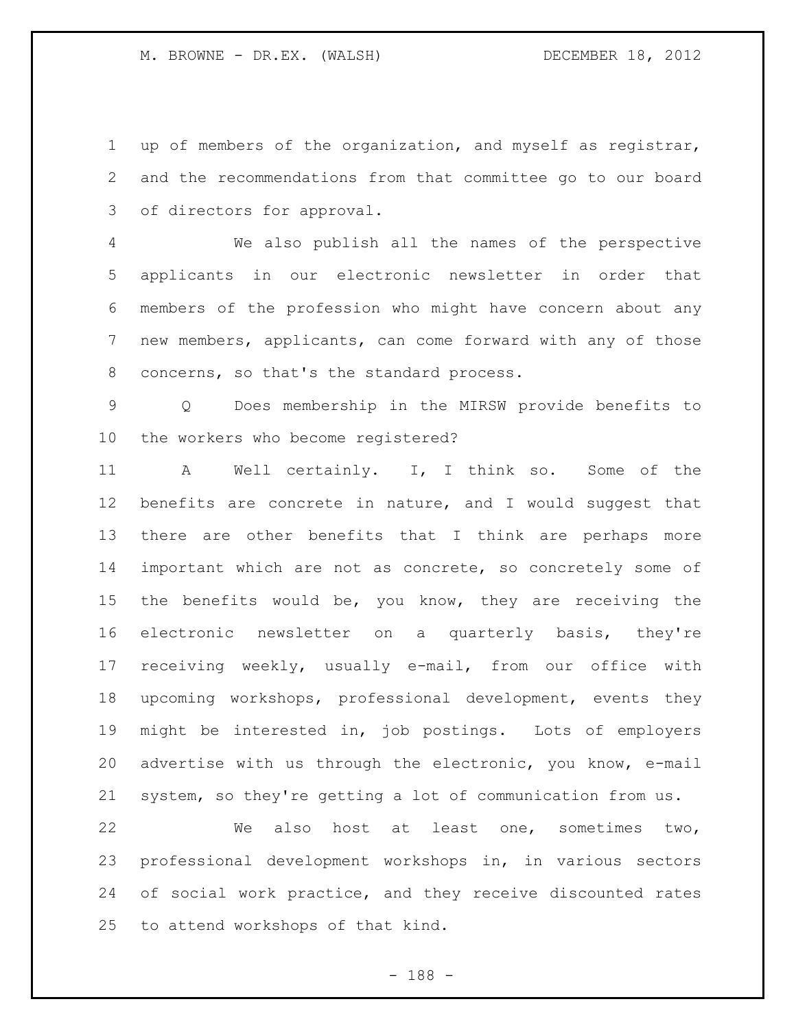up of members of the organization, and myself as registrar, and the recommendations from that committee go to our board of directors for approval.

We also publish all the names of the perspective applicants in our electronic newsletter in order that members of the profession who might have concern about any new members, applicants, can come forward with any of those concerns, so that's the standard process.

Q Does membership in the MIRSW provide benefits to the workers who become registered?

A Well certainly. I, I think so. Some of the benefits are concrete in nature, and I would suggest that there are other benefits that I think are perhaps more important which are not as concrete, so concretely some of the benefits would be, you know, they are receiving the electronic newsletter on a quarterly basis, they're receiving weekly, usually e-mail, from our office with upcoming workshops, professional development, events they might be interested in, job postings. Lots of employers advertise with us through the electronic, you know, e-mail system, so they're getting a lot of communication from us.

We also host at least one, sometimes two, professional development workshops in, in various sectors of social work practice, and they receive discounted rates to attend workshops of that kind.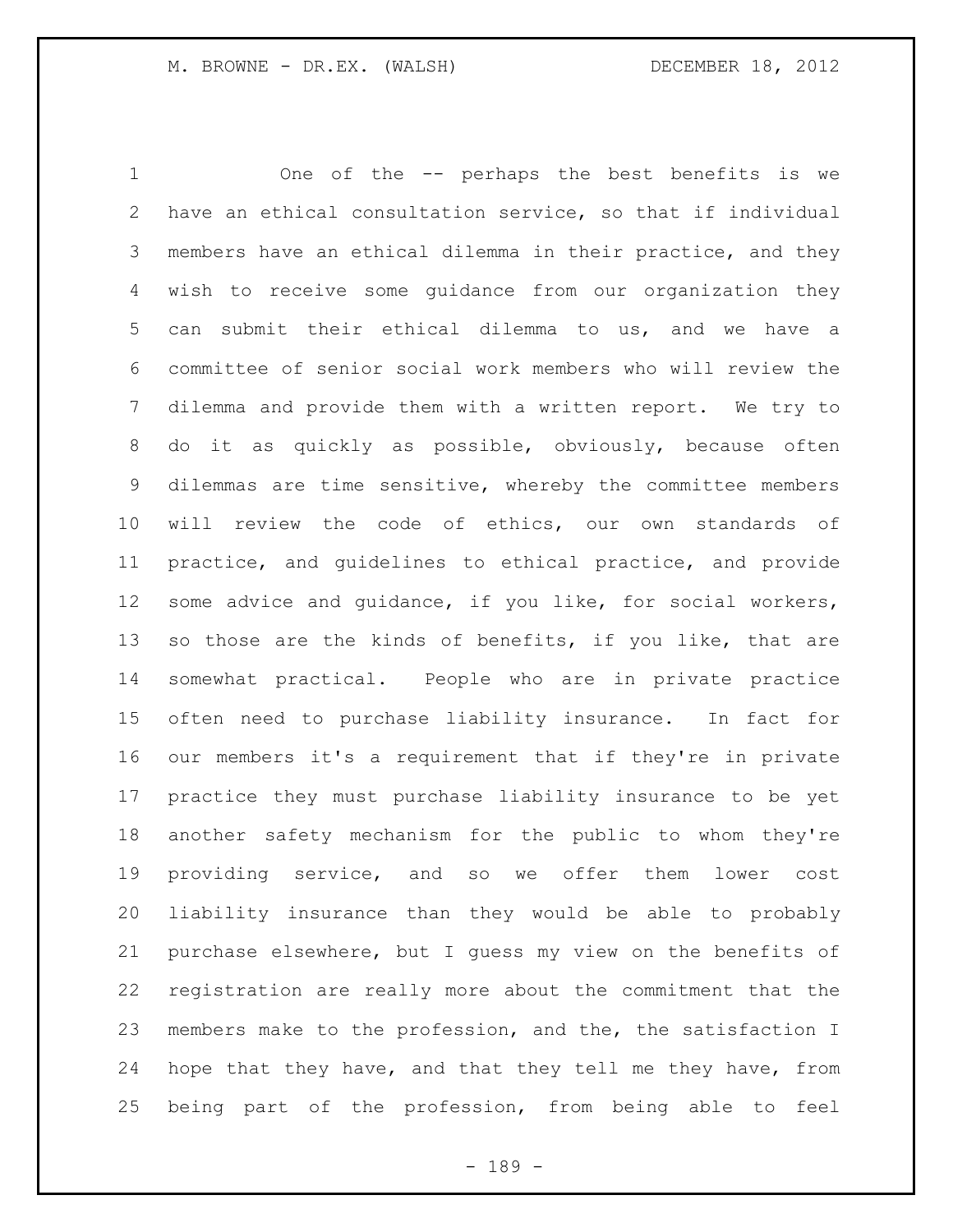One of the -- perhaps the best benefits is we have an ethical consultation service, so that if individual members have an ethical dilemma in their practice, and they wish to receive some guidance from our organization they can submit their ethical dilemma to us, and we have a committee of senior social work members who will review the dilemma and provide them with a written report. We try to do it as quickly as possible, obviously, because often dilemmas are time sensitive, whereby the committee members will review the code of ethics, our own standards of practice, and guidelines to ethical practice, and provide some advice and guidance, if you like, for social workers, so those are the kinds of benefits, if you like, that are somewhat practical. People who are in private practice often need to purchase liability insurance. In fact for our members it's a requirement that if they're in private practice they must purchase liability insurance to be yet another safety mechanism for the public to whom they're providing service, and so we offer them lower cost liability insurance than they would be able to probably purchase elsewhere, but I guess my view on the benefits of registration are really more about the commitment that the members make to the profession, and the, the satisfaction I hope that they have, and that they tell me they have, from being part of the profession, from being able to feel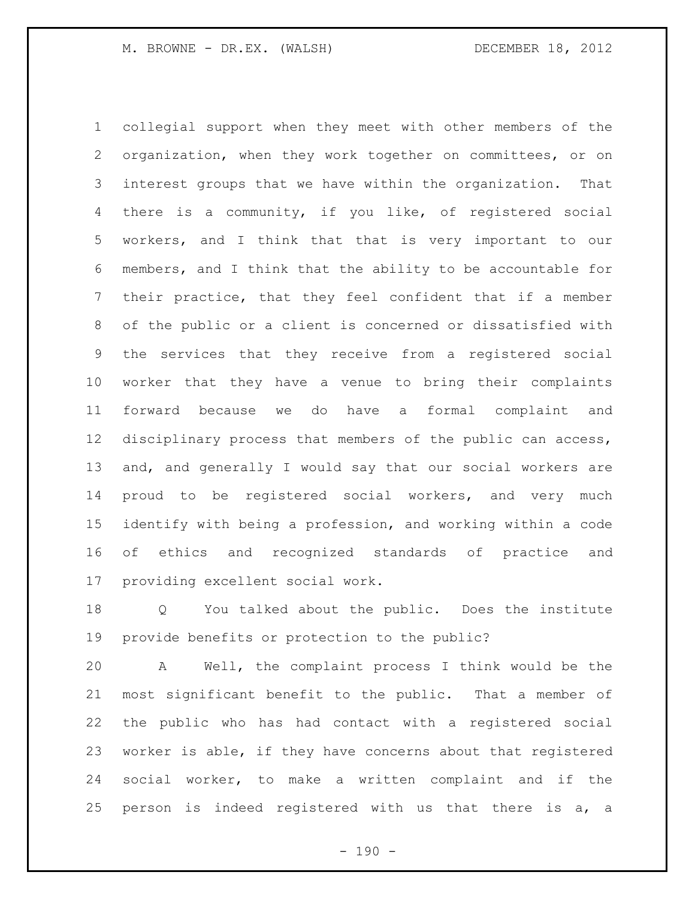collegial support when they meet with other members of the organization, when they work together on committees, or on interest groups that we have within the organization. That there is a community, if you like, of registered social workers, and I think that that is very important to our members, and I think that the ability to be accountable for their practice, that they feel confident that if a member of the public or a client is concerned or dissatisfied with the services that they receive from a registered social worker that they have a venue to bring their complaints forward because we do have a formal complaint and disciplinary process that members of the public can access, and, and generally I would say that our social workers are proud to be registered social workers, and very much identify with being a profession, and working within a code of ethics and recognized standards of practice and providing excellent social work.

Q You talked about the public. Does the institute provide benefits or protection to the public?

A Well, the complaint process I think would be the most significant benefit to the public. That a member of the public who has had contact with a registered social worker is able, if they have concerns about that registered social worker, to make a written complaint and if the person is indeed registered with us that there is a, a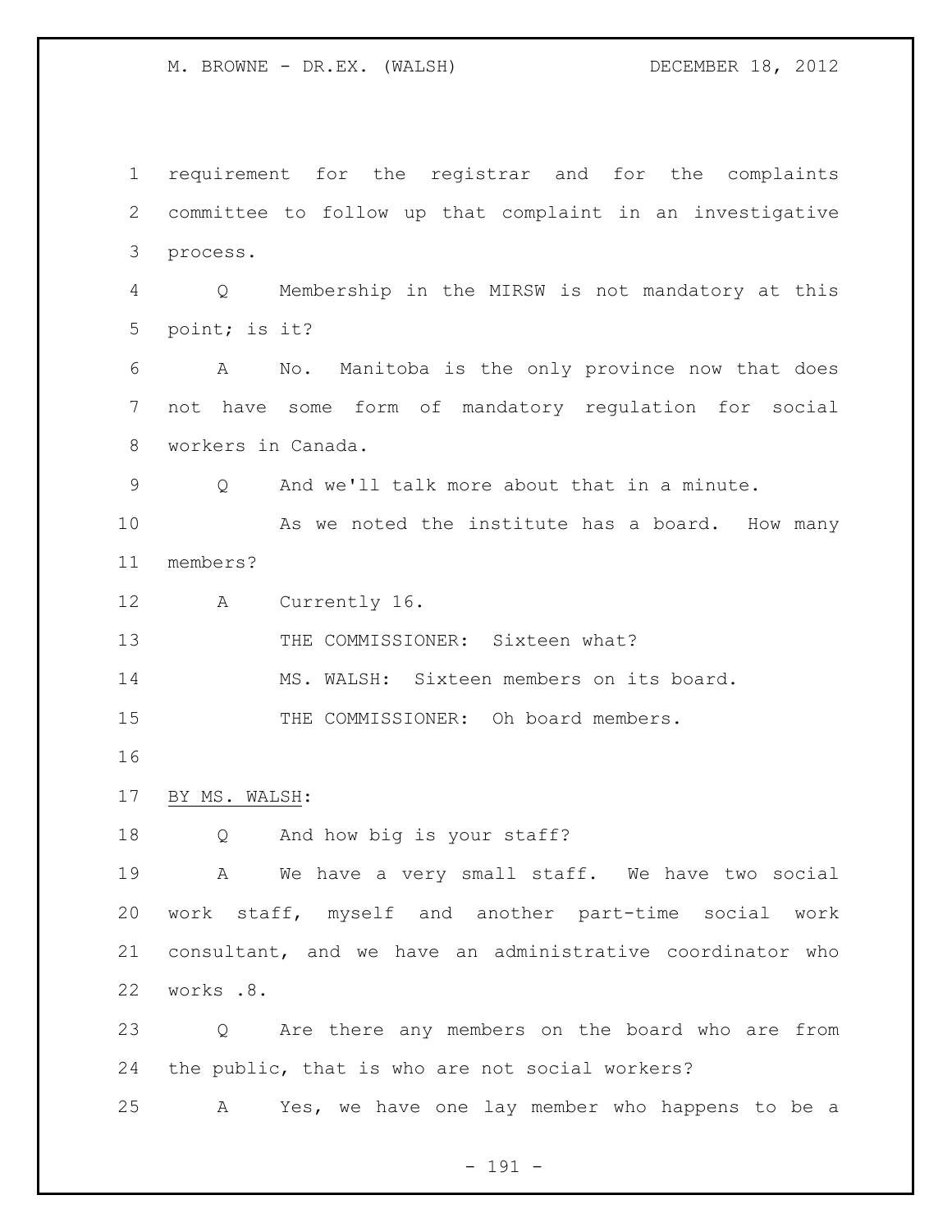requirement for the registrar and for the complaints committee to follow up that complaint in an investigative process.

Q Membership in the MIRSW is not mandatory at this point; is it?

A No. Manitoba is the only province now that does not have some form of mandatory regulation for social workers in Canada.

Q And we'll talk more about that in a minute.

As we noted the institute has a board. How many members?

A Currently 16.

THE COMMISSIONER: Sixteen what?

MS. WALSH: Sixteen members on its board.

THE COMMISSIONER: Oh board members.

BY MS. WALSH:

Q And how big is your staff?

A We have a very small staff. We have two social work staff, myself and another part-time social work consultant, and we have an administrative coordinator who works .8.

Q Are there any members on the board who are from the public, that is who are not social workers?

A Yes, we have one lay member who happens to be a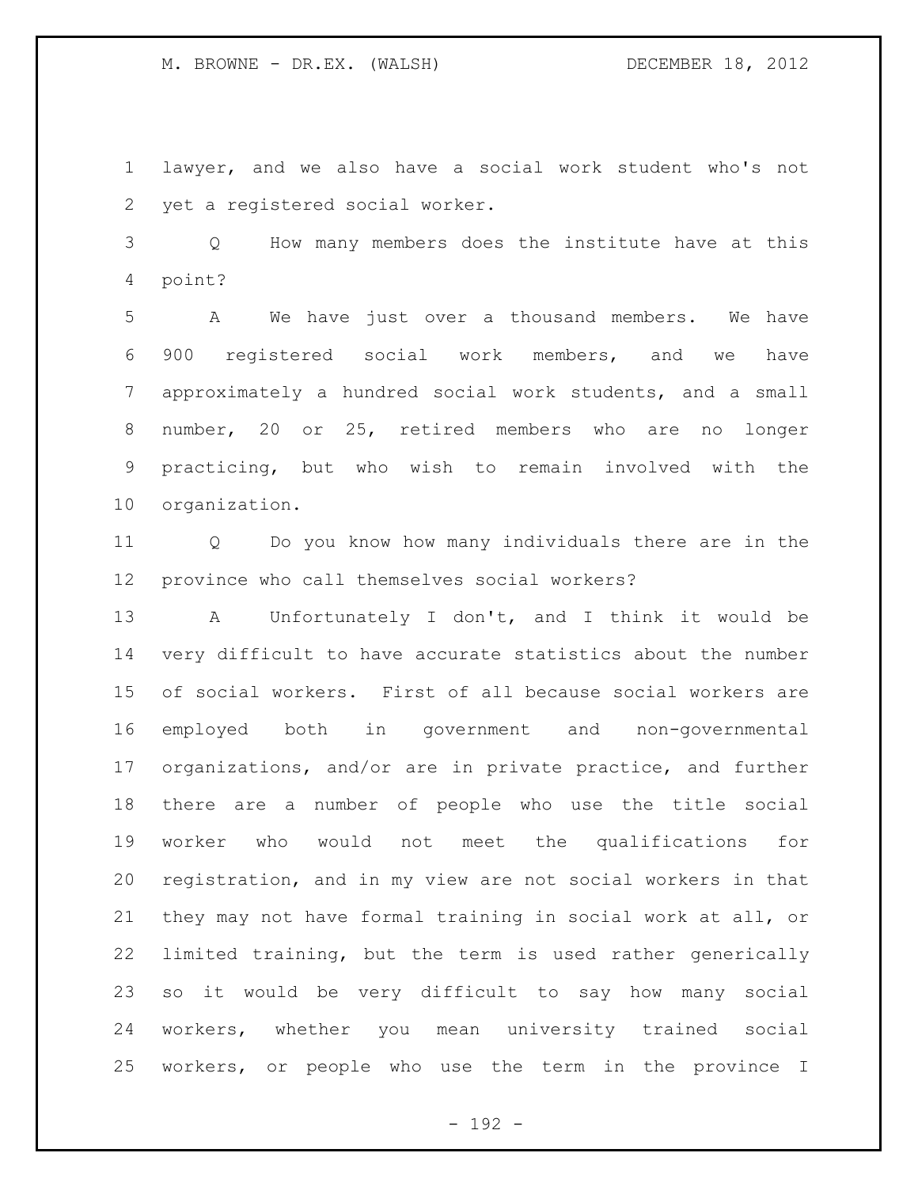lawyer, and we also have a social work student who's not yet a registered social worker.

Q How many members does the institute have at this point?

A We have just over a thousand members. We have 900 registered social work members, and we have approximately a hundred social work students, and a small number, 20 or 25, retired members who are no longer practicing, but who wish to remain involved with the organization.

Q Do you know how many individuals there are in the province who call themselves social workers?

A Unfortunately I don't, and I think it would be very difficult to have accurate statistics about the number of social workers. First of all because social workers are employed both in government and non-governmental organizations, and/or are in private practice, and further there are a number of people who use the title social worker who would not meet the qualifications for registration, and in my view are not social workers in that they may not have formal training in social work at all, or limited training, but the term is used rather generically so it would be very difficult to say how many social workers, whether you mean university trained social workers, or people who use the term in the province I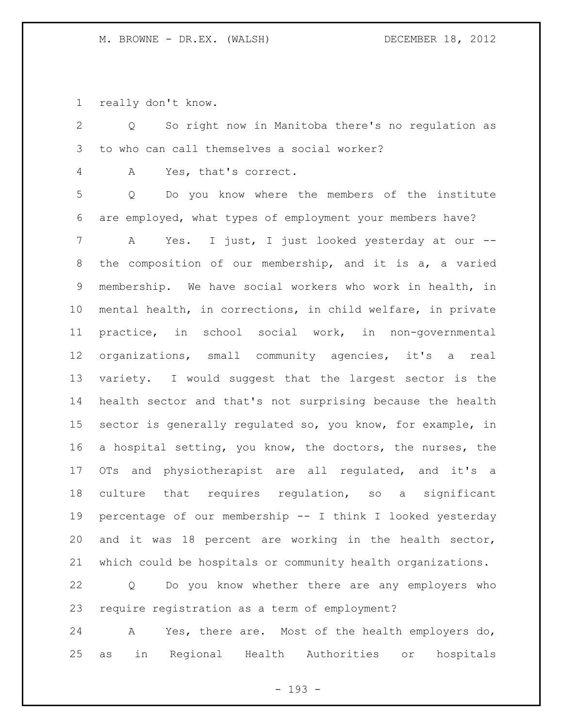really don't know.

Q So right now in Manitoba there's no regulation as to who can call themselves a social worker?

A Yes, that's correct.

Q Do you know where the members of the institute are employed, what types of employment your members have?

A Yes. I just, I just looked yesterday at our -- the composition of our membership, and it is a, a varied membership. We have social workers who work in health, in mental health, in corrections, in child welfare, in private practice, in school social work, in non-governmental organizations, small community agencies, it's a real variety. I would suggest that the largest sector is the health sector and that's not surprising because the health sector is generally regulated so, you know, for example, in a hospital setting, you know, the doctors, the nurses, the OTs and physiotherapist are all regulated, and it's a culture that requires regulation, so a significant percentage of our membership -- I think I looked yesterday and it was 18 percent are working in the health sector, which could be hospitals or community health organizations.

Q Do you know whether there are any employers who require registration as a term of employment?

A Yes, there are. Most of the health employers do, as in Regional Health Authorities or hospitals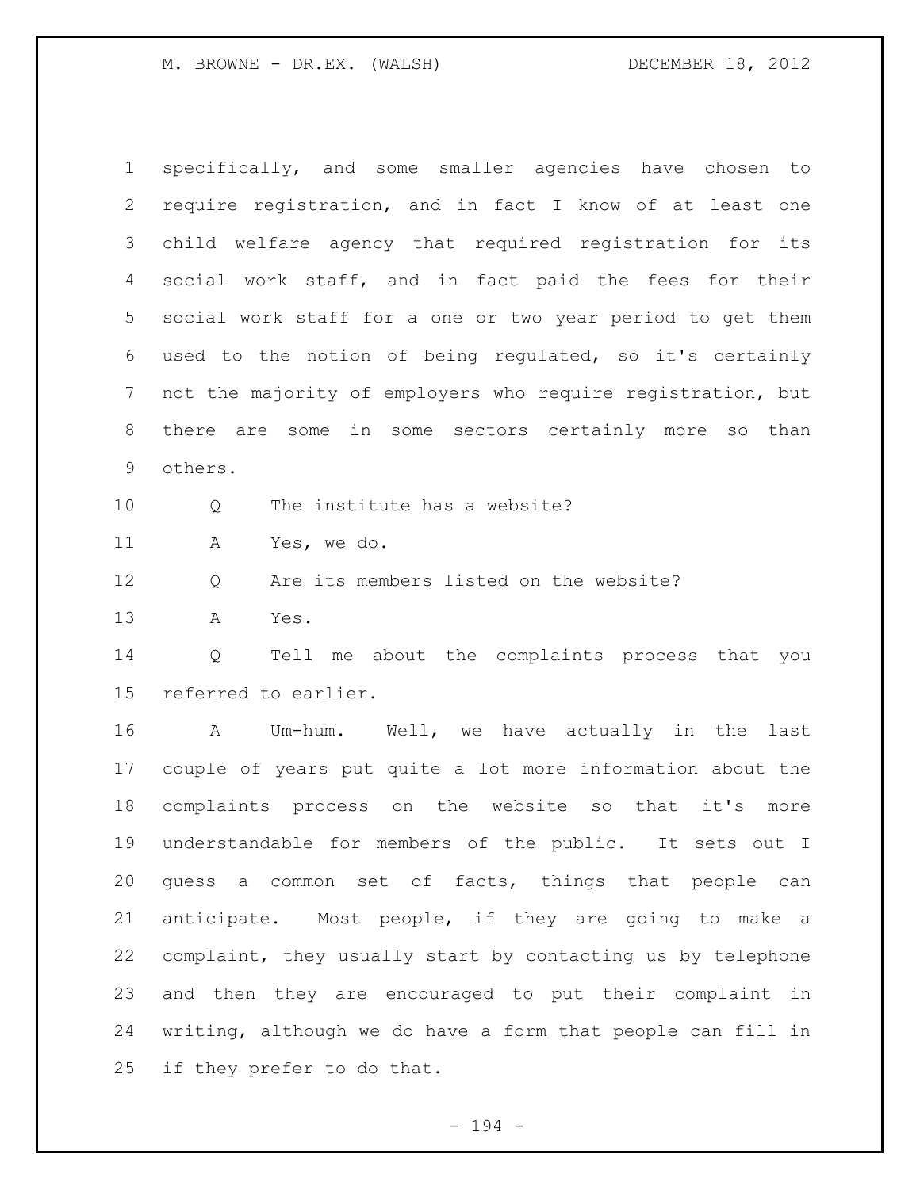specifically, and some smaller agencies have chosen to require registration, and in fact I know of at least one child welfare agency that required registration for its social work staff, and in fact paid the fees for their social work staff for a one or two year period to get them used to the notion of being regulated, so it's certainly not the majority of employers who require registration, but there are some in some sectors certainly more so than others.

Q The institute has a website?

A Yes, we do.

Q Are its members listed on the website?

A Yes.

Q Tell me about the complaints process that you referred to earlier.

A Um-hum. Well, we have actually in the last couple of years put quite a lot more information about the complaints process on the website so that it's more understandable for members of the public. It sets out I guess a common set of facts, things that people can anticipate. Most people, if they are going to make a complaint, they usually start by contacting us by telephone and then they are encouraged to put their complaint in writing, although we do have a form that people can fill in if they prefer to do that.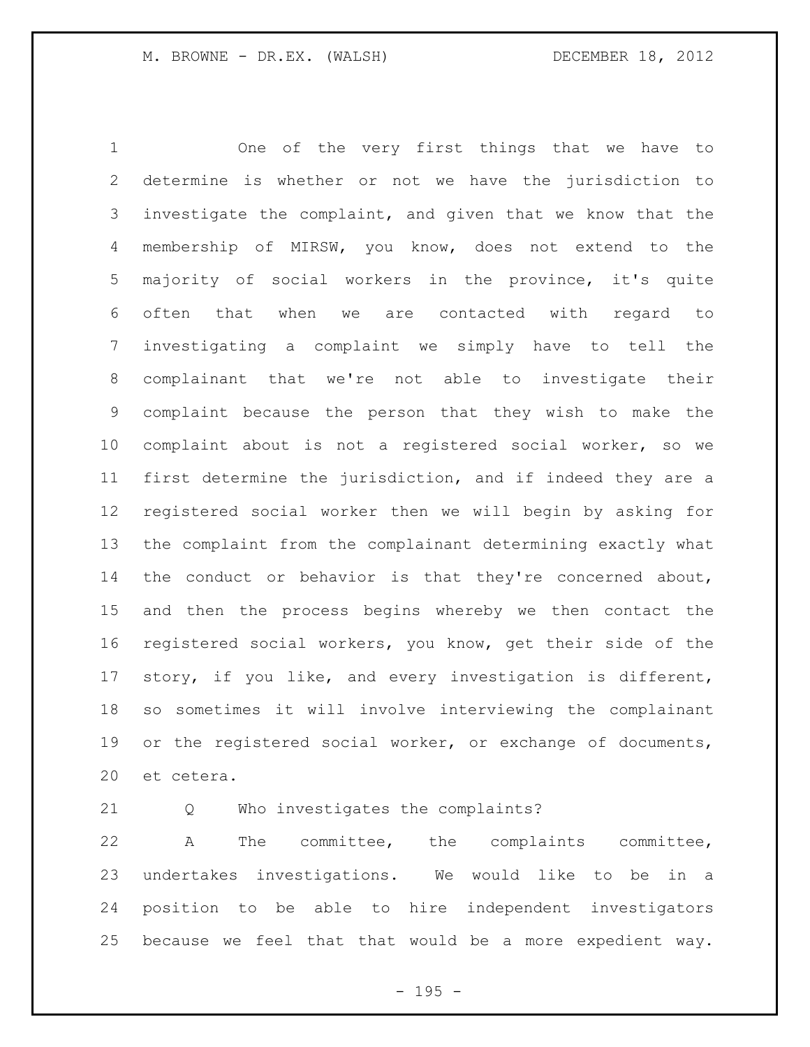One of the very first things that we have to determine is whether or not we have the jurisdiction to investigate the complaint, and given that we know that the membership of MIRSW, you know, does not extend to the majority of social workers in the province, it's quite often that when we are contacted with regard to investigating a complaint we simply have to tell the complainant that we're not able to investigate their complaint because the person that they wish to make the complaint about is not a registered social worker, so we first determine the jurisdiction, and if indeed they are a registered social worker then we will begin by asking for the complaint from the complainant determining exactly what the conduct or behavior is that they're concerned about, and then the process begins whereby we then contact the registered social workers, you know, get their side of the story, if you like, and every investigation is different, so sometimes it will involve interviewing the complainant or the registered social worker, or exchange of documents, et cetera.

Q Who investigates the complaints?

A The committee, the complaints committee, undertakes investigations. We would like to be in a position to be able to hire independent investigators because we feel that that would be a more expedient way.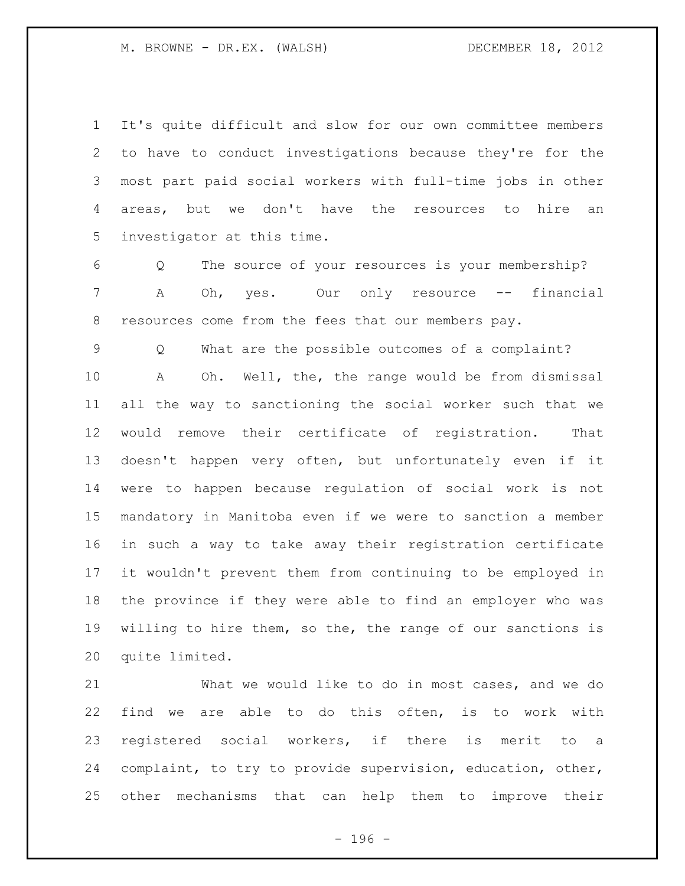It's quite difficult and slow for our own committee members to have to conduct investigations because they're for the most part paid social workers with full-time jobs in other areas, but we don't have the resources to hire an investigator at this time.

Q The source of your resources is your membership?

A Oh, yes. Our only resource -- financial resources come from the fees that our members pay.

Q What are the possible outcomes of a complaint?

A Oh. Well, the, the range would be from dismissal all the way to sanctioning the social worker such that we would remove their certificate of registration. That doesn't happen very often, but unfortunately even if it were to happen because regulation of social work is not mandatory in Manitoba even if we were to sanction a member in such a way to take away their registration certificate it wouldn't prevent them from continuing to be employed in the province if they were able to find an employer who was willing to hire them, so the, the range of our sanctions is quite limited.

What we would like to do in most cases, and we do find we are able to do this often, is to work with registered social workers, if there is merit to a complaint, to try to provide supervision, education, other, other mechanisms that can help them to improve their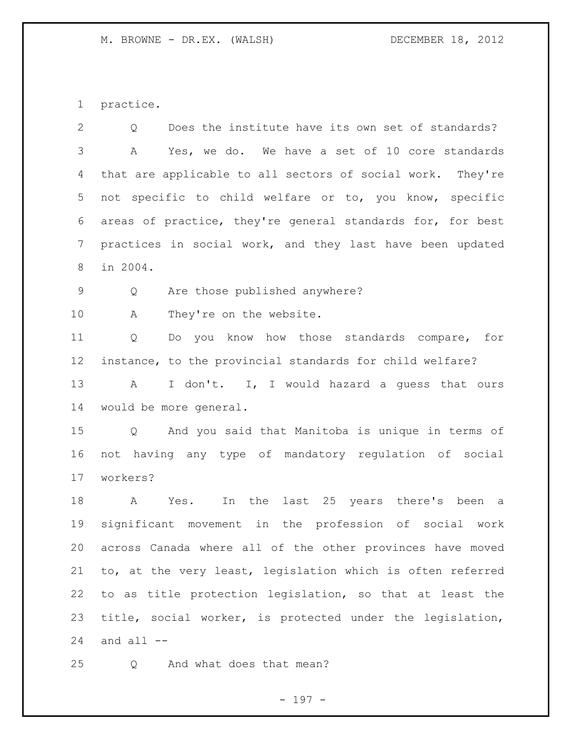practice.

Q Does the institute have its own set of standards?

A Yes, we do. We have a set of 10 core standards that are applicable to all sectors of social work. They're not specific to child welfare or to, you know, specific areas of practice, they're general standards for, for best practices in social work, and they last have been updated in 2004.

Q Are those published anywhere?

A They're on the website.

Q Do you know how those standards compare, for instance, to the provincial standards for child welfare?

A I don't. I, I would hazard a guess that ours would be more general.

Q And you said that Manitoba is unique in terms of not having any type of mandatory regulation of social workers?

A Yes. In the last 25 years there's been a significant movement in the profession of social work across Canada where all of the other provinces have moved to, at the very least, legislation which is often referred to as title protection legislation, so that at least the title, social worker, is protected under the legislation, and all --

Q And what does that mean?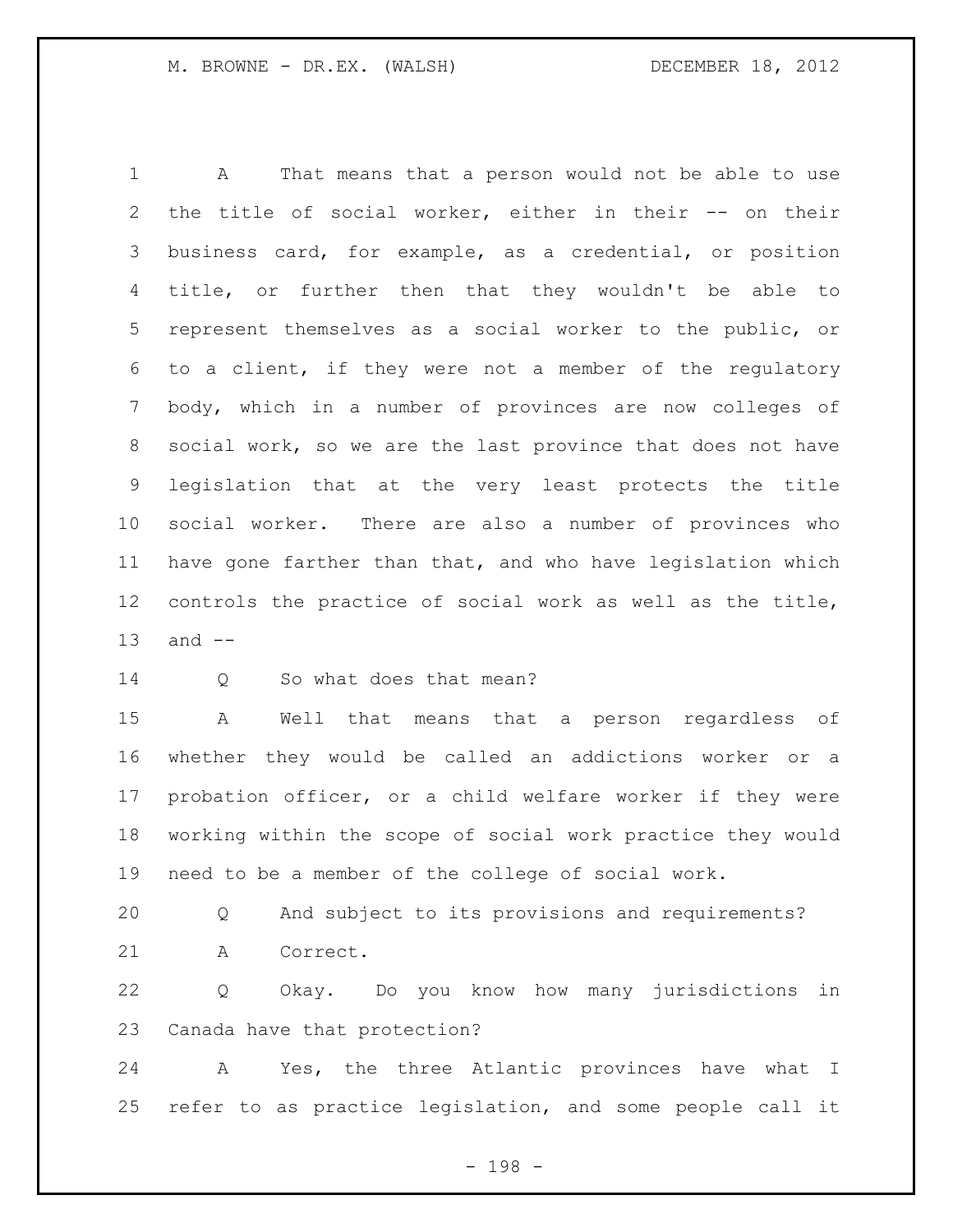A That means that a person would not be able to use the title of social worker, either in their -- on their business card, for example, as a credential, or position title, or further then that they wouldn't be able to represent themselves as a social worker to the public, or to a client, if they were not a member of the regulatory body, which in a number of provinces are now colleges of social work, so we are the last province that does not have legislation that at the very least protects the title social worker. There are also a number of provinces who have gone farther than that, and who have legislation which controls the practice of social work as well as the title, and --

Q So what does that mean?

A Well that means that a person regardless of whether they would be called an addictions worker or a probation officer, or a child welfare worker if they were working within the scope of social work practice they would need to be a member of the college of social work.

Q And subject to its provisions and requirements?

A Correct.

Q Okay. Do you know how many jurisdictions in Canada have that protection?

A Yes, the three Atlantic provinces have what I refer to as practice legislation, and some people call it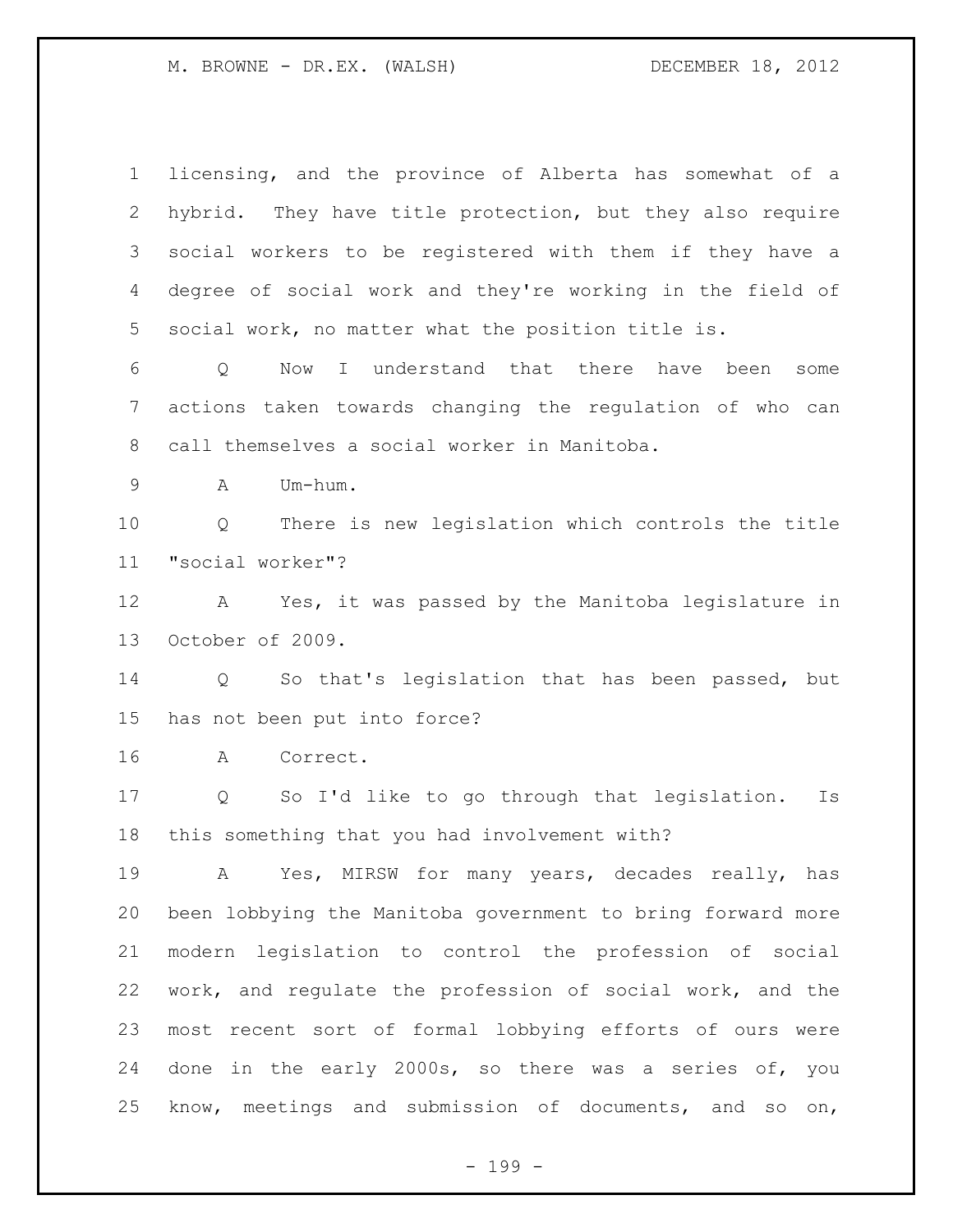licensing, and the province of Alberta has somewhat of a hybrid. They have title protection, but they also require social workers to be registered with them if they have a degree of social work and they're working in the field of social work, no matter what the position title is.

Q Now I understand that there have been some actions taken towards changing the regulation of who can call themselves a social worker in Manitoba.

A Um-hum.

Q There is new legislation which controls the title "social worker"?

A Yes, it was passed by the Manitoba legislature in October of 2009.

Q So that's legislation that has been passed, but has not been put into force?

A Correct.

Q So I'd like to go through that legislation. Is this something that you had involvement with?

A Yes, MIRSW for many years, decades really, has been lobbying the Manitoba government to bring forward more modern legislation to control the profession of social work, and regulate the profession of social work, and the most recent sort of formal lobbying efforts of ours were done in the early 2000s, so there was a series of, you know, meetings and submission of documents, and so on,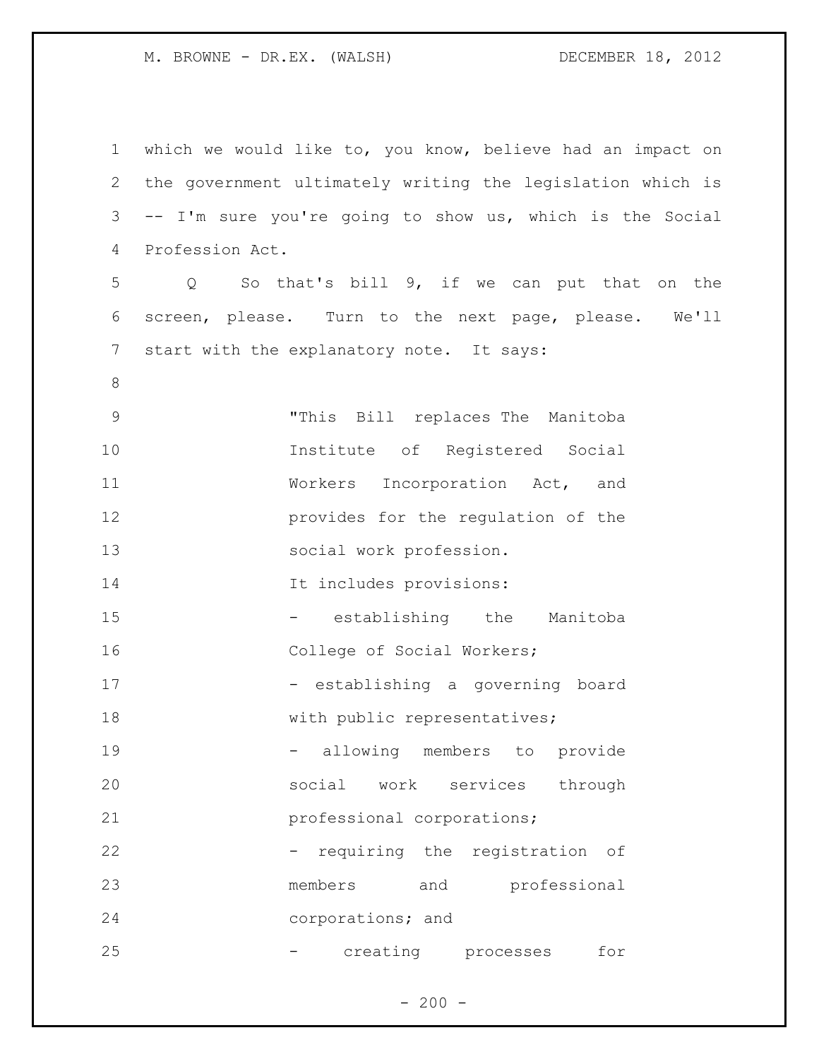which we would like to, you know, believe had an impact on the government ultimately writing the legislation which is -- I'm sure you're going to show us, which is the Social Profession Act.

Q So that's bill 9, if we can put that on the screen, please. Turn to the next page, please. We'll start with the explanatory note. It says:

> "This Bill replaces The Manitoba Institute of Registered Social Workers Incorporation Act, and provides for the regulation of the social work profession.
>
> It includes provisions:
>
> - establishing the Manitoba College of Social Workers;
> - establishing a governing board with public representatives;
> - allowing members to provide social work services through professional corporations;
> - requiring the registration of members and professional corporations; and
> - creating processes for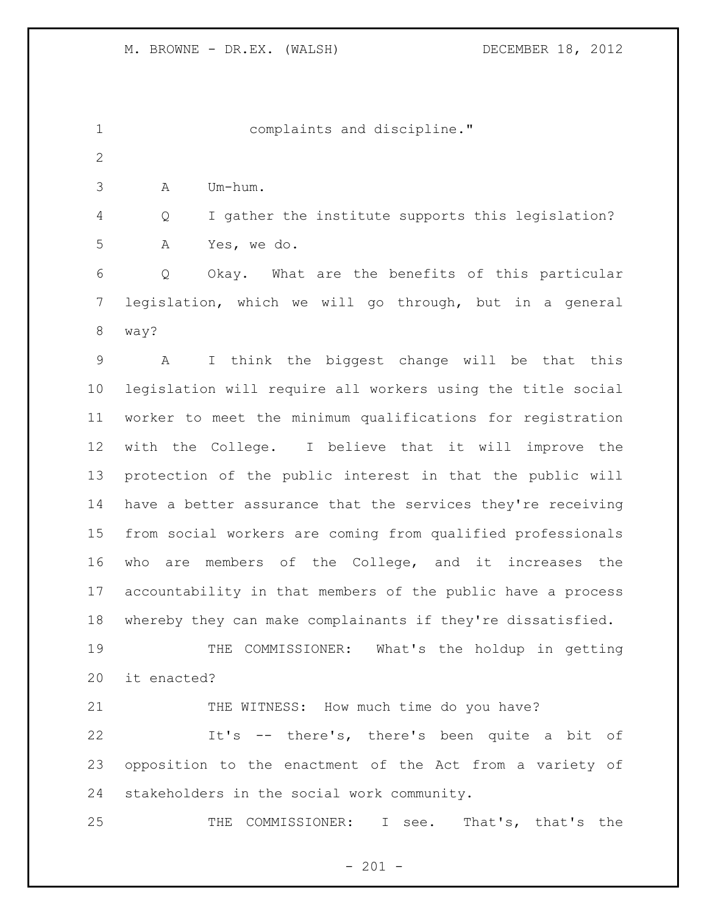complaints and discipline."

A Um-hum.

Q I gather the institute supports this legislation?

A Yes, we do.

Q Okay. What are the benefits of this particular legislation, which we will go through, but in a general way?

A I think the biggest change will be that this legislation will require all workers using the title social worker to meet the minimum qualifications for registration with the College. I believe that it will improve the protection of the public interest in that the public will have a better assurance that the services they're receiving from social workers are coming from qualified professionals who are members of the College, and it increases the accountability in that members of the public have a process whereby they can make complainants if they're dissatisfied.

THE COMMISSIONER: What's the holdup in getting it enacted?

THE WITNESS: How much time do you have?

It's -- there's, there's been quite a bit of opposition to the enactment of the Act from a variety of stakeholders in the social work community.

THE COMMISSIONER: I see. That's, that's the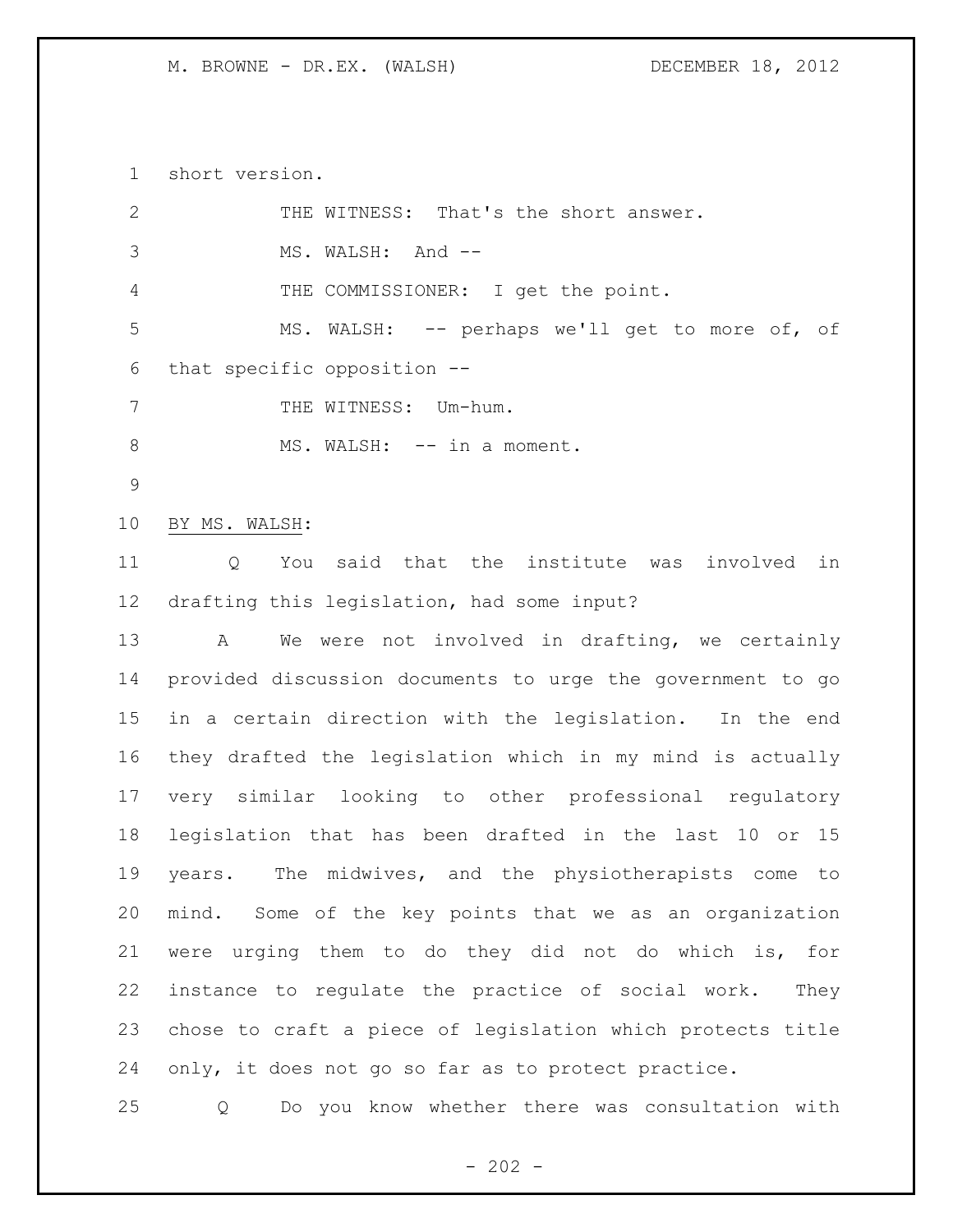short version.

THE WITNESS: That's the short answer.

MS. WALSH: And --

THE COMMISSIONER: I get the point.

MS. WALSH: -- perhaps we'll get to more of, of that specific opposition --

THE WITNESS: Um-hum.

MS. WALSH: -- in a moment.

BY MS. WALSH:

Q You said that the institute was involved in drafting this legislation, had some input?

A We were not involved in drafting, we certainly provided discussion documents to urge the government to go in a certain direction with the legislation. In the end they drafted the legislation which in my mind is actually very similar looking to other professional regulatory legislation that has been drafted in the last 10 or 15 years. The midwives, and the physiotherapists come to mind. Some of the key points that we as an organization were urging them to do they did not do which is, for instance to regulate the practice of social work. They chose to craft a piece of legislation which protects title only, it does not go so far as to protect practice.

Q Do you know whether there was consultation with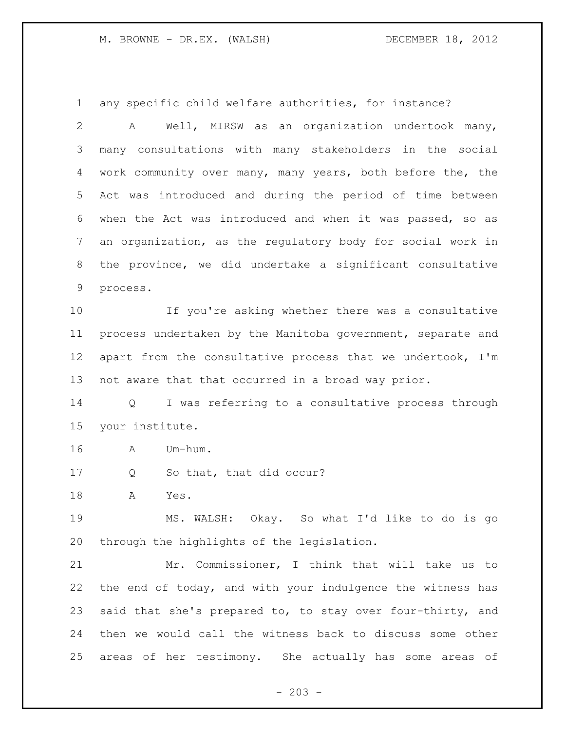any specific child welfare authorities, for instance?

A Well, MIRSW as an organization undertook many, many consultations with many stakeholders in the social work community over many, many years, both before the, the Act was introduced and during the period of time between when the Act was introduced and when it was passed, so as an organization, as the regulatory body for social work in the province, we did undertake a significant consultative process.

If you're asking whether there was a consultative process undertaken by the Manitoba government, separate and apart from the consultative process that we undertook, I'm not aware that that occurred in a broad way prior.

Q I was referring to a consultative process through your institute.

A Um-hum.

Q So that, that did occur?

A Yes.

MS. WALSH: Okay. So what I'd like to do is go through the highlights of the legislation.

Mr. Commissioner, I think that will take us to the end of today, and with your indulgence the witness has said that she's prepared to, to stay over four-thirty, and then we would call the witness back to discuss some other areas of her testimony. She actually has some areas of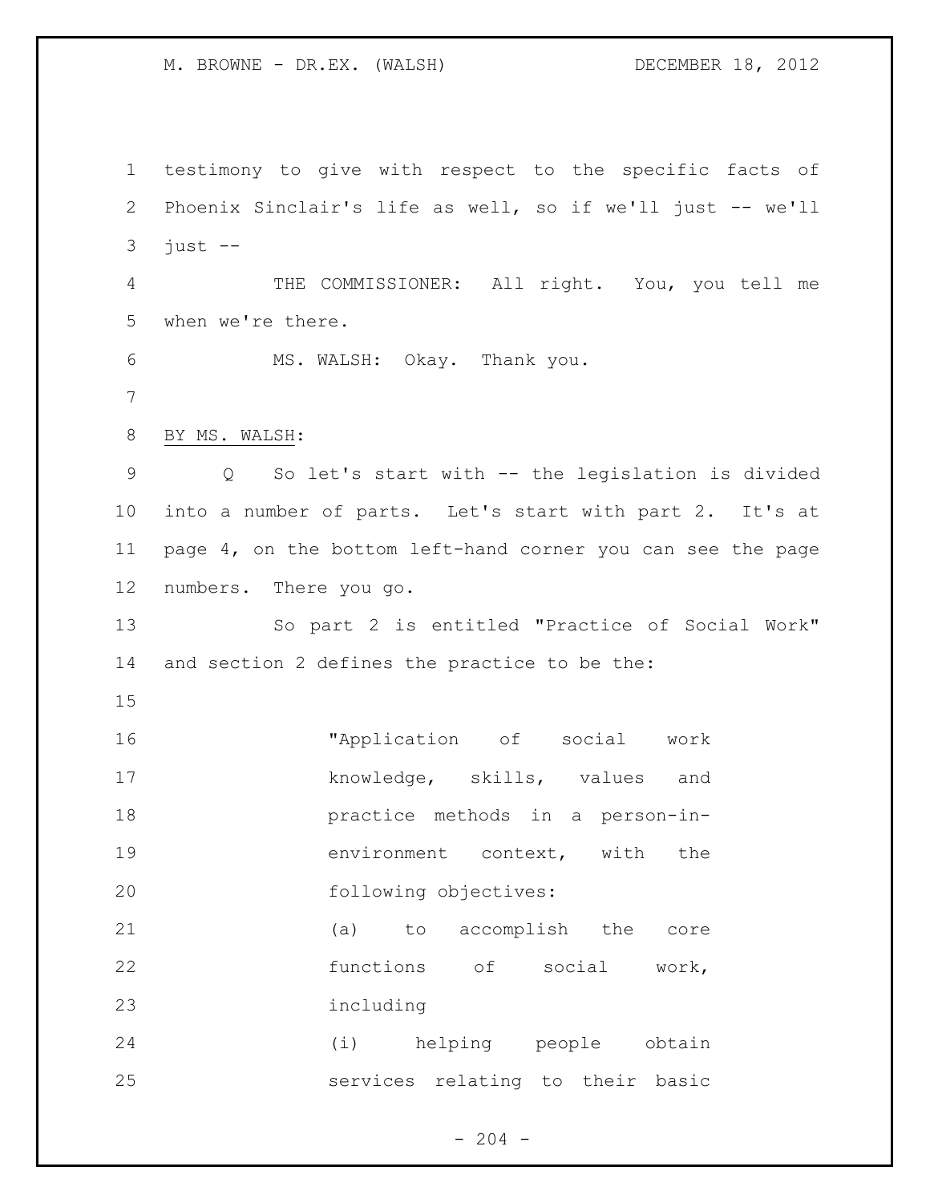testimony to give with respect to the specific facts of Phoenix Sinclair's life as well, so if we'll just -- we'll just --

THE COMMISSIONER: All right. You, you tell me when we're there.

MS. WALSH: Okay. Thank you.

BY MS. WALSH:

Q So let's start with -- the legislation is divided into a number of parts. Let's start with part 2. It's at page 4, on the bottom left-hand corner you can see the page numbers. There you go.

So part 2 is entitled "Practice of Social Work" and section 2 defines the practice to be the:

> "Application of social work knowledge, skills, values and practice methods in a person-in-environment context, with the following objectives:
>
> (a) to accomplish the core functions of social work, including
>
> (i) helping people obtain services relating to their basic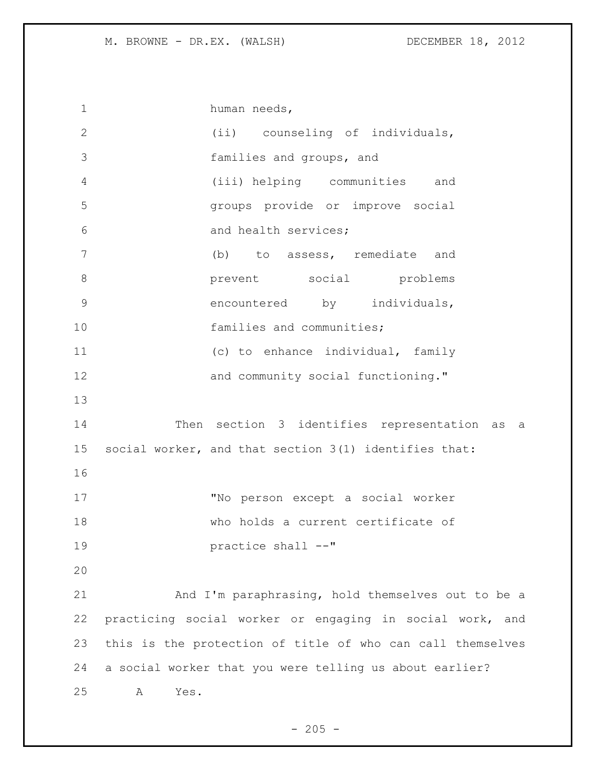human needs,

(ii) counseling of individuals, families and groups, and

(iii) helping communities and groups provide or improve social and health services;

(b) to assess, remediate and prevent social problems encountered by individuals, families and communities;

(c) to enhance individual, family and community social functioning."

Then section 3 identifies representation as a social worker, and that section 3(1) identifies that:

"No person except a social worker who holds a current certificate of practice shall --"

And I'm paraphrasing, hold themselves out to be a practicing social worker or engaging in social work, and this is the protection of title of who can call themselves a social worker that you were telling us about earlier?

A Yes.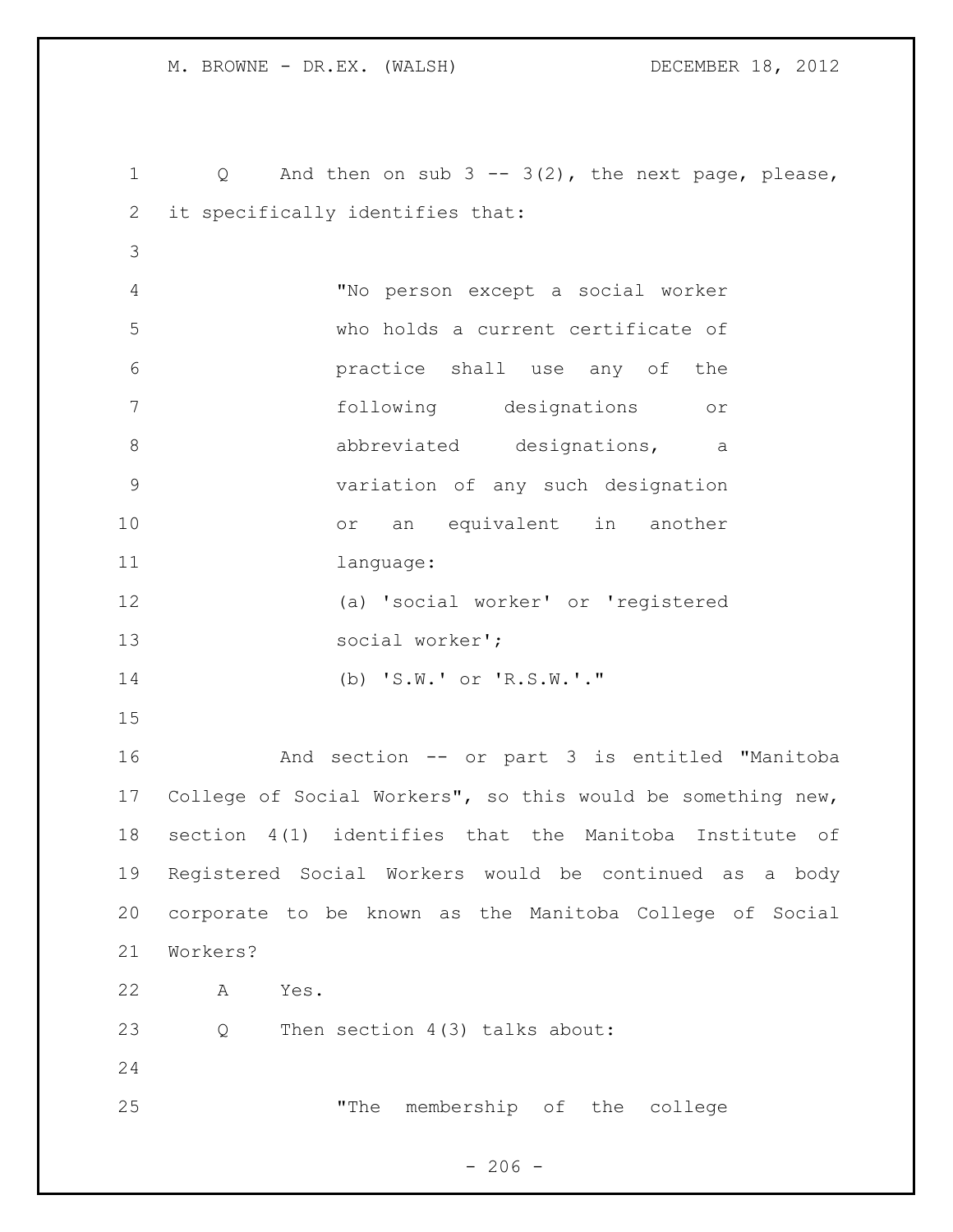Q And then on sub 3 -- 3(2), the next page, please, it specifically identifies that:

> "No person except a social worker who holds a current certificate of practice shall use any of the following designations or abbreviated designations, a variation of any such designation or an equivalent in another language:
> (a) 'social worker' or 'registered social worker';
> (b) 'S.W.' or 'R.S.W.'."

And section -- or part 3 is entitled "Manitoba College of Social Workers", so this would be something new, section 4(1) identifies that the Manitoba Institute of Registered Social Workers would be continued as a body corporate to be known as the Manitoba College of Social Workers?

A Yes.

Q Then section 4(3) talks about:

> "The membership of the college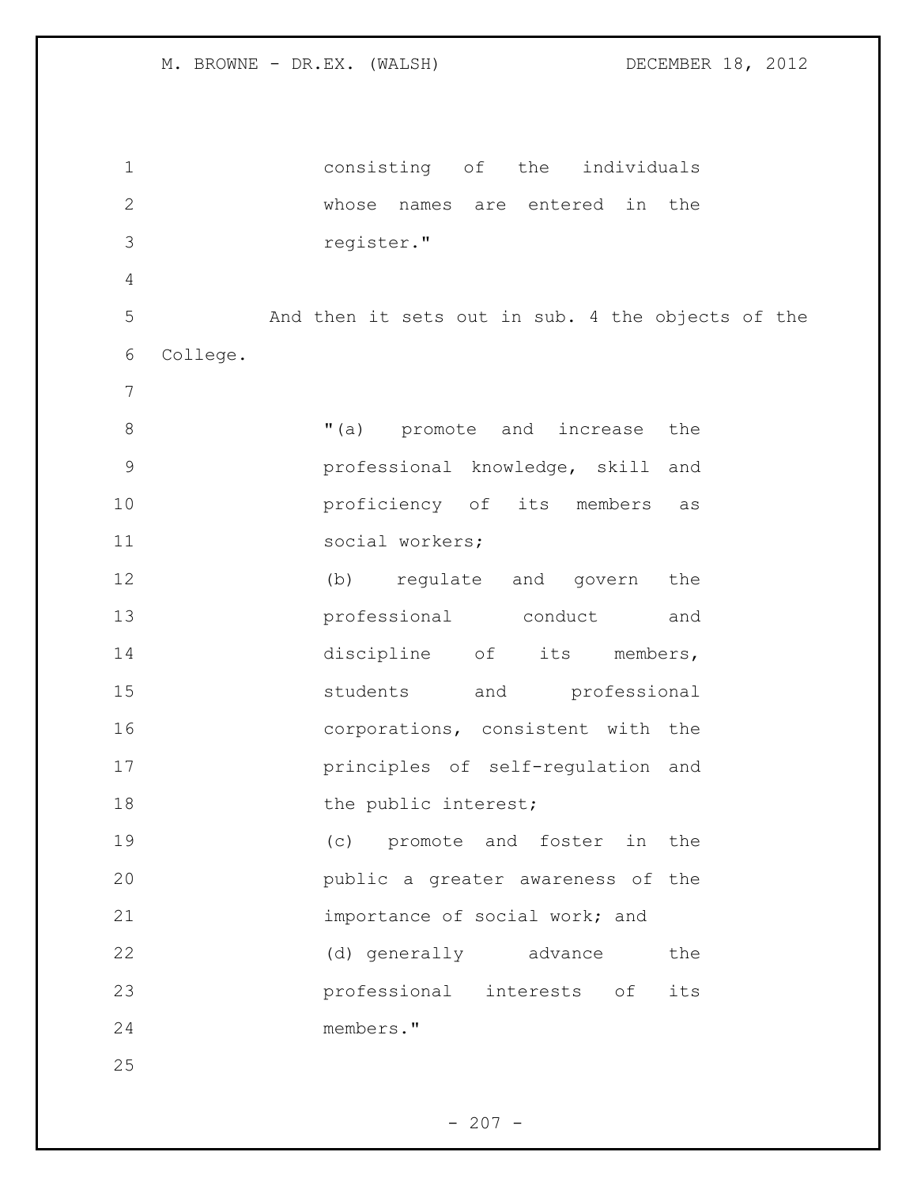consisting of the individuals whose names are entered in the register."

And then it sets out in sub. 4 the objects of the College.

> "(a) promote and increase the professional knowledge, skill and proficiency of its members as social workers;
> (b) regulate and govern the professional conduct and discipline of its members, students and professional corporations, consistent with the principles of self-regulation and the public interest;
> (c) promote and foster in the public a greater awareness of the importance of social work; and
> (d) generally advance the professional interests of its members."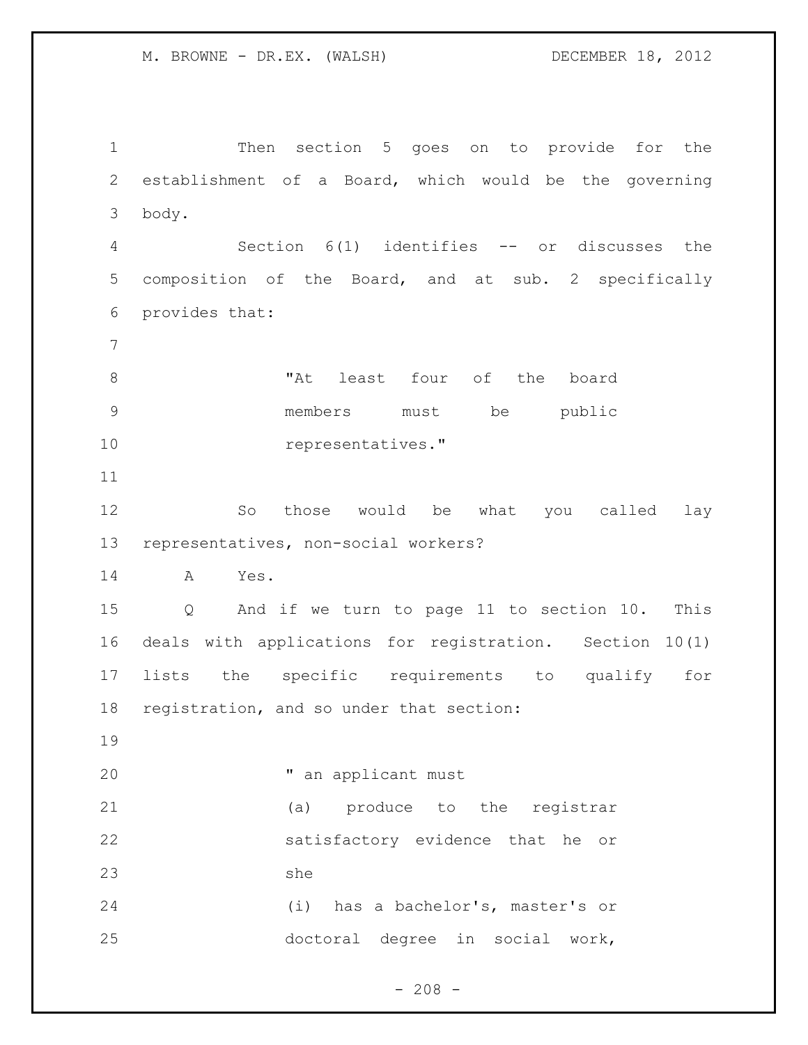Then section 5 goes on to provide for the establishment of a Board, which would be the governing body.

Section 6(1) identifies -- or discusses the composition of the Board, and at sub. 2 specifically provides that:

> "At least four of the board members must be public representatives."

So those would be what you called lay representatives, non-social workers?

A Yes.

Q And if we turn to page 11 to section 10. This deals with applications for registration. Section 10(1) lists the specific requirements to qualify for registration, and so under that section:

> " an applicant must
>
> (a) produce to the registrar satisfactory evidence that he or she
>
> (i) has a bachelor's, master's or doctoral degree in social work,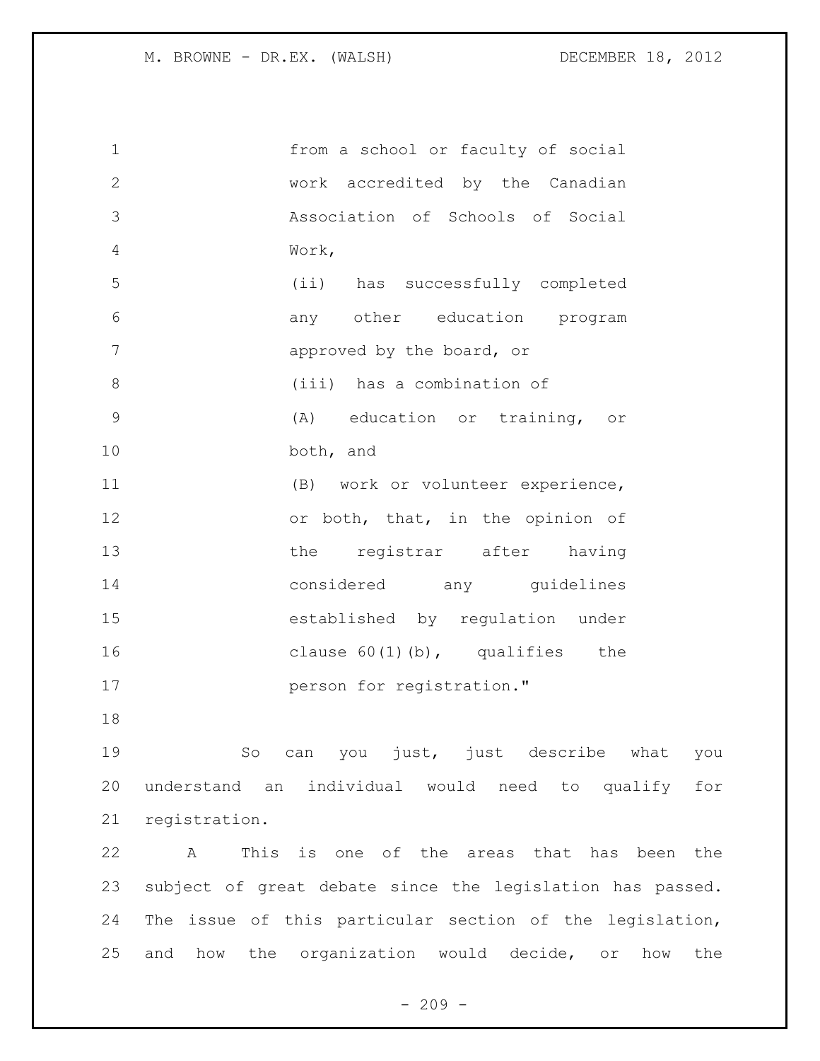from a school or faculty of social work accredited by the Canadian Association of Schools of Social Work,

(ii) has successfully completed any other education program approved by the board, or

(iii) has a combination of

(A) education or training, or both, and

(B) work or volunteer experience, or both, that, in the opinion of the registrar after having considered any guidelines established by regulation under clause 60(1)(b), qualifies the person for registration."

So can you just, just describe what you understand an individual would need to qualify for registration.

A This is one of the areas that has been the subject of great debate since the legislation has passed. The issue of this particular section of the legislation, and how the organization would decide, or how the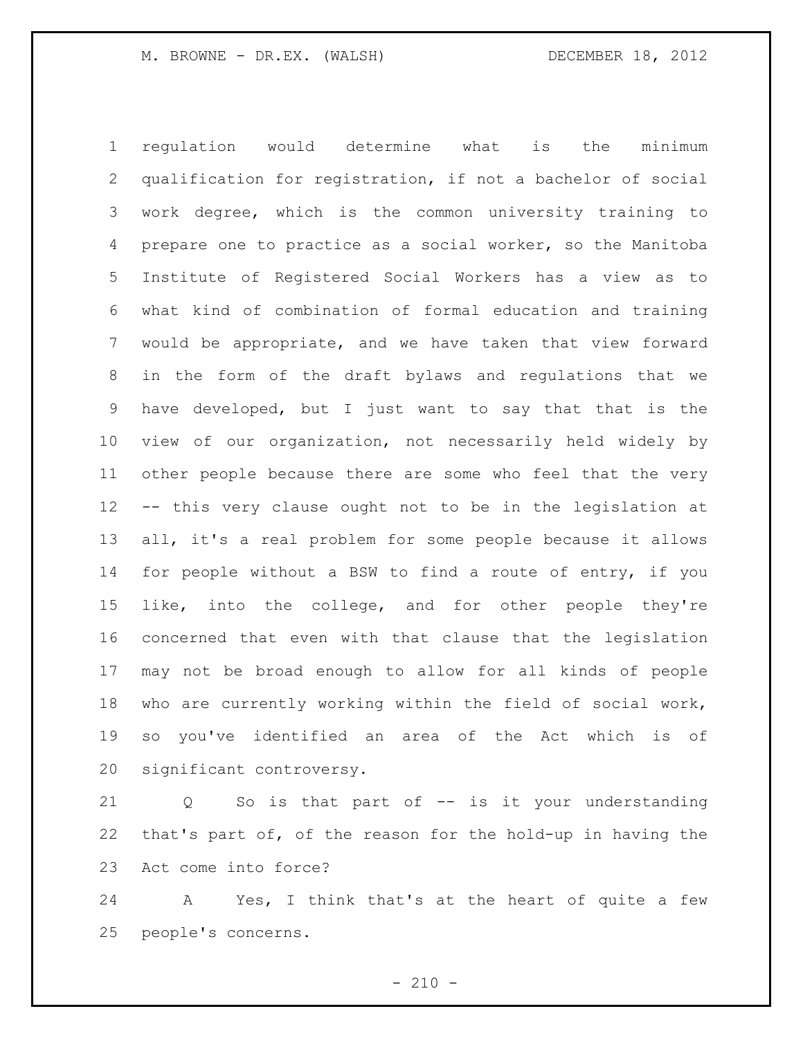regulation would determine what is the minimum qualification for registration, if not a bachelor of social work degree, which is the common university training to prepare one to practice as a social worker, so the Manitoba Institute of Registered Social Workers has a view as to what kind of combination of formal education and training would be appropriate, and we have taken that view forward in the form of the draft bylaws and regulations that we have developed, but I just want to say that that is the view of our organization, not necessarily held widely by other people because there are some who feel that the very -- this very clause ought not to be in the legislation at all, it's a real problem for some people because it allows for people without a BSW to find a route of entry, if you like, into the college, and for other people they're concerned that even with that clause that the legislation may not be broad enough to allow for all kinds of people who are currently working within the field of social work, so you've identified an area of the Act which is of significant controversy.

Q So is that part of -- is it your understanding that's part of, of the reason for the hold-up in having the Act come into force?

A Yes, I think that's at the heart of quite a few people's concerns.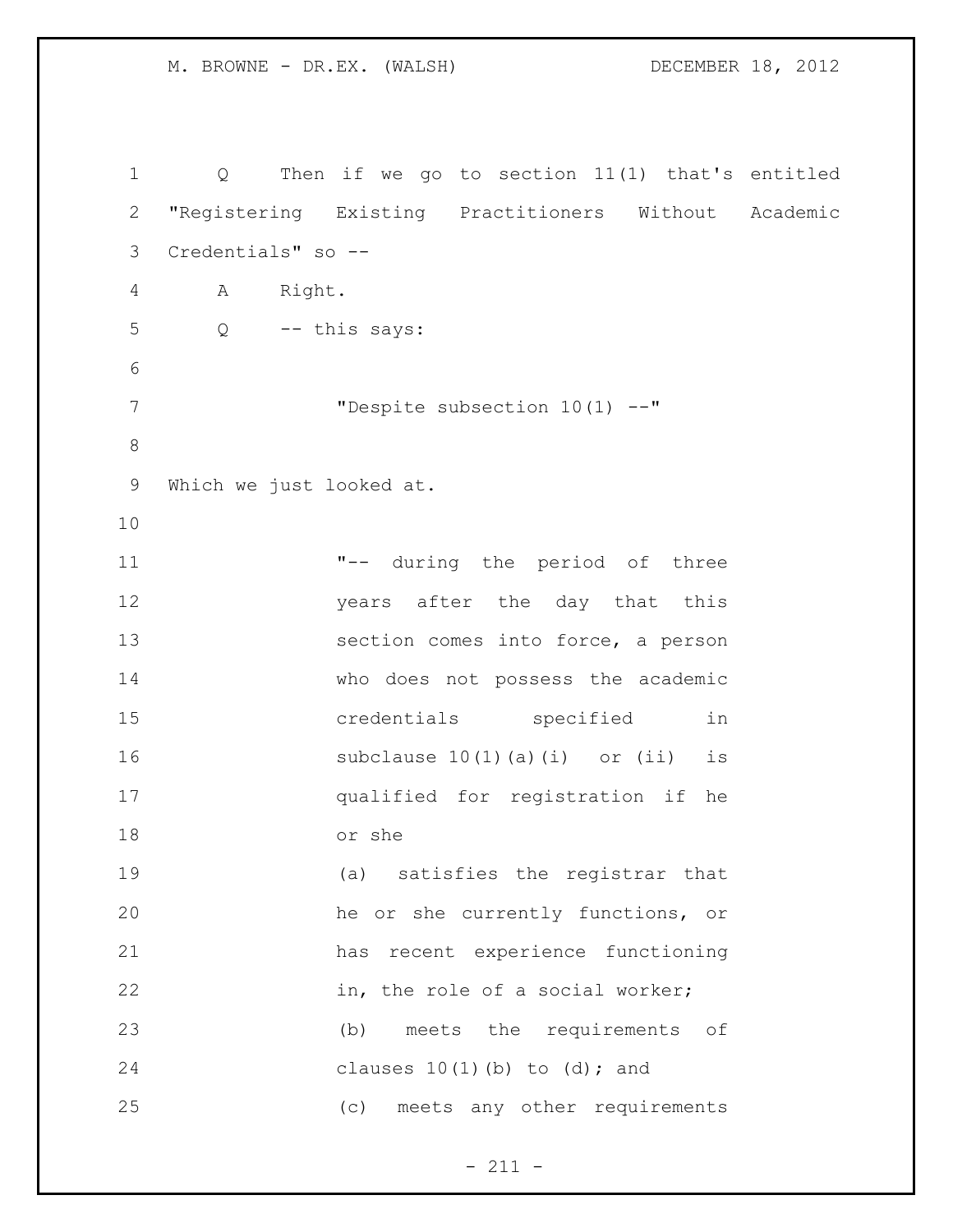Q Then if we go to section 11(1) that's entitled "Registering Existing Practitioners Without Academic Credentials" so --

A Right.

Q -- this says:

> "Despite subsection 10(1) --"

Which we just looked at.

> "-- during the period of three years after the day that this section comes into force, a person who does not possess the academic credentials specified in subclause 10(1)(a)(i) or (ii) is qualified for registration if he or she
>
> (a) satisfies the registrar that he or she currently functions, or has recent experience functioning in, the role of a social worker;
>
> (b) meets the requirements of clauses 10(1)(b) to (d); and
>
> (c) meets any other requirements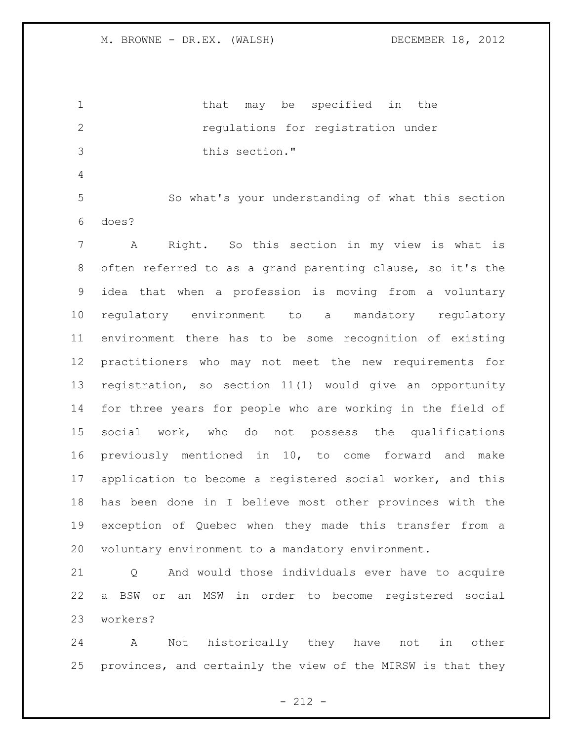that may be specified in the regulations for registration under this section."

So what's your understanding of what this section does?

A Right. So this section in my view is what is often referred to as a grand parenting clause, so it's the idea that when a profession is moving from a voluntary regulatory environment to a mandatory regulatory environment there has to be some recognition of existing practitioners who may not meet the new requirements for registration, so section 11(1) would give an opportunity for three years for people who are working in the field of social work, who do not possess the qualifications previously mentioned in 10, to come forward and make application to become a registered social worker, and this has been done in I believe most other provinces with the exception of Quebec when they made this transfer from a voluntary environment to a mandatory environment.

Q And would those individuals ever have to acquire a BSW or an MSW in order to become registered social workers?

A Not historically they have not in other provinces, and certainly the view of the MIRSW is that they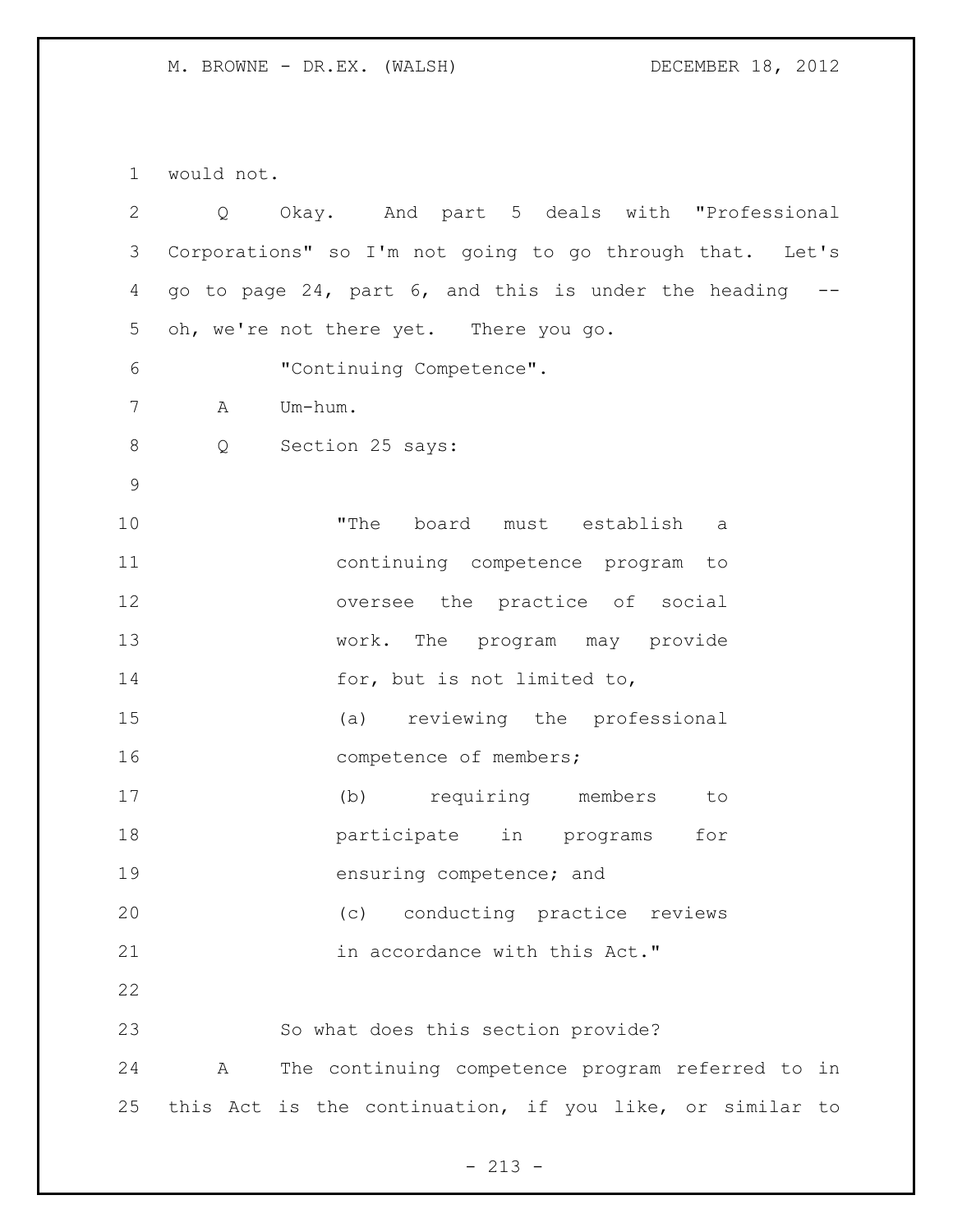would not.

Q Okay. And part 5 deals with "Professional Corporations" so I'm not going to go through that. Let's go to page 24, part 6, and this is under the heading -- oh, we're not there yet. There you go.

"Continuing Competence".

A Um-hum.

Q Section 25 says:

> "The board must establish a continuing competence program to oversee the practice of social work. The program may provide for, but is not limited to,
>
> (a) reviewing the professional competence of members;
>
> (b) requiring members to participate in programs for ensuring competence; and
>
> (c) conducting practice reviews in accordance with this Act."

So what does this section provide?

A The continuing competence program referred to in this Act is the continuation, if you like, or similar to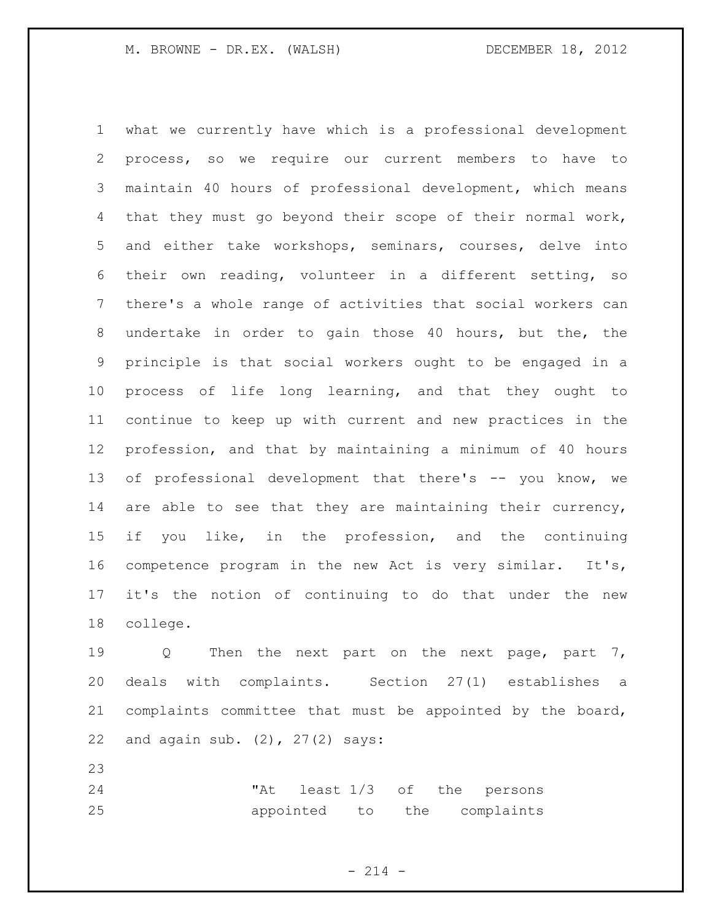what we currently have which is a professional development process, so we require our current members to have to maintain 40 hours of professional development, which means that they must go beyond their scope of their normal work, and either take workshops, seminars, courses, delve into their own reading, volunteer in a different setting, so there's a whole range of activities that social workers can undertake in order to gain those 40 hours, but the, the principle is that social workers ought to be engaged in a process of life long learning, and that they ought to continue to keep up with current and new practices in the profession, and that by maintaining a minimum of 40 hours of professional development that there's -- you know, we are able to see that they are maintaining their currency, if you like, in the profession, and the continuing competence program in the new Act is very similar. It's, it's the notion of continuing to do that under the new college.

Q Then the next part on the next page, part 7, deals with complaints. Section 27(1) establishes a complaints committee that must be appointed by the board, and again sub. (2), 27(2) says:

> "At least 1/3 of the persons appointed to the complaints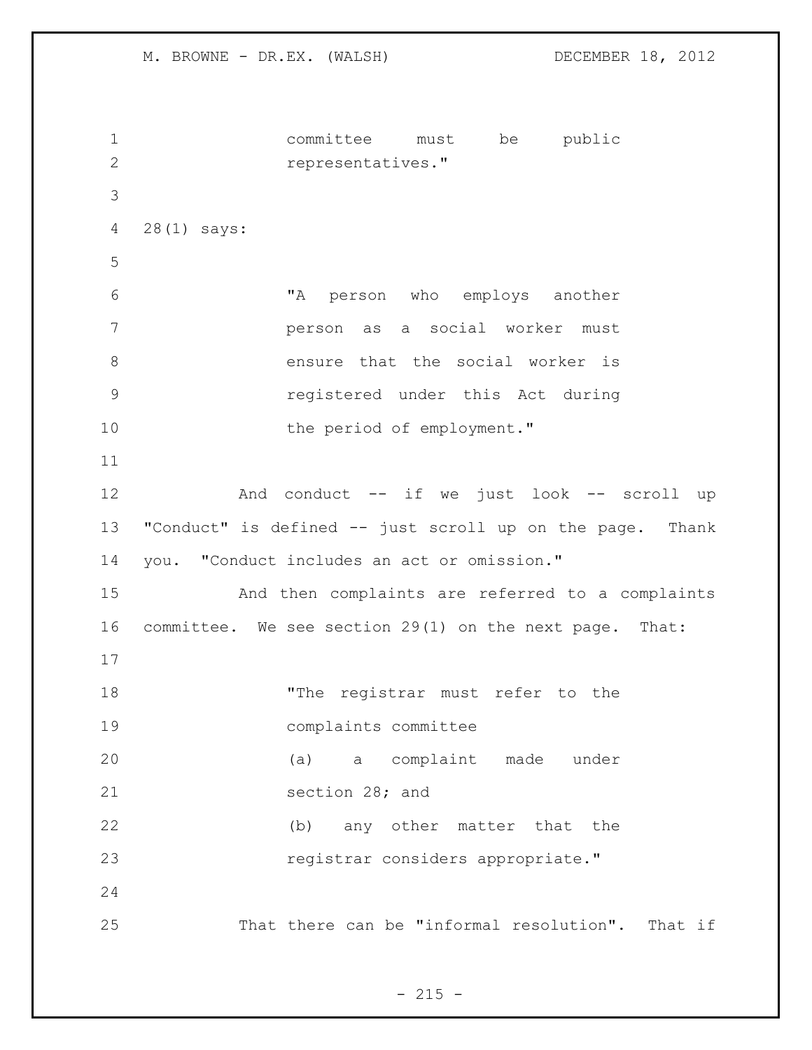committee must be public representatives."

28(1) says:

> "A person who employs another person as a social worker must ensure that the social worker is registered under this Act during the period of employment."

And conduct -- if we just look -- scroll up "Conduct" is defined -- just scroll up on the page. Thank you. "Conduct includes an act or omission."

And then complaints are referred to a complaints committee. We see section 29(1) on the next page. That:

> "The registrar must refer to the complaints committee
> (a) a complaint made under section 28; and
> (b) any other matter that the registrar considers appropriate."

That there can be "informal resolution". That if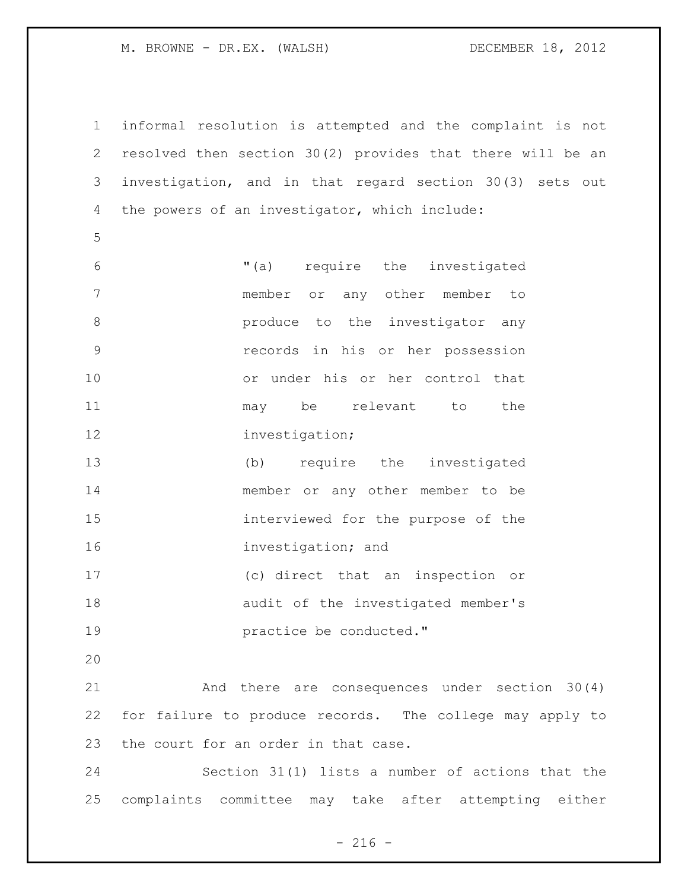informal resolution is attempted and the complaint is not resolved then section 30(2) provides that there will be an investigation, and in that regard section 30(3) sets out the powers of an investigator, which include:

> "(a) require the investigated member or any other member to produce to the investigator any records in his or her possession or under his or her control that may be relevant to the investigation;
>
> (b) require the investigated member or any other member to be interviewed for the purpose of the investigation; and
>
> (c) direct that an inspection or audit of the investigated member's practice be conducted."

And there are consequences under section 30(4) for failure to produce records. The college may apply to the court for an order in that case.

Section 31(1) lists a number of actions that the complaints committee may take after attempting either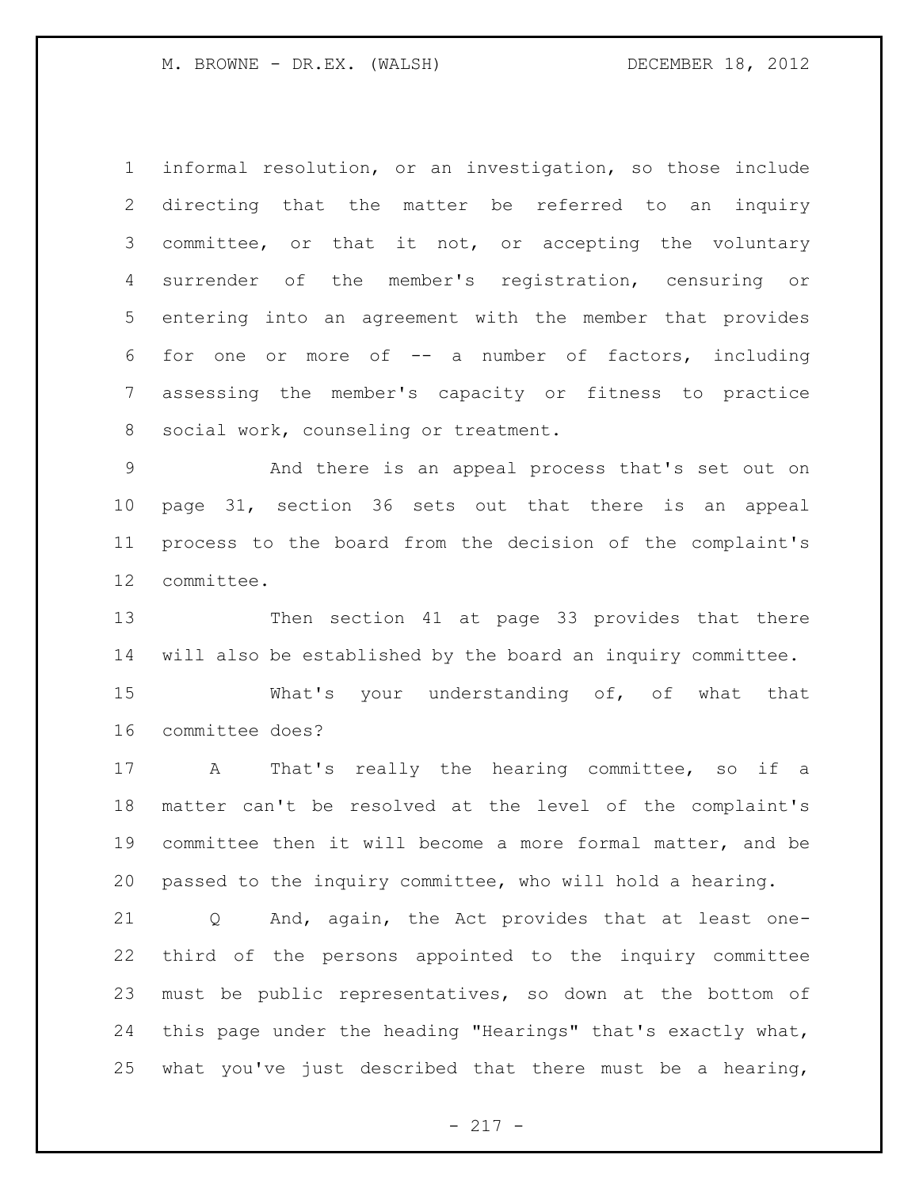informal resolution, or an investigation, so those include directing that the matter be referred to an inquiry committee, or that it not, or accepting the voluntary surrender of the member's registration, censuring or entering into an agreement with the member that provides for one or more of -- a number of factors, including assessing the member's capacity or fitness to practice social work, counseling or treatment.

And there is an appeal process that's set out on page 31, section 36 sets out that there is an appeal process to the board from the decision of the complaint's committee.

Then section 41 at page 33 provides that there will also be established by the board an inquiry committee.

What's your understanding of, of what that committee does?

A That's really the hearing committee, so if a matter can't be resolved at the level of the complaint's committee then it will become a more formal matter, and be passed to the inquiry committee, who will hold a hearing.

Q And, again, the Act provides that at least one-third of the persons appointed to the inquiry committee must be public representatives, so down at the bottom of this page under the heading "Hearings" that's exactly what, what you've just described that there must be a hearing,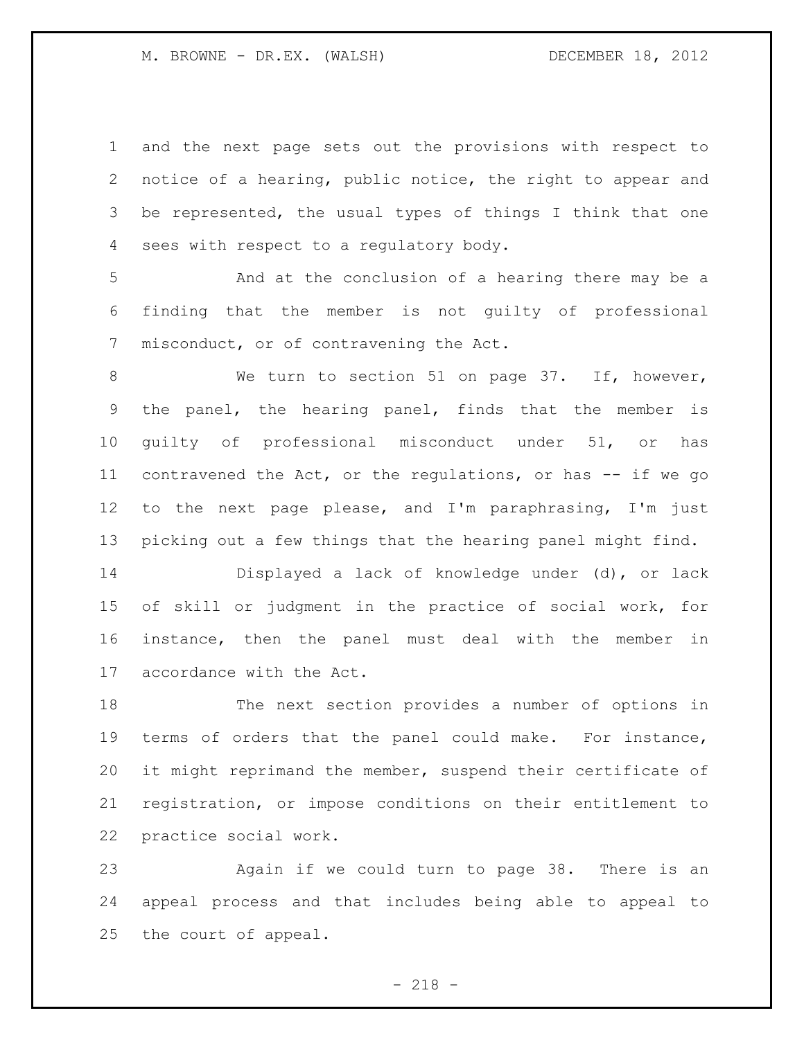and the next page sets out the provisions with respect to notice of a hearing, public notice, the right to appear and be represented, the usual types of things I think that one sees with respect to a regulatory body.

And at the conclusion of a hearing there may be a finding that the member is not guilty of professional misconduct, or of contravening the Act.

We turn to section 51 on page 37. If, however, the panel, the hearing panel, finds that the member is guilty of professional misconduct under 51, or has contravened the Act, or the regulations, or has -- if we go to the next page please, and I'm paraphrasing, I'm just picking out a few things that the hearing panel might find.

Displayed a lack of knowledge under (d), or lack of skill or judgment in the practice of social work, for instance, then the panel must deal with the member in accordance with the Act.

The next section provides a number of options in terms of orders that the panel could make. For instance, it might reprimand the member, suspend their certificate of registration, or impose conditions on their entitlement to practice social work.

Again if we could turn to page 38. There is an appeal process and that includes being able to appeal to the court of appeal.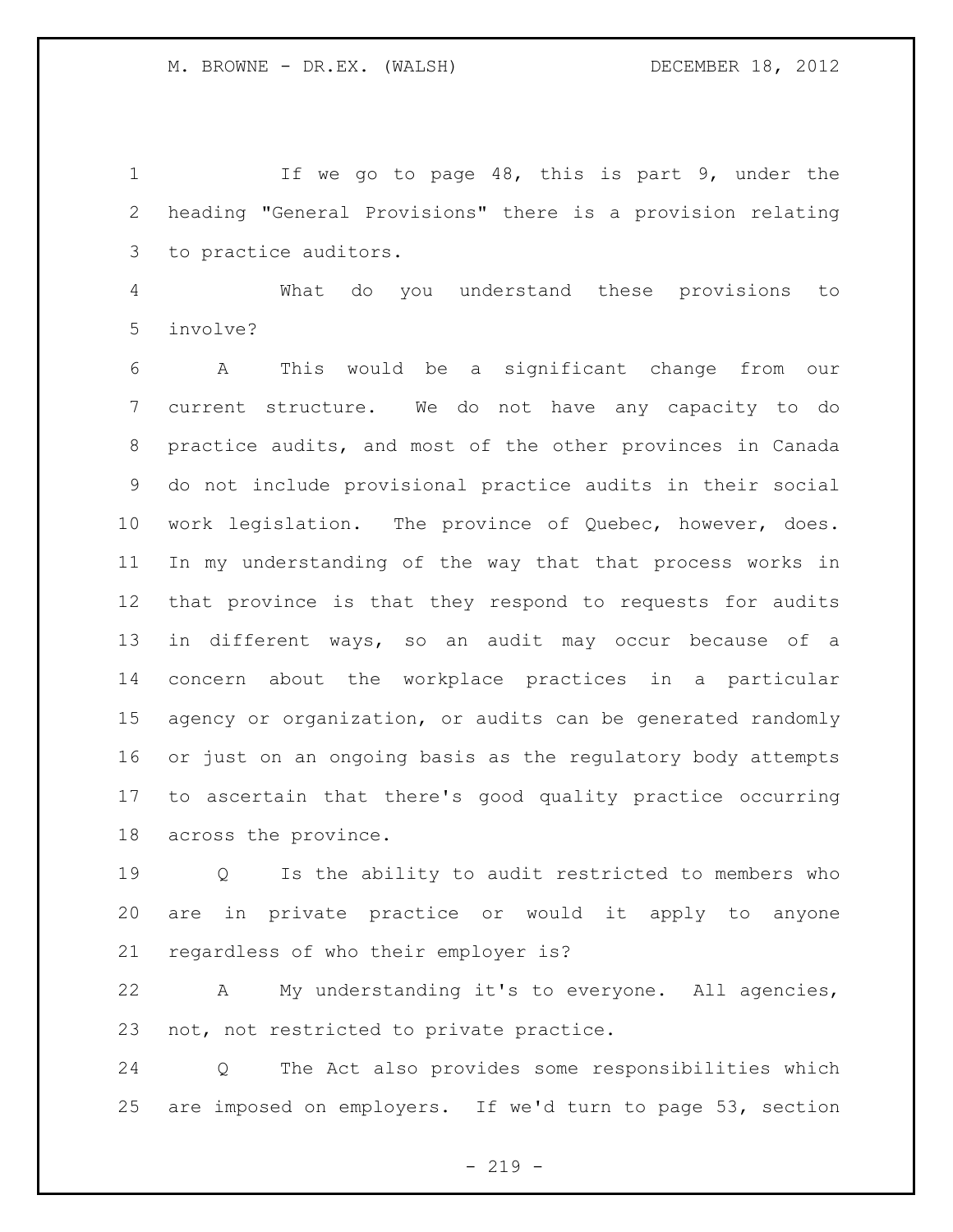If we go to page 48, this is part 9, under the heading "General Provisions" there is a provision relating to practice auditors.

What do you understand these provisions to involve?

A This would be a significant change from our current structure. We do not have any capacity to do practice audits, and most of the other provinces in Canada do not include provisional practice audits in their social work legislation. The province of Quebec, however, does. In my understanding of the way that that process works in that province is that they respond to requests for audits in different ways, so an audit may occur because of a concern about the workplace practices in a particular agency or organization, or audits can be generated randomly or just on an ongoing basis as the regulatory body attempts to ascertain that there's good quality practice occurring across the province.

Q Is the ability to audit restricted to members who are in private practice or would it apply to anyone regardless of who their employer is?

A My understanding it's to everyone. All agencies, not, not restricted to private practice.

Q The Act also provides some responsibilities which are imposed on employers. If we'd turn to page 53, section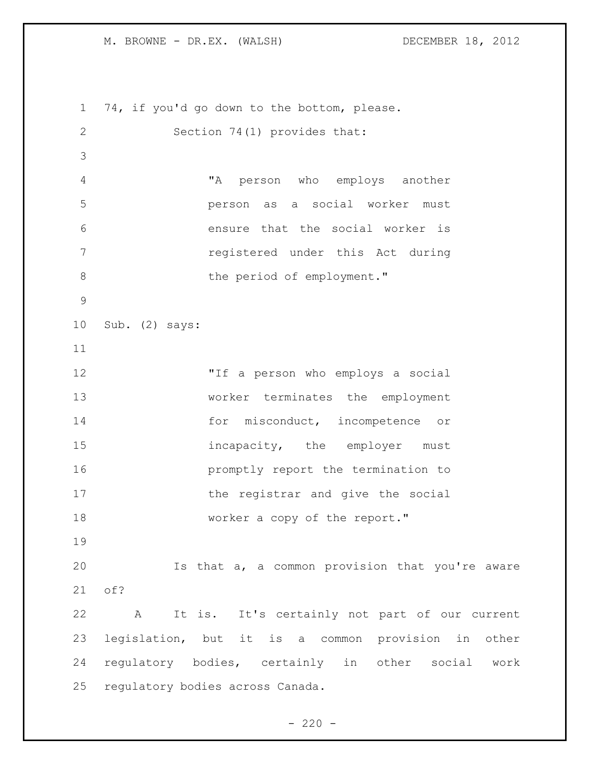74, if you'd go down to the bottom, please.

Section 74(1) provides that:

> "A person who employs another person as a social worker must ensure that the social worker is registered under this Act during the period of employment."

Sub. (2) says:

> "If a person who employs a social worker terminates the employment for misconduct, incompetence or incapacity, the employer must promptly report the termination to the registrar and give the social worker a copy of the report."

Is that a, a common provision that you're aware of?

A It is. It's certainly not part of our current legislation, but it is a common provision in other regulatory bodies, certainly in other social work regulatory bodies across Canada.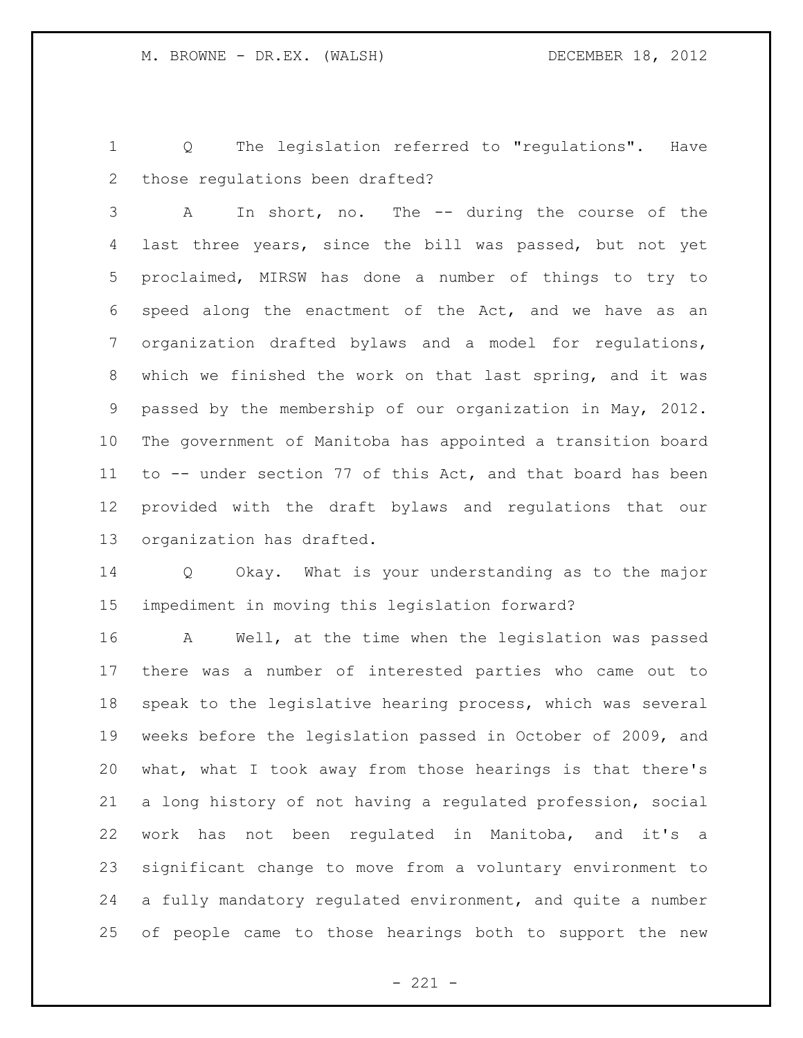Q The legislation referred to "regulations". Have those regulations been drafted?

A In short, no. The -- during the course of the last three years, since the bill was passed, but not yet proclaimed, MIRSW has done a number of things to try to speed along the enactment of the Act, and we have as an organization drafted bylaws and a model for regulations, which we finished the work on that last spring, and it was passed by the membership of our organization in May, 2012. The government of Manitoba has appointed a transition board to -- under section 77 of this Act, and that board has been provided with the draft bylaws and regulations that our organization has drafted.

Q Okay. What is your understanding as to the major impediment in moving this legislation forward?

A Well, at the time when the legislation was passed there was a number of interested parties who came out to speak to the legislative hearing process, which was several weeks before the legislation passed in October of 2009, and what, what I took away from those hearings is that there's a long history of not having a regulated profession, social work has not been regulated in Manitoba, and it's a significant change to move from a voluntary environment to a fully mandatory regulated environment, and quite a number of people came to those hearings both to support the new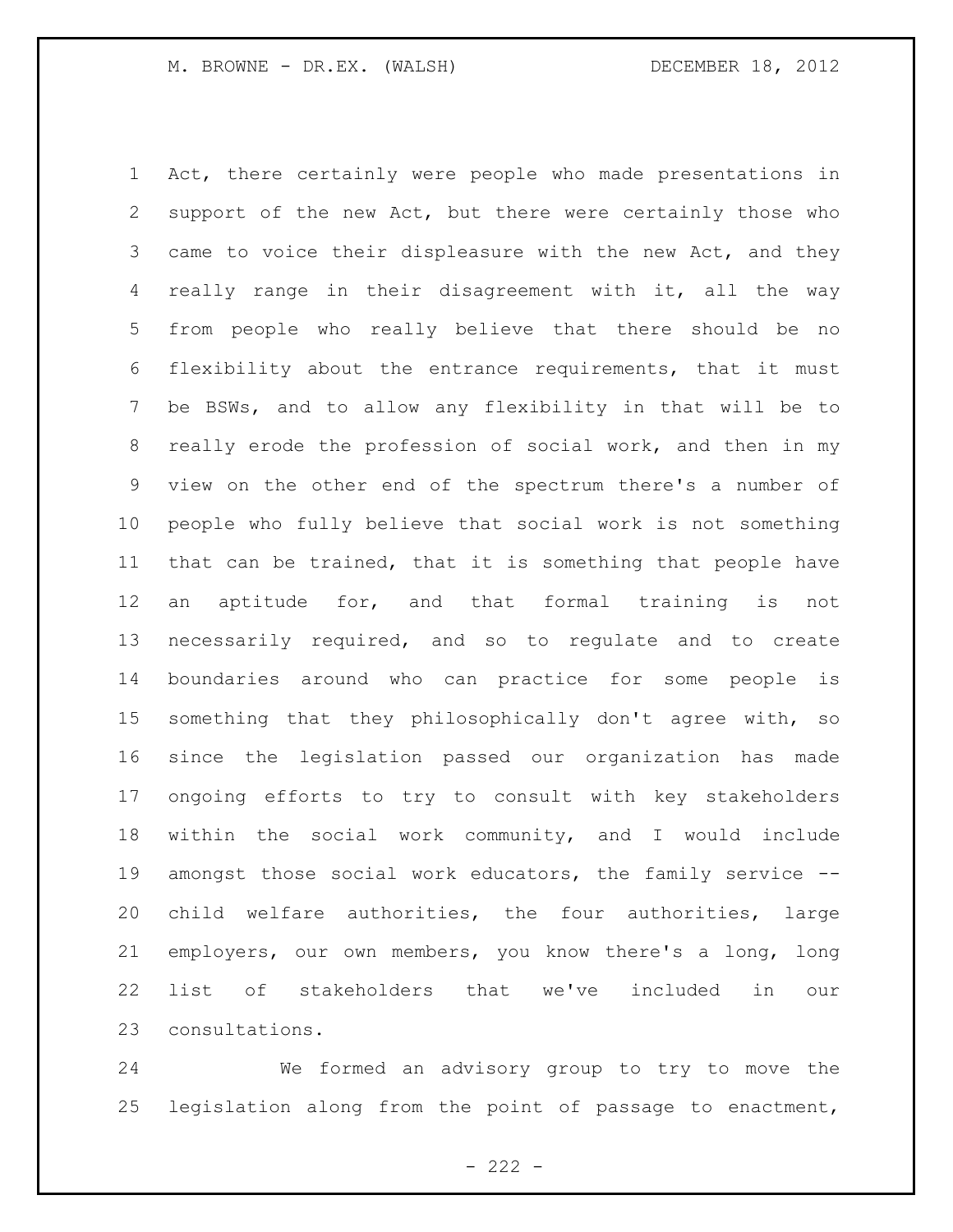Act, there certainly were people who made presentations in support of the new Act, but there were certainly those who came to voice their displeasure with the new Act, and they really range in their disagreement with it, all the way from people who really believe that there should be no flexibility about the entrance requirements, that it must be BSWs, and to allow any flexibility in that will be to really erode the profession of social work, and then in my view on the other end of the spectrum there's a number of people who fully believe that social work is not something that can be trained, that it is something that people have an aptitude for, and that formal training is not necessarily required, and so to regulate and to create boundaries around who can practice for some people is something that they philosophically don't agree with, so since the legislation passed our organization has made ongoing efforts to try to consult with key stakeholders within the social work community, and I would include amongst those social work educators, the family service -- child welfare authorities, the four authorities, large employers, our own members, you know there's a long, long list of stakeholders that we've included in our consultations.

We formed an advisory group to try to move the legislation along from the point of passage to enactment,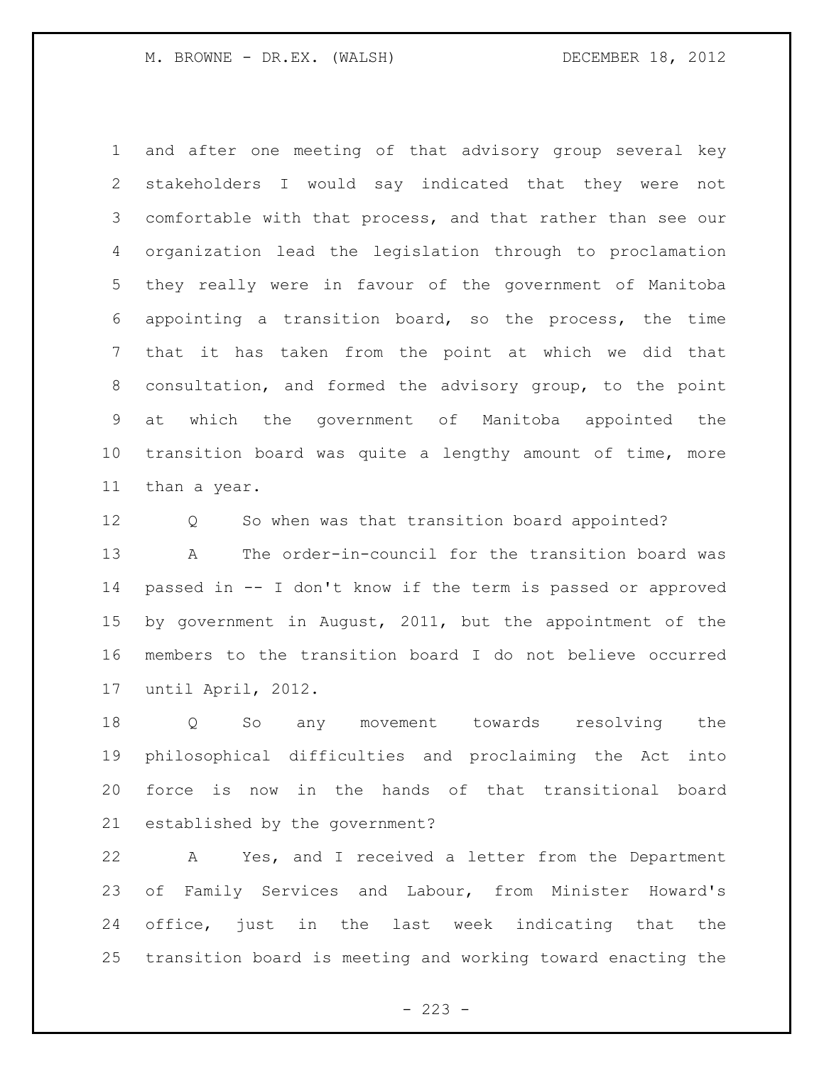and after one meeting of that advisory group several key stakeholders I would say indicated that they were not comfortable with that process, and that rather than see our organization lead the legislation through to proclamation they really were in favour of the government of Manitoba appointing a transition board, so the process, the time that it has taken from the point at which we did that consultation, and formed the advisory group, to the point at which the government of Manitoba appointed the transition board was quite a lengthy amount of time, more than a year.

Q So when was that transition board appointed?

A The order-in-council for the transition board was passed in -- I don't know if the term is passed or approved by government in August, 2011, but the appointment of the members to the transition board I do not believe occurred until April, 2012.

Q So any movement towards resolving the philosophical difficulties and proclaiming the Act into force is now in the hands of that transitional board established by the government?

A Yes, and I received a letter from the Department of Family Services and Labour, from Minister Howard's office, just in the last week indicating that the transition board is meeting and working toward enacting the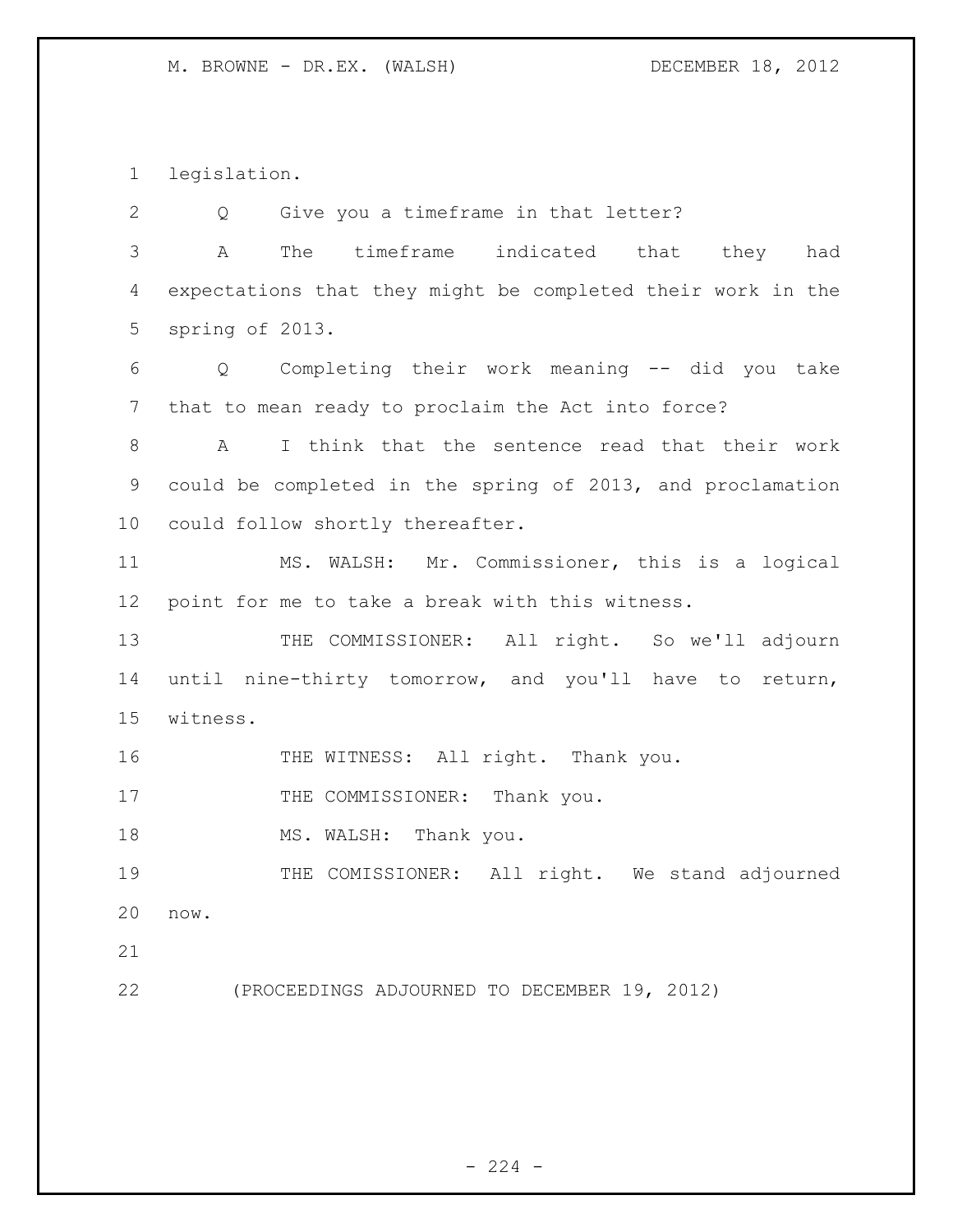legislation.

Q Give you a timeframe in that letter?

A The timeframe indicated that they had expectations that they might be completed their work in the spring of 2013.

Q Completing their work meaning -- did you take that to mean ready to proclaim the Act into force?

A I think that the sentence read that their work could be completed in the spring of 2013, and proclamation could follow shortly thereafter.

MS. WALSH: Mr. Commissioner, this is a logical point for me to take a break with this witness.

THE COMMISSIONER: All right. So we'll adjourn until nine-thirty tomorrow, and you'll have to return, witness.

THE WITNESS: All right. Thank you.

THE COMMISSIONER: Thank you.

MS. WALSH: Thank you.

THE COMISSIONER: All right. We stand adjourned now.

(PROCEEDINGS ADJOURNED TO DECEMBER 19, 2012)